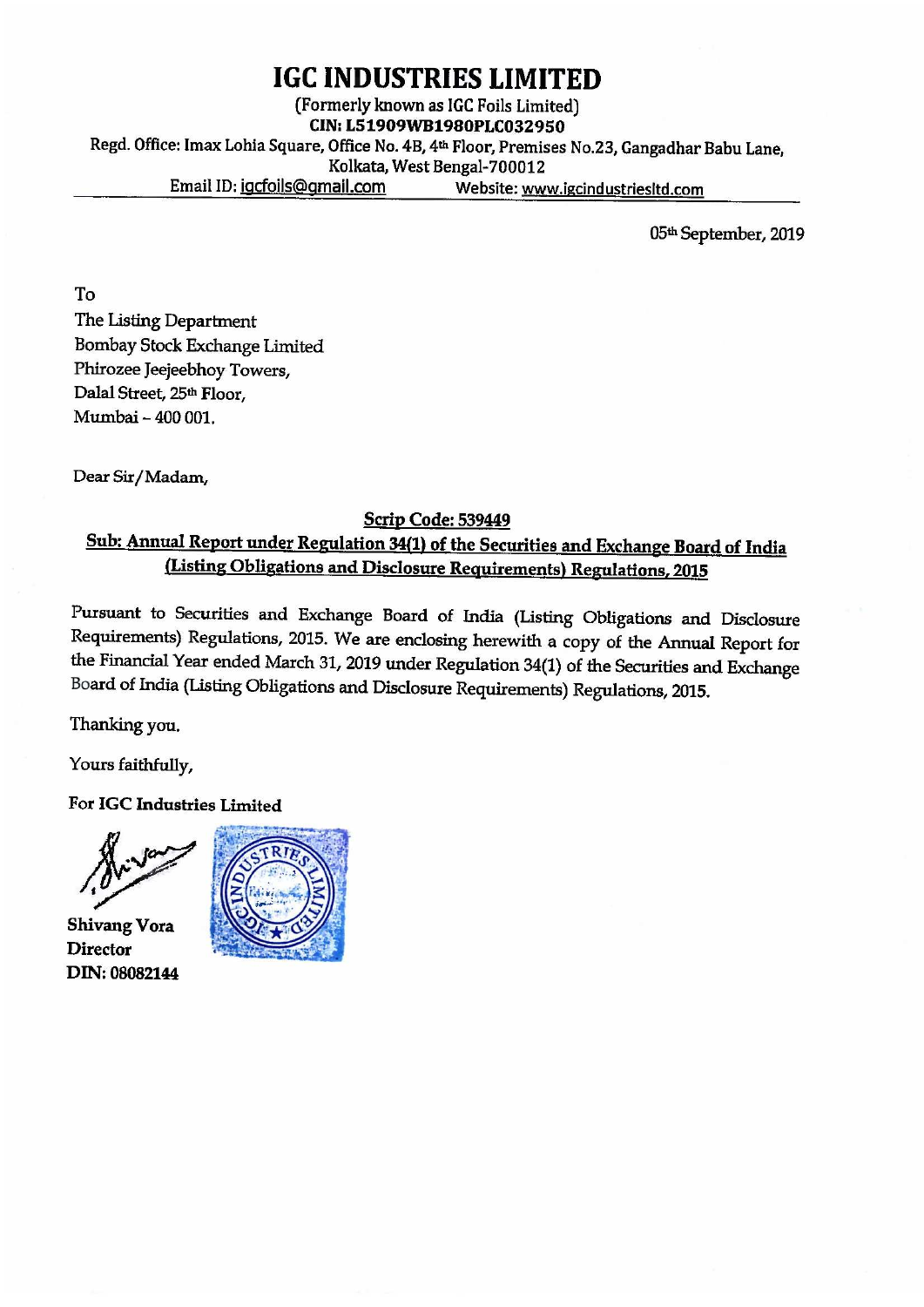# IGC INDUSTRIES LIMITED

(Formerly known as IGC Foils Limited)

**CIN: L51909WB1980PLC032950**

Regd. Office: Imax Lohia Square, Office No. 4B, 4th Floor, Premises No.23, Gangadhar Babu Lane, Kolkata, West Bengal-700012

Email ID: igcfoils@gmail.com Website: www.igcindustriesltd.com

05th September, 2019

To
The Listing Department
Bombay Stock Exchange Limited
Phirozee Jeejeebhoy Towers,
Dalal Street, 25th Floor,
Mumbai – 400 001.

Dear Sir/Madam,

**Scrip Code: 539449**

**Sub: Annual Report under Regulation 34(1) of the Securities and Exchange Board of India (Listing Obligations and Disclosure Requirements) Regulations, 2015**

Pursuant to Securities and Exchange Board of India (Listing Obligations and Disclosure Requirements) Regulations, 2015. We are enclosing herewith a copy of the Annual Report for the Financial Year ended March 31, 2019 under Regulation 34(1) of the Securities and Exchange Board of India (Listing Obligations and Disclosure Requirements) Regulations, 2015.

Thanking you.

Yours faithfully,

**For IGC Industries Limited**

**Shivang Vora**
**Director**
**DIN: 08082144**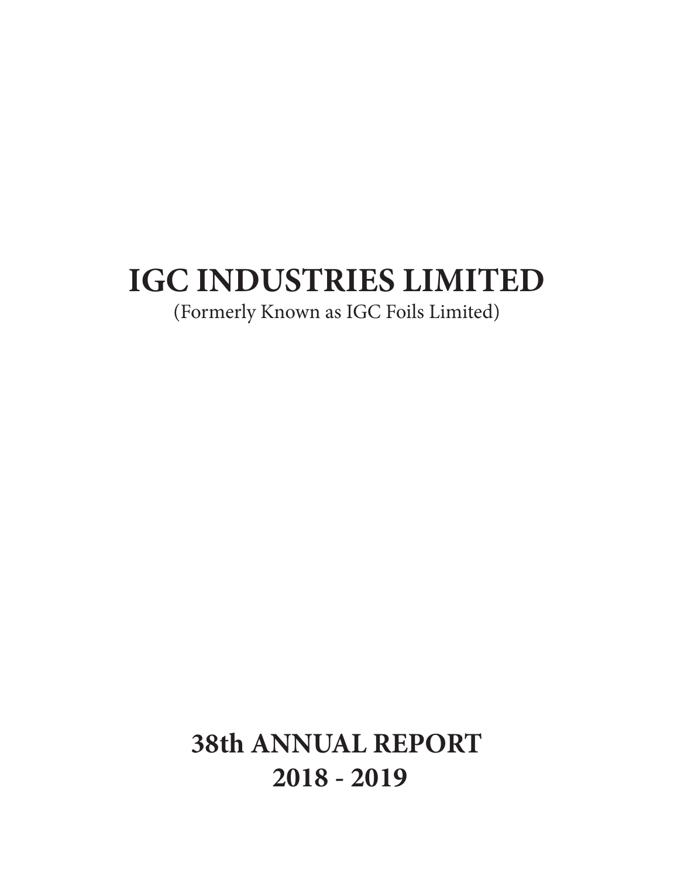# IGC INDUSTRIES LIMITED

(Formerly Known as IGC Foils Limited)

# 38th ANNUAL REPORT
# 2018 - 2019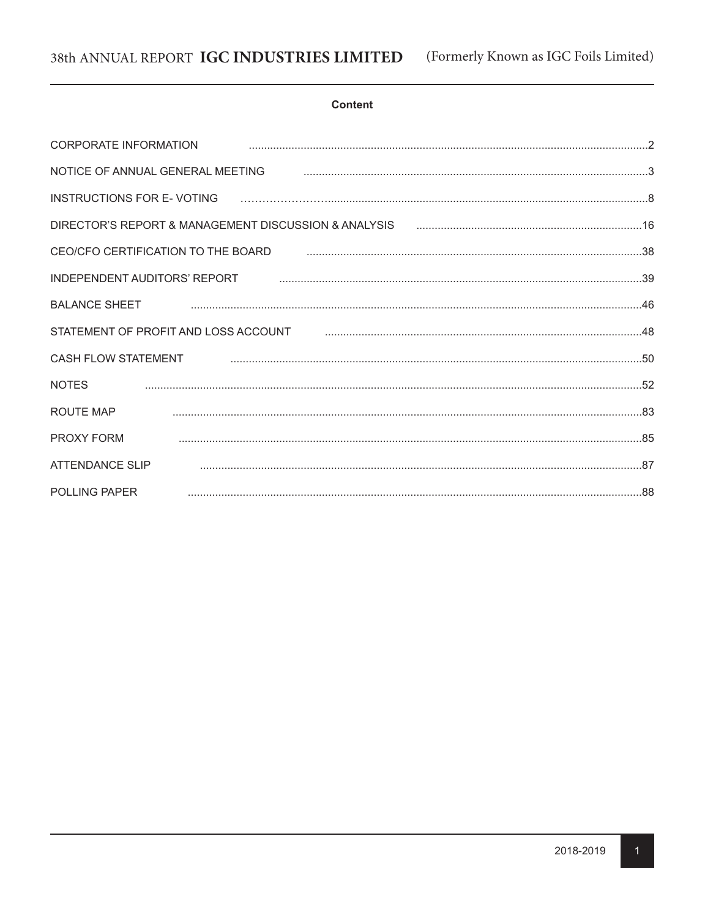## Content

| | |
|---|---|
| CORPORATE INFORMATION | 2 |
| NOTICE OF ANNUAL GENERAL MEETING | 3 |
| INSTRUCTIONS FOR E- VOTING | 8 |
| DIRECTOR'S REPORT & MANAGEMENT DISCUSSION & ANALYSIS | 16 |
| CEO/CFO CERTIFICATION TO THE BOARD | 38 |
| INDEPENDENT AUDITORS' REPORT | 39 |
| BALANCE SHEET | 46 |
| STATEMENT OF PROFIT AND LOSS ACCOUNT | 48 |
| CASH FLOW STATEMENT | 50 |
| NOTES | 52 |
| ROUTE MAP | 83 |
| PROXY FORM | 85 |
| ATTENDANCE SLIP | 87 |
| POLLING PAPER | 88 |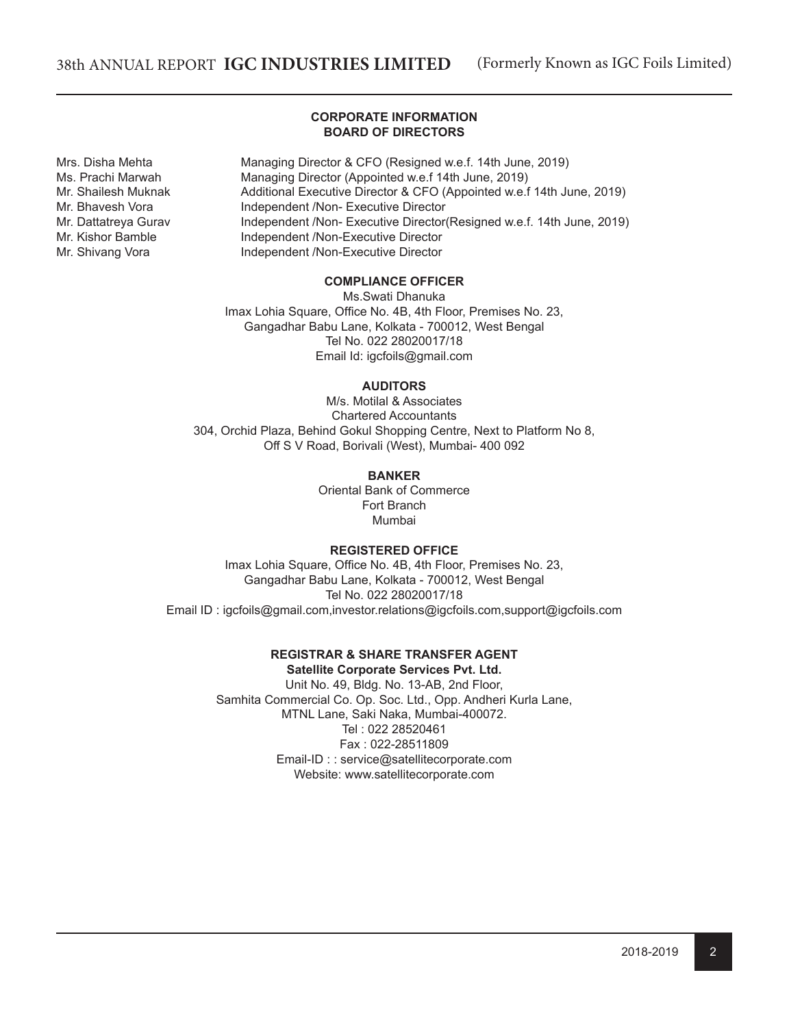## CORPORATE INFORMATION
## BOARD OF DIRECTORS

| | |
|---|---|
| Mrs. Disha Mehta | Managing Director & CFO (Resigned w.e.f. 14th June, 2019) |
| Ms. Prachi Marwah | Managing Director (Appointed w.e.f 14th June, 2019) |
| Mr. Shailesh Muknak | Additional Executive Director & CFO (Appointed w.e.f 14th June, 2019) |
| Mr. Bhavesh Vora | Independent /Non- Executive Director |
| Mr. Dattatreya Gurav | Independent /Non- Executive Director(Resigned w.e.f. 14th June, 2019) |
| Mr. Kishor Bamble | Independent /Non-Executive Director |
| Mr. Shivang Vora | Independent /Non-Executive Director |

### COMPLIANCE OFFICER

Ms.Swati Dhanuka
Imax Lohia Square, Office No. 4B, 4th Floor, Premises No. 23,
Gangadhar Babu Lane, Kolkata - 700012, West Bengal
Tel No. 022 28020017/18
Email Id: igcfoils@gmail.com

### AUDITORS

M/s. Motilal & Associates
Chartered Accountants
304, Orchid Plaza, Behind Gokul Shopping Centre, Next to Platform No 8,
Off S V Road, Borivali (West), Mumbai- 400 092

### BANKER

Oriental Bank of Commerce
Fort Branch
Mumbai

### REGISTERED OFFICE

Imax Lohia Square, Office No. 4B, 4th Floor, Premises No. 23,
Gangadhar Babu Lane, Kolkata - 700012, West Bengal
Tel No. 022 28020017/18
Email ID : igcfoils@gmail.com,investor.relations@igcfoils.com,support@igcfoils.com

### REGISTRAR & SHARE TRANSFER AGENT

**Satellite Corporate Services Pvt. Ltd.**
Unit No. 49, Bldg. No. 13-AB, 2nd Floor,
Samhita Commercial Co. Op. Soc. Ltd., Opp. Andheri Kurla Lane,
MTNL Lane, Saki Naka, Mumbai-400072.
Tel : 022 28520461
Fax : 022-28511809
Email-ID : : service@satellitecorporate.com
Website: www.satellitecorporate.com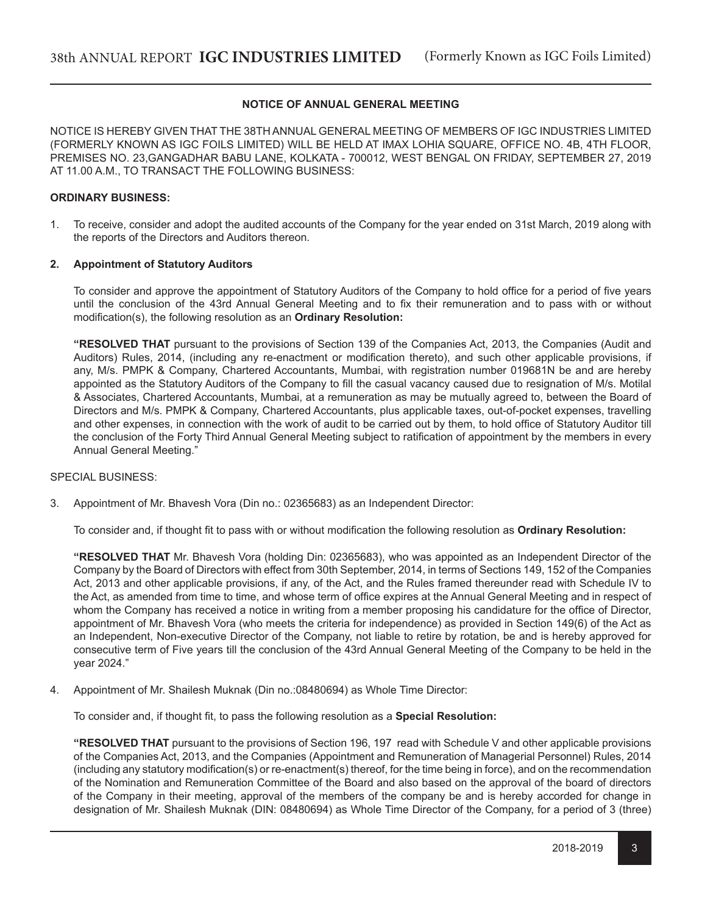## NOTICE OF ANNUAL GENERAL MEETING

NOTICE IS HEREBY GIVEN THAT THE 38TH ANNUAL GENERAL MEETING OF MEMBERS OF IGC INDUSTRIES LIMITED (FORMERLY KNOWN AS IGC FOILS LIMITED) WILL BE HELD AT IMAX LOHIA SQUARE, OFFICE NO. 4B, 4TH FLOOR, PREMISES NO. 23,GANGADHAR BABU LANE, KOLKATA - 700012, WEST BENGAL ON FRIDAY, SEPTEMBER 27, 2019 AT 11.00 A.M., TO TRANSACT THE FOLLOWING BUSINESS:

**ORDINARY BUSINESS:**

1. To receive, consider and adopt the audited accounts of the Company for the year ended on 31st March, 2019 along with the reports of the Directors and Auditors thereon.

2. **Appointment of Statutory Auditors**

   To consider and approve the appointment of Statutory Auditors of the Company to hold office for a period of five years until the conclusion of the 43rd Annual General Meeting and to fix their remuneration and to pass with or without modification(s), the following resolution as an **Ordinary Resolution:**

   **"RESOLVED THAT** pursuant to the provisions of Section 139 of the Companies Act, 2013, the Companies (Audit and Auditors) Rules, 2014, (including any re-enactment or modification thereto), and such other applicable provisions, if any, M/s. PMPK & Company, Chartered Accountants, Mumbai, with registration number 019681N be and are hereby appointed as the Statutory Auditors of the Company to fill the casual vacancy caused due to resignation of M/s. Motilal & Associates, Chartered Accountants, Mumbai, at a remuneration as may be mutually agreed to, between the Board of Directors and M/s. PMPK & Company, Chartered Accountants, plus applicable taxes, out-of-pocket expenses, travelling and other expenses, in connection with the work of audit to be carried out by them, to hold office of Statutory Auditor till the conclusion of the Forty Third Annual General Meeting subject to ratification of appointment by the members in every Annual General Meeting."

SPECIAL BUSINESS:

3. Appointment of Mr. Bhavesh Vora (Din no.: 02365683) as an Independent Director:

   To consider and, if thought fit to pass with or without modification the following resolution as **Ordinary Resolution:**

   **"RESOLVED THAT** Mr. Bhavesh Vora (holding Din: 02365683), who was appointed as an Independent Director of the Company by the Board of Directors with effect from 30th September, 2014, in terms of Sections 149, 152 of the Companies Act, 2013 and other applicable provisions, if any, of the Act, and the Rules framed thereunder read with Schedule IV to the Act, as amended from time to time, and whose term of office expires at the Annual General Meeting and in respect of whom the Company has received a notice in writing from a member proposing his candidature for the office of Director, appointment of Mr. Bhavesh Vora (who meets the criteria for independence) as provided in Section 149(6) of the Act as an Independent, Non-executive Director of the Company, not liable to retire by rotation, be and is hereby approved for consecutive term of Five years till the conclusion of the 43rd Annual General Meeting of the Company to be held in the year 2024."

4. Appointment of Mr. Shailesh Muknak (Din no.:08480694) as Whole Time Director:

   To consider and, if thought fit, to pass the following resolution as a **Special Resolution:**

   **"RESOLVED THAT** pursuant to the provisions of Section 196, 197 read with Schedule V and other applicable provisions of the Companies Act, 2013, and the Companies (Appointment and Remuneration of Managerial Personnel) Rules, 2014 (including any statutory modification(s) or re-enactment(s) thereof, for the time being in force), and on the recommendation of the Nomination and Remuneration Committee of the Board and also based on the approval of the board of directors of the Company in their meeting, approval of the members of the company be and is hereby accorded for change in designation of Mr. Shailesh Muknak (DIN: 08480694) as Whole Time Director of the Company, for a period of 3 (three)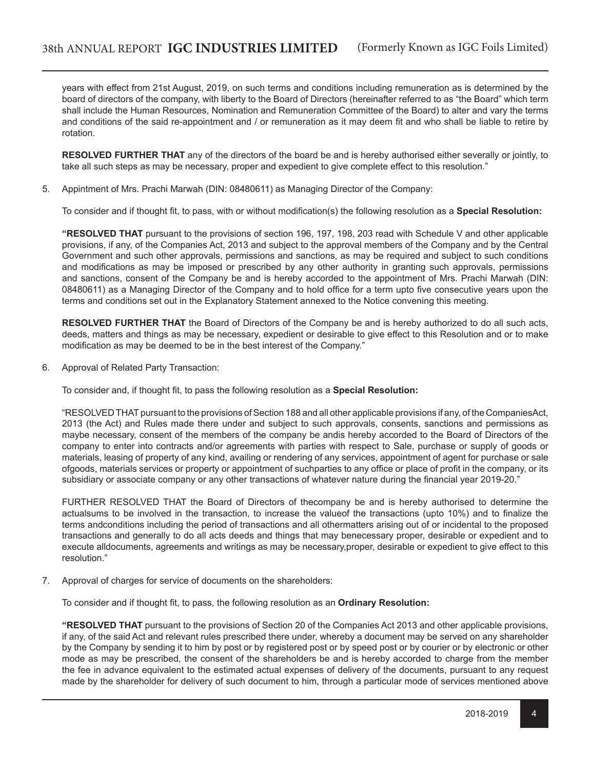years with effect from 21st August, 2019, on such terms and conditions including remuneration as is determined by the board of directors of the company, with liberty to the Board of Directors (hereinafter referred to as "the Board" which term shall include the Human Resources, Nomination and Remuneration Committee of the Board) to alter and vary the terms and conditions of the said re-appointment and / or remuneration as it may deem fit and who shall be liable to retire by rotation.

**RESOLVED FURTHER THAT** any of the directors of the board be and is hereby authorised either severally or jointly, to take all such steps as may be necessary, proper and expedient to give complete effect to this resolution."

5. Appintment of Mrs. Prachi Marwah (DIN: 08480611) as Managing Director of the Company:

   To consider and if thought fit, to pass, with or without modification(s) the following resolution as a **Special Resolution:**

   **"RESOLVED THAT** pursuant to the provisions of section 196, 197, 198, 203 read with Schedule V and other applicable provisions, if any, of the Companies Act, 2013 and subject to the approval members of the Company and by the Central Government and such other approvals, permissions and sanctions, as may be required and subject to such conditions and modifications as may be imposed or prescribed by any other authority in granting such approvals, permissions and sanctions, consent of the Company be and is hereby accorded to the appointment of Mrs. Prachi Marwah (DIN: 08480611) as a Managing Director of the Company and to hold office for a term upto five consecutive years upon the terms and conditions set out in the Explanatory Statement annexed to the Notice convening this meeting.

   **RESOLVED FURTHER THAT** the Board of Directors of the Company be and is hereby authorized to do all such acts, deeds, matters and things as may be necessary, expedient or desirable to give effect to this Resolution and or to make modification as may be deemed to be in the best interest of the Company."

6. Approval of Related Party Transaction:

   To consider and, if thought fit, to pass the following resolution as a **Special Resolution:**

   "RESOLVED THAT pursuant to the provisions of Section 188 and all other applicable provisions if any, of the CompaniesAct, 2013 (the Act) and Rules made there under and subject to such approvals, consents, sanctions and permissions as maybe necessary, consent of the members of the company be andis hereby accorded to the Board of Directors of the company to enter into contracts and/or agreements with parties with respect to Sale, purchase or supply of goods or materials, leasing of property of any kind, availing or rendering of any services, appointment of agent for purchase or sale ofgoods, materials services or property or appointment of suchparties to any office or place of profit in the company, or its subsidiary or associate company or any other transactions of whatever nature during the financial year 2019-20."

   FURTHER RESOLVED THAT the Board of Directors of thecompany be and is hereby authorised to determine the actualsums to be involved in the transaction, to increase the valueof the transactions (upto 10%) and to finalize the terms andconditions including the period of transactions and all othermatters arising out of or incidental to the proposed transactions and generally to do all acts deeds and things that may benecessary proper, desirable or expedient and to execute alldocuments, agreements and writings as may be necessary,proper, desirable or expedient to give effect to this resolution."

7. Approval of charges for service of documents on the shareholders:

   To consider and if thought fit, to pass, the following resolution as an **Ordinary Resolution:**

   **"RESOLVED THAT** pursuant to the provisions of Section 20 of the Companies Act 2013 and other applicable provisions, if any, of the said Act and relevant rules prescribed there under, whereby a document may be served on any shareholder by the Company by sending it to him by post or by registered post or by speed post or by courier or by electronic or other mode as may be prescribed, the consent of the shareholders be and is hereby accorded to charge from the member the fee in advance equivalent to the estimated actual expenses of delivery of the documents, pursuant to any request made by the shareholder for delivery of such document to him, through a particular mode of services mentioned above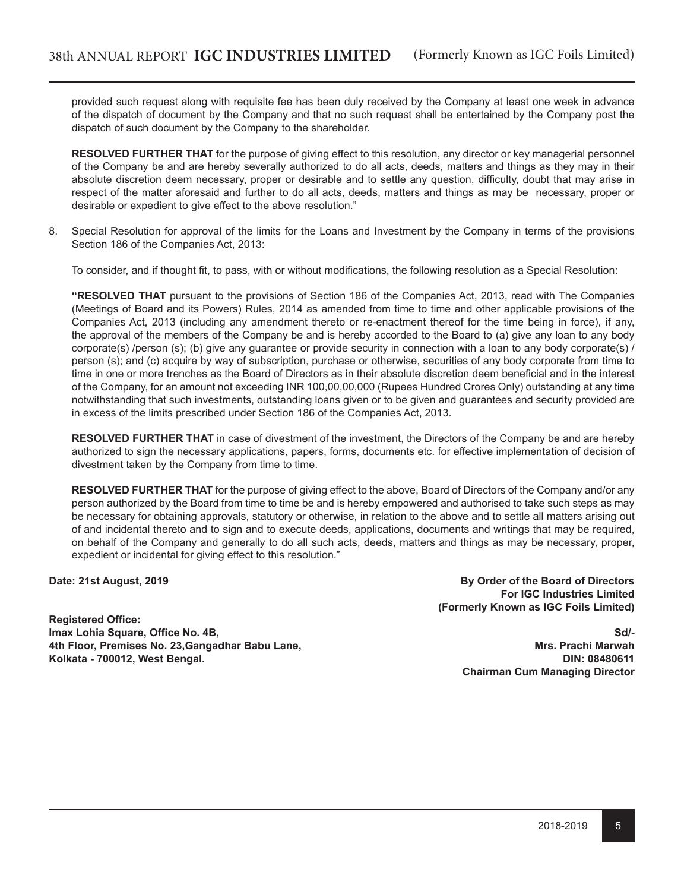provided such request along with requisite fee has been duly received by the Company at least one week in advance of the dispatch of document by the Company and that no such request shall be entertained by the Company post the dispatch of such document by the Company to the shareholder.

**RESOLVED FURTHER THAT** for the purpose of giving effect to this resolution, any director or key managerial personnel of the Company be and are hereby severally authorized to do all acts, deeds, matters and things as they may in their absolute discretion deem necessary, proper or desirable and to settle any question, difficulty, doubt that may arise in respect of the matter aforesaid and further to do all acts, deeds, matters and things as may be necessary, proper or desirable or expedient to give effect to the above resolution."

8. Special Resolution for approval of the limits for the Loans and Investment by the Company in terms of the provisions Section 186 of the Companies Act, 2013:

   To consider, and if thought fit, to pass, with or without modifications, the following resolution as a Special Resolution:

   **"RESOLVED THAT** pursuant to the provisions of Section 186 of the Companies Act, 2013, read with The Companies (Meetings of Board and its Powers) Rules, 2014 as amended from time to time and other applicable provisions of the Companies Act, 2013 (including any amendment thereto or re-enactment thereof for the time being in force), if any, the approval of the members of the Company be and is hereby accorded to the Board to (a) give any loan to any body corporate(s) /person (s); (b) give any guarantee or provide security in connection with a loan to any body corporate(s) / person (s); and (c) acquire by way of subscription, purchase or otherwise, securities of any body corporate from time to time in one or more trenches as the Board of Directors as in their absolute discretion deem beneficial and in the interest of the Company, for an amount not exceeding INR 100,00,00,000 (Rupees Hundred Crores Only) outstanding at any time notwithstanding that such investments, outstanding loans given or to be given and guarantees and security provided are in excess of the limits prescribed under Section 186 of the Companies Act, 2013.

   **RESOLVED FURTHER THAT** in case of divestment of the investment, the Directors of the Company be and are hereby authorized to sign the necessary applications, papers, forms, documents etc. for effective implementation of decision of divestment taken by the Company from time to time.

   **RESOLVED FURTHER THAT** for the purpose of giving effect to the above, Board of Directors of the Company and/or any person authorized by the Board from time to time be and is hereby empowered and authorised to take such steps as may be necessary for obtaining approvals, statutory or otherwise, in relation to the above and to settle all matters arising out of and incidental thereto and to sign and to execute deeds, applications, documents and writings that may be required, on behalf of the Company and generally to do all such acts, deeds, matters and things as may be necessary, proper, expedient or incidental for giving effect to this resolution."

**Date: 21st August, 2019**

**By Order of the Board of Directors**
**For IGC Industries Limited**
**(Formerly Known as IGC Foils Limited)**

**Registered Office:**
**Imax Lohia Square, Office No. 4B,**
**4th Floor, Premises No. 23,Gangadhar Babu Lane,**
**Kolkata - 700012, West Bengal.**

**Sd/-**
**Mrs. Prachi Marwah**
**DIN: 08480611**
**Chairman Cum Managing Director**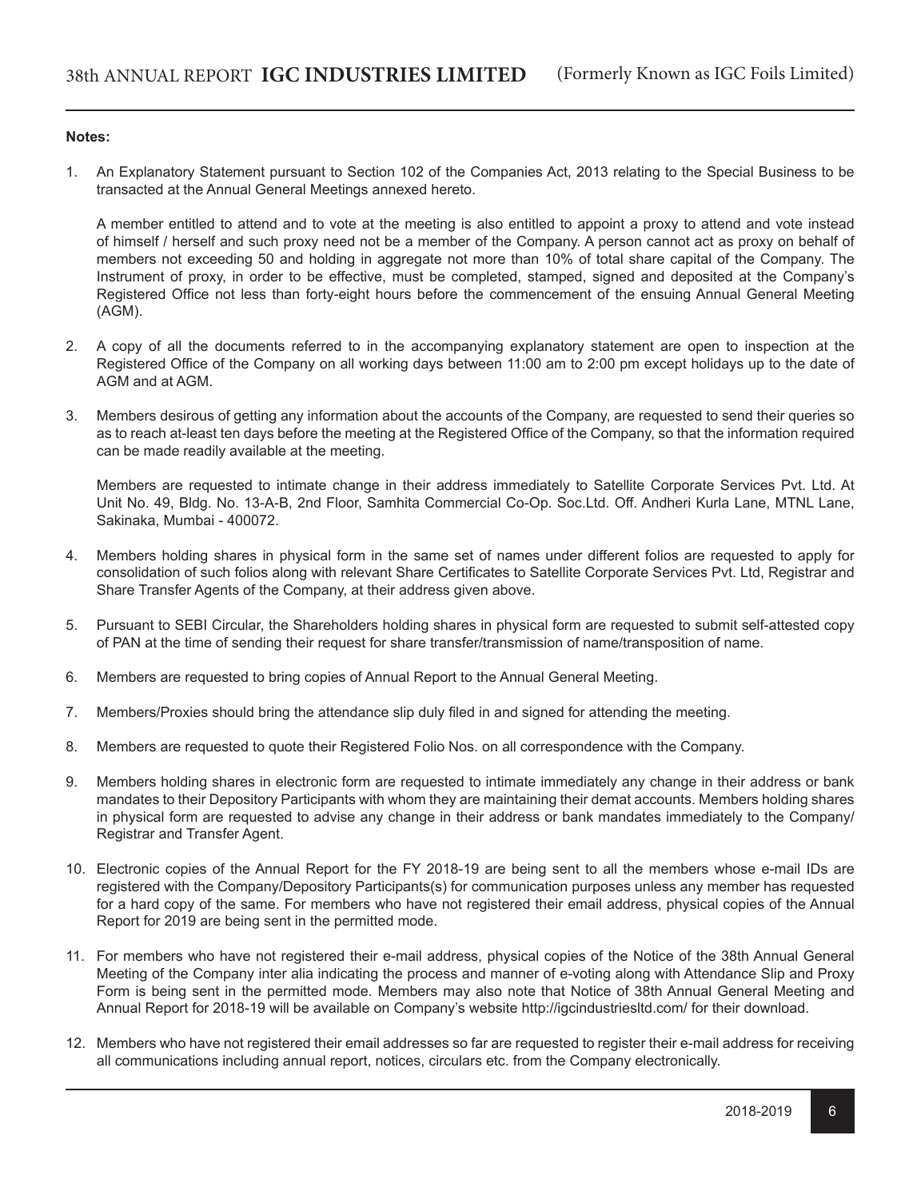**Notes:**

1. An Explanatory Statement pursuant to Section 102 of the Companies Act, 2013 relating to the Special Business to be transacted at the Annual General Meetings annexed hereto.

   A member entitled to attend and to vote at the meeting is also entitled to appoint a proxy to attend and vote instead of himself / herself and such proxy need not be a member of the Company. A person cannot act as proxy on behalf of members not exceeding 50 and holding in aggregate not more than 10% of total share capital of the Company. The Instrument of proxy, in order to be effective, must be completed, stamped, signed and deposited at the Company's Registered Office not less than forty-eight hours before the commencement of the ensuing Annual General Meeting (AGM).

2. A copy of all the documents referred to in the accompanying explanatory statement are open to inspection at the Registered Office of the Company on all working days between 11:00 am to 2:00 pm except holidays up to the date of AGM and at AGM.

3. Members desirous of getting any information about the accounts of the Company, are requested to send their queries so as to reach at-least ten days before the meeting at the Registered Office of the Company, so that the information required can be made readily available at the meeting.

   Members are requested to intimate change in their address immediately to Satellite Corporate Services Pvt. Ltd. At Unit No. 49, Bldg. No. 13-A-B, 2nd Floor, Samhita Commercial Co-Op. Soc.Ltd. Off. Andheri Kurla Lane, MTNL Lane, Sakinaka, Mumbai - 400072.

4. Members holding shares in physical form in the same set of names under different folios are requested to apply for consolidation of such folios along with relevant Share Certificates to Satellite Corporate Services Pvt. Ltd, Registrar and Share Transfer Agents of the Company, at their address given above.

5. Pursuant to SEBI Circular, the Shareholders holding shares in physical form are requested to submit self-attested copy of PAN at the time of sending their request for share transfer/transmission of name/transposition of name.

6. Members are requested to bring copies of Annual Report to the Annual General Meeting.

7. Members/Proxies should bring the attendance slip duly filed in and signed for attending the meeting.

8. Members are requested to quote their Registered Folio Nos. on all correspondence with the Company.

9. Members holding shares in electronic form are requested to intimate immediately any change in their address or bank mandates to their Depository Participants with whom they are maintaining their demat accounts. Members holding shares in physical form are requested to advise any change in their address or bank mandates immediately to the Company/ Registrar and Transfer Agent.

10. Electronic copies of the Annual Report for the FY 2018-19 are being sent to all the members whose e-mail IDs are registered with the Company/Depository Participants(s) for communication purposes unless any member has requested for a hard copy of the same. For members who have not registered their email address, physical copies of the Annual Report for 2019 are being sent in the permitted mode.

11. For members who have not registered their e-mail address, physical copies of the Notice of the 38th Annual General Meeting of the Company inter alia indicating the process and manner of e-voting along with Attendance Slip and Proxy Form is being sent in the permitted mode. Members may also note that Notice of 38th Annual General Meeting and Annual Report for 2018-19 will be available on Company's website http://igcindustriesltd.com/ for their download.

12. Members who have not registered their email addresses so far are requested to register their e-mail address for receiving all communications including annual report, notices, circulars etc. from the Company electronically.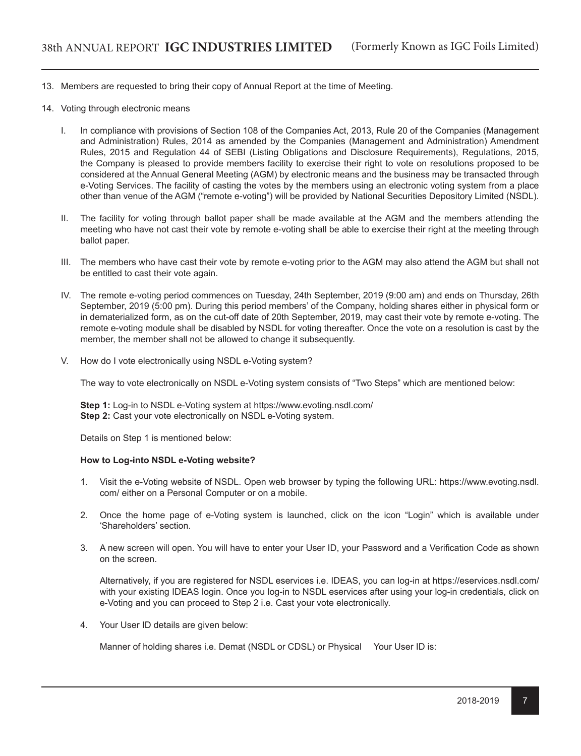13. Members are requested to bring their copy of Annual Report at the time of Meeting.

14. Voting through electronic means

    I. In compliance with provisions of Section 108 of the Companies Act, 2013, Rule 20 of the Companies (Management and Administration) Rules, 2014 as amended by the Companies (Management and Administration) Amendment Rules, 2015 and Regulation 44 of SEBI (Listing Obligations and Disclosure Requirements), Regulations, 2015, the Company is pleased to provide members facility to exercise their right to vote on resolutions proposed to be considered at the Annual General Meeting (AGM) by electronic means and the business may be transacted through e-Voting Services. The facility of casting the votes by the members using an electronic voting system from a place other than venue of the AGM ("remote e-voting") will be provided by National Securities Depository Limited (NSDL).

    II. The facility for voting through ballot paper shall be made available at the AGM and the members attending the meeting who have not cast their vote by remote e-voting shall be able to exercise their right at the meeting through ballot paper.

    III. The members who have cast their vote by remote e-voting prior to the AGM may also attend the AGM but shall not be entitled to cast their vote again.

    IV. The remote e-voting period commences on Tuesday, 24th September, 2019 (9:00 am) and ends on Thursday, 26th September, 2019 (5:00 pm). During this period members' of the Company, holding shares either in physical form or in dematerialized form, as on the cut-off date of 20th September, 2019, may cast their vote by remote e-voting. The remote e-voting module shall be disabled by NSDL for voting thereafter. Once the vote on a resolution is cast by the member, the member shall not be allowed to change it subsequently.

    V. How do I vote electronically using NSDL e-Voting system?

    The way to vote electronically on NSDL e-Voting system consists of "Two Steps" which are mentioned below:

    **Step 1:** Log-in to NSDL e-Voting system at https://www.evoting.nsdl.com/
    **Step 2:** Cast your vote electronically on NSDL e-Voting system.

    Details on Step 1 is mentioned below:

    **How to Log-into NSDL e-Voting website?**

    1. Visit the e-Voting website of NSDL. Open web browser by typing the following URL: https://www.evoting.nsdl.com/ either on a Personal Computer or on a mobile.

    2. Once the home page of e-Voting system is launched, click on the icon "Login" which is available under 'Shareholders' section.

    3. A new screen will open. You will have to enter your User ID, your Password and a Verification Code as shown on the screen.

       Alternatively, if you are registered for NSDL eservices i.e. IDEAS, you can log-in at https://eservices.nsdl.com/ with your existing IDEAS login. Once you log-in to NSDL eservices after using your log-in credentials, click on e-Voting and you can proceed to Step 2 i.e. Cast your vote electronically.

    4. Your User ID details are given below:

       Manner of holding shares i.e. Demat (NSDL or CDSL) or Physical     Your User ID is: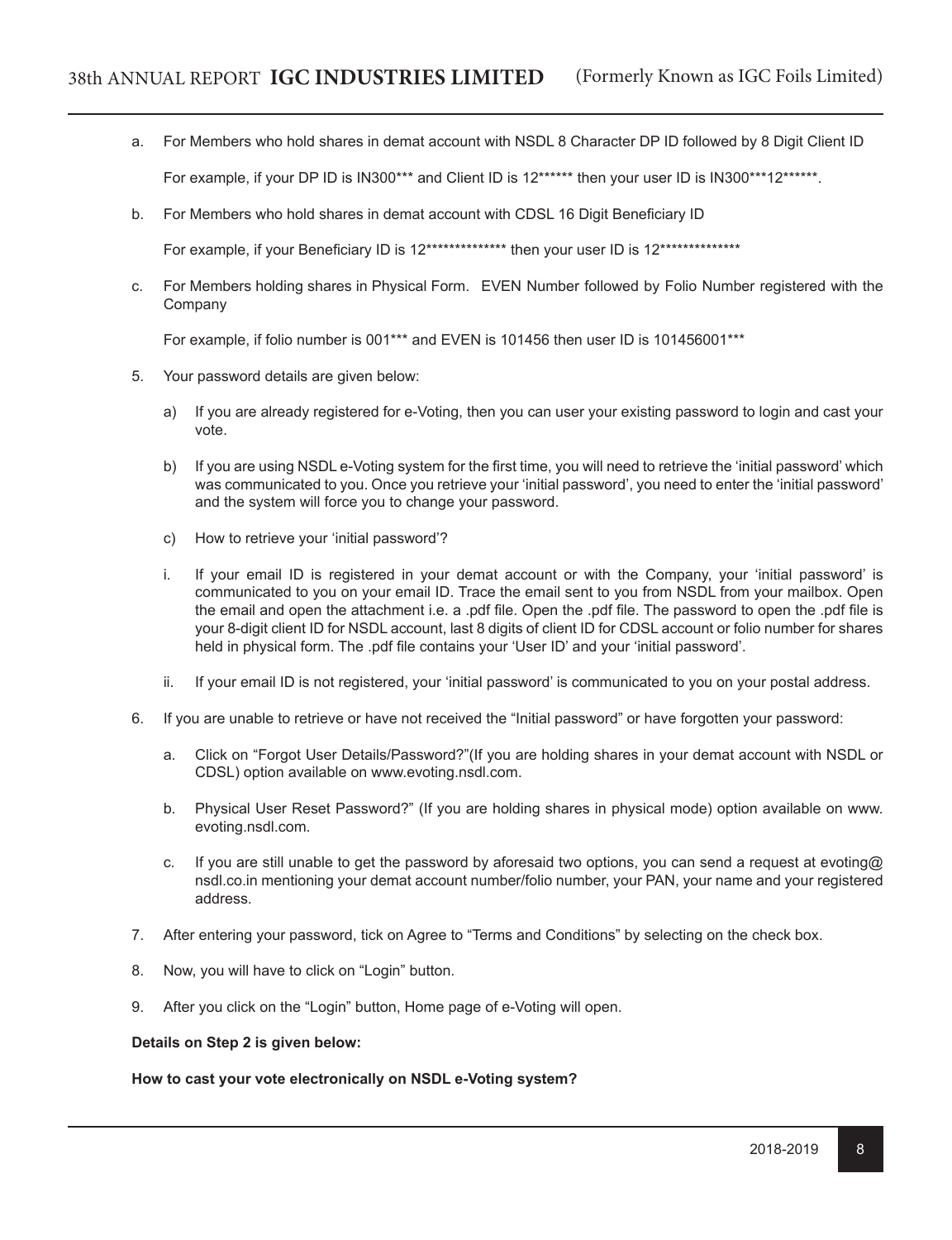a. For Members who hold shares in demat account with NSDL 8 Character DP ID followed by 8 Digit Client ID

   For example, if your DP ID is IN300*** and Client ID is 12****** then your user ID is IN300***12******.

b. For Members who hold shares in demat account with CDSL 16 Digit Beneficiary ID

   For example, if your Beneficiary ID is 12************** then your user ID is 12**************

c. For Members holding shares in Physical Form. EVEN Number followed by Folio Number registered with the Company

   For example, if folio number is 001*** and EVEN is 101456 then user ID is 101456001***

5. Your password details are given below:

   a) If you are already registered for e-Voting, then you can user your existing password to login and cast your vote.

   b) If you are using NSDL e-Voting system for the first time, you will need to retrieve the 'initial password' which was communicated to you. Once you retrieve your 'initial password', you need to enter the 'initial password' and the system will force you to change your password.

   c) How to retrieve your 'initial password'?

   i. If your email ID is registered in your demat account or with the Company, your 'initial password' is communicated to you on your email ID. Trace the email sent to you from NSDL from your mailbox. Open the email and open the attachment i.e. a .pdf file. Open the .pdf file. The password to open the .pdf file is your 8-digit client ID for NSDL account, last 8 digits of client ID for CDSL account or folio number for shares held in physical form. The .pdf file contains your 'User ID' and your 'initial password'.

   ii. If your email ID is not registered, your 'initial password' is communicated to you on your postal address.

6. If you are unable to retrieve or have not received the "Initial password" or have forgotten your password:

   a. Click on "Forgot User Details/Password?"(If you are holding shares in your demat account with NSDL or CDSL) option available on www.evoting.nsdl.com.

   b. Physical User Reset Password?" (If you are holding shares in physical mode) option available on www.evoting.nsdl.com.

   c. If you are still unable to get the password by aforesaid two options, you can send a request at evoting@nsdl.co.in mentioning your demat account number/folio number, your PAN, your name and your registered address.

7. After entering your password, tick on Agree to "Terms and Conditions" by selecting on the check box.

8. Now, you will have to click on "Login" button.

9. After you click on the "Login" button, Home page of e-Voting will open.

**Details on Step 2 is given below:**

**How to cast your vote electronically on NSDL e-Voting system?**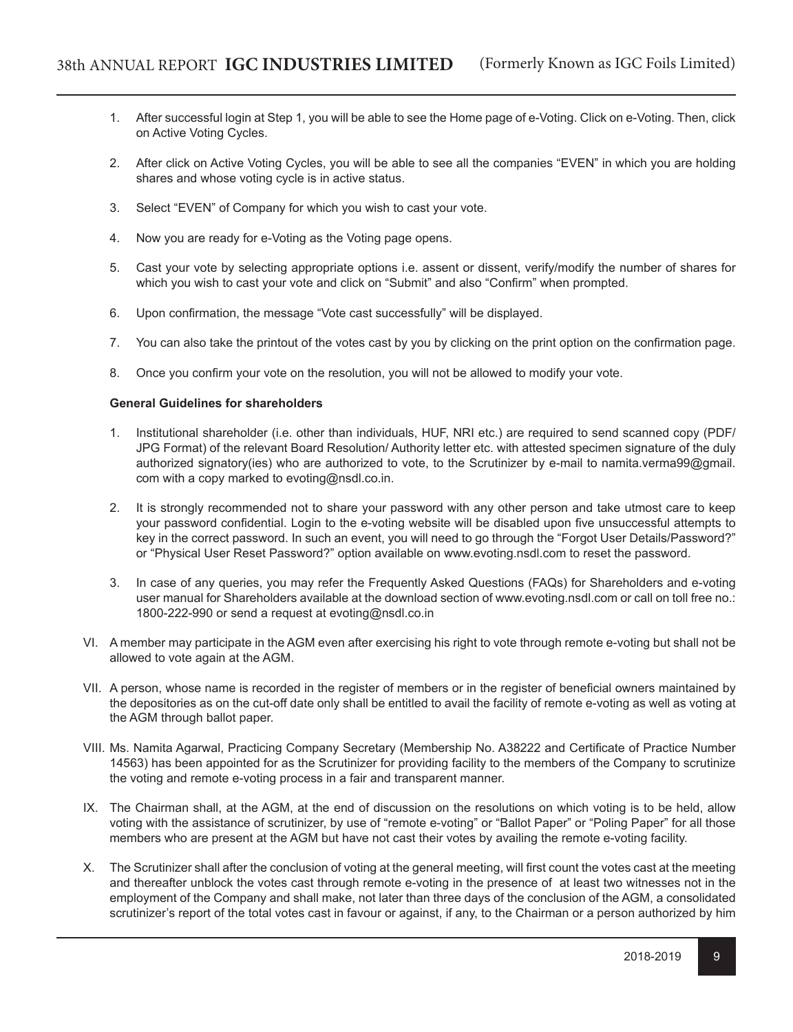1. After successful login at Step 1, you will be able to see the Home page of e-Voting. Click on e-Voting. Then, click on Active Voting Cycles.

2. After click on Active Voting Cycles, you will be able to see all the companies "EVEN" in which you are holding shares and whose voting cycle is in active status.

3. Select "EVEN" of Company for which you wish to cast your vote.

4. Now you are ready for e-Voting as the Voting page opens.

5. Cast your vote by selecting appropriate options i.e. assent or dissent, verify/modify the number of shares for which you wish to cast your vote and click on "Submit" and also "Confirm" when prompted.

6. Upon confirmation, the message "Vote cast successfully" will be displayed.

7. You can also take the printout of the votes cast by you by clicking on the print option on the confirmation page.

8. Once you confirm your vote on the resolution, you will not be allowed to modify your vote.

**General Guidelines for shareholders**

1. Institutional shareholder (i.e. other than individuals, HUF, NRI etc.) are required to send scanned copy (PDF/ JPG Format) of the relevant Board Resolution/ Authority letter etc. with attested specimen signature of the duly authorized signatory(ies) who are authorized to vote, to the Scrutinizer by e-mail to namita.verma99@gmail.com with a copy marked to evoting@nsdl.co.in.

2. It is strongly recommended not to share your password with any other person and take utmost care to keep your password confidential. Login to the e-voting website will be disabled upon five unsuccessful attempts to key in the correct password. In such an event, you will need to go through the "Forgot User Details/Password?" or "Physical User Reset Password?" option available on www.evoting.nsdl.com to reset the password.

3. In case of any queries, you may refer the Frequently Asked Questions (FAQs) for Shareholders and e-voting user manual for Shareholders available at the download section of www.evoting.nsdl.com or call on toll free no.: 1800-222-990 or send a request at evoting@nsdl.co.in

VI. A member may participate in the AGM even after exercising his right to vote through remote e-voting but shall not be allowed to vote again at the AGM.

VII. A person, whose name is recorded in the register of members or in the register of beneficial owners maintained by the depositories as on the cut-off date only shall be entitled to avail the facility of remote e-voting as well as voting at the AGM through ballot paper.

VIII. Ms. Namita Agarwal, Practicing Company Secretary (Membership No. A38222 and Certificate of Practice Number 14563) has been appointed for as the Scrutinizer for providing facility to the members of the Company to scrutinize the voting and remote e-voting process in a fair and transparent manner.

IX. The Chairman shall, at the AGM, at the end of discussion on the resolutions on which voting is to be held, allow voting with the assistance of scrutinizer, by use of "remote e-voting" or "Ballot Paper" or "Poling Paper" for all those members who are present at the AGM but have not cast their votes by availing the remote e-voting facility.

X. The Scrutinizer shall after the conclusion of voting at the general meeting, will first count the votes cast at the meeting and thereafter unblock the votes cast through remote e-voting in the presence of at least two witnesses not in the employment of the Company and shall make, not later than three days of the conclusion of the AGM, a consolidated scrutinizer's report of the total votes cast in favour or against, if any, to the Chairman or a person authorized by him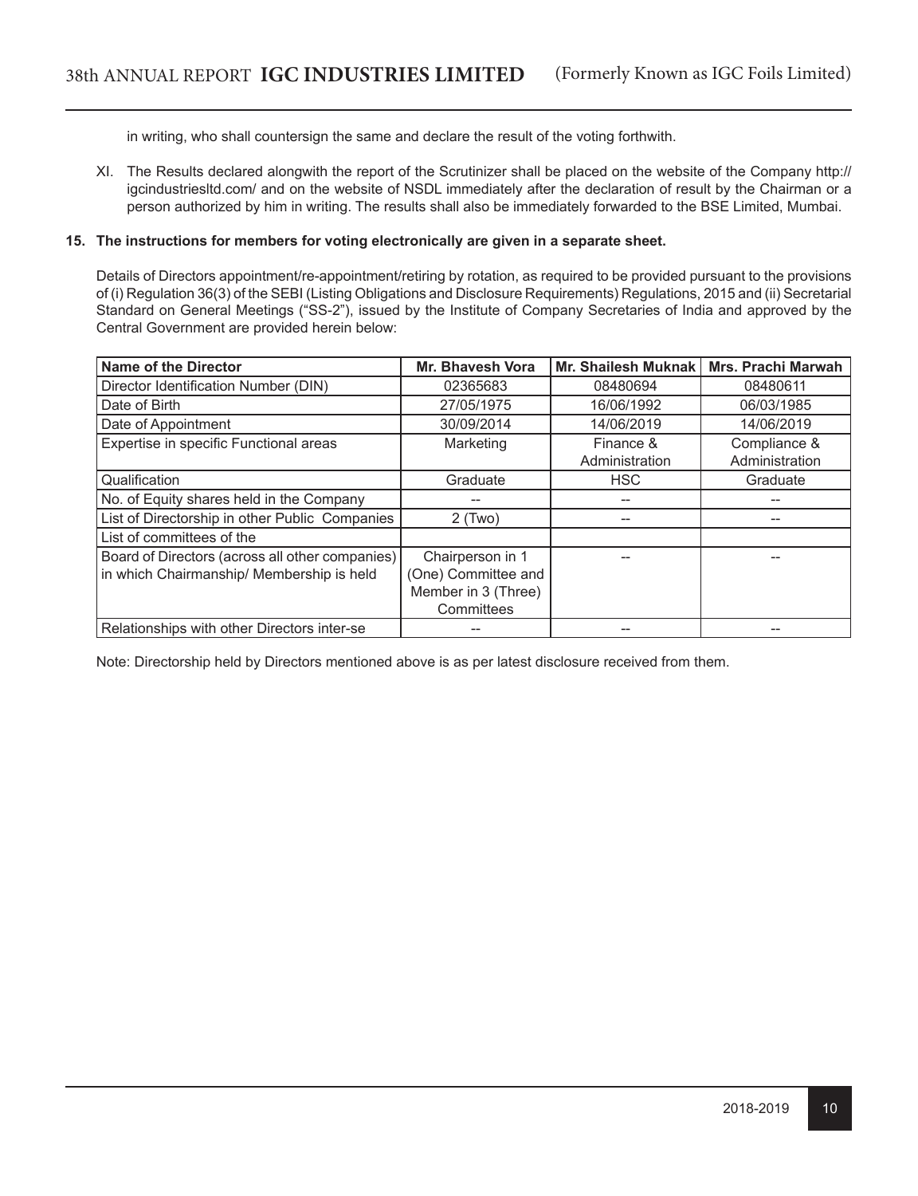in writing, who shall countersign the same and declare the result of the voting forthwith.

XI. The Results declared alongwith the report of the Scrutinizer shall be placed on the website of the Company http://igcindustriesltd.com/ and on the website of NSDL immediately after the declaration of result by the Chairman or a person authorized by him in writing. The results shall also be immediately forwarded to the BSE Limited, Mumbai.

**15. The instructions for members for voting electronically are given in a separate sheet.**

Details of Directors appointment/re-appointment/retiring by rotation, as required to be provided pursuant to the provisions of (i) Regulation 36(3) of the SEBI (Listing Obligations and Disclosure Requirements) Regulations, 2015 and (ii) Secretarial Standard on General Meetings ("SS-2"), issued by the Institute of Company Secretaries of India and approved by the Central Government are provided herein below:

| Name of the Director | Mr. Bhavesh Vora | Mr. Shailesh Muknak | Mrs. Prachi Marwah |
|---|---|---|---|
| Director Identification Number (DIN) | 02365683 | 08480694 | 08480611 |
| Date of Birth | 27/05/1975 | 16/06/1992 | 06/03/1985 |
| Date of Appointment | 30/09/2014 | 14/06/2019 | 14/06/2019 |
| Expertise in specific Functional areas | Marketing | Finance & Administration | Compliance & Administration |
| Qualification | Graduate | HSC | Graduate |
| No. of Equity shares held in the Company | -- | -- | -- |
| List of Directorship in other Public Companies | 2 (Two) | -- | -- |
| List of committees of the Board of Directors (across all other companies) in which Chairmanship/ Membership is held | Chairperson in 1 (One) Committee and Member in 3 (Three) Committees | -- | -- |
| Relationships with other Directors inter-se | -- | -- | -- |

Note: Directorship held by Directors mentioned above is as per latest disclosure received from them.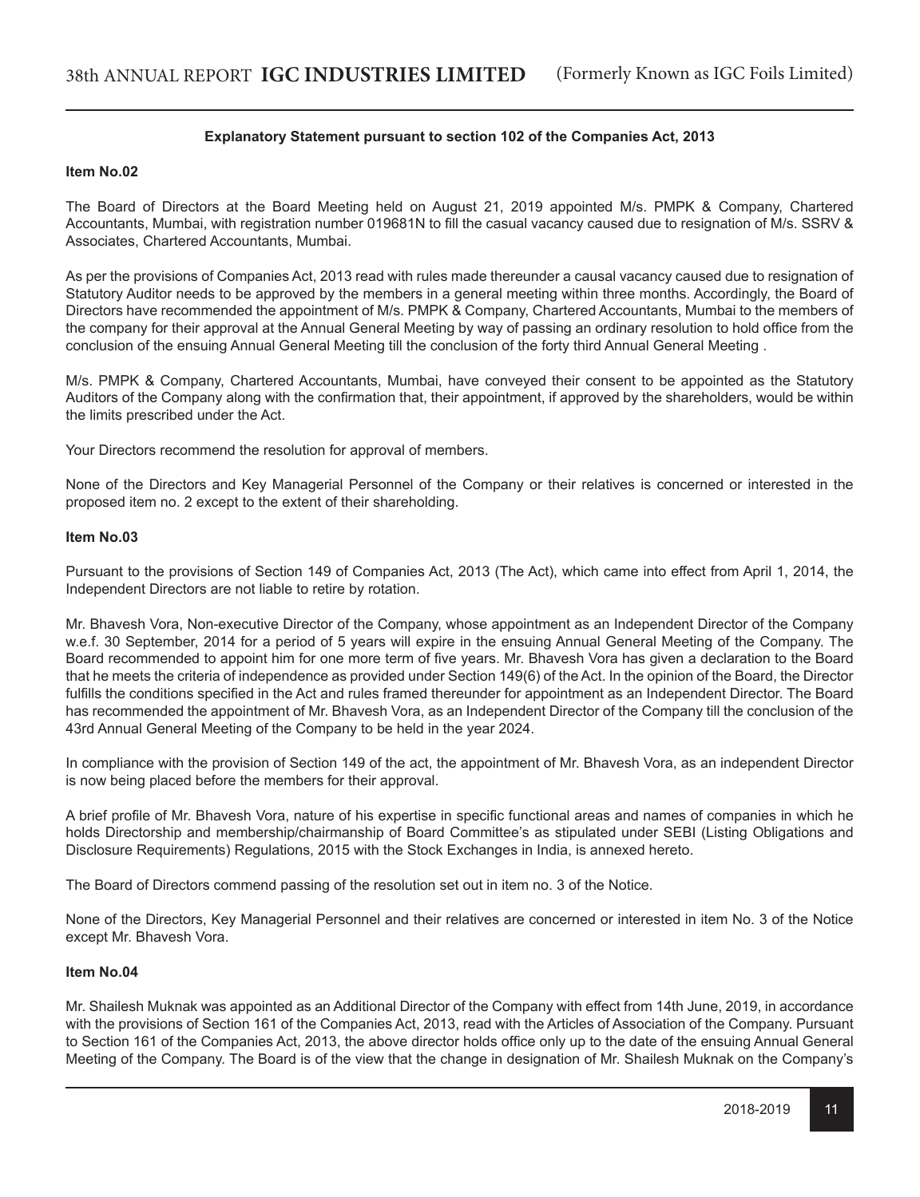### Explanatory Statement pursuant to section 102 of the Companies Act, 2013

**Item No.02**

The Board of Directors at the Board Meeting held on August 21, 2019 appointed M/s. PMPK & Company, Chartered Accountants, Mumbai, with registration number 019681N to fill the casual vacancy caused due to resignation of M/s. SSRV & Associates, Chartered Accountants, Mumbai.

As per the provisions of Companies Act, 2013 read with rules made thereunder a causal vacancy caused due to resignation of Statutory Auditor needs to be approved by the members in a general meeting within three months. Accordingly, the Board of Directors have recommended the appointment of M/s. PMPK & Company, Chartered Accountants, Mumbai to the members of the company for their approval at the Annual General Meeting by way of passing an ordinary resolution to hold office from the conclusion of the ensuing Annual General Meeting till the conclusion of the forty third Annual General Meeting .

M/s. PMPK & Company, Chartered Accountants, Mumbai, have conveyed their consent to be appointed as the Statutory Auditors of the Company along with the confirmation that, their appointment, if approved by the shareholders, would be within the limits prescribed under the Act.

Your Directors recommend the resolution for approval of members.

None of the Directors and Key Managerial Personnel of the Company or their relatives is concerned or interested in the proposed item no. 2 except to the extent of their shareholding.

**Item No.03**

Pursuant to the provisions of Section 149 of Companies Act, 2013 (The Act), which came into effect from April 1, 2014, the Independent Directors are not liable to retire by rotation.

Mr. Bhavesh Vora, Non-executive Director of the Company, whose appointment as an Independent Director of the Company w.e.f. 30 September, 2014 for a period of 5 years will expire in the ensuing Annual General Meeting of the Company. The Board recommended to appoint him for one more term of five years. Mr. Bhavesh Vora has given a declaration to the Board that he meets the criteria of independence as provided under Section 149(6) of the Act. In the opinion of the Board, the Director fulfills the conditions specified in the Act and rules framed thereunder for appointment as an Independent Director. The Board has recommended the appointment of Mr. Bhavesh Vora, as an Independent Director of the Company till the conclusion of the 43rd Annual General Meeting of the Company to be held in the year 2024.

In compliance with the provision of Section 149 of the act, the appointment of Mr. Bhavesh Vora, as an independent Director is now being placed before the members for their approval.

A brief profile of Mr. Bhavesh Vora, nature of his expertise in specific functional areas and names of companies in which he holds Directorship and membership/chairmanship of Board Committee's as stipulated under SEBI (Listing Obligations and Disclosure Requirements) Regulations, 2015 with the Stock Exchanges in India, is annexed hereto.

The Board of Directors commend passing of the resolution set out in item no. 3 of the Notice.

None of the Directors, Key Managerial Personnel and their relatives are concerned or interested in item No. 3 of the Notice except Mr. Bhavesh Vora.

**Item No.04**

Mr. Shailesh Muknak was appointed as an Additional Director of the Company with effect from 14th June, 2019, in accordance with the provisions of Section 161 of the Companies Act, 2013, read with the Articles of Association of the Company. Pursuant to Section 161 of the Companies Act, 2013, the above director holds office only up to the date of the ensuing Annual General Meeting of the Company. The Board is of the view that the change in designation of Mr. Shailesh Muknak on the Company's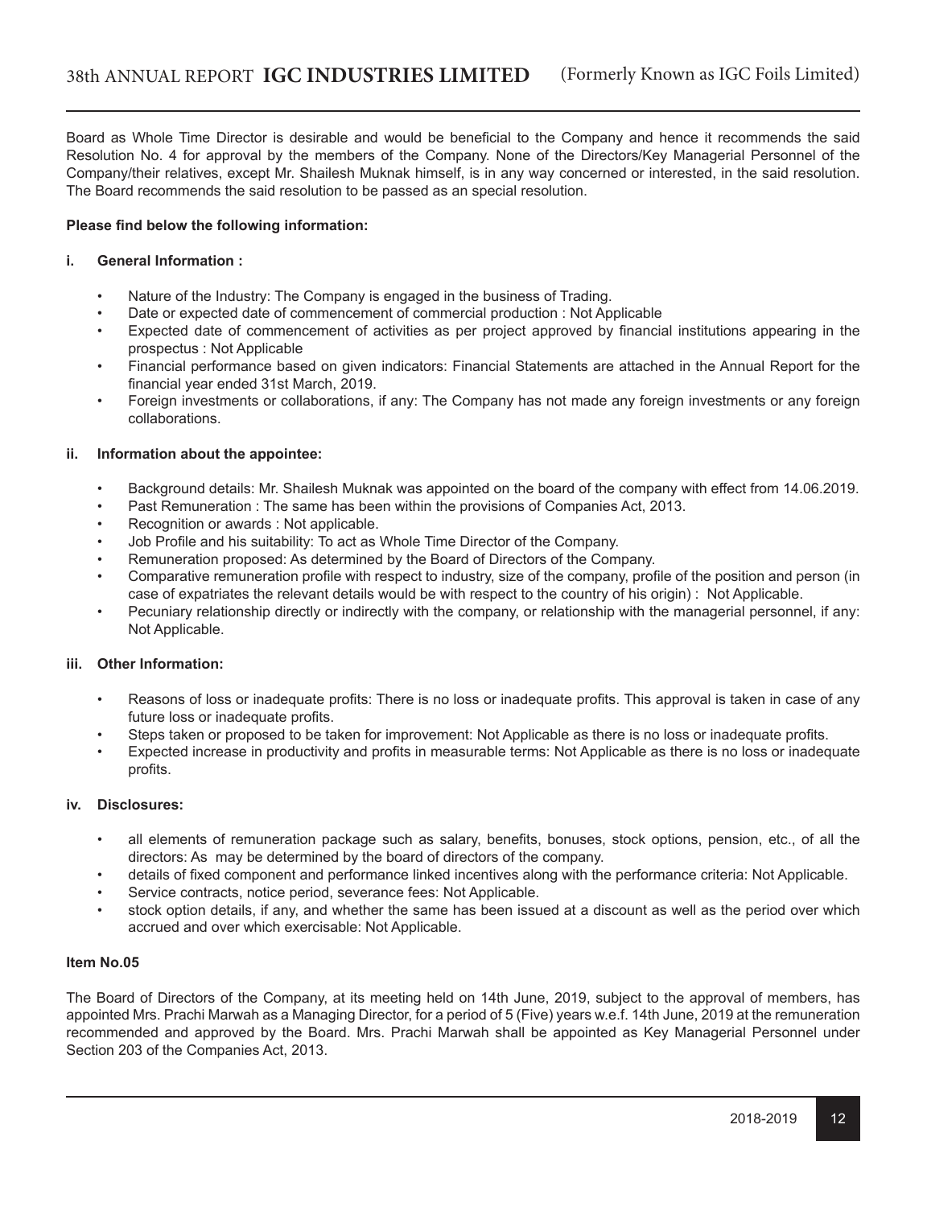Board as Whole Time Director is desirable and would be beneficial to the Company and hence it recommends the said Resolution No. 4 for approval by the members of the Company. None of the Directors/Key Managerial Personnel of the Company/their relatives, except Mr. Shailesh Muknak himself, is in any way concerned or interested, in the said resolution. The Board recommends the said resolution to be passed as an special resolution.

**Please find below the following information:**

**i. General Information :**

- Nature of the Industry: The Company is engaged in the business of Trading.
- Date or expected date of commencement of commercial production : Not Applicable
- Expected date of commencement of activities as per project approved by financial institutions appearing in the prospectus : Not Applicable
- Financial performance based on given indicators: Financial Statements are attached in the Annual Report for the financial year ended 31st March, 2019.
- Foreign investments or collaborations, if any: The Company has not made any foreign investments or any foreign collaborations.

**ii. Information about the appointee:**

- Background details: Mr. Shailesh Muknak was appointed on the board of the company with effect from 14.06.2019.
- Past Remuneration : The same has been within the provisions of Companies Act, 2013.
- Recognition or awards : Not applicable.
- Job Profile and his suitability: To act as Whole Time Director of the Company.
- Remuneration proposed: As determined by the Board of Directors of the Company.
- Comparative remuneration profile with respect to industry, size of the company, profile of the position and person (in case of expatriates the relevant details would be with respect to the country of his origin) : Not Applicable.
- Pecuniary relationship directly or indirectly with the company, or relationship with the managerial personnel, if any: Not Applicable.

**iii. Other Information:**

- Reasons of loss or inadequate profits: There is no loss or inadequate profits. This approval is taken in case of any future loss or inadequate profits.
- Steps taken or proposed to be taken for improvement: Not Applicable as there is no loss or inadequate profits.
- Expected increase in productivity and profits in measurable terms: Not Applicable as there is no loss or inadequate profits.

**iv. Disclosures:**

- all elements of remuneration package such as salary, benefits, bonuses, stock options, pension, etc., of all the directors: As may be determined by the board of directors of the company.
- details of fixed component and performance linked incentives along with the performance criteria: Not Applicable.
- Service contracts, notice period, severance fees: Not Applicable.
- stock option details, if any, and whether the same has been issued at a discount as well as the period over which accrued and over which exercisable: Not Applicable.

**Item No.05**

The Board of Directors of the Company, at its meeting held on 14th June, 2019, subject to the approval of members, has appointed Mrs. Prachi Marwah as a Managing Director, for a period of 5 (Five) years w.e.f. 14th June, 2019 at the remuneration recommended and approved by the Board. Mrs. Prachi Marwah shall be appointed as Key Managerial Personnel under Section 203 of the Companies Act, 2013.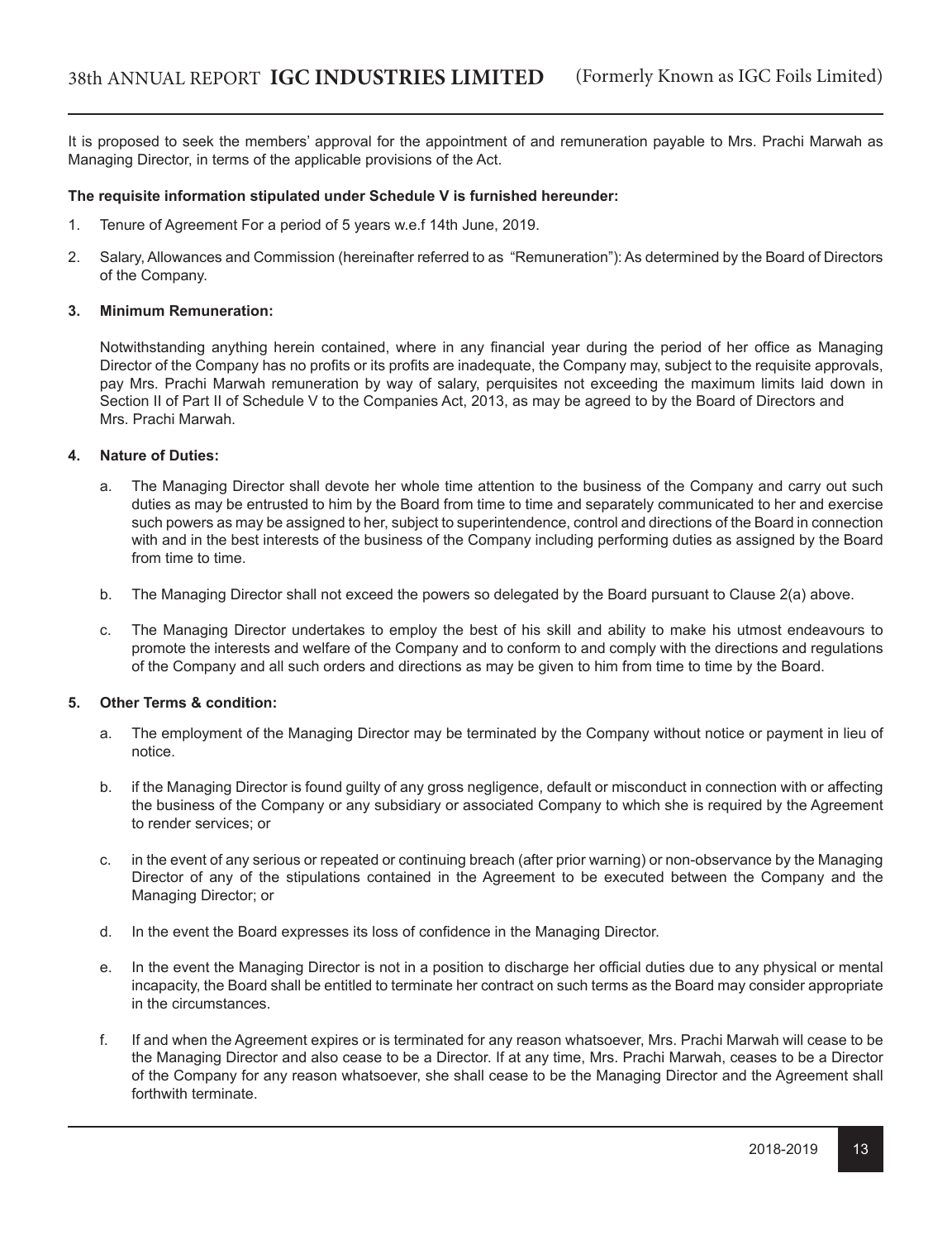It is proposed to seek the members' approval for the appointment of and remuneration payable to Mrs. Prachi Marwah as Managing Director, in terms of the applicable provisions of the Act.

**The requisite information stipulated under Schedule V is furnished hereunder:**

1. Tenure of Agreement For a period of 5 years w.e.f 14th June, 2019.

2. Salary, Allowances and Commission (hereinafter referred to as "Remuneration"): As determined by the Board of Directors of the Company.

**3. Minimum Remuneration:**

Notwithstanding anything herein contained, where in any financial year during the period of her office as Managing Director of the Company has no profits or its profits are inadequate, the Company may, subject to the requisite approvals, pay Mrs. Prachi Marwah remuneration by way of salary, perquisites not exceeding the maximum limits laid down in Section II of Part II of Schedule V to the Companies Act, 2013, as may be agreed to by the Board of Directors and Mrs. Prachi Marwah.

**4. Nature of Duties:**

a. The Managing Director shall devote her whole time attention to the business of the Company and carry out such duties as may be entrusted to him by the Board from time to time and separately communicated to her and exercise such powers as may be assigned to her, subject to superintendence, control and directions of the Board in connection with and in the best interests of the business of the Company including performing duties as assigned by the Board from time to time.

b. The Managing Director shall not exceed the powers so delegated by the Board pursuant to Clause 2(a) above.

c. The Managing Director undertakes to employ the best of his skill and ability to make his utmost endeavours to promote the interests and welfare of the Company and to conform to and comply with the directions and regulations of the Company and all such orders and directions as may be given to him from time to time by the Board.

**5. Other Terms & condition:**

a. The employment of the Managing Director may be terminated by the Company without notice or payment in lieu of notice.

b. if the Managing Director is found guilty of any gross negligence, default or misconduct in connection with or affecting the business of the Company or any subsidiary or associated Company to which she is required by the Agreement to render services; or

c. in the event of any serious or repeated or continuing breach (after prior warning) or non-observance by the Managing Director of any of the stipulations contained in the Agreement to be executed between the Company and the Managing Director; or

d. In the event the Board expresses its loss of confidence in the Managing Director.

e. In the event the Managing Director is not in a position to discharge her official duties due to any physical or mental incapacity, the Board shall be entitled to terminate her contract on such terms as the Board may consider appropriate in the circumstances.

f. If and when the Agreement expires or is terminated for any reason whatsoever, Mrs. Prachi Marwah will cease to be the Managing Director and also cease to be a Director. If at any time, Mrs. Prachi Marwah, ceases to be a Director of the Company for any reason whatsoever, she shall cease to be the Managing Director and the Agreement shall forthwith terminate.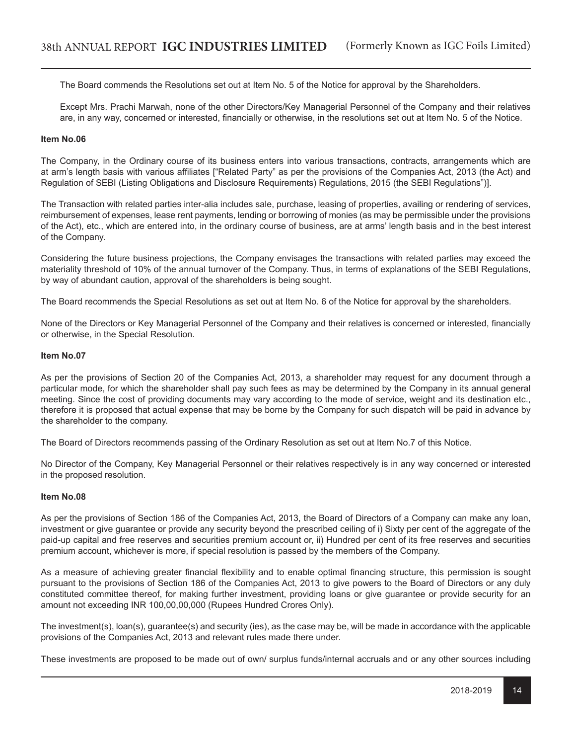The Board commends the Resolutions set out at Item No. 5 of the Notice for approval by the Shareholders.

Except Mrs. Prachi Marwah, none of the other Directors/Key Managerial Personnel of the Company and their relatives are, in any way, concerned or interested, financially or otherwise, in the resolutions set out at Item No. 5 of the Notice.

**Item No.06**

The Company, in the Ordinary course of its business enters into various transactions, contracts, arrangements which are at arm's length basis with various affiliates ["Related Party" as per the provisions of the Companies Act, 2013 (the Act) and Regulation of SEBI (Listing Obligations and Disclosure Requirements) Regulations, 2015 (the SEBI Regulations")].

The Transaction with related parties inter-alia includes sale, purchase, leasing of properties, availing or rendering of services, reimbursement of expenses, lease rent payments, lending or borrowing of monies (as may be permissible under the provisions of the Act), etc., which are entered into, in the ordinary course of business, are at arms' length basis and in the best interest of the Company.

Considering the future business projections, the Company envisages the transactions with related parties may exceed the materiality threshold of 10% of the annual turnover of the Company. Thus, in terms of explanations of the SEBI Regulations, by way of abundant caution, approval of the shareholders is being sought.

The Board recommends the Special Resolutions as set out at Item No. 6 of the Notice for approval by the shareholders.

None of the Directors or Key Managerial Personnel of the Company and their relatives is concerned or interested, financially or otherwise, in the Special Resolution.

**Item No.07**

As per the provisions of Section 20 of the Companies Act, 2013, a shareholder may request for any document through a particular mode, for which the shareholder shall pay such fees as may be determined by the Company in its annual general meeting. Since the cost of providing documents may vary according to the mode of service, weight and its destination etc., therefore it is proposed that actual expense that may be borne by the Company for such dispatch will be paid in advance by the shareholder to the company.

The Board of Directors recommends passing of the Ordinary Resolution as set out at Item No.7 of this Notice.

No Director of the Company, Key Managerial Personnel or their relatives respectively is in any way concerned or interested in the proposed resolution.

**Item No.08**

As per the provisions of Section 186 of the Companies Act, 2013, the Board of Directors of a Company can make any loan, investment or give guarantee or provide any security beyond the prescribed ceiling of i) Sixty per cent of the aggregate of the paid-up capital and free reserves and securities premium account or, ii) Hundred per cent of its free reserves and securities premium account, whichever is more, if special resolution is passed by the members of the Company.

As a measure of achieving greater financial flexibility and to enable optimal financing structure, this permission is sought pursuant to the provisions of Section 186 of the Companies Act, 2013 to give powers to the Board of Directors or any duly constituted committee thereof, for making further investment, providing loans or give guarantee or provide security for an amount not exceeding INR 100,00,00,000 (Rupees Hundred Crores Only).

The investment(s), loan(s), guarantee(s) and security (ies), as the case may be, will be made in accordance with the applicable provisions of the Companies Act, 2013 and relevant rules made there under.

These investments are proposed to be made out of own/ surplus funds/internal accruals and or any other sources including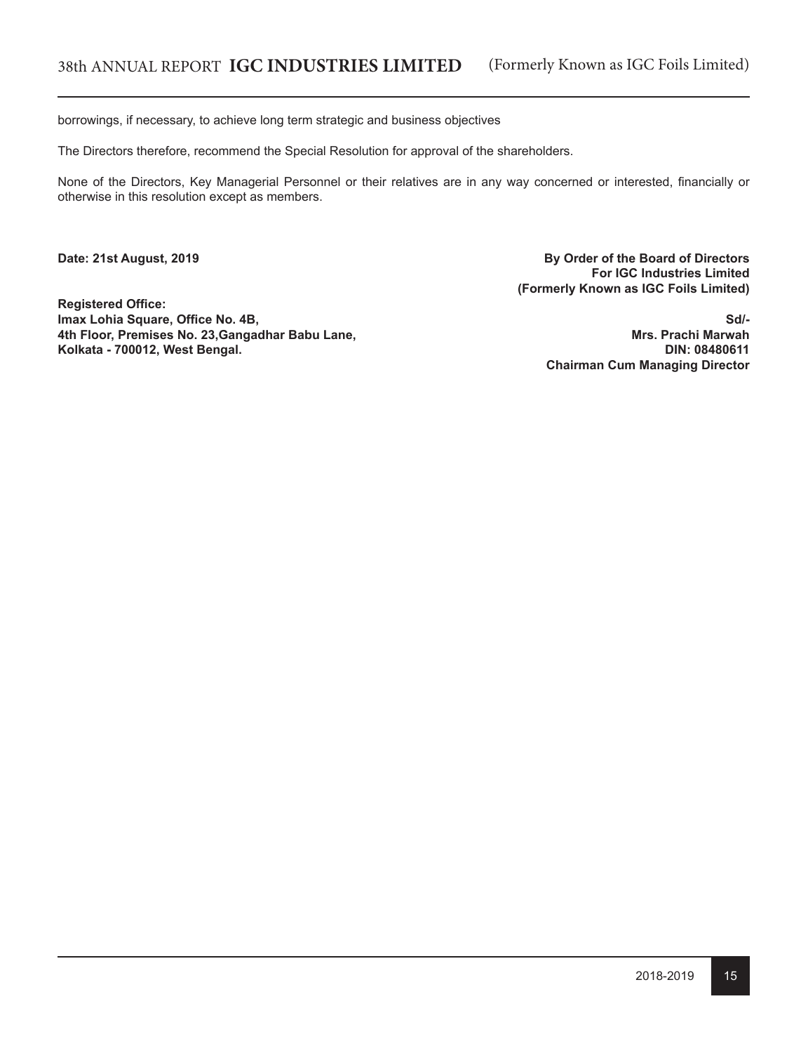borrowings, if necessary, to achieve long term strategic and business objectives

The Directors therefore, recommend the Special Resolution for approval of the shareholders.

None of the Directors, Key Managerial Personnel or their relatives are in any way concerned or interested, financially or otherwise in this resolution except as members.

**Date: 21st August, 2019**

**By Order of the Board of Directors**
**For IGC Industries Limited**
**(Formerly Known as IGC Foils Limited)**

**Registered Office:**
**Imax Lohia Square, Office No. 4B,**
**4th Floor, Premises No. 23,Gangadhar Babu Lane,**
**Kolkata - 700012, West Bengal.**

**Sd/-**
**Mrs. Prachi Marwah**
**DIN: 08480611**
**Chairman Cum Managing Director**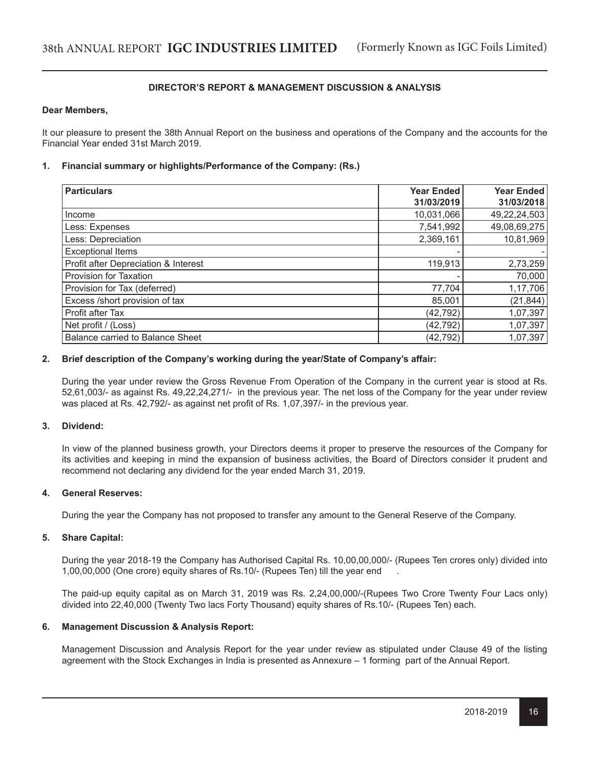## DIRECTOR'S REPORT & MANAGEMENT DISCUSSION & ANALYSIS

**Dear Members,**

It our pleasure to present the 38th Annual Report on the business and operations of the Company and the accounts for the Financial Year ended 31st March 2019.

### 1. Financial summary or highlights/Performance of the Company: (Rs.)

| Particulars | Year Ended 31/03/2019 | Year Ended 31/03/2018 |
|---|---|---|
| Income | 10,031,066 | 49,22,24,503 |
| Less: Expenses | 7,541,992 | 49,08,69,275 |
| Less: Depreciation | 2,369,161 | 10,81,969 |
| Exceptional Items | - | - |
| Profit after Depreciation & Interest | 119,913 | 2,73,259 |
| Provision for Taxation | - | 70,000 |
| Provision for Tax (deferred) | 77,704 | 1,17,706 |
| Excess /short provision of tax | 85,001 | (21,844) |
| Profit after Tax | (42,792) | 1,07,397 |
| Net profit / (Loss) | (42,792) | 1,07,397 |
| Balance carried to Balance Sheet | (42,792) | 1,07,397 |

### 2. Brief description of the Company's working during the year/State of Company's affair:

During the year under review the Gross Revenue From Operation of the Company in the current year is stood at Rs. 52,61,003/- as against Rs. 49,22,24,271/- in the previous year. The net loss of the Company for the year under review was placed at Rs. 42,792/- as against net profit of Rs. 1,07,397/- in the previous year.

### 3. Dividend:

In view of the planned business growth, your Directors deems it proper to preserve the resources of the Company for its activities and keeping in mind the expansion of business activities, the Board of Directors consider it prudent and recommend not declaring any dividend for the year ended March 31, 2019.

### 4. General Reserves:

During the year the Company has not proposed to transfer any amount to the General Reserve of the Company.

### 5. Share Capital:

During the year 2018-19 the Company has Authorised Capital Rs. 10,00,00,000/- (Rupees Ten crores only) divided into 1,00,00,000 (One crore) equity shares of Rs.10/- (Rupees Ten) till the year end .

The paid-up equity capital as on March 31, 2019 was Rs. 2,24,00,000/-(Rupees Two Crore Twenty Four Lacs only) divided into 22,40,000 (Twenty Two lacs Forty Thousand) equity shares of Rs.10/- (Rupees Ten) each.

### 6. Management Discussion & Analysis Report:

Management Discussion and Analysis Report for the year under review as stipulated under Clause 49 of the listing agreement with the Stock Exchanges in India is presented as Annexure – 1 forming part of the Annual Report.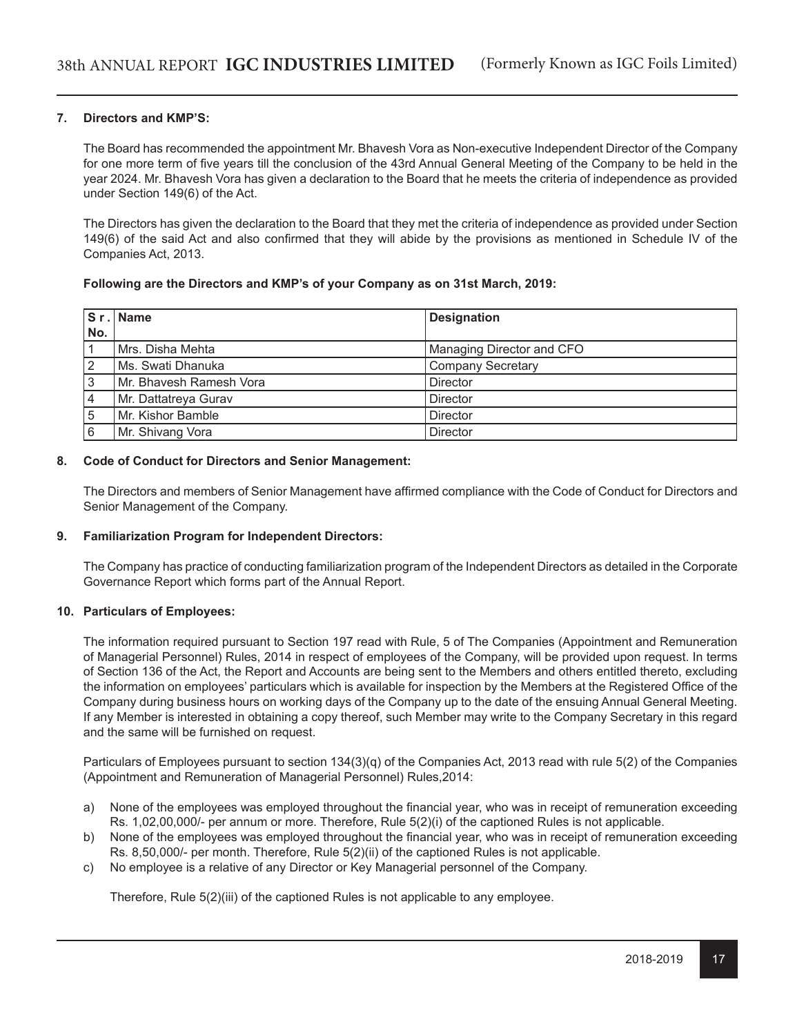### 7. Directors and KMP'S:

The Board has recommended the appointment Mr. Bhavesh Vora as Non-executive Independent Director of the Company for one more term of five years till the conclusion of the 43rd Annual General Meeting of the Company to be held in the year 2024. Mr. Bhavesh Vora has given a declaration to the Board that he meets the criteria of independence as provided under Section 149(6) of the Act.

The Directors has given the declaration to the Board that they met the criteria of independence as provided under Section 149(6) of the said Act and also confirmed that they will abide by the provisions as mentioned in Schedule IV of the Companies Act, 2013.

**Following are the Directors and KMP's of your Company as on 31st March, 2019:**

| Sr. No. | Name | Designation |
|---|---|---|
| 1 | Mrs. Disha Mehta | Managing Director and CFO |
| 2 | Ms. Swati Dhanuka | Company Secretary |
| 3 | Mr. Bhavesh Ramesh Vora | Director |
| 4 | Mr. Dattatreya Gurav | Director |
| 5 | Mr. Kishor Bamble | Director |
| 6 | Mr. Shivang Vora | Director |

### 8. Code of Conduct for Directors and Senior Management:

The Directors and members of Senior Management have affirmed compliance with the Code of Conduct for Directors and Senior Management of the Company.

### 9. Familiarization Program for Independent Directors:

The Company has practice of conducting familiarization program of the Independent Directors as detailed in the Corporate Governance Report which forms part of the Annual Report.

### 10. Particulars of Employees:

The information required pursuant to Section 197 read with Rule, 5 of The Companies (Appointment and Remuneration of Managerial Personnel) Rules, 2014 in respect of employees of the Company, will be provided upon request. In terms of Section 136 of the Act, the Report and Accounts are being sent to the Members and others entitled thereto, excluding the information on employees' particulars which is available for inspection by the Members at the Registered Office of the Company during business hours on working days of the Company up to the date of the ensuing Annual General Meeting. If any Member is interested in obtaining a copy thereof, such Member may write to the Company Secretary in this regard and the same will be furnished on request.

Particulars of Employees pursuant to section 134(3)(q) of the Companies Act, 2013 read with rule 5(2) of the Companies (Appointment and Remuneration of Managerial Personnel) Rules,2014:

a) None of the employees was employed throughout the financial year, who was in receipt of remuneration exceeding Rs. 1,02,00,000/- per annum or more. Therefore, Rule 5(2)(i) of the captioned Rules is not applicable.

b) None of the employees was employed throughout the financial year, who was in receipt of remuneration exceeding Rs. 8,50,000/- per month. Therefore, Rule 5(2)(ii) of the captioned Rules is not applicable.

c) No employee is a relative of any Director or Key Managerial personnel of the Company.

Therefore, Rule 5(2)(iii) of the captioned Rules is not applicable to any employee.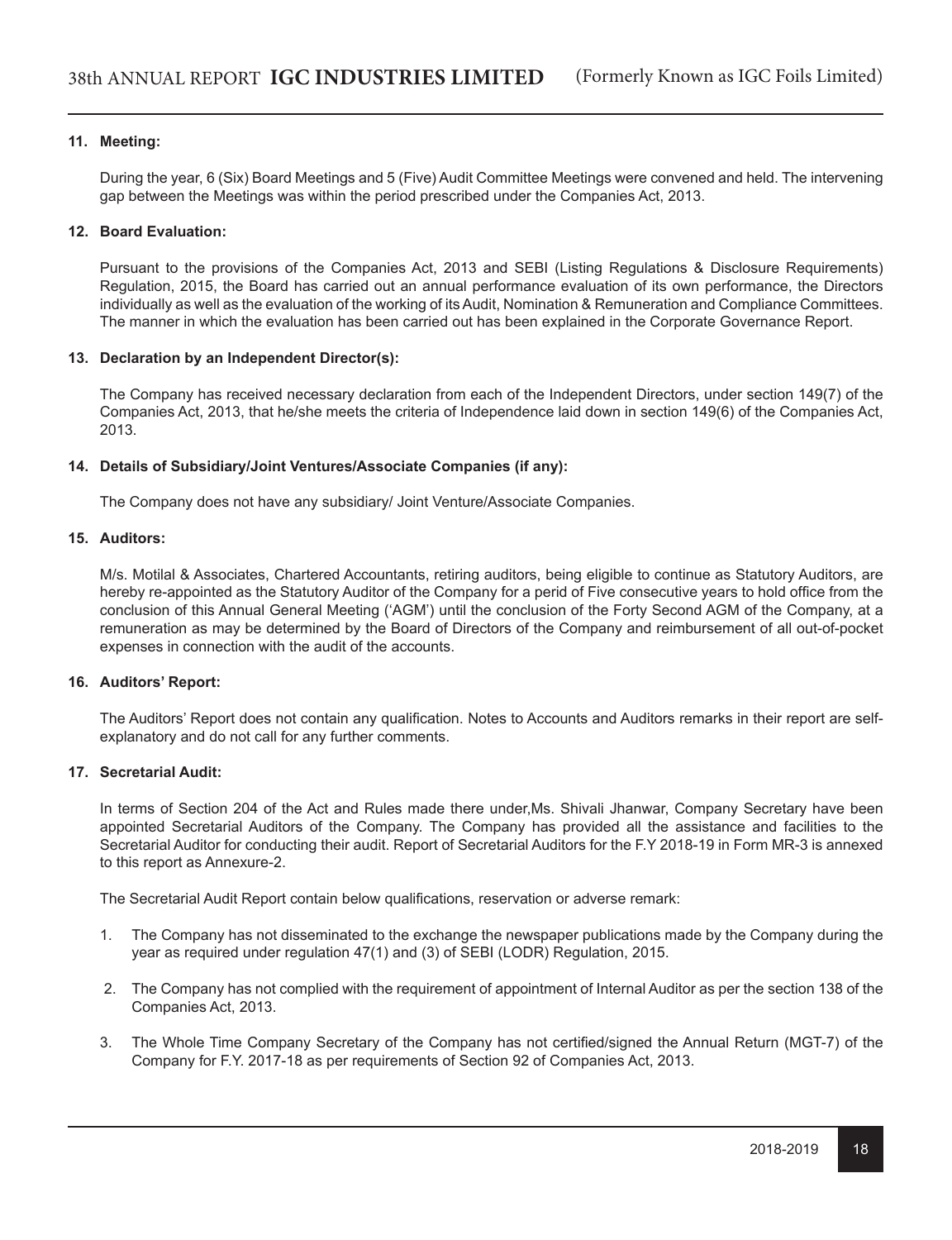### 11. Meeting:

During the year, 6 (Six) Board Meetings and 5 (Five) Audit Committee Meetings were convened and held. The intervening gap between the Meetings was within the period prescribed under the Companies Act, 2013.

### 12. Board Evaluation:

Pursuant to the provisions of the Companies Act, 2013 and SEBI (Listing Regulations & Disclosure Requirements) Regulation, 2015, the Board has carried out an annual performance evaluation of its own performance, the Directors individually as well as the evaluation of the working of its Audit, Nomination & Remuneration and Compliance Committees. The manner in which the evaluation has been carried out has been explained in the Corporate Governance Report.

### 13. Declaration by an Independent Director(s):

The Company has received necessary declaration from each of the Independent Directors, under section 149(7) of the Companies Act, 2013, that he/she meets the criteria of Independence laid down in section 149(6) of the Companies Act, 2013.

### 14. Details of Subsidiary/Joint Ventures/Associate Companies (if any):

The Company does not have any subsidiary/ Joint Venture/Associate Companies.

### 15. Auditors:

M/s. Motilal & Associates, Chartered Accountants, retiring auditors, being eligible to continue as Statutory Auditors, are hereby re-appointed as the Statutory Auditor of the Company for a perid of Five consecutive years to hold office from the conclusion of this Annual General Meeting ('AGM') until the conclusion of the Forty Second AGM of the Company, at a remuneration as may be determined by the Board of Directors of the Company and reimbursement of all out-of-pocket expenses in connection with the audit of the accounts.

### 16. Auditors' Report:

The Auditors' Report does not contain any qualification. Notes to Accounts and Auditors remarks in their report are self-explanatory and do not call for any further comments.

### 17. Secretarial Audit:

In terms of Section 204 of the Act and Rules made there under,Ms. Shivali Jhanwar, Company Secretary have been appointed Secretarial Auditors of the Company. The Company has provided all the assistance and facilities to the Secretarial Auditor for conducting their audit. Report of Secretarial Auditors for the F.Y 2018-19 in Form MR-3 is annexed to this report as Annexure-2.

The Secretarial Audit Report contain below qualifications, reservation or adverse remark:

1. The Company has not disseminated to the exchange the newspaper publications made by the Company during the year as required under regulation 47(1) and (3) of SEBI (LODR) Regulation, 2015.
2. The Company has not complied with the requirement of appointment of Internal Auditor as per the section 138 of the Companies Act, 2013.
3. The Whole Time Company Secretary of the Company has not certified/signed the Annual Return (MGT-7) of the Company for F.Y. 2017-18 as per requirements of Section 92 of Companies Act, 2013.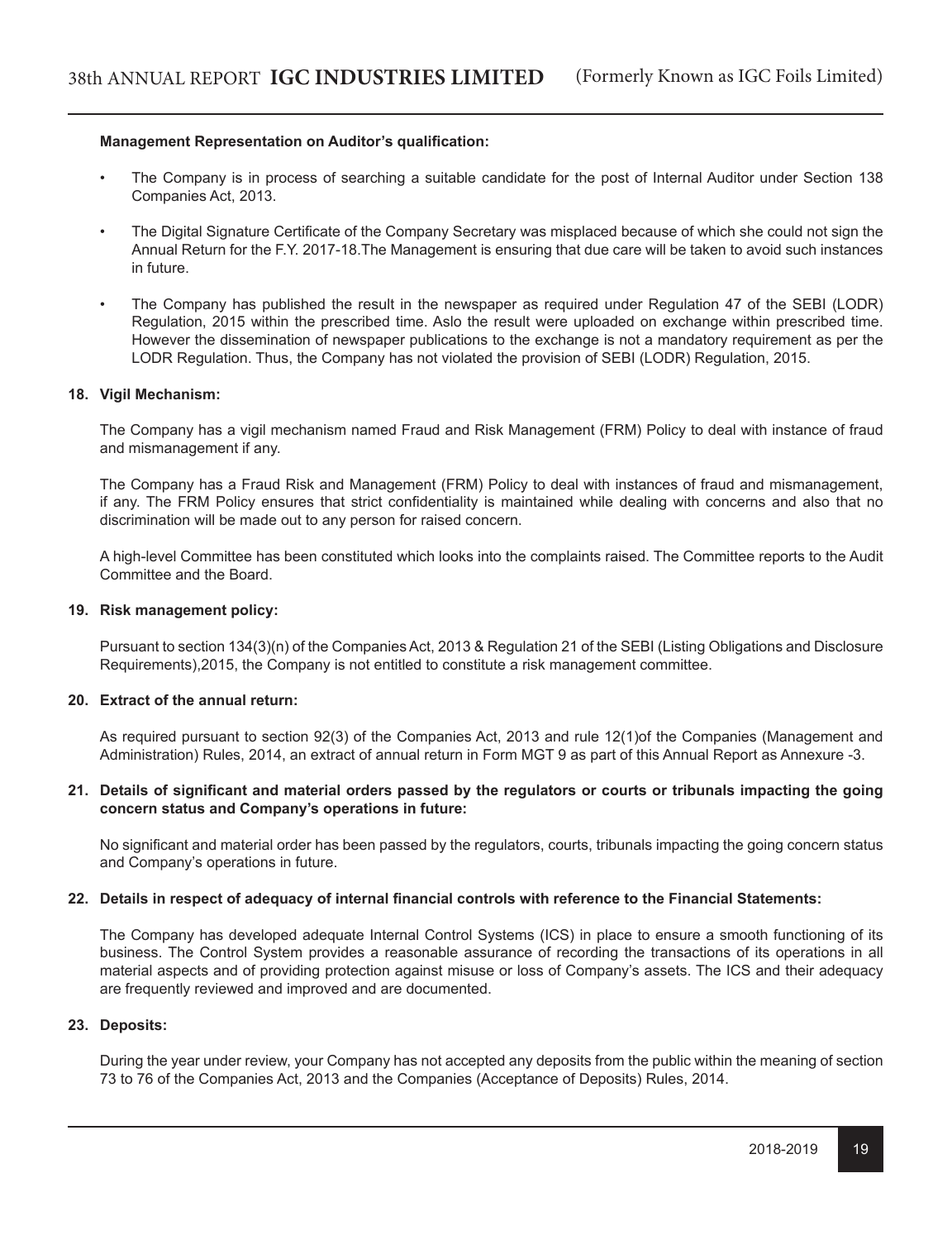**Management Representation on Auditor's qualification:**

- The Company is in process of searching a suitable candidate for the post of Internal Auditor under Section 138 Companies Act, 2013.
- The Digital Signature Certificate of the Company Secretary was misplaced because of which she could not sign the Annual Return for the F.Y. 2017-18.The Management is ensuring that due care will be taken to avoid such instances in future.
- The Company has published the result in the newspaper as required under Regulation 47 of the SEBI (LODR) Regulation, 2015 within the prescribed time. Aslo the result were uploaded on exchange within prescribed time. However the dissemination of newspaper publications to the exchange is not a mandatory requirement as per the LODR Regulation. Thus, the Company has not violated the provision of SEBI (LODR) Regulation, 2015.

**18. Vigil Mechanism:**

The Company has a vigil mechanism named Fraud and Risk Management (FRM) Policy to deal with instance of fraud and mismanagement if any.

The Company has a Fraud Risk and Management (FRM) Policy to deal with instances of fraud and mismanagement, if any. The FRM Policy ensures that strict confidentiality is maintained while dealing with concerns and also that no discrimination will be made out to any person for raised concern.

A high-level Committee has been constituted which looks into the complaints raised. The Committee reports to the Audit Committee and the Board.

**19. Risk management policy:**

Pursuant to section 134(3)(n) of the Companies Act, 2013 & Regulation 21 of the SEBI (Listing Obligations and Disclosure Requirements),2015, the Company is not entitled to constitute a risk management committee.

**20. Extract of the annual return:**

As required pursuant to section 92(3) of the Companies Act, 2013 and rule 12(1)of the Companies (Management and Administration) Rules, 2014, an extract of annual return in Form MGT 9 as part of this Annual Report as Annexure -3.

**21. Details of significant and material orders passed by the regulators or courts or tribunals impacting the going concern status and Company's operations in future:**

No significant and material order has been passed by the regulators, courts, tribunals impacting the going concern status and Company's operations in future.

**22. Details in respect of adequacy of internal financial controls with reference to the Financial Statements:**

The Company has developed adequate Internal Control Systems (ICS) in place to ensure a smooth functioning of its business. The Control System provides a reasonable assurance of recording the transactions of its operations in all material aspects and of providing protection against misuse or loss of Company's assets. The ICS and their adequacy are frequently reviewed and improved and are documented.

**23. Deposits:**

During the year under review, your Company has not accepted any deposits from the public within the meaning of section 73 to 76 of the Companies Act, 2013 and the Companies (Acceptance of Deposits) Rules, 2014.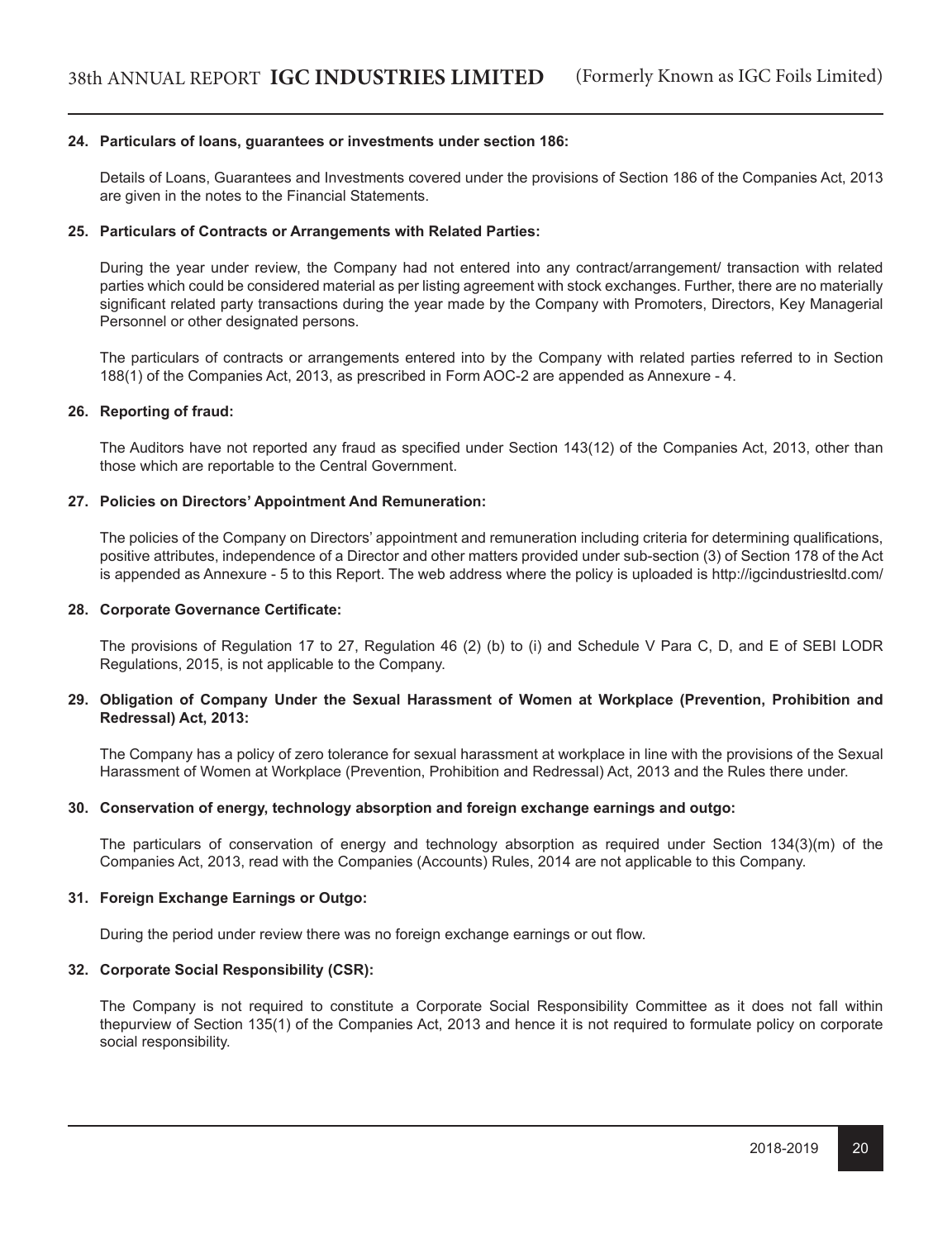**24. Particulars of loans, guarantees or investments under section 186:**

Details of Loans, Guarantees and Investments covered under the provisions of Section 186 of the Companies Act, 2013 are given in the notes to the Financial Statements.

**25. Particulars of Contracts or Arrangements with Related Parties:**

During the year under review, the Company had not entered into any contract/arrangement/ transaction with related parties which could be considered material as per listing agreement with stock exchanges. Further, there are no materially significant related party transactions during the year made by the Company with Promoters, Directors, Key Managerial Personnel or other designated persons.

The particulars of contracts or arrangements entered into by the Company with related parties referred to in Section 188(1) of the Companies Act, 2013, as prescribed in Form AOC-2 are appended as Annexure - 4.

**26. Reporting of fraud:**

The Auditors have not reported any fraud as specified under Section 143(12) of the Companies Act, 2013, other than those which are reportable to the Central Government.

**27. Policies on Directors' Appointment And Remuneration:**

The policies of the Company on Directors' appointment and remuneration including criteria for determining qualifications, positive attributes, independence of a Director and other matters provided under sub-section (3) of Section 178 of the Act is appended as Annexure - 5 to this Report. The web address where the policy is uploaded is http://igcindustriesltd.com/

**28. Corporate Governance Certificate:**

The provisions of Regulation 17 to 27, Regulation 46 (2) (b) to (i) and Schedule V Para C, D, and E of SEBI LODR Regulations, 2015, is not applicable to the Company.

**29. Obligation of Company Under the Sexual Harassment of Women at Workplace (Prevention, Prohibition and Redressal) Act, 2013:**

The Company has a policy of zero tolerance for sexual harassment at workplace in line with the provisions of the Sexual Harassment of Women at Workplace (Prevention, Prohibition and Redressal) Act, 2013 and the Rules there under.

**30. Conservation of energy, technology absorption and foreign exchange earnings and outgo:**

The particulars of conservation of energy and technology absorption as required under Section 134(3)(m) of the Companies Act, 2013, read with the Companies (Accounts) Rules, 2014 are not applicable to this Company.

**31. Foreign Exchange Earnings or Outgo:**

During the period under review there was no foreign exchange earnings or out flow.

**32. Corporate Social Responsibility (CSR):**

The Company is not required to constitute a Corporate Social Responsibility Committee as it does not fall within thepurview of Section 135(1) of the Companies Act, 2013 and hence it is not required to formulate policy on corporate social responsibility.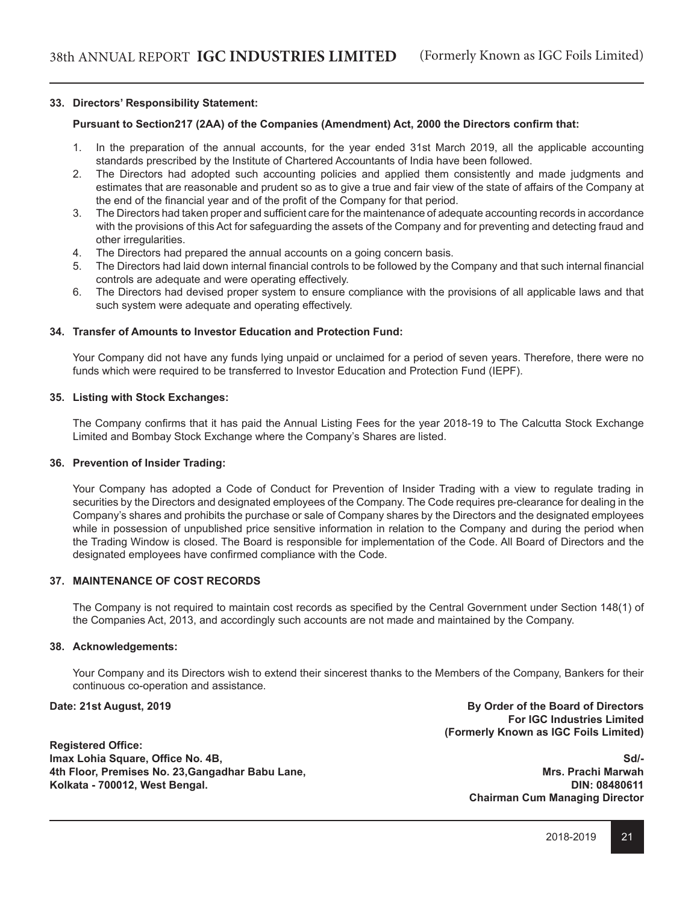### 33. Directors' Responsibility Statement:

**Pursuant to Section217 (2AA) of the Companies (Amendment) Act, 2000 the Directors confirm that:**

1. In the preparation of the annual accounts, for the year ended 31st March 2019, all the applicable accounting standards prescribed by the Institute of Chartered Accountants of India have been followed.
2. The Directors had adopted such accounting policies and applied them consistently and made judgments and estimates that are reasonable and prudent so as to give a true and fair view of the state of affairs of the Company at the end of the financial year and of the profit of the Company for that period.
3. The Directors had taken proper and sufficient care for the maintenance of adequate accounting records in accordance with the provisions of this Act for safeguarding the assets of the Company and for preventing and detecting fraud and other irregularities.
4. The Directors had prepared the annual accounts on a going concern basis.
5. The Directors had laid down internal financial controls to be followed by the Company and that such internal financial controls are adequate and were operating effectively.
6. The Directors had devised proper system to ensure compliance with the provisions of all applicable laws and that such system were adequate and operating effectively.

### 34. Transfer of Amounts to Investor Education and Protection Fund:

Your Company did not have any funds lying unpaid or unclaimed for a period of seven years. Therefore, there were no funds which were required to be transferred to Investor Education and Protection Fund (IEPF).

### 35. Listing with Stock Exchanges:

The Company confirms that it has paid the Annual Listing Fees for the year 2018-19 to The Calcutta Stock Exchange Limited and Bombay Stock Exchange where the Company's Shares are listed.

### 36. Prevention of Insider Trading:

Your Company has adopted a Code of Conduct for Prevention of Insider Trading with a view to regulate trading in securities by the Directors and designated employees of the Company. The Code requires pre-clearance for dealing in the Company's shares and prohibits the purchase or sale of Company shares by the Directors and the designated employees while in possession of unpublished price sensitive information in relation to the Company and during the period when the Trading Window is closed. The Board is responsible for implementation of the Code. All Board of Directors and the designated employees have confirmed compliance with the Code.

### 37. MAINTENANCE OF COST RECORDS

The Company is not required to maintain cost records as specified by the Central Government under Section 148(1) of the Companies Act, 2013, and accordingly such accounts are not made and maintained by the Company.

### 38. Acknowledgements:

Your Company and its Directors wish to extend their sincerest thanks to the Members of the Company, Bankers for their continuous co-operation and assistance.

**Date: 21st August, 2019**

**By Order of the Board of Directors**
**For IGC Industries Limited**
**(Formerly Known as IGC Foils Limited)**

**Registered Office:**
**Imax Lohia Square, Office No. 4B,**
**4th Floor, Premises No. 23,Gangadhar Babu Lane,**
**Kolkata - 700012, West Bengal.**

**Sd/-**
**Mrs. Prachi Marwah**
**DIN: 08480611**
**Chairman Cum Managing Director**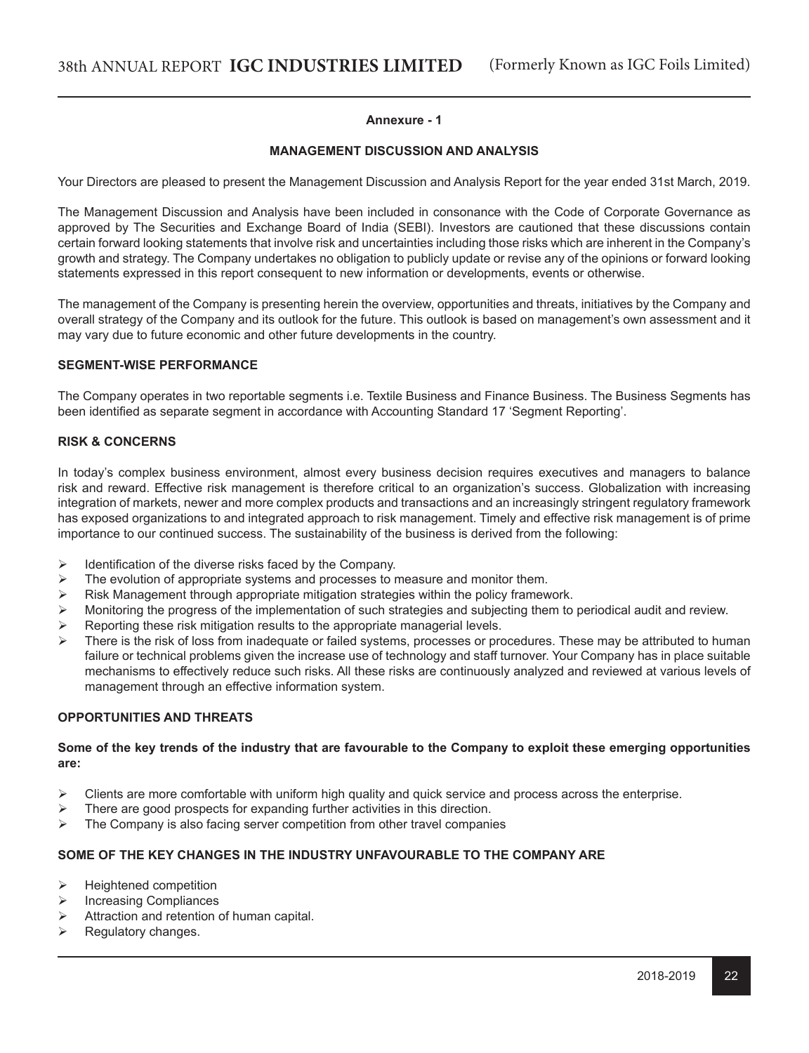## Annexure - 1

## MANAGEMENT DISCUSSION AND ANALYSIS

Your Directors are pleased to present the Management Discussion and Analysis Report for the year ended 31st March, 2019.

The Management Discussion and Analysis have been included in consonance with the Code of Corporate Governance as approved by The Securities and Exchange Board of India (SEBI). Investors are cautioned that these discussions contain certain forward looking statements that involve risk and uncertainties including those risks which are inherent in the Company's growth and strategy. The Company undertakes no obligation to publicly update or revise any of the opinions or forward looking statements expressed in this report consequent to new information or developments, events or otherwise.

The management of the Company is presenting herein the overview, opportunities and threats, initiatives by the Company and overall strategy of the Company and its outlook for the future. This outlook is based on management's own assessment and it may vary due to future economic and other future developments in the country.

### SEGMENT-WISE PERFORMANCE

The Company operates in two reportable segments i.e. Textile Business and Finance Business. The Business Segments has been identified as separate segment in accordance with Accounting Standard 17 'Segment Reporting'.

### RISK & CONCERNS

In today's complex business environment, almost every business decision requires executives and managers to balance risk and reward. Effective risk management is therefore critical to an organization's success. Globalization with increasing integration of markets, newer and more complex products and transactions and an increasingly stringent regulatory framework has exposed organizations to and integrated approach to risk management. Timely and effective risk management is of prime importance to our continued success. The sustainability of the business is derived from the following:

- Identification of the diverse risks faced by the Company.
- The evolution of appropriate systems and processes to measure and monitor them.
- Risk Management through appropriate mitigation strategies within the policy framework.
- Monitoring the progress of the implementation of such strategies and subjecting them to periodical audit and review.
- Reporting these risk mitigation results to the appropriate managerial levels.
- There is the risk of loss from inadequate or failed systems, processes or procedures. These may be attributed to human failure or technical problems given the increase use of technology and staff turnover. Your Company has in place suitable mechanisms to effectively reduce such risks. All these risks are continuously analyzed and reviewed at various levels of management through an effective information system.

### OPPORTUNITIES AND THREATS

**Some of the key trends of the industry that are favourable to the Company to exploit these emerging opportunities are:**

- Clients are more comfortable with uniform high quality and quick service and process across the enterprise.
- There are good prospects for expanding further activities in this direction.
- The Company is also facing server competition from other travel companies

### SOME OF THE KEY CHANGES IN THE INDUSTRY UNFAVOURABLE TO THE COMPANY ARE

- Heightened competition
- Increasing Compliances
- Attraction and retention of human capital.
- Regulatory changes.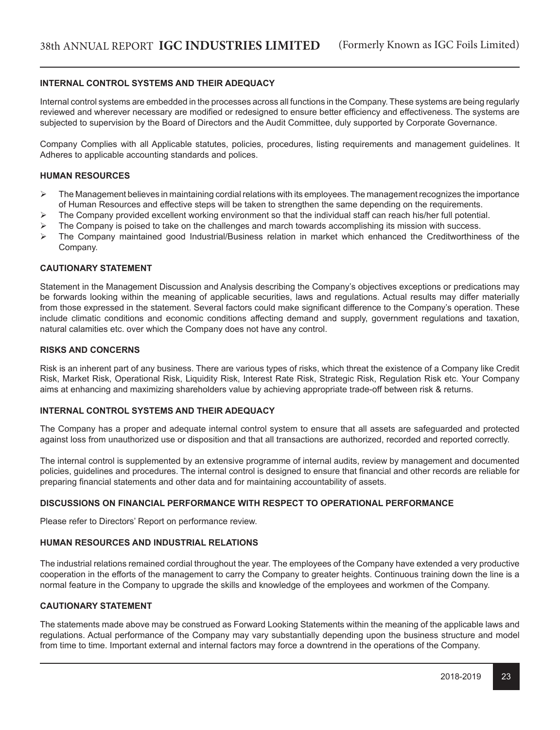### INTERNAL CONTROL SYSTEMS AND THEIR ADEQUACY

Internal control systems are embedded in the processes across all functions in the Company. These systems are being regularly reviewed and wherever necessary are modified or redesigned to ensure better efficiency and effectiveness. The systems are subjected to supervision by the Board of Directors and the Audit Committee, duly supported by Corporate Governance.

Company Complies with all Applicable statutes, policies, procedures, listing requirements and management guidelines. It Adheres to applicable accounting standards and polices.

### HUMAN RESOURCES

- The Management believes in maintaining cordial relations with its employees. The management recognizes the importance of Human Resources and effective steps will be taken to strengthen the same depending on the requirements.
- The Company provided excellent working environment so that the individual staff can reach his/her full potential.
- The Company is poised to take on the challenges and march towards accomplishing its mission with success.
- The Company maintained good Industrial/Business relation in market which enhanced the Creditworthiness of the Company.

### CAUTIONARY STATEMENT

Statement in the Management Discussion and Analysis describing the Company's objectives exceptions or predications may be forwards looking within the meaning of applicable securities, laws and regulations. Actual results may differ materially from those expressed in the statement. Several factors could make significant difference to the Company's operation. These include climatic conditions and economic conditions affecting demand and supply, government regulations and taxation, natural calamities etc. over which the Company does not have any control.

### RISKS AND CONCERNS

Risk is an inherent part of any business. There are various types of risks, which threat the existence of a Company like Credit Risk, Market Risk, Operational Risk, Liquidity Risk, Interest Rate Risk, Strategic Risk, Regulation Risk etc. Your Company aims at enhancing and maximizing shareholders value by achieving appropriate trade-off between risk & returns.

### INTERNAL CONTROL SYSTEMS AND THEIR ADEQUACY

The Company has a proper and adequate internal control system to ensure that all assets are safeguarded and protected against loss from unauthorized use or disposition and that all transactions are authorized, recorded and reported correctly.

The internal control is supplemented by an extensive programme of internal audits, review by management and documented policies, guidelines and procedures. The internal control is designed to ensure that financial and other records are reliable for preparing financial statements and other data and for maintaining accountability of assets.

### DISCUSSIONS ON FINANCIAL PERFORMANCE WITH RESPECT TO OPERATIONAL PERFORMANCE

Please refer to Directors' Report on performance review.

### HUMAN RESOURCES AND INDUSTRIAL RELATIONS

The industrial relations remained cordial throughout the year. The employees of the Company have extended a very productive cooperation in the efforts of the management to carry the Company to greater heights. Continuous training down the line is a normal feature in the Company to upgrade the skills and knowledge of the employees and workmen of the Company.

### CAUTIONARY STATEMENT

The statements made above may be construed as Forward Looking Statements within the meaning of the applicable laws and regulations. Actual performance of the Company may vary substantially depending upon the business structure and model from time to time. Important external and internal factors may force a downtrend in the operations of the Company.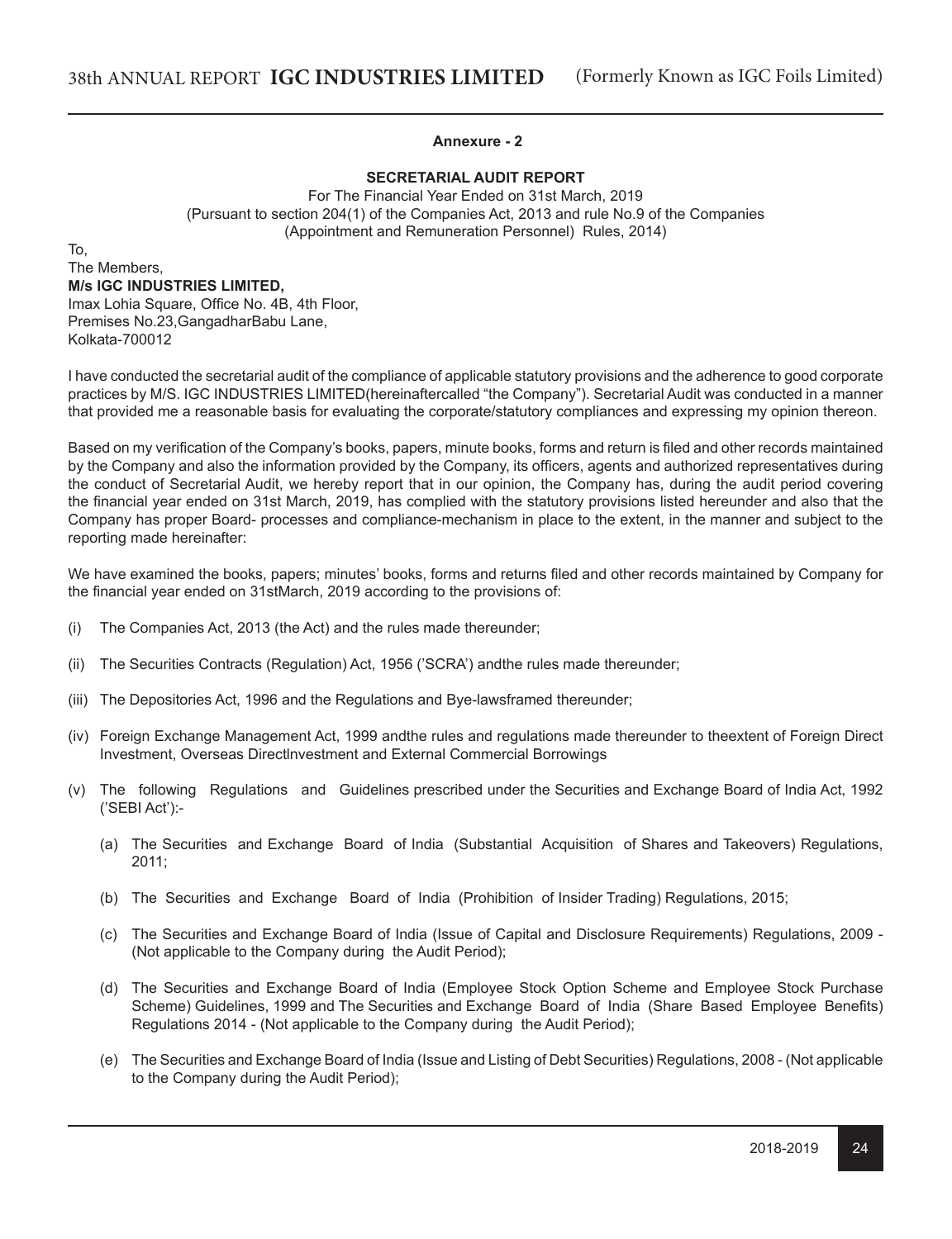**Annexure - 2**

**SECRETARIAL AUDIT REPORT**

For The Financial Year Ended on 31st March, 2019
(Pursuant to section 204(1) of the Companies Act, 2013 and rule No.9 of the Companies (Appointment and Remuneration Personnel) Rules, 2014)

To,
The Members,
**M/s IGC INDUSTRIES LIMITED,**
Imax Lohia Square, Office No. 4B, 4th Floor,
Premises No.23,GangadharBabu Lane,
Kolkata-700012

I have conducted the secretarial audit of the compliance of applicable statutory provisions and the adherence to good corporate practices by M/S. IGC INDUSTRIES LIMITED(hereinaftercalled "the Company"). Secretarial Audit was conducted in a manner that provided me a reasonable basis for evaluating the corporate/statutory compliances and expressing my opinion thereon.

Based on my verification of the Company's books, papers, minute books, forms and return is filed and other records maintained by the Company and also the information provided by the Company, its officers, agents and authorized representatives during the conduct of Secretarial Audit, we hereby report that in our opinion, the Company has, during the audit period covering the financial year ended on 31st March, 2019, has complied with the statutory provisions listed hereunder and also that the Company has proper Board- processes and compliance-mechanism in place to the extent, in the manner and subject to the reporting made hereinafter:

We have examined the books, papers; minutes' books, forms and returns filed and other records maintained by Company for the financial year ended on 31stMarch, 2019 according to the provisions of:

(i) The Companies Act, 2013 (the Act) and the rules made thereunder;

(ii) The Securities Contracts (Regulation) Act, 1956 ('SCRA') andthe rules made thereunder;

(iii) The Depositories Act, 1996 and the Regulations and Bye-lawsframed thereunder;

(iv) Foreign Exchange Management Act, 1999 andthe rules and regulations made thereunder to theextent of Foreign Direct Investment, Overseas DirectInvestment and External Commercial Borrowings

(v) The following Regulations and Guidelines prescribed under the Securities and Exchange Board of India Act, 1992 ('SEBI Act'):-

   (a) The Securities and Exchange Board of India (Substantial Acquisition of Shares and Takeovers) Regulations, 2011;

   (b) The Securities and Exchange Board of India (Prohibition of Insider Trading) Regulations, 2015;

   (c) The Securities and Exchange Board of India (Issue of Capital and Disclosure Requirements) Regulations, 2009 - (Not applicable to the Company during the Audit Period);

   (d) The Securities and Exchange Board of India (Employee Stock Option Scheme and Employee Stock Purchase Scheme) Guidelines, 1999 and The Securities and Exchange Board of India (Share Based Employee Benefits) Regulations 2014 - (Not applicable to the Company during the Audit Period);

   (e) The Securities and Exchange Board of India (Issue and Listing of Debt Securities) Regulations, 2008 - (Not applicable to the Company during the Audit Period);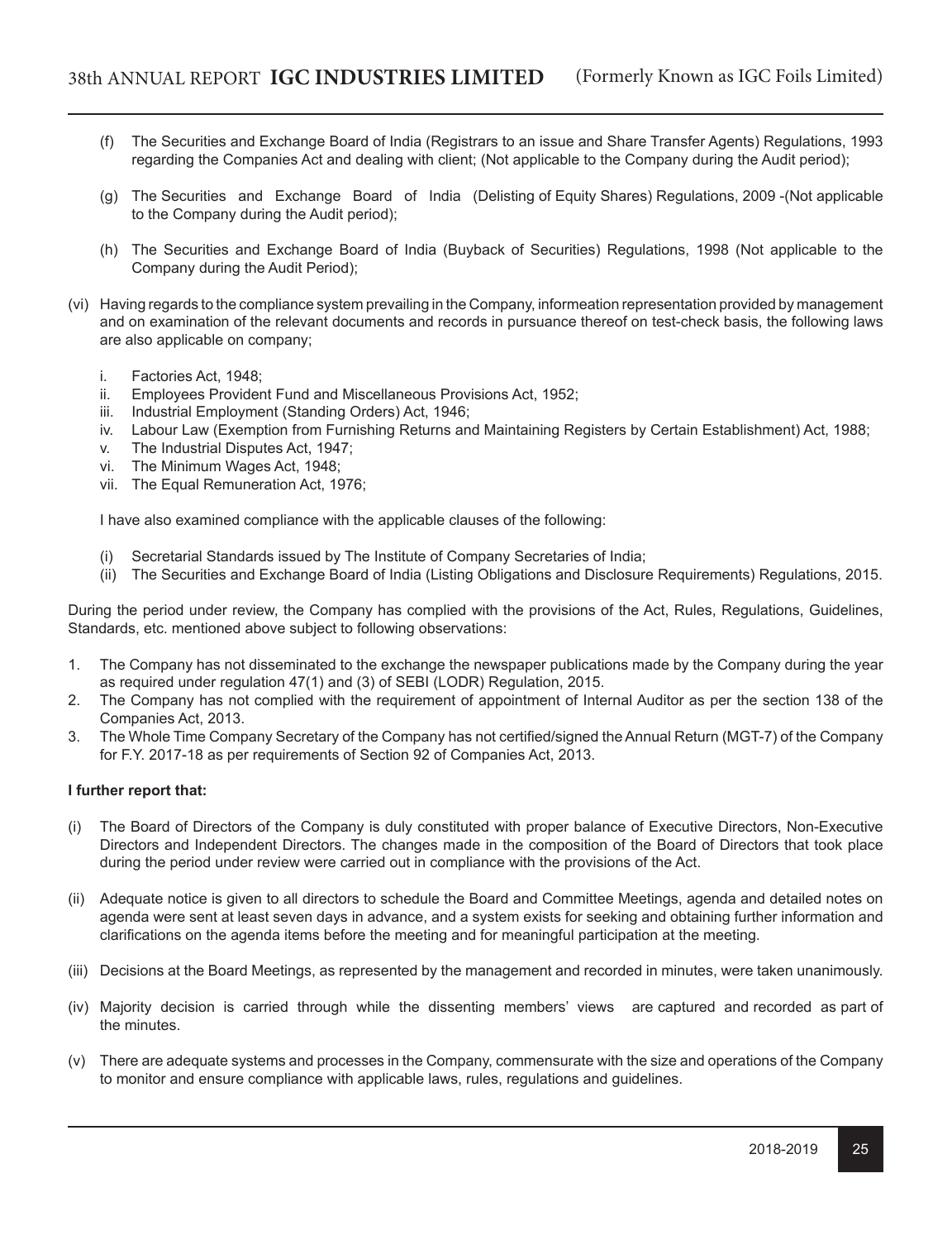(f) The Securities and Exchange Board of India (Registrars to an issue and Share Transfer Agents) Regulations, 1993 regarding the Companies Act and dealing with client; (Not applicable to the Company during the Audit period);

(g) The Securities and Exchange Board of India (Delisting of Equity Shares) Regulations, 2009 -(Not applicable to the Company during the Audit period);

(h) The Securities and Exchange Board of India (Buyback of Securities) Regulations, 1998 (Not applicable to the Company during the Audit Period);

(vi) Having regards to the compliance system prevailing in the Company, informeation representation provided by management and on examination of the relevant documents and records in pursuance thereof on test-check basis, the following laws are also applicable on company;

i. Factories Act, 1948;
ii. Employees Provident Fund and Miscellaneous Provisions Act, 1952;
iii. Industrial Employment (Standing Orders) Act, 1946;
iv. Labour Law (Exemption from Furnishing Returns and Maintaining Registers by Certain Establishment) Act, 1988;
v. The Industrial Disputes Act, 1947;
vi. The Minimum Wages Act, 1948;
vii. The Equal Remuneration Act, 1976;

I have also examined compliance with the applicable clauses of the following:

(i) Secretarial Standards issued by The Institute of Company Secretaries of India;
(ii) The Securities and Exchange Board of India (Listing Obligations and Disclosure Requirements) Regulations, 2015.

During the period under review, the Company has complied with the provisions of the Act, Rules, Regulations, Guidelines, Standards, etc. mentioned above subject to following observations:

1. The Company has not disseminated to the exchange the newspaper publications made by the Company during the year as required under regulation 47(1) and (3) of SEBI (LODR) Regulation, 2015.
2. The Company has not complied with the requirement of appointment of Internal Auditor as per the section 138 of the Companies Act, 2013.
3. The Whole Time Company Secretary of the Company has not certified/signed the Annual Return (MGT-7) of the Company for F.Y. 2017-18 as per requirements of Section 92 of Companies Act, 2013.

**I further report that:**

(i) The Board of Directors of the Company is duly constituted with proper balance of Executive Directors, Non-Executive Directors and Independent Directors. The changes made in the composition of the Board of Directors that took place during the period under review were carried out in compliance with the provisions of the Act.

(ii) Adequate notice is given to all directors to schedule the Board and Committee Meetings, agenda and detailed notes on agenda were sent at least seven days in advance, and a system exists for seeking and obtaining further information and clarifications on the agenda items before the meeting and for meaningful participation at the meeting.

(iii) Decisions at the Board Meetings, as represented by the management and recorded in minutes, were taken unanimously.

(iv) Majority decision is carried through while the dissenting members' views are captured and recorded as part of the minutes.

(v) There are adequate systems and processes in the Company, commensurate with the size and operations of the Company to monitor and ensure compliance with applicable laws, rules, regulations and guidelines.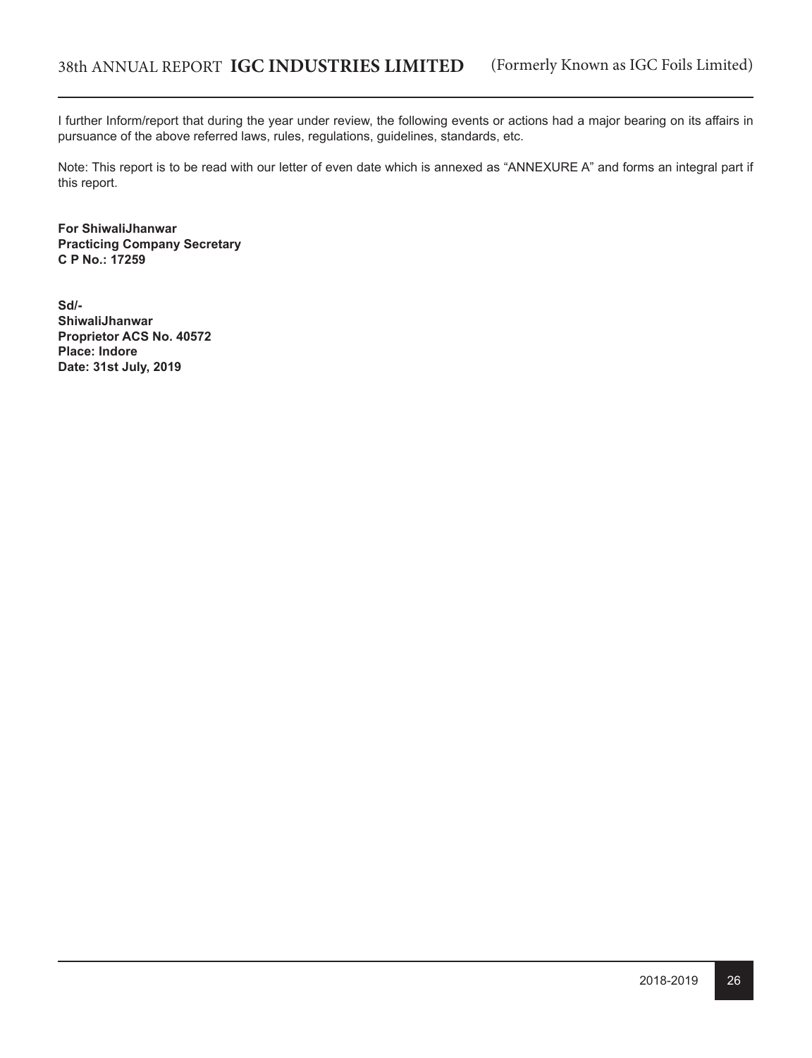I further Inform/report that during the year under review, the following events or actions had a major bearing on its affairs in pursuance of the above referred laws, rules, regulations, guidelines, standards, etc.

Note: This report is to be read with our letter of even date which is annexed as "ANNEXURE A" and forms an integral part if this report.

**For ShiwaliJhanwar**
**Practicing Company Secretary**
**C P No.: 17259**

**Sd/-**
**ShiwaliJhanwar**
**Proprietor ACS No. 40572**
**Place: Indore**
**Date: 31st July, 2019**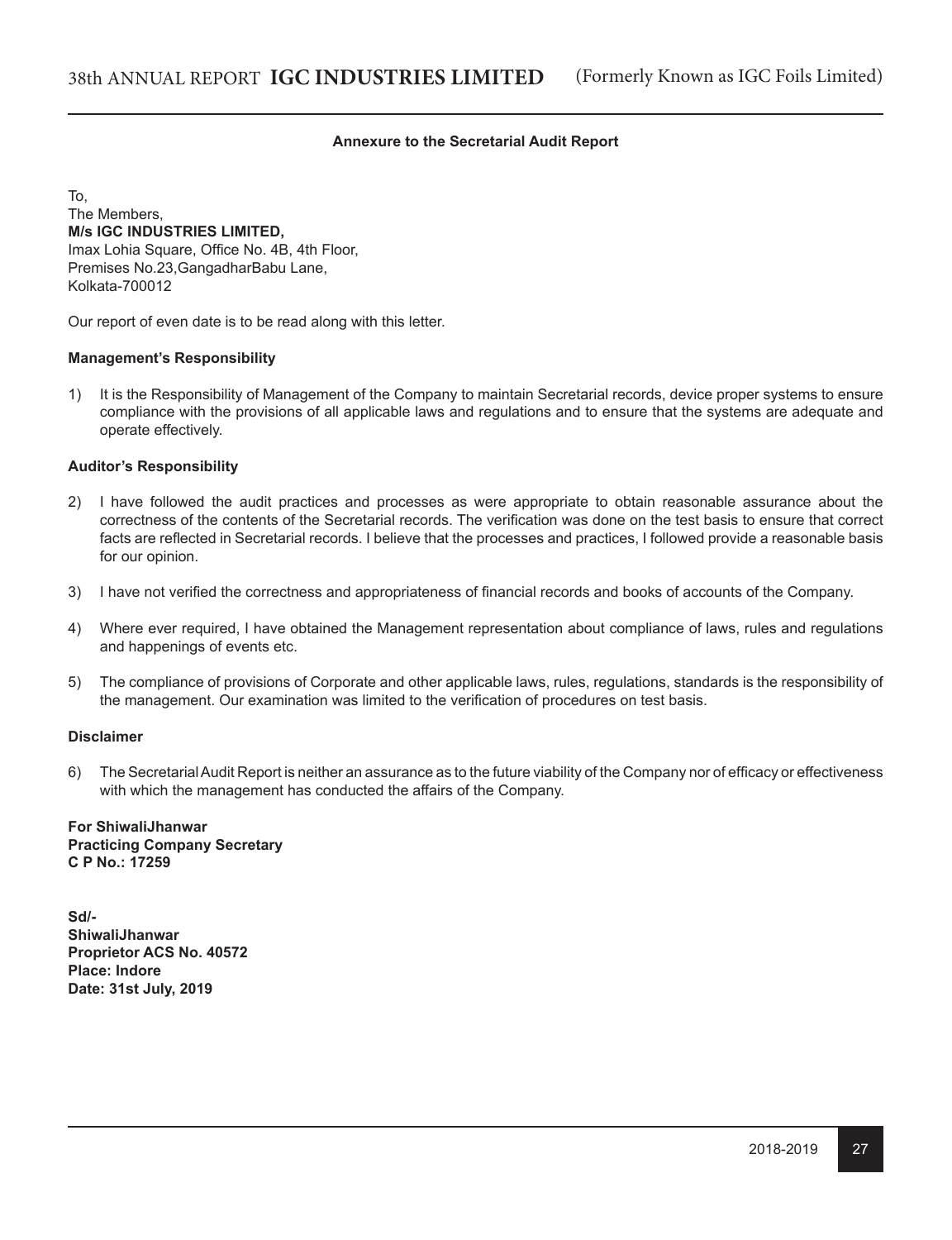### Annexure to the Secretarial Audit Report

To,
The Members,
**M/s IGC INDUSTRIES LIMITED,**
Imax Lohia Square, Office No. 4B, 4th Floor,
Premises No.23,GangadharBabu Lane,
Kolkata-700012

Our report of even date is to be read along with this letter.

**Management's Responsibility**

1) It is the Responsibility of Management of the Company to maintain Secretarial records, device proper systems to ensure compliance with the provisions of all applicable laws and regulations and to ensure that the systems are adequate and operate effectively.

**Auditor's Responsibility**

2) I have followed the audit practices and processes as were appropriate to obtain reasonable assurance about the correctness of the contents of the Secretarial records. The verification was done on the test basis to ensure that correct facts are reflected in Secretarial records. I believe that the processes and practices, I followed provide a reasonable basis for our opinion.

3) I have not verified the correctness and appropriateness of financial records and books of accounts of the Company.

4) Where ever required, I have obtained the Management representation about compliance of laws, rules and regulations and happenings of events etc.

5) The compliance of provisions of Corporate and other applicable laws, rules, regulations, standards is the responsibility of the management. Our examination was limited to the verification of procedures on test basis.

**Disclaimer**

6) The Secretarial Audit Report is neither an assurance as to the future viability of the Company nor of efficacy or effectiveness with which the management has conducted the affairs of the Company.

**For ShiwaliJhanwar**
**Practicing Company Secretary**
**C P No.: 17259**

**Sd/-**
**ShiwaliJhanwar**
**Proprietor ACS No. 40572**
**Place: Indore**
**Date: 31st July, 2019**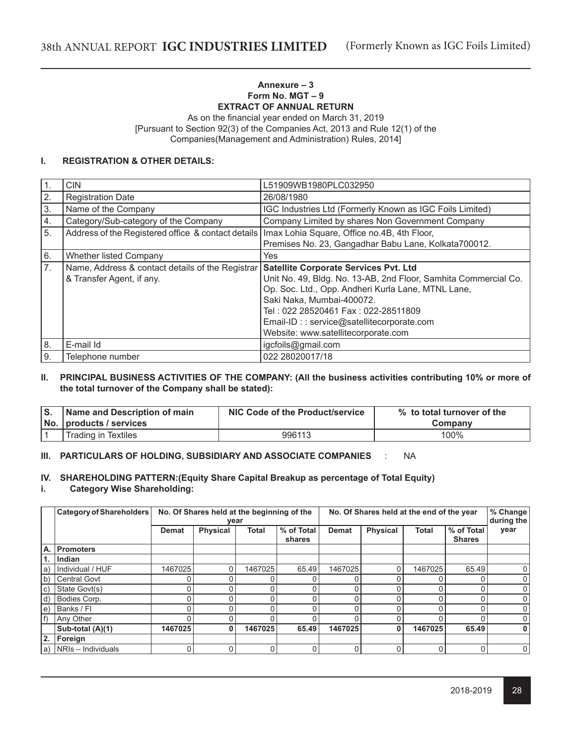**Annexure – 3**
**Form No. MGT – 9**
**EXTRACT OF ANNUAL RETURN**

As on the financial year ended on March 31, 2019
[Pursuant to Section 92(3) of the Companies Act, 2013 and Rule 12(1) of the Companies(Management and Administration) Rules, 2014]

## I. REGISTRATION & OTHER DETAILS:

| | | |
|---|---|---|
| 1. | CIN | L51909WB1980PLC032950 |
| 2. | Registration Date | 26/08/1980 |
| 3. | Name of the Company | IGC Industries Ltd (Formerly Known as IGC Foils Limited) |
| 4. | Category/Sub-category of the Company | Company Limited by shares Non Government Company |
| 5. | Address of the Registered office & contact details | Imax Lohia Square, Office no.4B, 4th Floor, Premises No. 23, Gangadhar Babu Lane, Kolkata700012. |
| 6. | Whether listed Company | Yes |
| 7. | Name, Address & contact details of the Registrar & Transfer Agent, if any. | **Satellite Corporate Services Pvt. Ltd** Unit No. 49, Bldg. No. 13-AB, 2nd Floor, Samhita Commercial Co. Op. Soc. Ltd., Opp. Andheri Kurla Lane, MTNL Lane, Saki Naka, Mumbai-400072. Tel : 022 28520461 Fax : 022-28511809 Email-ID : : service@satellitecorporate.com Website: www.satellitecorporate.com |
| 8. | E-mail Id | igcfoils@gmail.com |
| 9. | Telephone number | 022 28020017/18 |

## II. PRINCIPAL BUSINESS ACTIVITIES OF THE COMPANY: (All the business activities contributing 10% or more of the total turnover of the Company shall be stated):

| S. No. | Name and Description of main products / services | NIC Code of the Product/service | % to total turnover of the Company |
|---|---|---|---|
| 1 | Trading in Textiles | 996113 | 100% |

## III. PARTICULARS OF HOLDING, SUBSIDIARY AND ASSOCIATE COMPANIES : NA

## IV. SHAREHOLDING PATTERN:(Equity Share Capital Breakup as percentage of Total Equity)

### i. Category Wise Shareholding:

| | Category of Shareholders | No. Of Shares held at the beginning of the year | | | | No. Of Shares held at the end of the year | | | | % Change during the year |
|---|---|---|---|---|---|---|---|---|---|---|
| | | Demat | Physical | Total | % of Total shares | Demat | Physical | Total | % of Total Shares | |
| **A.** | **Promoters** | | | | | | | | | |
| **1.** | **Indian** | | | | | | | | | |
| a) | Individual / HUF | 1467025 | 0 | 1467025 | 65.49 | 1467025 | 0 | 1467025 | 65.49 | 0 |
| b) | Central Govt | 0 | 0 | 0 | 0 | 0 | 0 | 0 | 0 | 0 |
| c) | State Govt(s) | 0 | 0 | 0 | 0 | 0 | 0 | 0 | 0 | 0 |
| d) | Bodies Corp. | 0 | 0 | 0 | 0 | 0 | 0 | 0 | 0 | 0 |
| e) | Banks / FI | 0 | 0 | 0 | 0 | 0 | 0 | 0 | 0 | 0 |
| f) | Any Other | 0 | 0 | 0 | 0 | 0 | 0 | 0 | 0 | 0 |
| | **Sub-total (A)(1)** | **1467025** | **0** | **1467025** | **65.49** | **1467025** | **0** | **1467025** | **65.49** | **0** |
| **2.** | **Foreign** | | | | | | | | | |
| a) | NRIs – Individuals | 0 | 0 | 0 | 0 | 0 | 0 | 0 | 0 | 0 |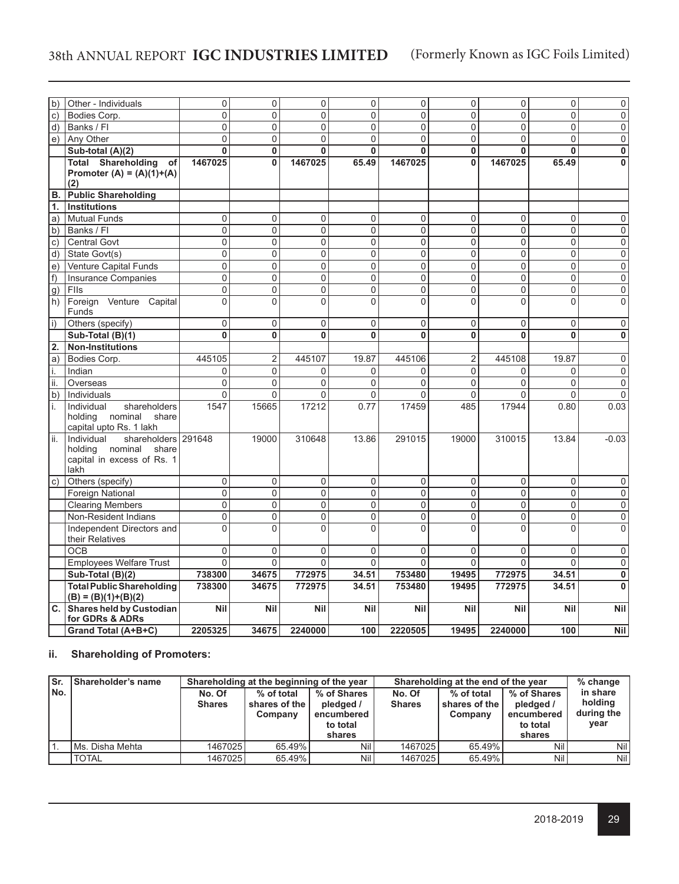| | | | | | | | | | | |
|---|---|---|---|---|---|---|---|---|---|---|
| b) | Other - Individuals | 0 | 0 | 0 | 0 | 0 | 0 | 0 | 0 | 0 |
| c) | Bodies Corp. | 0 | 0 | 0 | 0 | 0 | 0 | 0 | 0 | 0 |
| d) | Banks / FI | 0 | 0 | 0 | 0 | 0 | 0 | 0 | 0 | 0 |
| e) | Any Other | 0 | 0 | 0 | 0 | 0 | 0 | 0 | 0 | 0 |
| | **Sub-total (A)(2)** | **0** | **0** | **0** | **0** | **0** | **0** | **0** | **0** | **0** |
| | **Total Shareholding of Promoter (A) = (A)(1)+(A)(2)** | **1467025** | **0** | **1467025** | **65.49** | **1467025** | **0** | **1467025** | **65.49** | **0** |
| **B.** | **Public Shareholding** | | | | | | | | | |
| **1.** | **Institutions** | | | | | | | | | |
| a) | Mutual Funds | 0 | 0 | 0 | 0 | 0 | 0 | 0 | 0 | 0 |
| b) | Banks / FI | 0 | 0 | 0 | 0 | 0 | 0 | 0 | 0 | 0 |
| c) | Central Govt | 0 | 0 | 0 | 0 | 0 | 0 | 0 | 0 | 0 |
| d) | State Govt(s) | 0 | 0 | 0 | 0 | 0 | 0 | 0 | 0 | 0 |
| e) | Venture Capital Funds | 0 | 0 | 0 | 0 | 0 | 0 | 0 | 0 | 0 |
| f) | Insurance Companies | 0 | 0 | 0 | 0 | 0 | 0 | 0 | 0 | 0 |
| g) | FIIs | 0 | 0 | 0 | 0 | 0 | 0 | 0 | 0 | 0 |
| h) | Foreign Venture Capital Funds | 0 | 0 | 0 | 0 | 0 | 0 | 0 | 0 | 0 |
| i) | Others (specify) | 0 | 0 | 0 | 0 | 0 | 0 | 0 | 0 | 0 |
| | **Sub-Total (B)(1)** | **0** | **0** | **0** | **0** | **0** | **0** | **0** | **0** | **0** |
| **2.** | **Non-Institutions** | | | | | | | | | |
| a) | Bodies Corp. | 445105 | 2 | 445107 | 19.87 | 445106 | 2 | 445108 | 19.87 | 0 |
| i. | Indian | 0 | 0 | 0 | 0 | 0 | 0 | 0 | 0 | 0 |
| ii. | Overseas | 0 | 0 | 0 | 0 | 0 | 0 | 0 | 0 | 0 |
| b) | Individuals | 0 | 0 | 0 | 0 | 0 | 0 | 0 | 0 | 0 |
| i. | Individual shareholders holding nominal share capital upto Rs. 1 lakh | 1547 | 15665 | 17212 | 0.77 | 17459 | 485 | 17944 | 0.80 | 0.03 |
| ii. | Individual shareholders holding nominal share capital in excess of Rs. 1 lakh | 291648 | 19000 | 310648 | 13.86 | 291015 | 19000 | 310015 | 13.84 | -0.03 |
| c) | Others (specify) | 0 | 0 | 0 | 0 | 0 | 0 | 0 | 0 | 0 |
| | Foreign National | 0 | 0 | 0 | 0 | 0 | 0 | 0 | 0 | 0 |
| | Clearing Members | 0 | 0 | 0 | 0 | 0 | 0 | 0 | 0 | 0 |
| | Non-Resident Indians | 0 | 0 | 0 | 0 | 0 | 0 | 0 | 0 | 0 |
| | Independent Directors and their Relatives | 0 | 0 | 0 | 0 | 0 | 0 | 0 | 0 | 0 |
| | OCB | 0 | 0 | 0 | 0 | 0 | 0 | 0 | 0 | 0 |
| | Employees Welfare Trust | 0 | 0 | 0 | 0 | 0 | 0 | 0 | 0 | 0 |
| | **Sub-Total (B)(2)** | **738300** | **34675** | **772975** | **34.51** | **753480** | **19495** | **772975** | **34.51** | **0** |
| | **Total Public Shareholding (B) = (B)(1)+(B)(2)** | **738300** | **34675** | **772975** | **34.51** | **753480** | **19495** | **772975** | **34.51** | **0** |
| **C.** | **Shares held by Custodian for GDRs & ADRs** | **Nil** | **Nil** | **Nil** | **Nil** | **Nil** | **Nil** | **Nil** | **Nil** | **Nil** |
| | **Grand Total (A+B+C)** | **2205325** | **34675** | **2240000** | **100** | **2220505** | **19495** | **2240000** | **100** | **Nil** |

### ii. Shareholding of Promoters:

| Sr. No. | Shareholder's name | Shareholding at the beginning of the year | | | Shareholding at the end of the year | | | % change in share holding during the year |
|---|---|---|---|---|---|---|---|---|
| | | No. Of Shares | % of total shares of the Company | % of Shares pledged / encumbered to total shares | No. Of Shares | % of total shares of the Company | % of Shares pledged / encumbered to total shares | |
| 1. | Ms. Disha Mehta | 1467025 | 65.49% | Nil | 1467025 | 65.49% | Nil | Nil |
| | TOTAL | 1467025 | 65.49% | Nil | 1467025 | 65.49% | Nil | Nil |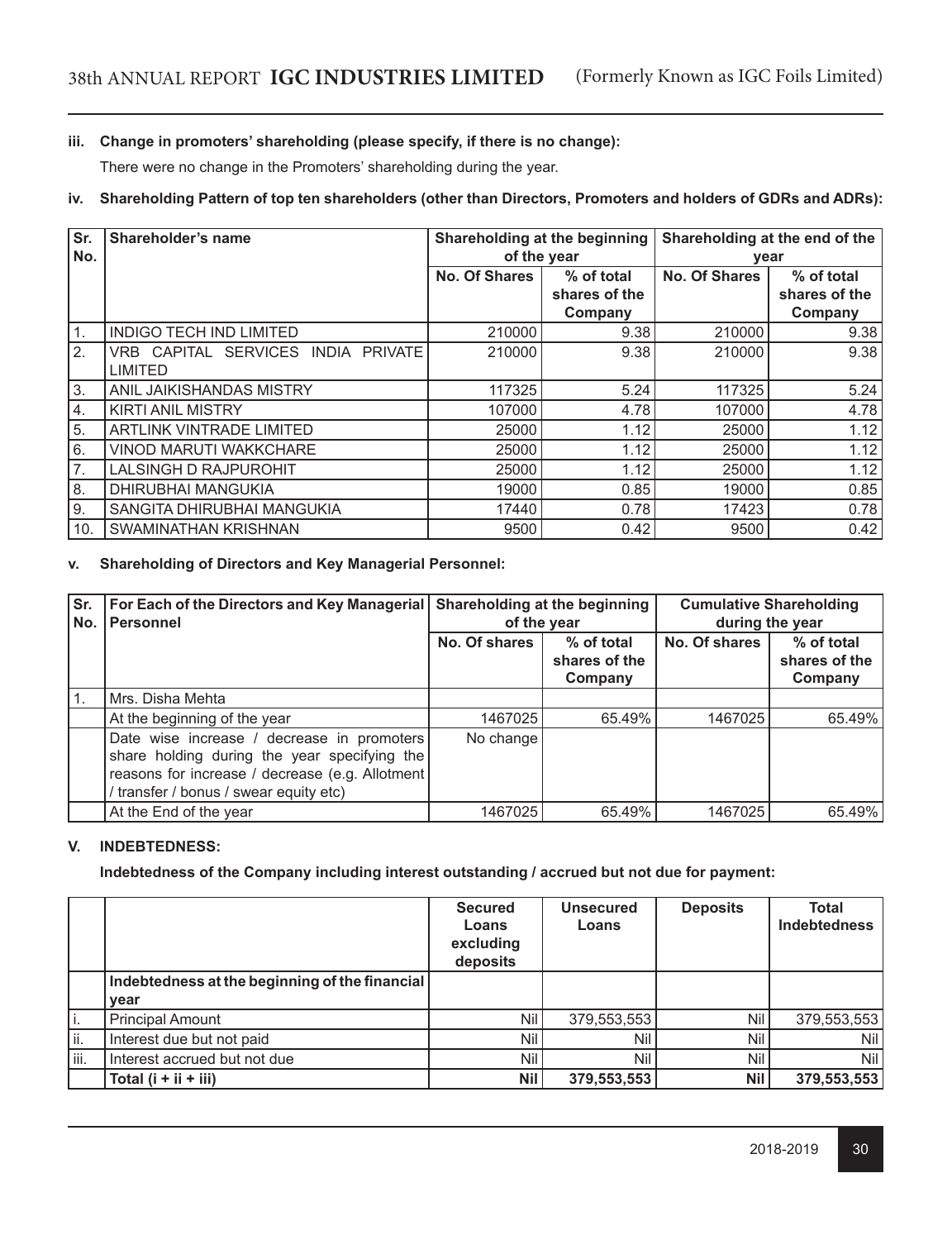**iii. Change in promoters' shareholding (please specify, if there is no change):**

There were no change in the Promoters' shareholding during the year.

**iv. Shareholding Pattern of top ten shareholders (other than Directors, Promoters and holders of GDRs and ADRs):**

| Sr. No. | Shareholder's name | Shareholding at the beginning of the year | | Shareholding at the end of the year | |
|---|---|---|---|---|---|
| | | No. Of Shares | % of total shares of the Company | No. Of Shares | % of total shares of the Company |
| 1. | INDIGO TECH IND LIMITED | 210000 | 9.38 | 210000 | 9.38 |
| 2. | VRB CAPITAL SERVICES INDIA PRIVATE LIMITED | 210000 | 9.38 | 210000 | 9.38 |
| 3. | ANIL JAIKISHANDAS MISTRY | 117325 | 5.24 | 117325 | 5.24 |
| 4. | KIRTI ANIL MISTRY | 107000 | 4.78 | 107000 | 4.78 |
| 5. | ARTLINK VINTRADE LIMITED | 25000 | 1.12 | 25000 | 1.12 |
| 6. | VINOD MARUTI WAKKCHARE | 25000 | 1.12 | 25000 | 1.12 |
| 7. | LALSINGH D RAJPUROHIT | 25000 | 1.12 | 25000 | 1.12 |
| 8. | DHIRUBHAI MANGUKIA | 19000 | 0.85 | 19000 | 0.85 |
| 9. | SANGITA DHIRUBHAI MANGUKIA | 17440 | 0.78 | 17423 | 0.78 |
| 10. | SWAMINATHAN KRISHNAN | 9500 | 0.42 | 9500 | 0.42 |

**v. Shareholding of Directors and Key Managerial Personnel:**

| Sr. No. | For Each of the Directors and Key Managerial Personnel | Shareholding at the beginning of the year | | Cumulative Shareholding during the year | |
|---|---|---|---|---|---|
| | | No. Of shares | % of total shares of the Company | No. Of shares | % of total shares of the Company |
| 1. | Mrs. Disha Mehta | | | | |
| | At the beginning of the year | 1467025 | 65.49% | 1467025 | 65.49% |
| | Date wise increase / decrease in promoters share holding during the year specifying the reasons for increase / decrease (e.g. Allotment / transfer / bonus / swear equity etc) | No change | | | |
| | At the End of the year | 1467025 | 65.49% | 1467025 | 65.49% |

**V. INDEBTEDNESS:**

**Indebtedness of the Company including interest outstanding / accrued but not due for payment:**

| | | Secured Loans excluding deposits | Unsecured Loans | Deposits | Total Indebtedness |
|---|---|---|---|---|---|
| | **Indebtedness at the beginning of the financial year** | | | | |
| i. | Principal Amount | Nil | 379,553,553 | Nil | 379,553,553 |
| ii. | Interest due but not paid | Nil | Nil | Nil | Nil |
| iii. | Interest accrued but not due | Nil | Nil | Nil | Nil |
| | **Total (i + ii + iii)** | **Nil** | **379,553,553** | **Nil** | **379,553,553** |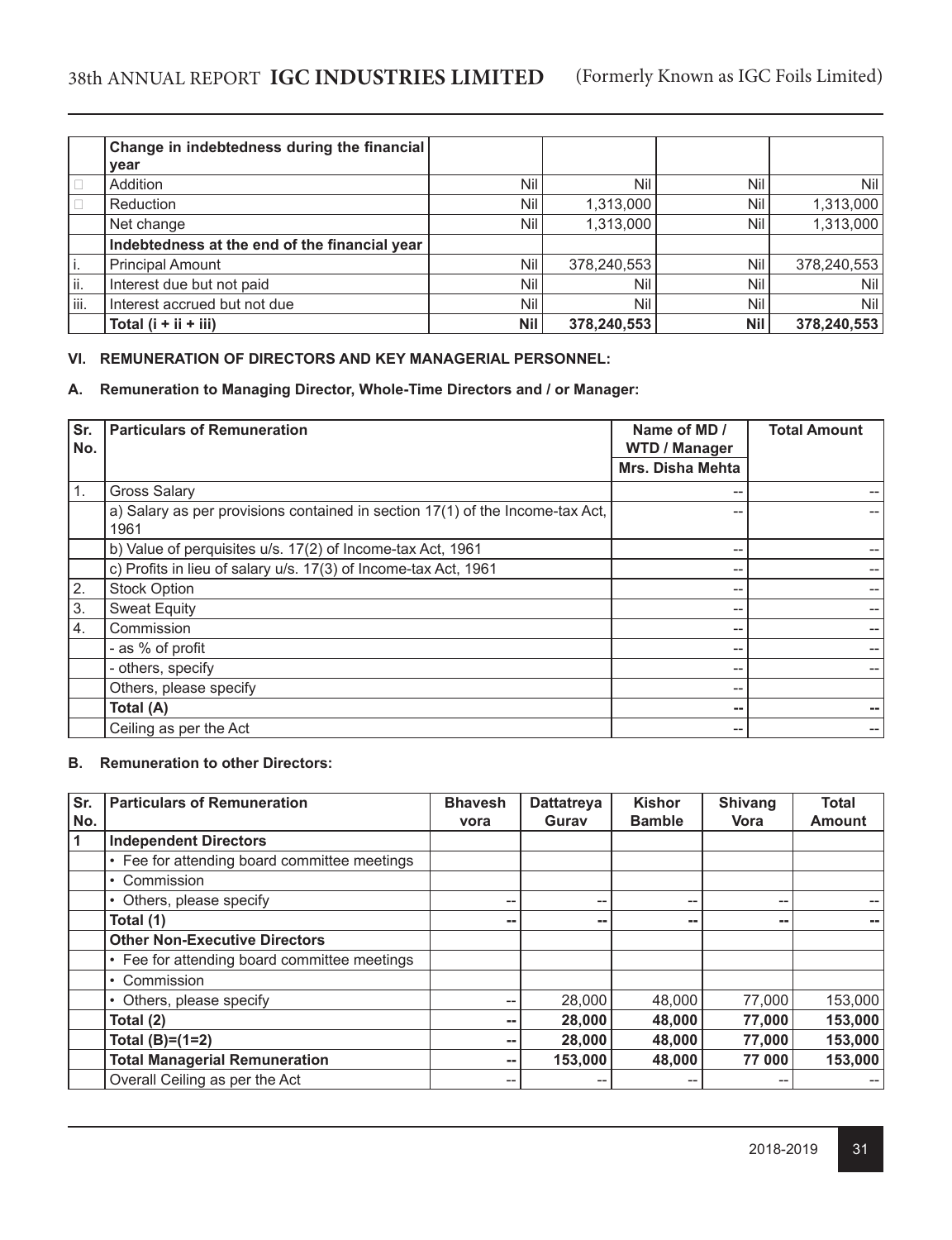|  | Change in indebtedness during the financial year |  |  |  |  |
|---|---|---|---|---|---|
| □ | Addition | Nil | Nil | Nil | Nil |
| □ | Reduction | Nil | 1,313,000 | Nil | 1,313,000 |
|  | Net change | Nil | 1,313,000 | Nil | 1,313,000 |
|  | **Indebtedness at the end of the financial year** |  |  |  |  |
| i. | Principal Amount | Nil | 378,240,553 | Nil | 378,240,553 |
| ii. | Interest due but not paid | Nil | Nil | Nil | Nil |
| iii. | Interest accrued but not due | Nil | Nil | Nil | Nil |
|  | **Total (i + ii + iii)** | **Nil** | **378,240,553** | **Nil** | **378,240,553** |

**VI. REMUNERATION OF DIRECTORS AND KEY MANAGERIAL PERSONNEL:**

**A. Remuneration to Managing Director, Whole-Time Directors and / or Manager:**

| Sr. No. | Particulars of Remuneration | Name of MD / WTD / Manager | Total Amount |
|---|---|---|---|
|  |  | **Mrs. Disha Mehta** |  |
| 1. | Gross Salary | -- | -- |
|  | a) Salary as per provisions contained in section 17(1) of the Income-tax Act, 1961 | -- | -- |
|  | b) Value of perquisites u/s. 17(2) of Income-tax Act, 1961 | -- | -- |
|  | c) Profits in lieu of salary u/s. 17(3) of Income-tax Act, 1961 | -- | -- |
| 2. | Stock Option | -- | -- |
| 3. | Sweat Equity | -- | -- |
| 4. | Commission | -- | -- |
|  | - as % of profit | -- | -- |
|  | - others, specify | -- | -- |
|  | Others, please specify | -- |  |
|  | **Total (A)** | **--** | **--** |
|  | Ceiling as per the Act | -- | -- |

**B. Remuneration to other Directors:**

| Sr. No. | Particulars of Remuneration | Bhavesh vora | Dattatreya Gurav | Kishor Bamble | Shivang Vora | Total Amount |
|---|---|---|---|---|---|---|
| 1 | **Independent Directors** |  |  |  |  |  |
|  | • Fee for attending board committee meetings |  |  |  |  |  |
|  | • Commission |  |  |  |  |  |
|  | • Others, please specify | -- | -- | -- | -- | -- |
|  | **Total (1)** | **--** | **--** | **--** | **--** | **--** |
|  | **Other Non-Executive Directors** |  |  |  |  |  |
|  | • Fee for attending board committee meetings |  |  |  |  |  |
|  | • Commission |  |  |  |  |  |
|  | • Others, please specify | -- | 28,000 | 48,000 | 77,000 | 153,000 |
|  | **Total (2)** | **--** | **28,000** | **48,000** | **77,000** | **153,000** |
|  | **Total (B)=(1=2)** | **--** | **28,000** | **48,000** | **77,000** | **153,000** |
|  | **Total Managerial Remuneration** | **--** | **153,000** | **48,000** | **77 000** | **153,000** |
|  | Overall Ceiling as per the Act | -- | -- | -- | -- | -- |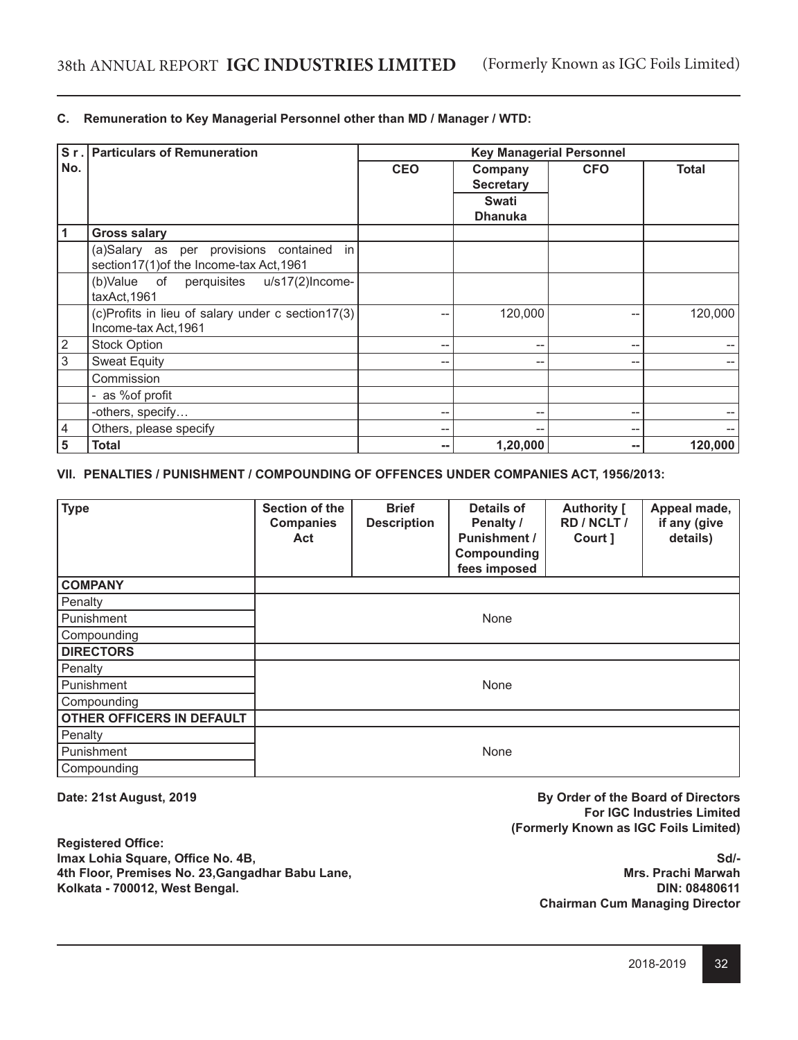### C. Remuneration to Key Managerial Personnel other than MD / Manager / WTD:

| Sr. No. | Particulars of Remuneration | Key Managerial Personnel | | | |
|---|---|---|---|---|---|
| | | CEO | Company Secretary<br>Swati Dhanuka | CFO | Total |
| 1 | **Gross salary** | | | | |
| | (a)Salary as per provisions contained in section17(1)of the Income-tax Act,1961 | | | | |
| | (b)Value of perquisites u/s17(2)Income-taxAct,1961 | | | | |
| | (c)Profits in lieu of salary under c section17(3) Income-tax Act,1961 | -- | 120,000 | -- | 120,000 |
| 2 | Stock Option | -- | -- | -- | -- |
| 3 | Sweat Equity | -- | -- | -- | -- |
| | Commission | | | | |
| | - as %of profit | | | | |
| | -others, specify… | -- | -- | -- | -- |
| 4 | Others, please specify | -- | -- | -- | -- |
| 5 | **Total** | **--** | **1,20,000** | **--** | **120,000** |

### VII. PENALTIES / PUNISHMENT / COMPOUNDING OF OFFENCES UNDER COMPANIES ACT, 1956/2013:

| Type | Section of the Companies Act | Brief Description | Details of Penalty / Punishment / Compounding fees imposed | Authority [ RD / NCLT / Court ] | Appeal made, if any (give details) |
|---|---|---|---|---|---|
| **COMPANY** | | | | | |
| Penalty | | | | | |
| Punishment | | | None | | |
| Compounding | | | | | |
| **DIRECTORS** | | | | | |
| Penalty | | | | | |
| Punishment | | | None | | |
| Compounding | | | | | |
| **OTHER OFFICERS IN DEFAULT** | | | | | |
| Penalty | | | | | |
| Punishment | | | None | | |
| Compounding | | | | | |

**Date: 21st August, 2019**

**By Order of the Board of Directors**
**For IGC Industries Limited**
**(Formerly Known as IGC Foils Limited)**

**Registered Office:**
**Imax Lohia Square, Office No. 4B,**
**4th Floor, Premises No. 23,Gangadhar Babu Lane,**
**Kolkata - 700012, West Bengal.**

**Sd/-**
**Mrs. Prachi Marwah**
**DIN: 08480611**
**Chairman Cum Managing Director**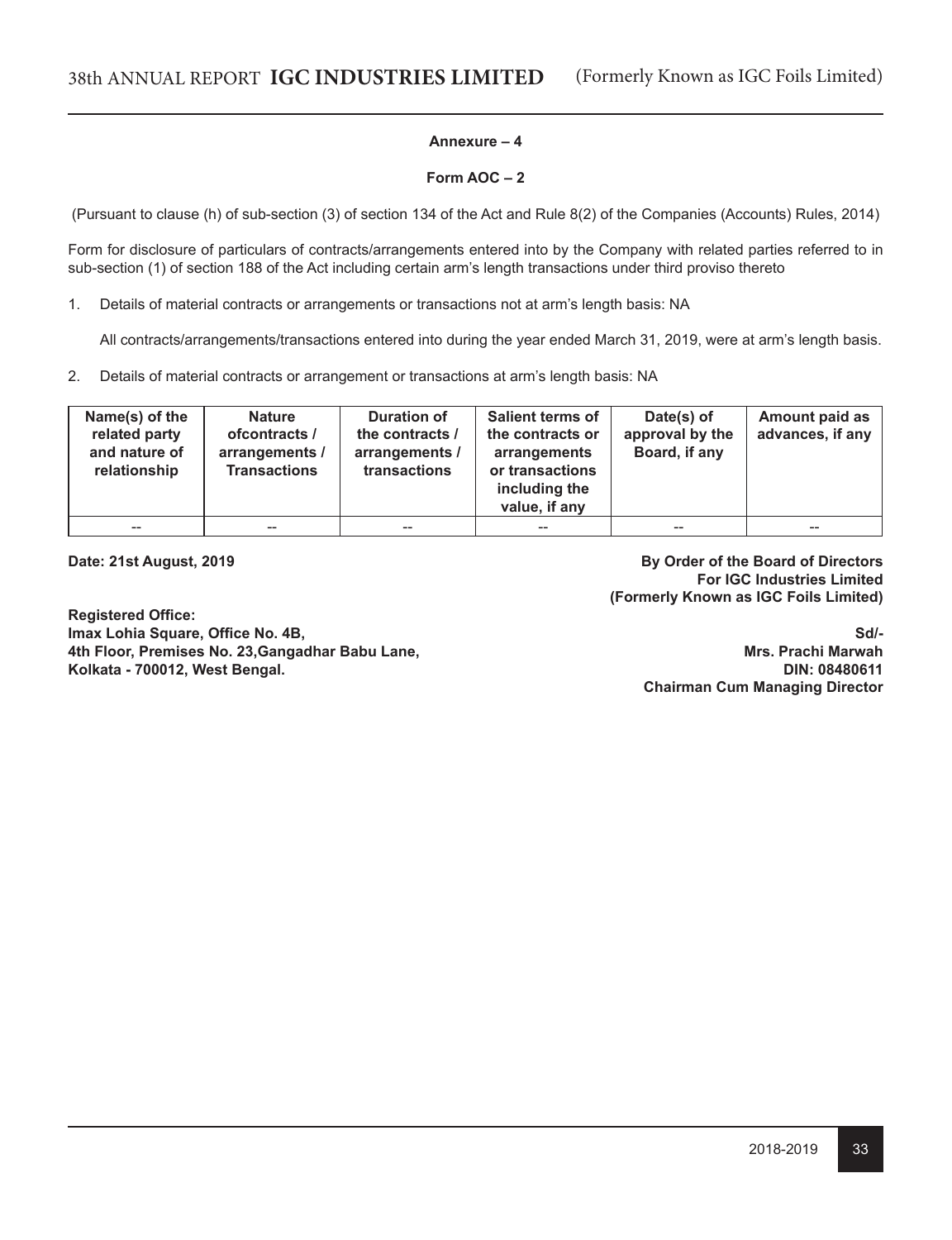## Annexure – 4

## Form AOC – 2

(Pursuant to clause (h) of sub-section (3) of section 134 of the Act and Rule 8(2) of the Companies (Accounts) Rules, 2014)

Form for disclosure of particulars of contracts/arrangements entered into by the Company with related parties referred to in sub-section (1) of section 188 of the Act including certain arm's length transactions under third proviso thereto

1. Details of material contracts or arrangements or transactions not at arm's length basis: NA

   All contracts/arrangements/transactions entered into during the year ended March 31, 2019, were at arm's length basis.

2. Details of material contracts or arrangement or transactions at arm's length basis: NA

| Name(s) of the related party and nature of relationship | Nature ofcontracts / arrangements / Transactions | Duration of the contracts / arrangements / transactions | Salient terms of the contracts or arrangements or transactions including the value, if any | Date(s) of approval by the Board, if any | Amount paid as advances, if any |
|---|---|---|---|---|---|
| -- | -- | -- | -- | -- | -- |

**Date: 21st August, 2019**

**By Order of the Board of Directors**
**For IGC Industries Limited**
**(Formerly Known as IGC Foils Limited)**

**Registered Office:**
**Imax Lohia Square, Office No. 4B,**
**4th Floor, Premises No. 23,Gangadhar Babu Lane,**
**Kolkata - 700012, West Bengal.**

**Sd/-**
**Mrs. Prachi Marwah**
**DIN: 08480611**
**Chairman Cum Managing Director**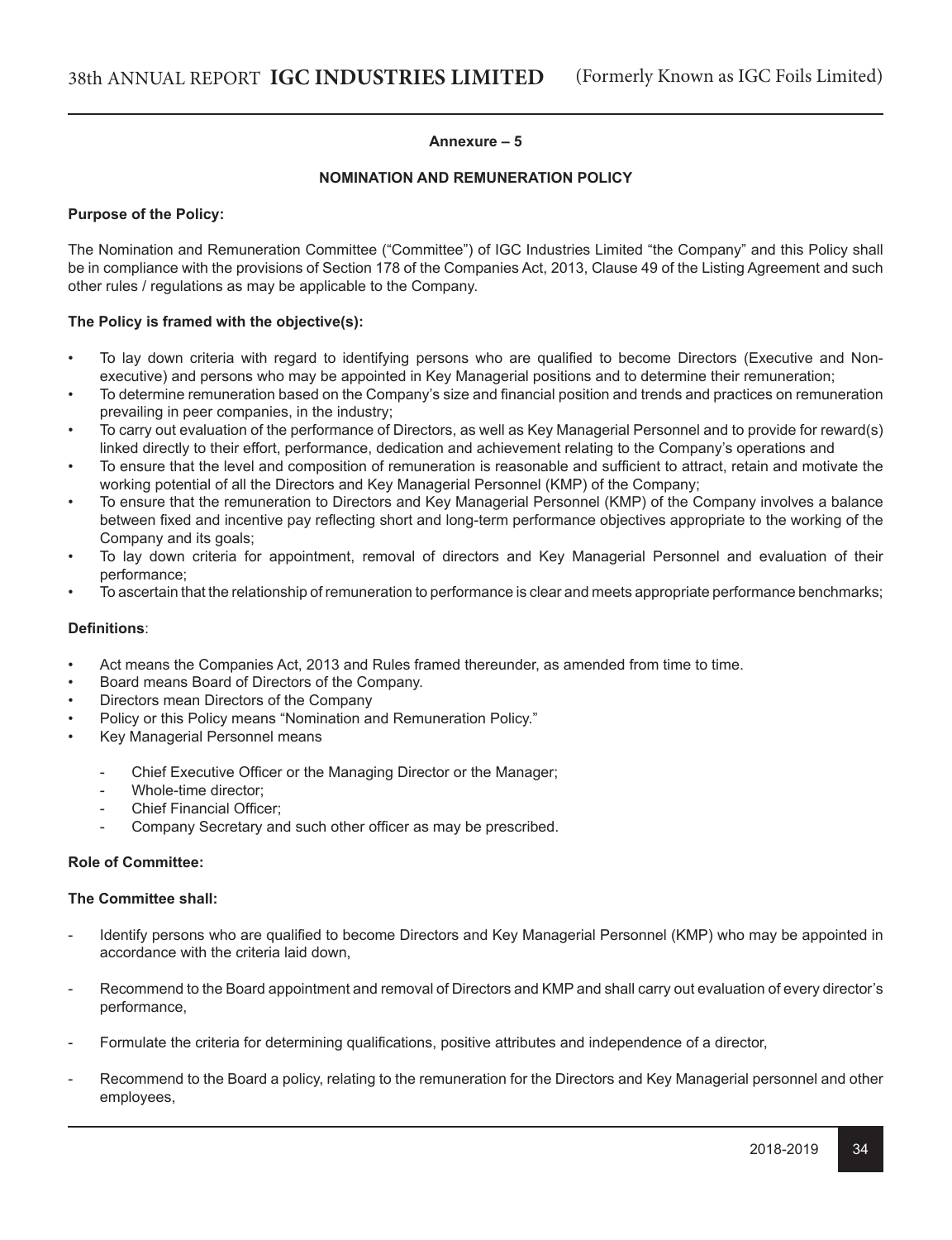**Annexure – 5**

**NOMINATION AND REMUNERATION POLICY**

**Purpose of the Policy:**

The Nomination and Remuneration Committee ("Committee") of IGC Industries Limited "the Company" and this Policy shall be in compliance with the provisions of Section 178 of the Companies Act, 2013, Clause 49 of the Listing Agreement and such other rules / regulations as may be applicable to the Company.

**The Policy is framed with the objective(s):**

- To lay down criteria with regard to identifying persons who are qualified to become Directors (Executive and Non-executive) and persons who may be appointed in Key Managerial positions and to determine their remuneration;
- To determine remuneration based on the Company's size and financial position and trends and practices on remuneration prevailing in peer companies, in the industry;
- To carry out evaluation of the performance of Directors, as well as Key Managerial Personnel and to provide for reward(s) linked directly to their effort, performance, dedication and achievement relating to the Company's operations and
- To ensure that the level and composition of remuneration is reasonable and sufficient to attract, retain and motivate the working potential of all the Directors and Key Managerial Personnel (KMP) of the Company;
- To ensure that the remuneration to Directors and Key Managerial Personnel (KMP) of the Company involves a balance between fixed and incentive pay reflecting short and long-term performance objectives appropriate to the working of the Company and its goals;
- To lay down criteria for appointment, removal of directors and Key Managerial Personnel and evaluation of their performance;
- To ascertain that the relationship of remuneration to performance is clear and meets appropriate performance benchmarks;

**Definitions**:

- Act means the Companies Act, 2013 and Rules framed thereunder, as amended from time to time.
- Board means Board of Directors of the Company.
- Directors mean Directors of the Company
- Policy or this Policy means "Nomination and Remuneration Policy."
- Key Managerial Personnel means
  - Chief Executive Officer or the Managing Director or the Manager;
  - Whole-time director;
  - Chief Financial Officer;
  - Company Secretary and such other officer as may be prescribed.

**Role of Committee:**

**The Committee shall:**

- Identify persons who are qualified to become Directors and Key Managerial Personnel (KMP) who may be appointed in accordance with the criteria laid down,
- Recommend to the Board appointment and removal of Directors and KMP and shall carry out evaluation of every director's performance,
- Formulate the criteria for determining qualifications, positive attributes and independence of a director,
- Recommend to the Board a policy, relating to the remuneration for the Directors and Key Managerial personnel and other employees,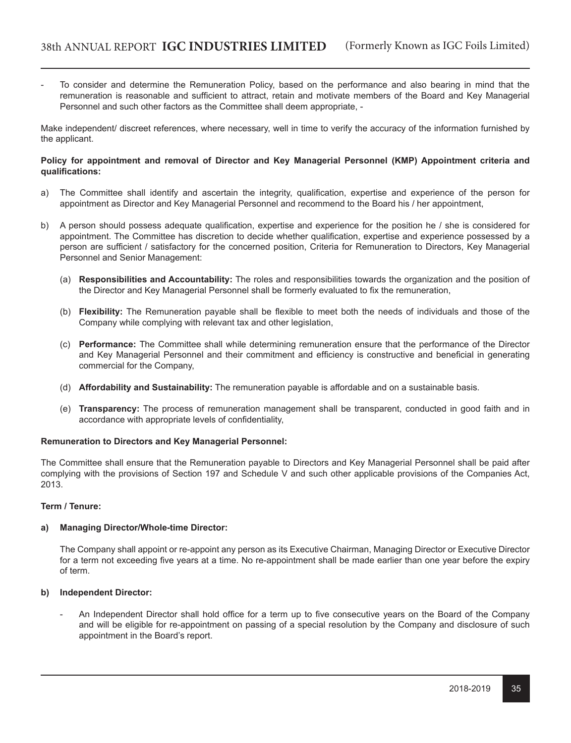- To consider and determine the Remuneration Policy, based on the performance and also bearing in mind that the remuneration is reasonable and sufficient to attract, retain and motivate members of the Board and Key Managerial Personnel and such other factors as the Committee shall deem appropriate, -

Make independent/ discreet references, where necessary, well in time to verify the accuracy of the information furnished by the applicant.

**Policy for appointment and removal of Director and Key Managerial Personnel (KMP) Appointment criteria and qualifications:**

a) The Committee shall identify and ascertain the integrity, qualification, expertise and experience of the person for appointment as Director and Key Managerial Personnel and recommend to the Board his / her appointment,

b) A person should possess adequate qualification, expertise and experience for the position he / she is considered for appointment. The Committee has discretion to decide whether qualification, expertise and experience possessed by a person are sufficient / satisfactory for the concerned position, Criteria for Remuneration to Directors, Key Managerial Personnel and Senior Management:

   (a) **Responsibilities and Accountability:** The roles and responsibilities towards the organization and the position of the Director and Key Managerial Personnel shall be formerly evaluated to fix the remuneration,

   (b) **Flexibility:** The Remuneration payable shall be flexible to meet both the needs of individuals and those of the Company while complying with relevant tax and other legislation,

   (c) **Performance:** The Committee shall while determining remuneration ensure that the performance of the Director and Key Managerial Personnel and their commitment and efficiency is constructive and beneficial in generating commercial for the Company,

   (d) **Affordability and Sustainability:** The remuneration payable is affordable and on a sustainable basis.

   (e) **Transparency:** The process of remuneration management shall be transparent, conducted in good faith and in accordance with appropriate levels of confidentiality,

**Remuneration to Directors and Key Managerial Personnel:**

The Committee shall ensure that the Remuneration payable to Directors and Key Managerial Personnel shall be paid after complying with the provisions of Section 197 and Schedule V and such other applicable provisions of the Companies Act, 2013.

**Term / Tenure:**

**a) Managing Director/Whole-time Director:**

The Company shall appoint or re-appoint any person as its Executive Chairman, Managing Director or Executive Director for a term not exceeding five years at a time. No re-appointment shall be made earlier than one year before the expiry of term.

**b) Independent Director:**

- An Independent Director shall hold office for a term up to five consecutive years on the Board of the Company and will be eligible for re-appointment on passing of a special resolution by the Company and disclosure of such appointment in the Board's report.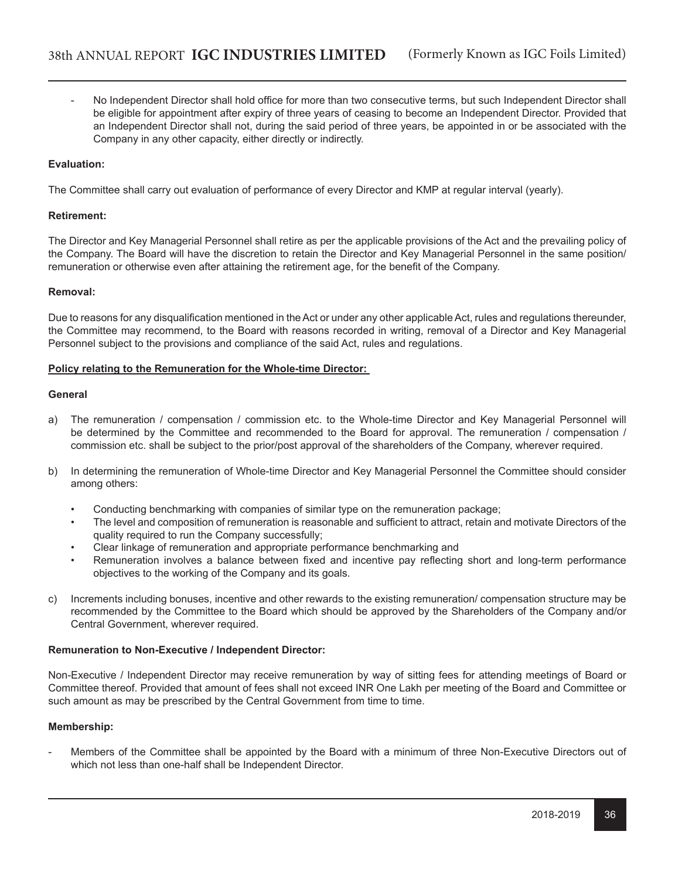- No Independent Director shall hold office for more than two consecutive terms, but such Independent Director shall be eligible for appointment after expiry of three years of ceasing to become an Independent Director. Provided that an Independent Director shall not, during the said period of three years, be appointed in or be associated with the Company in any other capacity, either directly or indirectly.

**Evaluation:**

The Committee shall carry out evaluation of performance of every Director and KMP at regular interval (yearly).

**Retirement:**

The Director and Key Managerial Personnel shall retire as per the applicable provisions of the Act and the prevailing policy of the Company. The Board will have the discretion to retain the Director and Key Managerial Personnel in the same position/ remuneration or otherwise even after attaining the retirement age, for the benefit of the Company.

**Removal:**

Due to reasons for any disqualification mentioned in the Act or under any other applicable Act, rules and regulations thereunder, the Committee may recommend, to the Board with reasons recorded in writing, removal of a Director and Key Managerial Personnel subject to the provisions and compliance of the said Act, rules and regulations.

**Policy relating to the Remuneration for the Whole-time Director:**

**General**

a) The remuneration / compensation / commission etc. to the Whole-time Director and Key Managerial Personnel will be determined by the Committee and recommended to the Board for approval. The remuneration / compensation / commission etc. shall be subject to the prior/post approval of the shareholders of the Company, wherever required.

b) In determining the remuneration of Whole-time Director and Key Managerial Personnel the Committee should consider among others:

   - Conducting benchmarking with companies of similar type on the remuneration package;
   - The level and composition of remuneration is reasonable and sufficient to attract, retain and motivate Directors of the quality required to run the Company successfully;
   - Clear linkage of remuneration and appropriate performance benchmarking and
   - Remuneration involves a balance between fixed and incentive pay reflecting short and long-term performance objectives to the working of the Company and its goals.

c) Increments including bonuses, incentive and other rewards to the existing remuneration/ compensation structure may be recommended by the Committee to the Board which should be approved by the Shareholders of the Company and/or Central Government, wherever required.

**Remuneration to Non-Executive / Independent Director:**

Non-Executive / Independent Director may receive remuneration by way of sitting fees for attending meetings of Board or Committee thereof. Provided that amount of fees shall not exceed INR One Lakh per meeting of the Board and Committee or such amount as may be prescribed by the Central Government from time to time.

**Membership:**

- Members of the Committee shall be appointed by the Board with a minimum of three Non-Executive Directors out of which not less than one-half shall be Independent Director.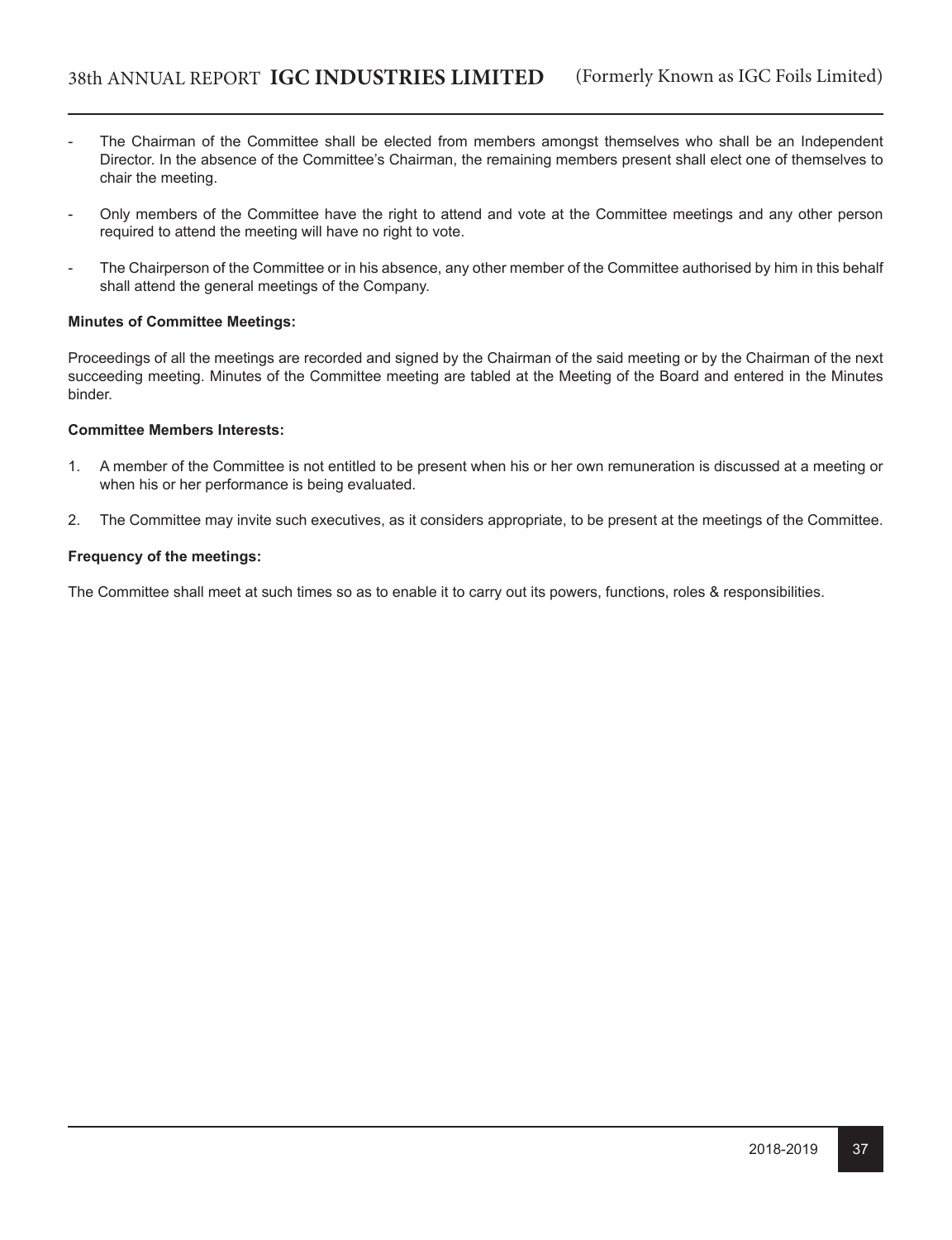- The Chairman of the Committee shall be elected from members amongst themselves who shall be an Independent Director. In the absence of the Committee's Chairman, the remaining members present shall elect one of themselves to chair the meeting.

- Only members of the Committee have the right to attend and vote at the Committee meetings and any other person required to attend the meeting will have no right to vote.

- The Chairperson of the Committee or in his absence, any other member of the Committee authorised by him in this behalf shall attend the general meetings of the Company.

**Minutes of Committee Meetings:**

Proceedings of all the meetings are recorded and signed by the Chairman of the said meeting or by the Chairman of the next succeeding meeting. Minutes of the Committee meeting are tabled at the Meeting of the Board and entered in the Minutes binder.

**Committee Members Interests:**

1. A member of the Committee is not entitled to be present when his or her own remuneration is discussed at a meeting or when his or her performance is being evaluated.

2. The Committee may invite such executives, as it considers appropriate, to be present at the meetings of the Committee.

**Frequency of the meetings:**

The Committee shall meet at such times so as to enable it to carry out its powers, functions, roles & responsibilities.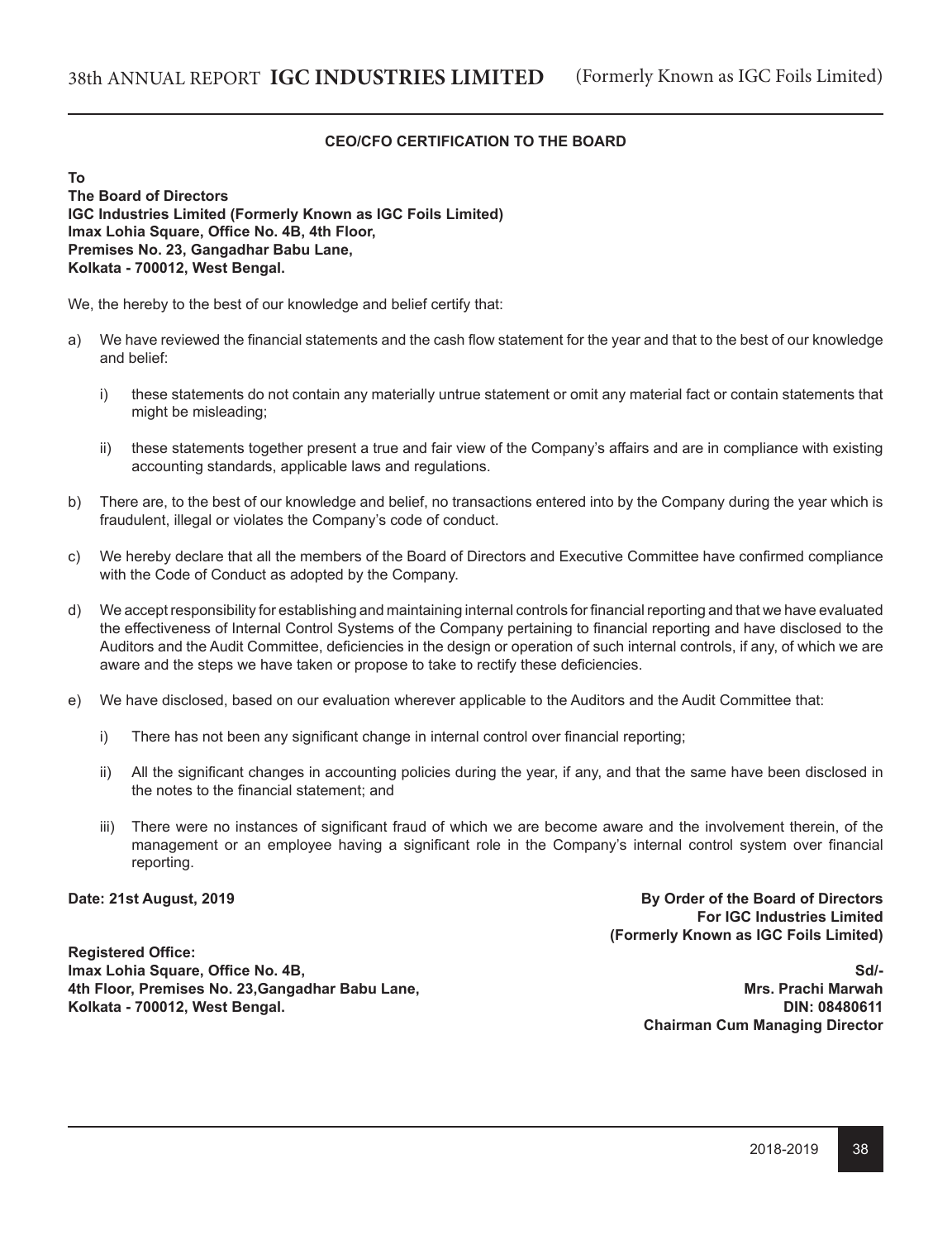## CEO/CFO CERTIFICATION TO THE BOARD

**To**
**The Board of Directors**
**IGC Industries Limited (Formerly Known as IGC Foils Limited)**
**Imax Lohia Square, Office No. 4B, 4th Floor,**
**Premises No. 23, Gangadhar Babu Lane,**
**Kolkata - 700012, West Bengal.**

We, the hereby to the best of our knowledge and belief certify that:

a) We have reviewed the financial statements and the cash flow statement for the year and that to the best of our knowledge and belief:

   i) these statements do not contain any materially untrue statement or omit any material fact or contain statements that might be misleading;

   ii) these statements together present a true and fair view of the Company's affairs and are in compliance with existing accounting standards, applicable laws and regulations.

b) There are, to the best of our knowledge and belief, no transactions entered into by the Company during the year which is fraudulent, illegal or violates the Company's code of conduct.

c) We hereby declare that all the members of the Board of Directors and Executive Committee have confirmed compliance with the Code of Conduct as adopted by the Company.

d) We accept responsibility for establishing and maintaining internal controls for financial reporting and that we have evaluated the effectiveness of Internal Control Systems of the Company pertaining to financial reporting and have disclosed to the Auditors and the Audit Committee, deficiencies in the design or operation of such internal controls, if any, of which we are aware and the steps we have taken or propose to take to rectify these deficiencies.

e) We have disclosed, based on our evaluation wherever applicable to the Auditors and the Audit Committee that:

   i) There has not been any significant change in internal control over financial reporting;

   ii) All the significant changes in accounting policies during the year, if any, and that the same have been disclosed in the notes to the financial statement; and

   iii) There were no instances of significant fraud of which we are become aware and the involvement therein, of the management or an employee having a significant role in the Company's internal control system over financial reporting.

**Date: 21st August, 2019**

**By Order of the Board of Directors**
**For IGC Industries Limited**
**(Formerly Known as IGC Foils Limited)**

**Registered Office:**
**Imax Lohia Square, Office No. 4B,**
**4th Floor, Premises No. 23,Gangadhar Babu Lane,**
**Kolkata - 700012, West Bengal.**

**Sd/-**
**Mrs. Prachi Marwah**
**DIN: 08480611**
**Chairman Cum Managing Director**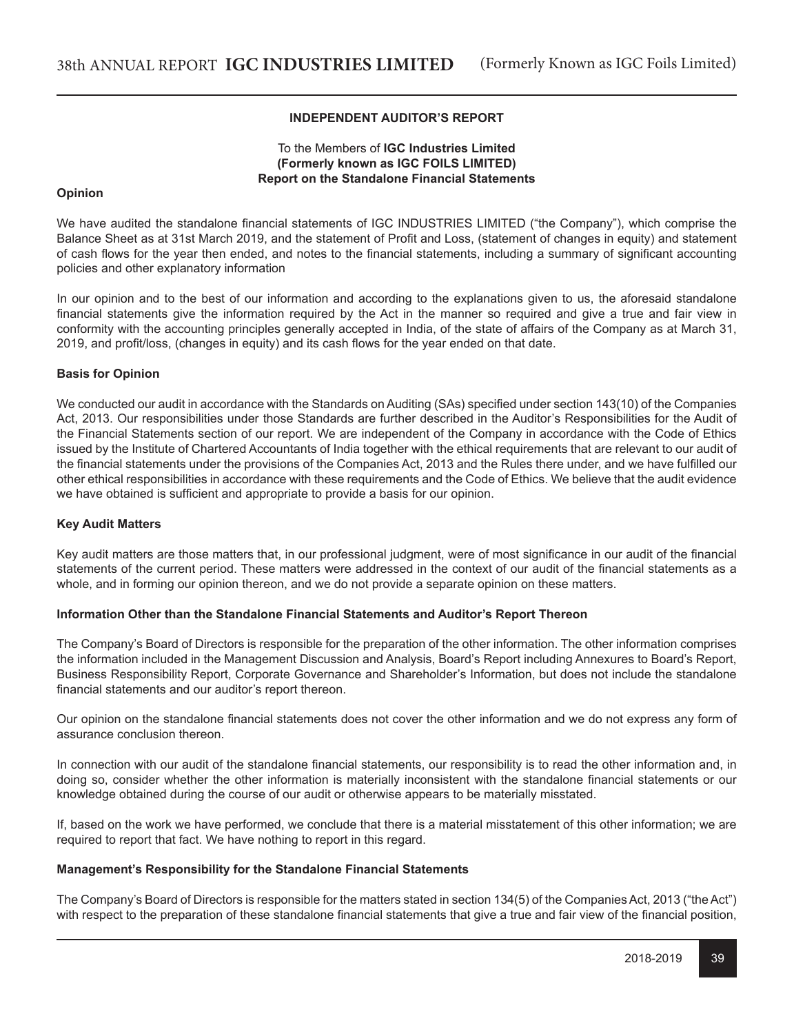## INDEPENDENT AUDITOR'S REPORT

To the Members of **IGC Industries Limited**
**(Formerly known as IGC FOILS LIMITED)**
**Report on the Standalone Financial Statements**

### Opinion

We have audited the standalone financial statements of IGC INDUSTRIES LIMITED ("the Company"), which comprise the Balance Sheet as at 31st March 2019, and the statement of Profit and Loss, (statement of changes in equity) and statement of cash flows for the year then ended, and notes to the financial statements, including a summary of significant accounting policies and other explanatory information

In our opinion and to the best of our information and according to the explanations given to us, the aforesaid standalone financial statements give the information required by the Act in the manner so required and give a true and fair view in conformity with the accounting principles generally accepted in India, of the state of affairs of the Company as at March 31, 2019, and profit/loss, (changes in equity) and its cash flows for the year ended on that date.

### Basis for Opinion

We conducted our audit in accordance with the Standards on Auditing (SAs) specified under section 143(10) of the Companies Act, 2013. Our responsibilities under those Standards are further described in the Auditor's Responsibilities for the Audit of the Financial Statements section of our report. We are independent of the Company in accordance with the Code of Ethics issued by the Institute of Chartered Accountants of India together with the ethical requirements that are relevant to our audit of the financial statements under the provisions of the Companies Act, 2013 and the Rules there under, and we have fulfilled our other ethical responsibilities in accordance with these requirements and the Code of Ethics. We believe that the audit evidence we have obtained is sufficient and appropriate to provide a basis for our opinion.

### Key Audit Matters

Key audit matters are those matters that, in our professional judgment, were of most significance in our audit of the financial statements of the current period. These matters were addressed in the context of our audit of the financial statements as a whole, and in forming our opinion thereon, and we do not provide a separate opinion on these matters.

### Information Other than the Standalone Financial Statements and Auditor's Report Thereon

The Company's Board of Directors is responsible for the preparation of the other information. The other information comprises the information included in the Management Discussion and Analysis, Board's Report including Annexures to Board's Report, Business Responsibility Report, Corporate Governance and Shareholder's Information, but does not include the standalone financial statements and our auditor's report thereon.

Our opinion on the standalone financial statements does not cover the other information and we do not express any form of assurance conclusion thereon.

In connection with our audit of the standalone financial statements, our responsibility is to read the other information and, in doing so, consider whether the other information is materially inconsistent with the standalone financial statements or our knowledge obtained during the course of our audit or otherwise appears to be materially misstated.

If, based on the work we have performed, we conclude that there is a material misstatement of this other information; we are required to report that fact. We have nothing to report in this regard.

### Management's Responsibility for the Standalone Financial Statements

The Company's Board of Directors is responsible for the matters stated in section 134(5) of the Companies Act, 2013 ("the Act") with respect to the preparation of these standalone financial statements that give a true and fair view of the financial position,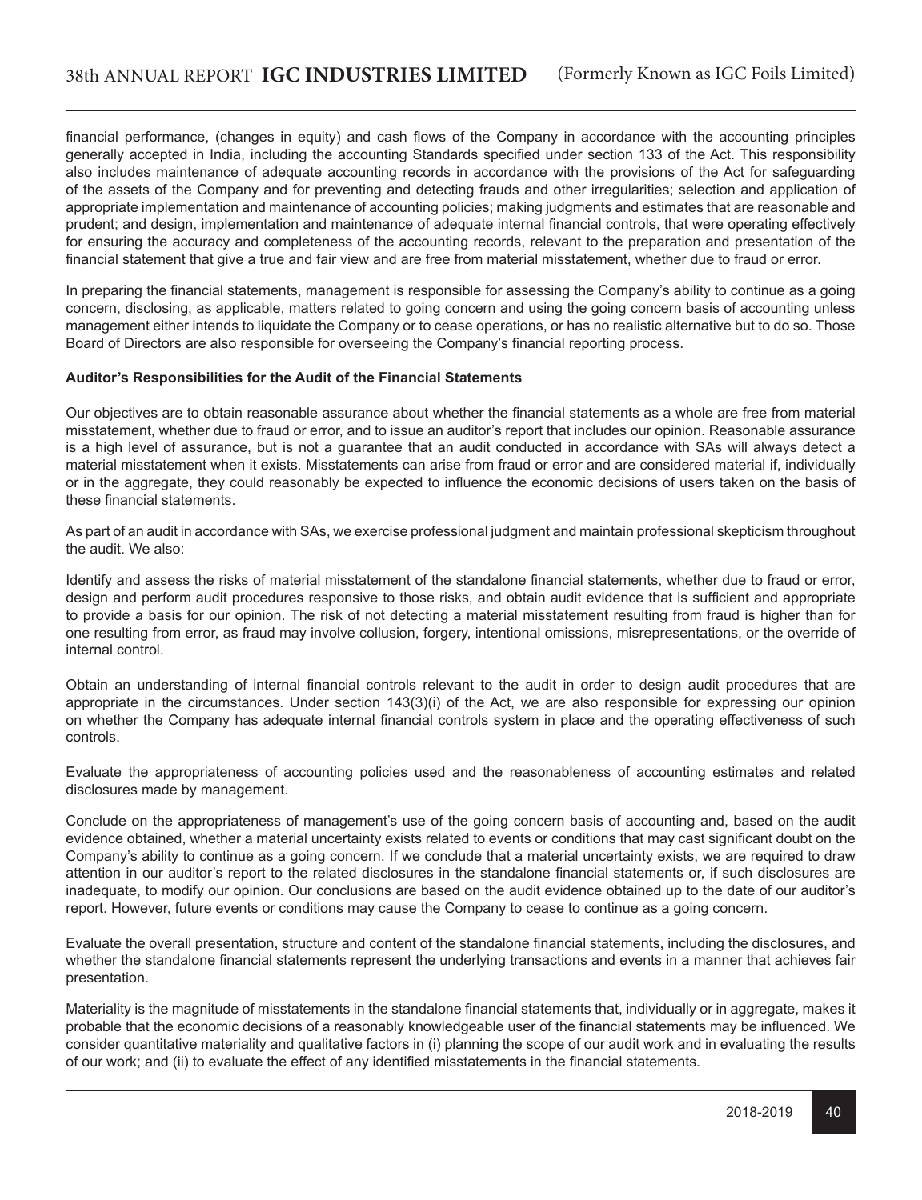financial performance, (changes in equity) and cash flows of the Company in accordance with the accounting principles generally accepted in India, including the accounting Standards specified under section 133 of the Act. This responsibility also includes maintenance of adequate accounting records in accordance with the provisions of the Act for safeguarding of the assets of the Company and for preventing and detecting frauds and other irregularities; selection and application of appropriate implementation and maintenance of accounting policies; making judgments and estimates that are reasonable and prudent; and design, implementation and maintenance of adequate internal financial controls, that were operating effectively for ensuring the accuracy and completeness of the accounting records, relevant to the preparation and presentation of the financial statement that give a true and fair view and are free from material misstatement, whether due to fraud or error.

In preparing the financial statements, management is responsible for assessing the Company's ability to continue as a going concern, disclosing, as applicable, matters related to going concern and using the going concern basis of accounting unless management either intends to liquidate the Company or to cease operations, or has no realistic alternative but to do so. Those Board of Directors are also responsible for overseeing the Company's financial reporting process.

**Auditor's Responsibilities for the Audit of the Financial Statements**

Our objectives are to obtain reasonable assurance about whether the financial statements as a whole are free from material misstatement, whether due to fraud or error, and to issue an auditor's report that includes our opinion. Reasonable assurance is a high level of assurance, but is not a guarantee that an audit conducted in accordance with SAs will always detect a material misstatement when it exists. Misstatements can arise from fraud or error and are considered material if, individually or in the aggregate, they could reasonably be expected to influence the economic decisions of users taken on the basis of these financial statements.

As part of an audit in accordance with SAs, we exercise professional judgment and maintain professional skepticism throughout the audit. We also:

Identify and assess the risks of material misstatement of the standalone financial statements, whether due to fraud or error, design and perform audit procedures responsive to those risks, and obtain audit evidence that is sufficient and appropriate to provide a basis for our opinion. The risk of not detecting a material misstatement resulting from fraud is higher than for one resulting from error, as fraud may involve collusion, forgery, intentional omissions, misrepresentations, or the override of internal control.

Obtain an understanding of internal financial controls relevant to the audit in order to design audit procedures that are appropriate in the circumstances. Under section 143(3)(i) of the Act, we are also responsible for expressing our opinion on whether the Company has adequate internal financial controls system in place and the operating effectiveness of such controls.

Evaluate the appropriateness of accounting policies used and the reasonableness of accounting estimates and related disclosures made by management.

Conclude on the appropriateness of management's use of the going concern basis of accounting and, based on the audit evidence obtained, whether a material uncertainty exists related to events or conditions that may cast significant doubt on the Company's ability to continue as a going concern. If we conclude that a material uncertainty exists, we are required to draw attention in our auditor's report to the related disclosures in the standalone financial statements or, if such disclosures are inadequate, to modify our opinion. Our conclusions are based on the audit evidence obtained up to the date of our auditor's report. However, future events or conditions may cause the Company to cease to continue as a going concern.

Evaluate the overall presentation, structure and content of the standalone financial statements, including the disclosures, and whether the standalone financial statements represent the underlying transactions and events in a manner that achieves fair presentation.

Materiality is the magnitude of misstatements in the standalone financial statements that, individually or in aggregate, makes it probable that the economic decisions of a reasonably knowledgeable user of the financial statements may be influenced. We consider quantitative materiality and qualitative factors in (i) planning the scope of our audit work and in evaluating the results of our work; and (ii) to evaluate the effect of any identified misstatements in the financial statements.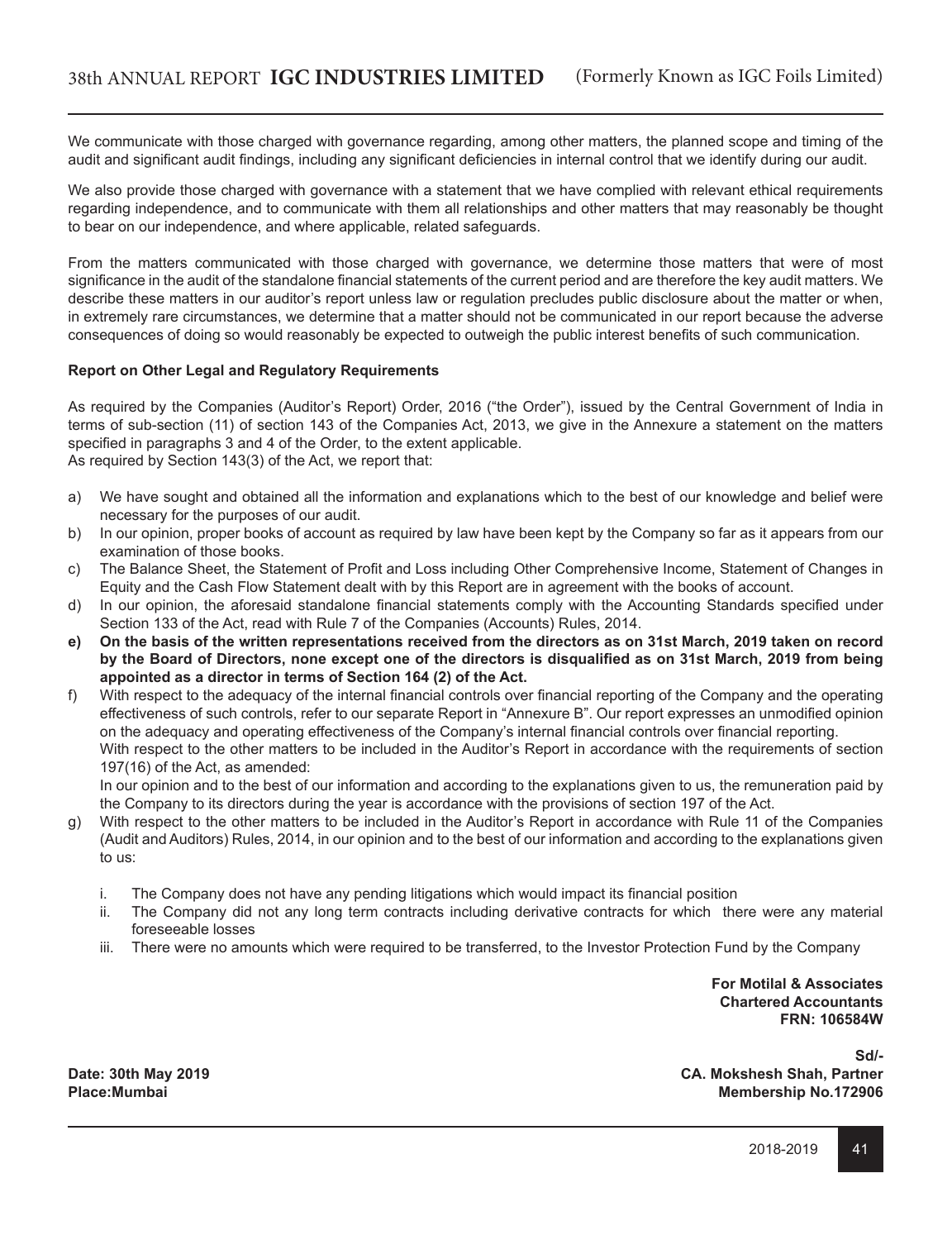We communicate with those charged with governance regarding, among other matters, the planned scope and timing of the audit and significant audit findings, including any significant deficiencies in internal control that we identify during our audit.

We also provide those charged with governance with a statement that we have complied with relevant ethical requirements regarding independence, and to communicate with them all relationships and other matters that may reasonably be thought to bear on our independence, and where applicable, related safeguards.

From the matters communicated with those charged with governance, we determine those matters that were of most significance in the audit of the standalone financial statements of the current period and are therefore the key audit matters. We describe these matters in our auditor's report unless law or regulation precludes public disclosure about the matter or when, in extremely rare circumstances, we determine that a matter should not be communicated in our report because the adverse consequences of doing so would reasonably be expected to outweigh the public interest benefits of such communication.

**Report on Other Legal and Regulatory Requirements**

As required by the Companies (Auditor's Report) Order, 2016 ("the Order"), issued by the Central Government of India in terms of sub-section (11) of section 143 of the Companies Act, 2013, we give in the Annexure a statement on the matters specified in paragraphs 3 and 4 of the Order, to the extent applicable.
As required by Section 143(3) of the Act, we report that:

a) We have sought and obtained all the information and explanations which to the best of our knowledge and belief were necessary for the purposes of our audit.
b) In our opinion, proper books of account as required by law have been kept by the Company so far as it appears from our examination of those books.
c) The Balance Sheet, the Statement of Profit and Loss including Other Comprehensive Income, Statement of Changes in Equity and the Cash Flow Statement dealt with by this Report are in agreement with the books of account.
d) In our opinion, the aforesaid standalone financial statements comply with the Accounting Standards specified under Section 133 of the Act, read with Rule 7 of the Companies (Accounts) Rules, 2014.
e) **On the basis of the written representations received from the directors as on 31st March, 2019 taken on record by the Board of Directors, none except one of the directors is disqualified as on 31st March, 2019 from being appointed as a director in terms of Section 164 (2) of the Act.**
f) With respect to the adequacy of the internal financial controls over financial reporting of the Company and the operating effectiveness of such controls, refer to our separate Report in "Annexure B". Our report expresses an unmodified opinion on the adequacy and operating effectiveness of the Company's internal financial controls over financial reporting.
   With respect to the other matters to be included in the Auditor's Report in accordance with the requirements of section 197(16) of the Act, as amended:
   In our opinion and to the best of our information and according to the explanations given to us, the remuneration paid by the Company to its directors during the year is accordance with the provisions of section 197 of the Act.
g) With respect to the other matters to be included in the Auditor's Report in accordance with Rule 11 of the Companies (Audit and Auditors) Rules, 2014, in our opinion and to the best of our information and according to the explanations given to us:

   i. The Company does not have any pending litigations which would impact its financial position
   ii. The Company did not any long term contracts including derivative contracts for which there were any material foreseeable losses
   iii. There were no amounts which were required to be transferred, to the Investor Protection Fund by the Company

**For Motilal & Associates**
**Chartered Accountants**
**FRN: 106584W**

**Sd/-**
**CA. Mokshesh Shah, Partner**
**Membership No.172906**

**Date: 30th May 2019**
**Place:Mumbai**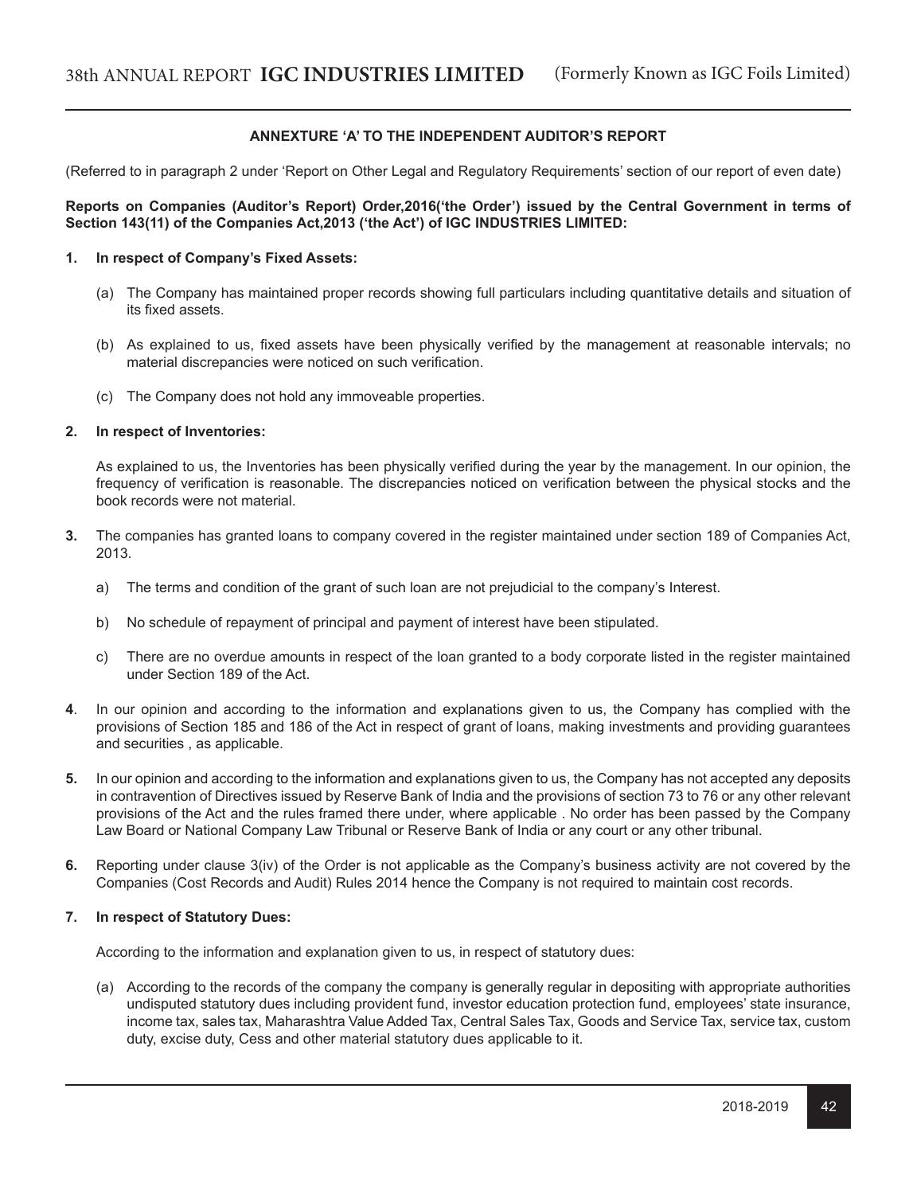## ANNEXTURE 'A' TO THE INDEPENDENT AUDITOR'S REPORT

(Referred to in paragraph 2 under 'Report on Other Legal and Regulatory Requirements' section of our report of even date)

**Reports on Companies (Auditor's Report) Order,2016('the Order') issued by the Central Government in terms of Section 143(11) of the Companies Act,2013 ('the Act') of IGC INDUSTRIES LIMITED:**

**1. In respect of Company's Fixed Assets:**

(a) The Company has maintained proper records showing full particulars including quantitative details and situation of its fixed assets.

(b) As explained to us, fixed assets have been physically verified by the management at reasonable intervals; no material discrepancies were noticed on such verification.

(c) The Company does not hold any immoveable properties.

**2. In respect of Inventories:**

As explained to us, the Inventories has been physically verified during the year by the management. In our opinion, the frequency of verification is reasonable. The discrepancies noticed on verification between the physical stocks and the book records were not material.

**3.** The companies has granted loans to company covered in the register maintained under section 189 of Companies Act, 2013.

a) The terms and condition of the grant of such loan are not prejudicial to the company's Interest.

b) No schedule of repayment of principal and payment of interest have been stipulated.

c) There are no overdue amounts in respect of the loan granted to a body corporate listed in the register maintained under Section 189 of the Act.

**4**. In our opinion and according to the information and explanations given to us, the Company has complied with the provisions of Section 185 and 186 of the Act in respect of grant of loans, making investments and providing guarantees and securities , as applicable.

**5.** In our opinion and according to the information and explanations given to us, the Company has not accepted any deposits in contravention of Directives issued by Reserve Bank of India and the provisions of section 73 to 76 or any other relevant provisions of the Act and the rules framed there under, where applicable . No order has been passed by the Company Law Board or National Company Law Tribunal or Reserve Bank of India or any court or any other tribunal.

**6.** Reporting under clause 3(iv) of the Order is not applicable as the Company's business activity are not covered by the Companies (Cost Records and Audit) Rules 2014 hence the Company is not required to maintain cost records.

**7. In respect of Statutory Dues:**

According to the information and explanation given to us, in respect of statutory dues:

(a) According to the records of the company the company is generally regular in depositing with appropriate authorities undisputed statutory dues including provident fund, investor education protection fund, employees' state insurance, income tax, sales tax, Maharashtra Value Added Tax, Central Sales Tax, Goods and Service Tax, service tax, custom duty, excise duty, Cess and other material statutory dues applicable to it.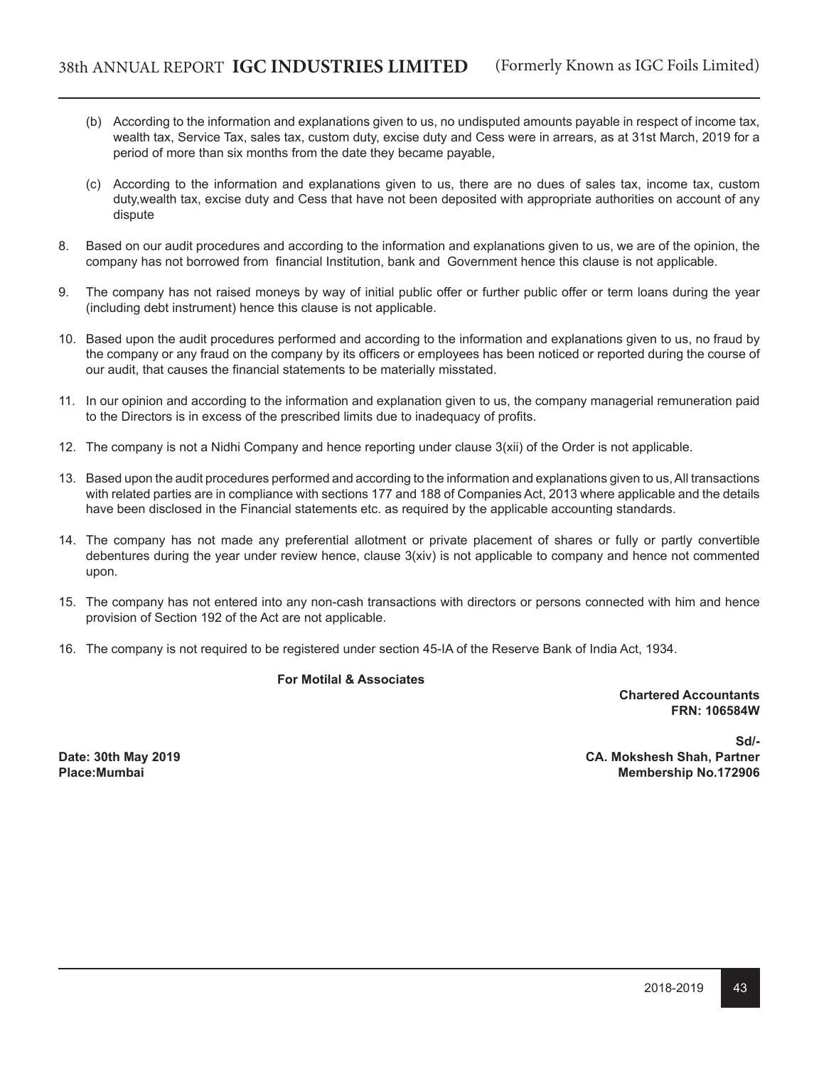(b) According to the information and explanations given to us, no undisputed amounts payable in respect of income tax, wealth tax, Service Tax, sales tax, custom duty, excise duty and Cess were in arrears, as at 31st March, 2019 for a period of more than six months from the date they became payable,

(c) According to the information and explanations given to us, there are no dues of sales tax, income tax, custom duty,wealth tax, excise duty and Cess that have not been deposited with appropriate authorities on account of any dispute

8. Based on our audit procedures and according to the information and explanations given to us, we are of the opinion, the company has not borrowed from financial Institution, bank and Government hence this clause is not applicable.

9. The company has not raised moneys by way of initial public offer or further public offer or term loans during the year (including debt instrument) hence this clause is not applicable.

10. Based upon the audit procedures performed and according to the information and explanations given to us, no fraud by the company or any fraud on the company by its officers or employees has been noticed or reported during the course of our audit, that causes the financial statements to be materially misstated.

11. In our opinion and according to the information and explanation given to us, the company managerial remuneration paid to the Directors is in excess of the prescribed limits due to inadequacy of profits.

12. The company is not a Nidhi Company and hence reporting under clause 3(xii) of the Order is not applicable.

13. Based upon the audit procedures performed and according to the information and explanations given to us, All transactions with related parties are in compliance with sections 177 and 188 of Companies Act, 2013 where applicable and the details have been disclosed in the Financial statements etc. as required by the applicable accounting standards.

14. The company has not made any preferential allotment or private placement of shares or fully or partly convertible debentures during the year under review hence, clause 3(xiv) is not applicable to company and hence not commented upon.

15. The company has not entered into any non-cash transactions with directors or persons connected with him and hence provision of Section 192 of the Act are not applicable.

16. The company is not required to be registered under section 45-IA of the Reserve Bank of India Act, 1934.

**For Motilal & Associates**

**Chartered Accountants**
**FRN: 106584W**

**Sd/-**
**CA. Mokshesh Shah, Partner**
**Membership No.172906**

**Date: 30th May 2019**
**Place:Mumbai**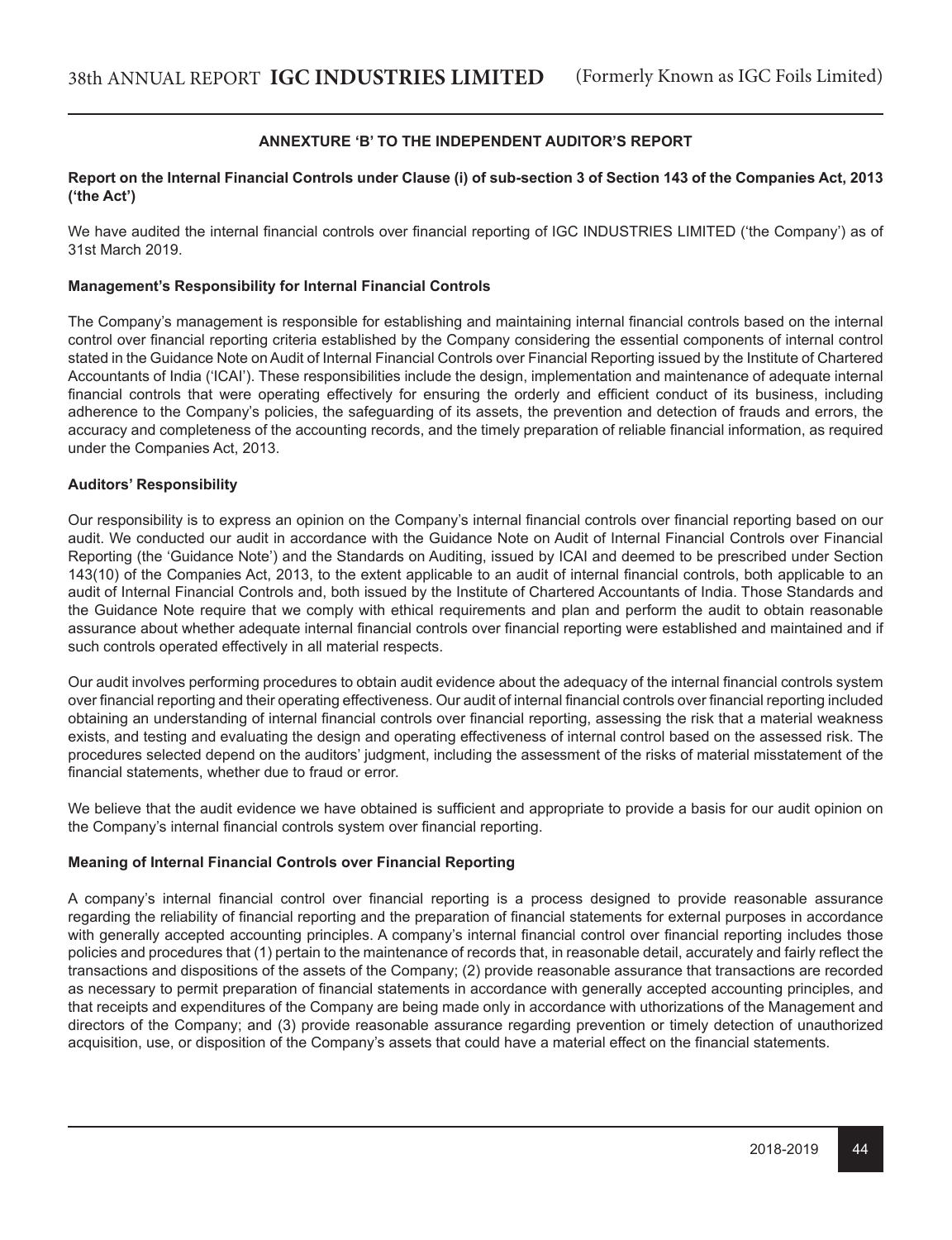## ANNEXTURE 'B' TO THE INDEPENDENT AUDITOR'S REPORT

**Report on the Internal Financial Controls under Clause (i) of sub-section 3 of Section 143 of the Companies Act, 2013 ('the Act')**

We have audited the internal financial controls over financial reporting of IGC INDUSTRIES LIMITED ('the Company') as of 31st March 2019.

**Management's Responsibility for Internal Financial Controls**

The Company's management is responsible for establishing and maintaining internal financial controls based on the internal control over financial reporting criteria established by the Company considering the essential components of internal control stated in the Guidance Note on Audit of Internal Financial Controls over Financial Reporting issued by the Institute of Chartered Accountants of India ('ICAI'). These responsibilities include the design, implementation and maintenance of adequate internal financial controls that were operating effectively for ensuring the orderly and efficient conduct of its business, including adherence to the Company's policies, the safeguarding of its assets, the prevention and detection of frauds and errors, the accuracy and completeness of the accounting records, and the timely preparation of reliable financial information, as required under the Companies Act, 2013.

**Auditors' Responsibility**

Our responsibility is to express an opinion on the Company's internal financial controls over financial reporting based on our audit. We conducted our audit in accordance with the Guidance Note on Audit of Internal Financial Controls over Financial Reporting (the 'Guidance Note') and the Standards on Auditing, issued by ICAI and deemed to be prescribed under Section 143(10) of the Companies Act, 2013, to the extent applicable to an audit of internal financial controls, both applicable to an audit of Internal Financial Controls and, both issued by the Institute of Chartered Accountants of India. Those Standards and the Guidance Note require that we comply with ethical requirements and plan and perform the audit to obtain reasonable assurance about whether adequate internal financial controls over financial reporting were established and maintained and if such controls operated effectively in all material respects.

Our audit involves performing procedures to obtain audit evidence about the adequacy of the internal financial controls system over financial reporting and their operating effectiveness. Our audit of internal financial controls over financial reporting included obtaining an understanding of internal financial controls over financial reporting, assessing the risk that a material weakness exists, and testing and evaluating the design and operating effectiveness of internal control based on the assessed risk. The procedures selected depend on the auditors' judgment, including the assessment of the risks of material misstatement of the financial statements, whether due to fraud or error.

We believe that the audit evidence we have obtained is sufficient and appropriate to provide a basis for our audit opinion on the Company's internal financial controls system over financial reporting.

**Meaning of Internal Financial Controls over Financial Reporting**

A company's internal financial control over financial reporting is a process designed to provide reasonable assurance regarding the reliability of financial reporting and the preparation of financial statements for external purposes in accordance with generally accepted accounting principles. A company's internal financial control over financial reporting includes those policies and procedures that (1) pertain to the maintenance of records that, in reasonable detail, accurately and fairly reflect the transactions and dispositions of the assets of the Company; (2) provide reasonable assurance that transactions are recorded as necessary to permit preparation of financial statements in accordance with generally accepted accounting principles, and that receipts and expenditures of the Company are being made only in accordance with uthorizations of the Management and directors of the Company; and (3) provide reasonable assurance regarding prevention or timely detection of unauthorized acquisition, use, or disposition of the Company's assets that could have a material effect on the financial statements.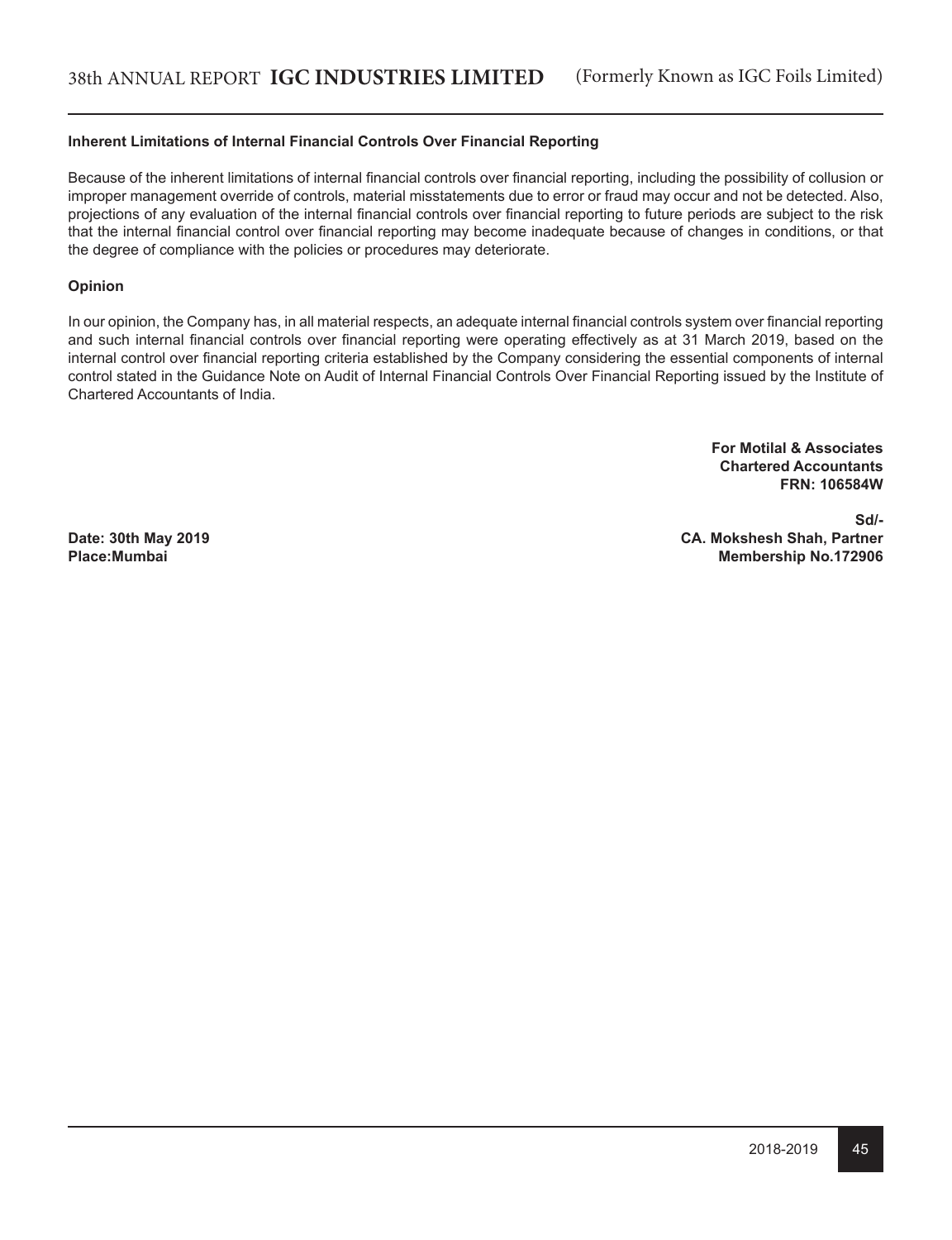**Inherent Limitations of Internal Financial Controls Over Financial Reporting**

Because of the inherent limitations of internal financial controls over financial reporting, including the possibility of collusion or improper management override of controls, material misstatements due to error or fraud may occur and not be detected. Also, projections of any evaluation of the internal financial controls over financial reporting to future periods are subject to the risk that the internal financial control over financial reporting may become inadequate because of changes in conditions, or that the degree of compliance with the policies or procedures may deteriorate.

**Opinion**

In our opinion, the Company has, in all material respects, an adequate internal financial controls system over financial reporting and such internal financial controls over financial reporting were operating effectively as at 31 March 2019, based on the internal control over financial reporting criteria established by the Company considering the essential components of internal control stated in the Guidance Note on Audit of Internal Financial Controls Over Financial Reporting issued by the Institute of Chartered Accountants of India.

**For Motilal & Associates**
**Chartered Accountants**
**FRN: 106584W**

**Sd/-**
**CA. Mokshesh Shah, Partner**
**Membership No.172906**

**Date: 30th May 2019**
**Place:Mumbai**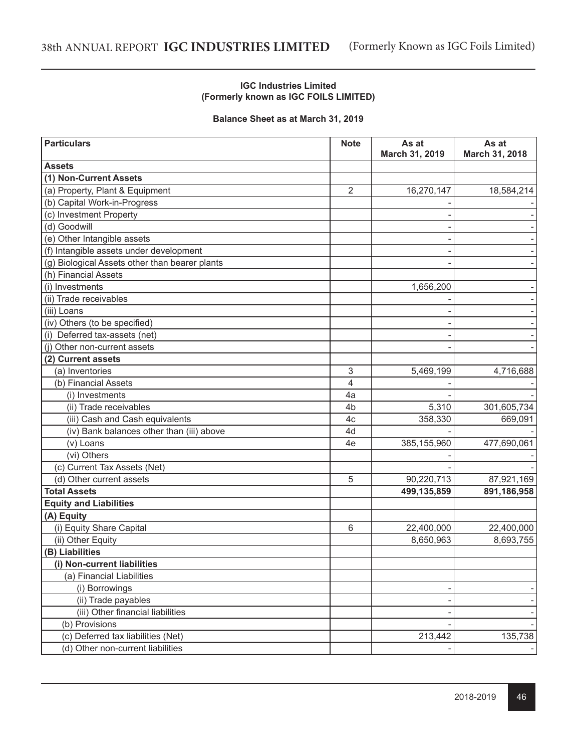**IGC Industries Limited**
**(Formerly known as IGC FOILS LIMITED)**

**Balance Sheet as at March 31, 2019**

| Particulars | Note | As at March 31, 2019 | As at March 31, 2018 |
|---|---|---|---|
| **Assets** | | | |
| **(1) Non-Current Assets** | | | |
| (a) Property, Plant & Equipment | 2 | 16,270,147 | 18,584,214 |
| (b) Capital Work-in-Progress | | - | - |
| (c) Investment Property | | - | - |
| (d) Goodwill | | - | - |
| (e) Other Intangible assets | | - | - |
| (f) Intangible assets under development | | - | - |
| (g) Biological Assets other than bearer plants | | - | - |
| (h) Financial Assets | | | |
| (i) Investments | | 1,656,200 | - |
| (ii) Trade receivables | | - | - |
| (iii) Loans | | - | - |
| (iv) Others (to be specified) | | - | - |
| (i) Deferred tax-assets (net) | | - | - |
| (j) Other non-current assets | | - | - |
| **(2) Current assets** | | | |
| (a) Inventories | 3 | 5,469,199 | 4,716,688 |
| (b) Financial Assets | 4 | - | - |
| (i) Investments | 4a | - | - |
| (ii) Trade receivables | 4b | 5,310 | 301,605,734 |
| (iii) Cash and Cash equivalents | 4c | 358,330 | 669,091 |
| (iv) Bank balances other than (iii) above | 4d | - | - |
| (v) Loans | 4e | 385,155,960 | 477,690,061 |
| (vi) Others | | - | - |
| (c) Current Tax Assets (Net) | | - | - |
| (d) Other current assets | 5 | 90,220,713 | 87,921,169 |
| **Total Assets** | | **499,135,859** | **891,186,958** |
| **Equity and Liabilities** | | | |
| **(A) Equity** | | | |
| (i) Equity Share Capital | 6 | 22,400,000 | 22,400,000 |
| (ii) Other Equity | | 8,650,963 | 8,693,755 |
| **(B) Liabilities** | | | |
| **(i) Non-current liabilities** | | | |
| (a) Financial Liabilities | | | |
| (i) Borrowings | | - | - |
| (ii) Trade payables | | - | - |
| (iii) Other financial liabilities | | - | - |
| (b) Provisions | | - | - |
| (c) Deferred tax liabilities (Net) | | 213,442 | 135,738 |
| (d) Other non-current liabilities | | - | - |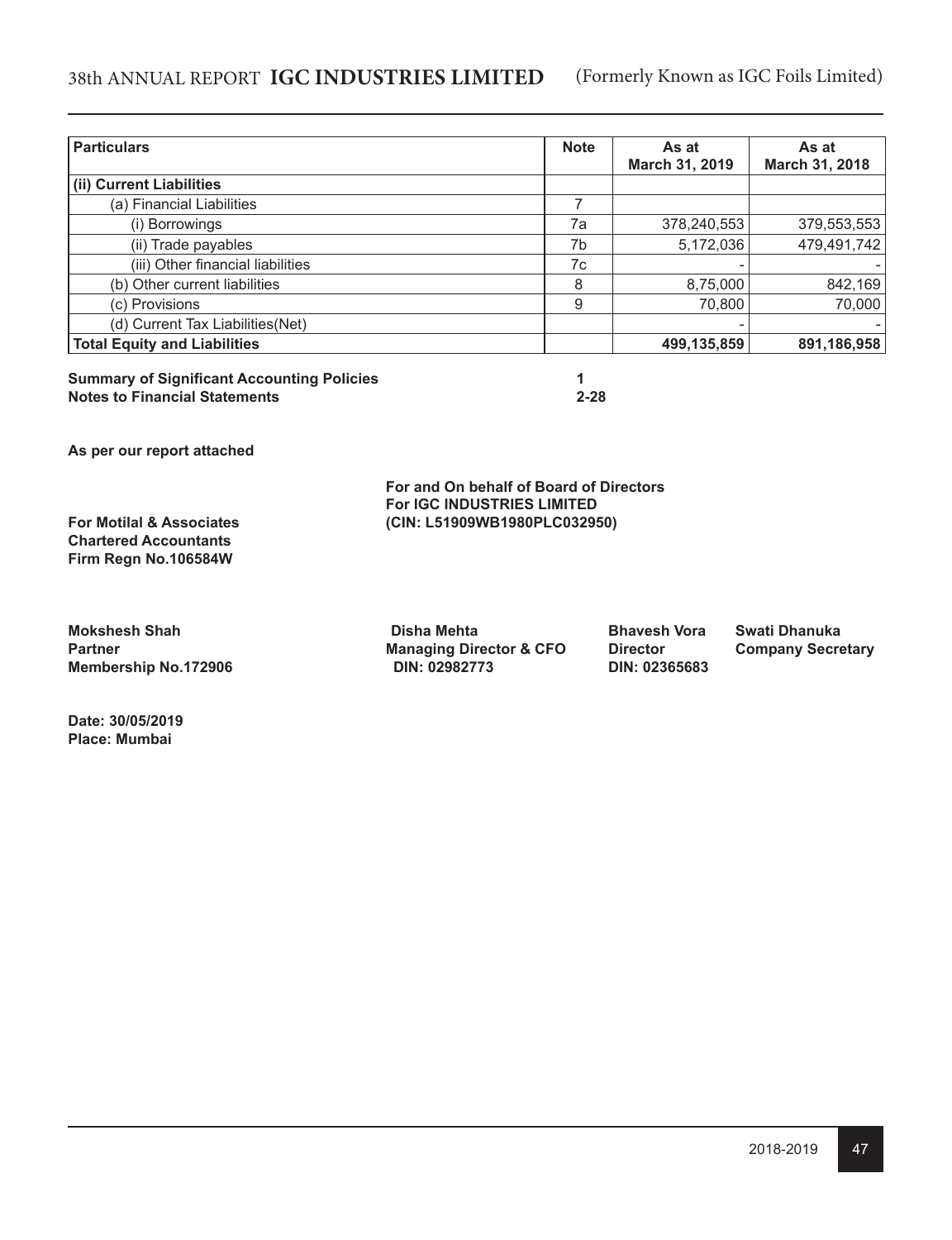| Particulars | Note | As at March 31, 2019 | As at March 31, 2018 |
|---|---|---|---|
| **(ii) Current Liabilities** | | | |
| (a) Financial Liabilities | 7 | | |
| (i) Borrowings | 7a | 378,240,553 | 379,553,553 |
| (ii) Trade payables | 7b | 5,172,036 | 479,491,742 |
| (iii) Other financial liabilities | 7c | - | - |
| (b) Other current liabilities | 8 | 8,75,000 | 842,169 |
| (c) Provisions | 9 | 70,800 | 70,000 |
| (d) Current Tax Liabilities(Net) | | - | - |
| **Total Equity and Liabilities** | | **499,135,859** | **891,186,958** |

**Summary of Significant Accounting Policies** **1**

**Notes to Financial Statements** **2-28**

**As per our report attached**

**For Motilal & Associates**
**Chartered Accountants**
**Firm Regn No.106584W**

**For and On behalf of Board of Directors**
**For IGC INDUSTRIES LIMITED**
**(CIN: L51909WB1980PLC032950)**

**Mokshesh Shah**
**Partner**
**Membership No.172906**

**Disha Mehta**
**Managing Director & CFO**
**DIN: 02982773**

**Bhavesh Vora**
**Director**
**DIN: 02365683**

**Swati Dhanuka**
**Company Secretary**

**Date: 30/05/2019**
**Place: Mumbai**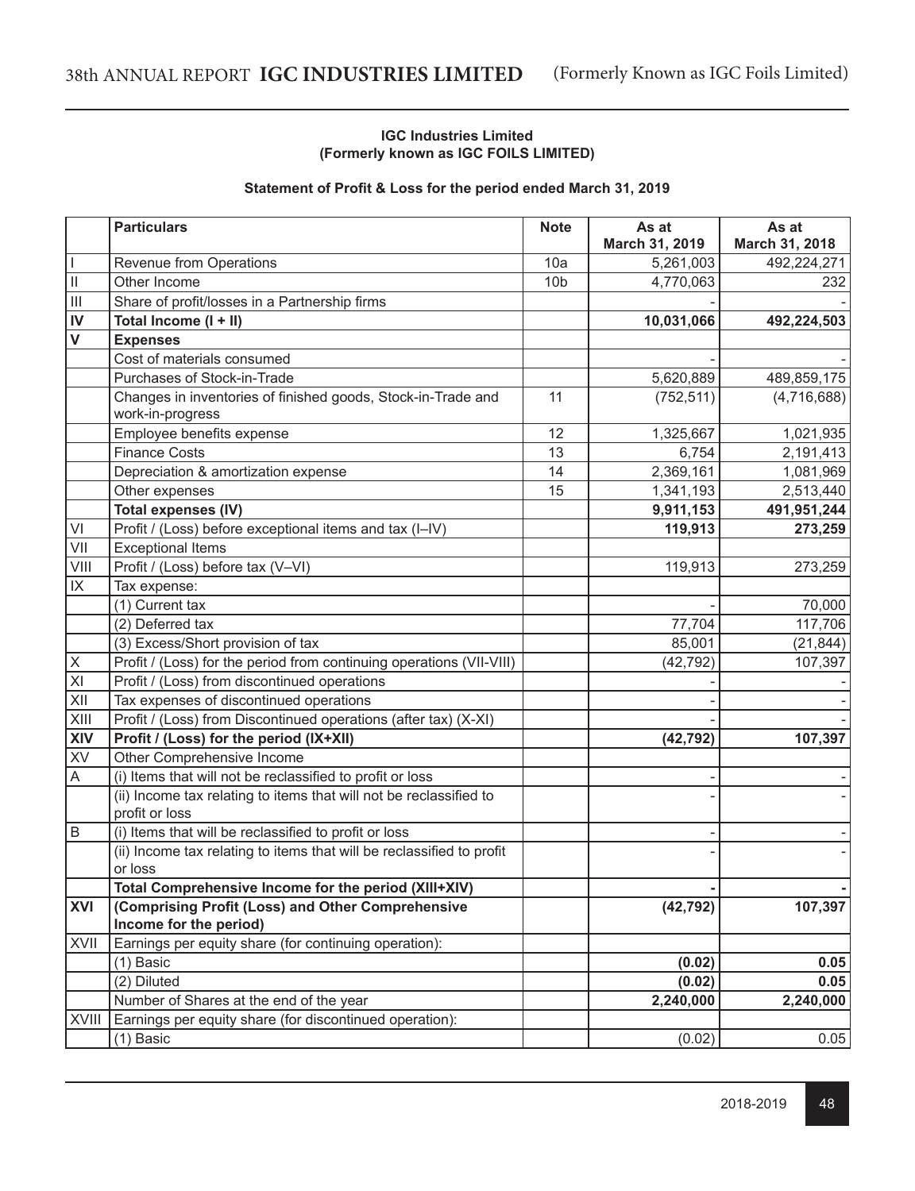**IGC Industries Limited**
**(Formerly known as IGC FOILS LIMITED)**

**Statement of Profit & Loss for the period ended March 31, 2019**

| | **Particulars** | **Note** | **As at March 31, 2019** | **As at March 31, 2018** |
|---|---|---|---|---|
| I | Revenue from Operations | 10a | 5,261,003 | 492,224,271 |
| II | Other Income | 10b | 4,770,063 | 232 |
| III | Share of profit/losses in a Partnership firms | | - | - |
| **IV** | **Total Income (I + II)** | | **10,031,066** | **492,224,503** |
| **V** | **Expenses** | | | |
| | Cost of materials consumed | | - | - |
| | Purchases of Stock-in-Trade | | 5,620,889 | 489,859,175 |
| | Changes in inventories of finished goods, Stock-in-Trade and work-in-progress | 11 | (752,511) | (4,716,688) |
| | Employee benefits expense | 12 | 1,325,667 | 1,021,935 |
| | Finance Costs | 13 | 6,754 | 2,191,413 |
| | Depreciation & amortization expense | 14 | 2,369,161 | 1,081,969 |
| | Other expenses | 15 | 1,341,193 | 2,513,440 |
| | **Total expenses (IV)** | | **9,911,153** | **491,951,244** |
| VI | Profit / (Loss) before exceptional items and tax (I–IV) | | **119,913** | **273,259** |
| VII | Exceptional Items | | | |
| VIII | Profit / (Loss) before tax (V–VI) | | 119,913 | 273,259 |
| IX | Tax expense: | | | |
| | (1) Current tax | | - | 70,000 |
| | (2) Deferred tax | | 77,704 | 117,706 |
| | (3) Excess/Short provision of tax | | 85,001 | (21,844) |
| X | Profit / (Loss) for the period from continuing operations (VII-VIII) | | (42,792) | 107,397 |
| XI | Profit / (Loss) from discontinued operations | | - | - |
| XII | Tax expenses of discontinued operations | | - | - |
| XIII | Profit / (Loss) from Discontinued operations (after tax) (X-XI) | | - | - |
| **XIV** | **Profit / (Loss) for the period (IX+XII)** | | **(42,792)** | **107,397** |
| XV | Other Comprehensive Income | | | |
| A | (i) Items that will not be reclassified to profit or loss | | - | - |
| | (ii) Income tax relating to items that will not be reclassified to profit or loss | | - | - |
| B | (i) Items that will be reclassified to profit or loss | | - | - |
| | (ii) Income tax relating to items that will be reclassified to profit or loss | | - | - |
| | **Total Comprehensive Income for the period (XIII+XIV)** | | **-** | **-** |
| **XVI** | **(Comprising Profit (Loss) and Other Comprehensive Income for the period)** | | **(42,792)** | **107,397** |
| XVII | Earnings per equity share (for continuing operation): | | | |
| | (1) Basic | | **(0.02)** | **0.05** |
| | (2) Diluted | | **(0.02)** | **0.05** |
| | Number of Shares at the end of the year | | **2,240,000** | **2,240,000** |
| XVIII | Earnings per equity share (for discontinued operation): | | | |
| | (1) Basic | | (0.02) | 0.05 |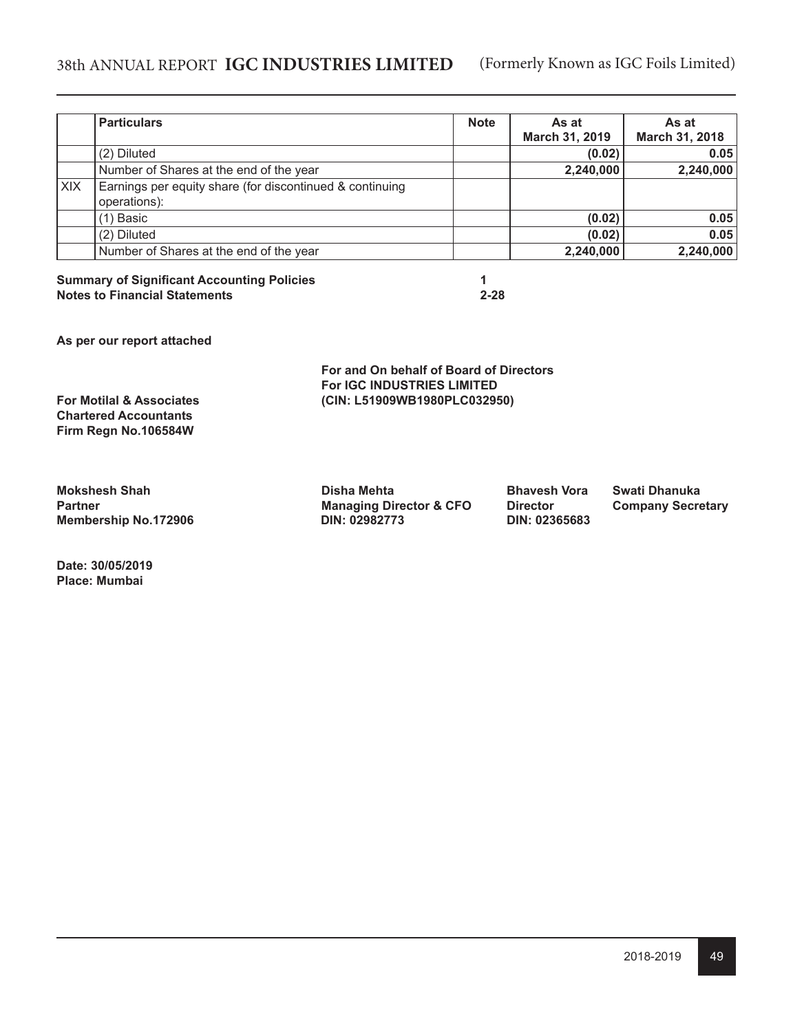|  | Particulars | Note | As at March 31, 2019 | As at March 31, 2018 |
|---|---|---|---|---|
|  | (2) Diluted |  | **(0.02)** | **0.05** |
|  | Number of Shares at the end of the year |  | **2,240,000** | **2,240,000** |
| XIX | Earnings per equity share (for discontinued & continuing operations): |  |  |  |
|  | (1) Basic |  | **(0.02)** | **0.05** |
|  | (2) Diluted |  | **(0.02)** | **0.05** |
|  | Number of Shares at the end of the year |  | **2,240,000** | **2,240,000** |

**Summary of Significant Accounting Policies** **1**
**Notes to Financial Statements** **2-28**

**As per our report attached**

**For and On behalf of Board of Directors**
**For IGC INDUSTRIES LIMITED**
**(CIN: L51909WB1980PLC032950)**

**For Motilal & Associates**
**Chartered Accountants**
**Firm Regn No.106584W**

**Mokshesh Shah**
**Partner**
**Membership No.172906**

**Disha Mehta**
**Managing Director & CFO**
**DIN: 02982773**

**Bhavesh Vora**
**Director**
**DIN: 02365683**

**Swati Dhanuka**
**Company Secretary**

**Date: 30/05/2019**
**Place: Mumbai**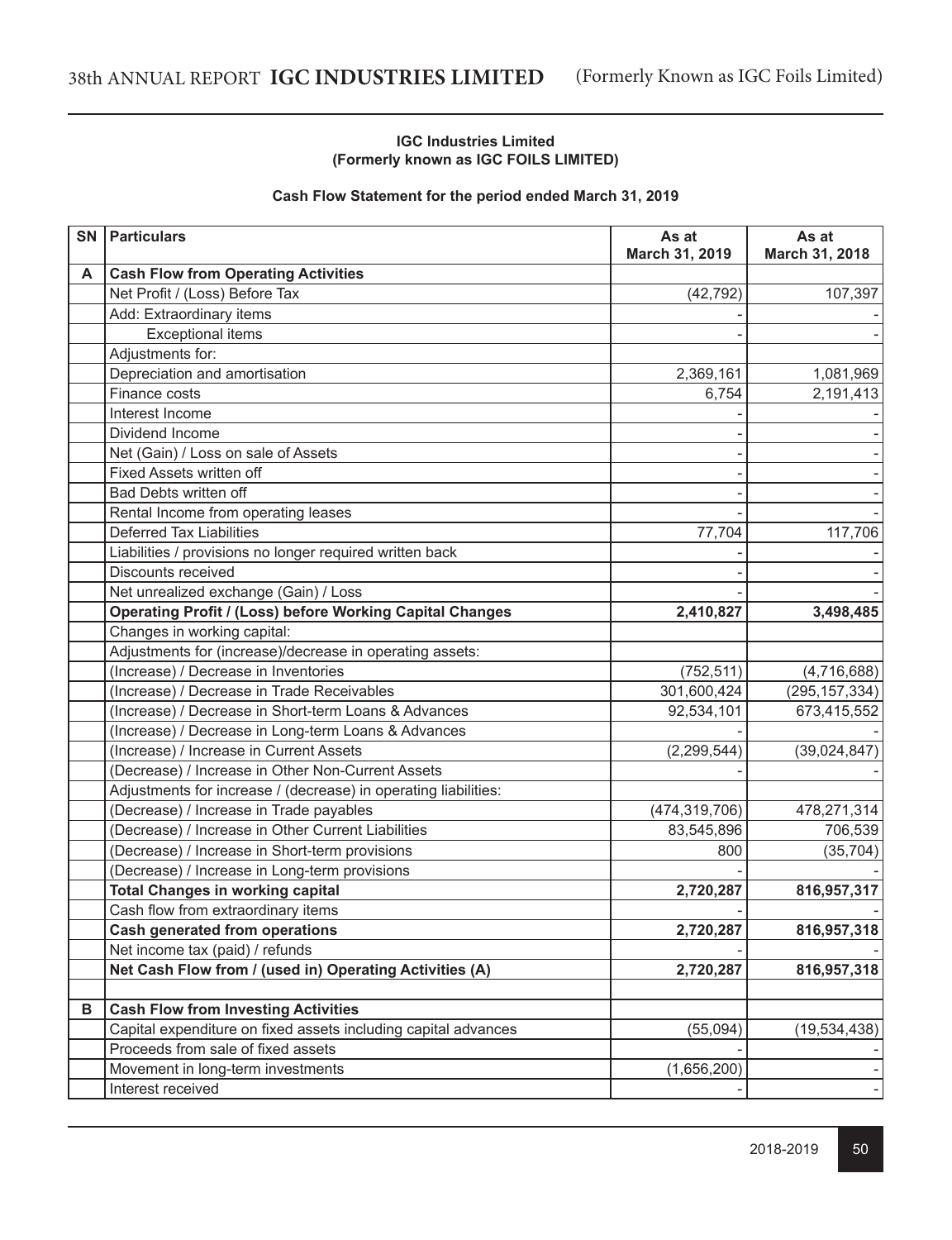**IGC Industries Limited**
**(Formerly known as IGC FOILS LIMITED)**

**Cash Flow Statement for the period ended March 31, 2019**

| SN | Particulars | As at March 31, 2019 | As at March 31, 2018 |
|---|---|---|---|
| A | **Cash Flow from Operating Activities** | | |
| | Net Profit / (Loss) Before Tax | (42,792) | 107,397 |
| | Add: Extraordinary items | - | - |
| | Exceptional items | - | - |
| | Adjustments for: | | |
| | Depreciation and amortisation | 2,369,161 | 1,081,969 |
| | Finance costs | 6,754 | 2,191,413 |
| | Interest Income | - | - |
| | Dividend Income | - | - |
| | Net (Gain) / Loss on sale of Assets | - | - |
| | Fixed Assets written off | - | - |
| | Bad Debts written off | - | - |
| | Rental Income from operating leases | - | - |
| | Deferred Tax Liabilities | 77,704 | 117,706 |
| | Liabilities / provisions no longer required written back | - | - |
| | Discounts received | - | - |
| | Net unrealized exchange (Gain) / Loss | - | - |
| | **Operating Profit / (Loss) before Working Capital Changes** | **2,410,827** | **3,498,485** |
| | Changes in working capital: | | |
| | Adjustments for (increase)/decrease in operating assets: | | |
| | (Increase) / Decrease in Inventories | (752,511) | (4,716,688) |
| | (Increase) / Decrease in Trade Receivables | 301,600,424 | (295,157,334) |
| | (Increase) / Decrease in Short-term Loans & Advances | 92,534,101 | 673,415,552 |
| | (Increase) / Decrease in Long-term Loans & Advances | - | - |
| | (Increase) / Increase in Current Assets | (2,299,544) | (39,024,847) |
| | (Decrease) / Increase in Other Non-Current Assets | - | - |
| | Adjustments for increase / (decrease) in operating liabilities: | | |
| | (Decrease) / Increase in Trade payables | (474,319,706) | 478,271,314 |
| | (Decrease) / Increase in Other Current Liabilities | 83,545,896 | 706,539 |
| | (Decrease) / Increase in Short-term provisions | 800 | (35,704) |
| | (Decrease) / Increase in Long-term provisions | - | - |
| | **Total Changes in working capital** | **2,720,287** | **816,957,317** |
| | Cash flow from extraordinary items | - | - |
| | **Cash generated from operations** | **2,720,287** | **816,957,318** |
| | Net income tax (paid) / refunds | - | - |
| | **Net Cash Flow from / (used in) Operating Activities (A)** | **2,720,287** | **816,957,318** |
| | | | |
| B | **Cash Flow from Investing Activities** | | |
| | Capital expenditure on fixed assets including capital advances | (55,094) | (19,534,438) |
| | Proceeds from sale of fixed assets | - | - |
| | Movement in long-term investments | (1,656,200) | - |
| | Interest received | - | - |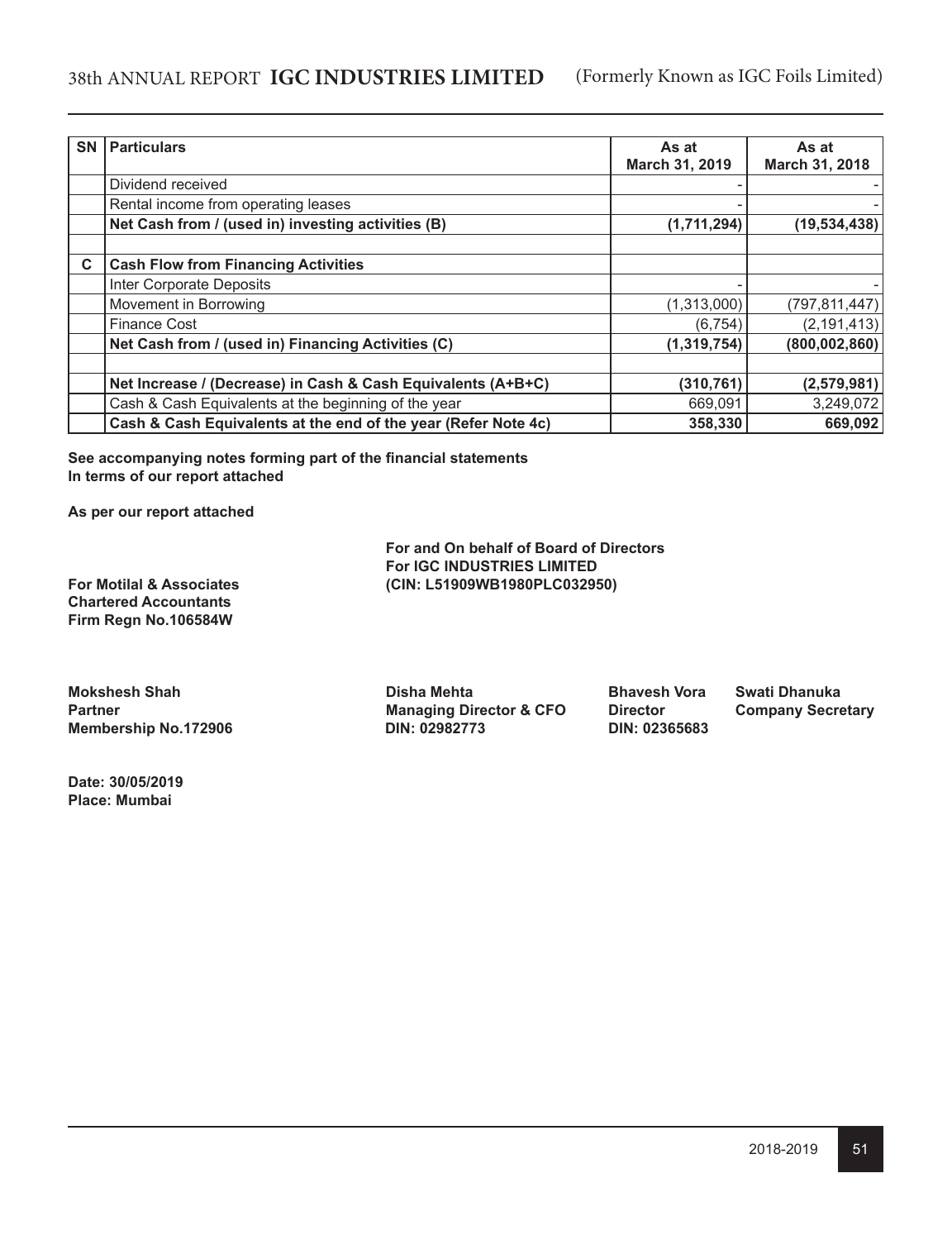| SN | Particulars | As at March 31, 2019 | As at March 31, 2018 |
|---|---|---|---|
| | Dividend received | - | - |
| | Rental income from operating leases | - | - |
| | **Net Cash from / (used in) investing activities (B)** | **(1,711,294)** | **(19,534,438)** |
| | | | |
| **C** | **Cash Flow from Financing Activities** | | |
| | Inter Corporate Deposits | - | - |
| | Movement in Borrowing | (1,313,000) | (797,811,447) |
| | Finance Cost | (6,754) | (2,191,413) |
| | **Net Cash from / (used in) Financing Activities (C)** | **(1,319,754)** | **(800,002,860)** |
| | | | |
| | **Net Increase / (Decrease) in Cash & Cash Equivalents (A+B+C)** | **(310,761)** | **(2,579,981)** |
| | Cash & Cash Equivalents at the beginning of the year | 669,091 | 3,249,072 |
| | **Cash & Cash Equivalents at the end of the year (Refer Note 4c)** | **358,330** | **669,092** |

**See accompanying notes forming part of the financial statements**
**In terms of our report attached**

**As per our report attached**

**For and On behalf of Board of Directors**
**For IGC INDUSTRIES LIMITED**
**(CIN: L51909WB1980PLC032950)**

**For Motilal & Associates**
**Chartered Accountants**
**Firm Regn No.106584W**

**Mokshesh Shah**
**Partner**
**Membership No.172906**

**Disha Mehta**
**Managing Director & CFO**
**DIN: 02982773**

**Bhavesh Vora**
**Director**
**DIN: 02365683**

**Swati Dhanuka**
**Company Secretary**

**Date: 30/05/2019**
**Place: Mumbai**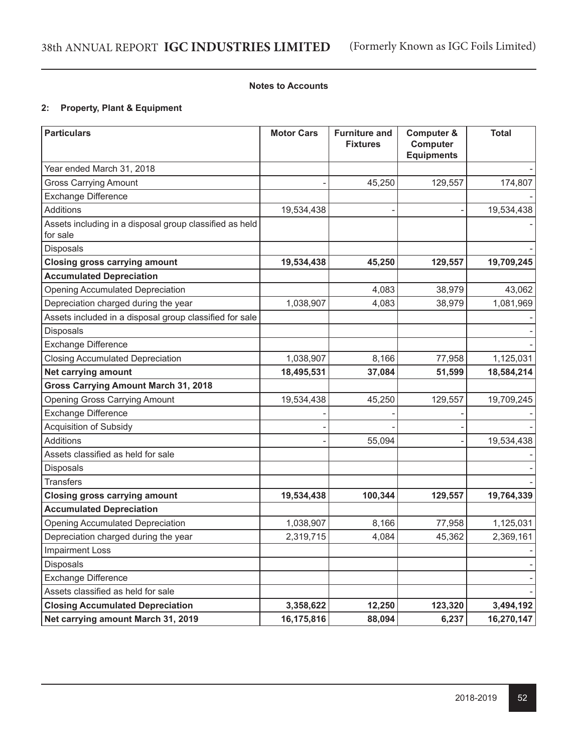**Notes to Accounts**

**2: Property, Plant & Equipment**

| **Particulars** | **Motor Cars** | **Furniture and Fixtures** | **Computer & Computer Equipments** | **Total** |
|---|---|---|---|---|
| Year ended March 31, 2018 | | | | - |
| Gross Carrying Amount | - | 45,250 | 129,557 | 174,807 |
| Exchange Difference | | | | - |
| Additions | 19,534,438 | - | - | 19,534,438 |
| Assets including in a disposal group classified as held for sale | | | | - |
| Disposals | | | | - |
| **Closing gross carrying amount** | **19,534,438** | **45,250** | **129,557** | **19,709,245** |
| **Accumulated Depreciation** | | | | |
| Opening Accumulated Depreciation | | 4,083 | 38,979 | 43,062 |
| Depreciation charged during the year | 1,038,907 | 4,083 | 38,979 | 1,081,969 |
| Assets included in a disposal group classified for sale | | | | - |
| Disposals | | | | - |
| Exchange Difference | | | | - |
| Closing Accumulated Depreciation | 1,038,907 | 8,166 | 77,958 | 1,125,031 |
| **Net carrying amount** | **18,495,531** | **37,084** | **51,599** | **18,584,214** |
| **Gross Carrying Amount March 31, 2018** | | | | |
| Opening Gross Carrying Amount | 19,534,438 | 45,250 | 129,557 | 19,709,245 |
| Exchange Difference | - | - | - | - |
| Acquisition of Subsidy | - | - | - | - |
| Additions | - | 55,094 | - | 19,534,438 |
| Assets classified as held for sale | | | | - |
| Disposals | | | | - |
| Transfers | | | | - |
| **Closing gross carrying amount** | **19,534,438** | **100,344** | **129,557** | **19,764,339** |
| **Accumulated Depreciation** | | | | |
| Opening Accumulated Depreciation | 1,038,907 | 8,166 | 77,958 | 1,125,031 |
| Depreciation charged during the year | 2,319,715 | 4,084 | 45,362 | 2,369,161 |
| Impairment Loss | | | | - |
| Disposals | | | | - |
| Exchange Difference | | | | - |
| Assets classified as held for sale | | | | - |
| **Closing Accumulated Depreciation** | **3,358,622** | **12,250** | **123,320** | **3,494,192** |
| **Net carrying amount March 31, 2019** | **16,175,816** | **88,094** | **6,237** | **16,270,147** |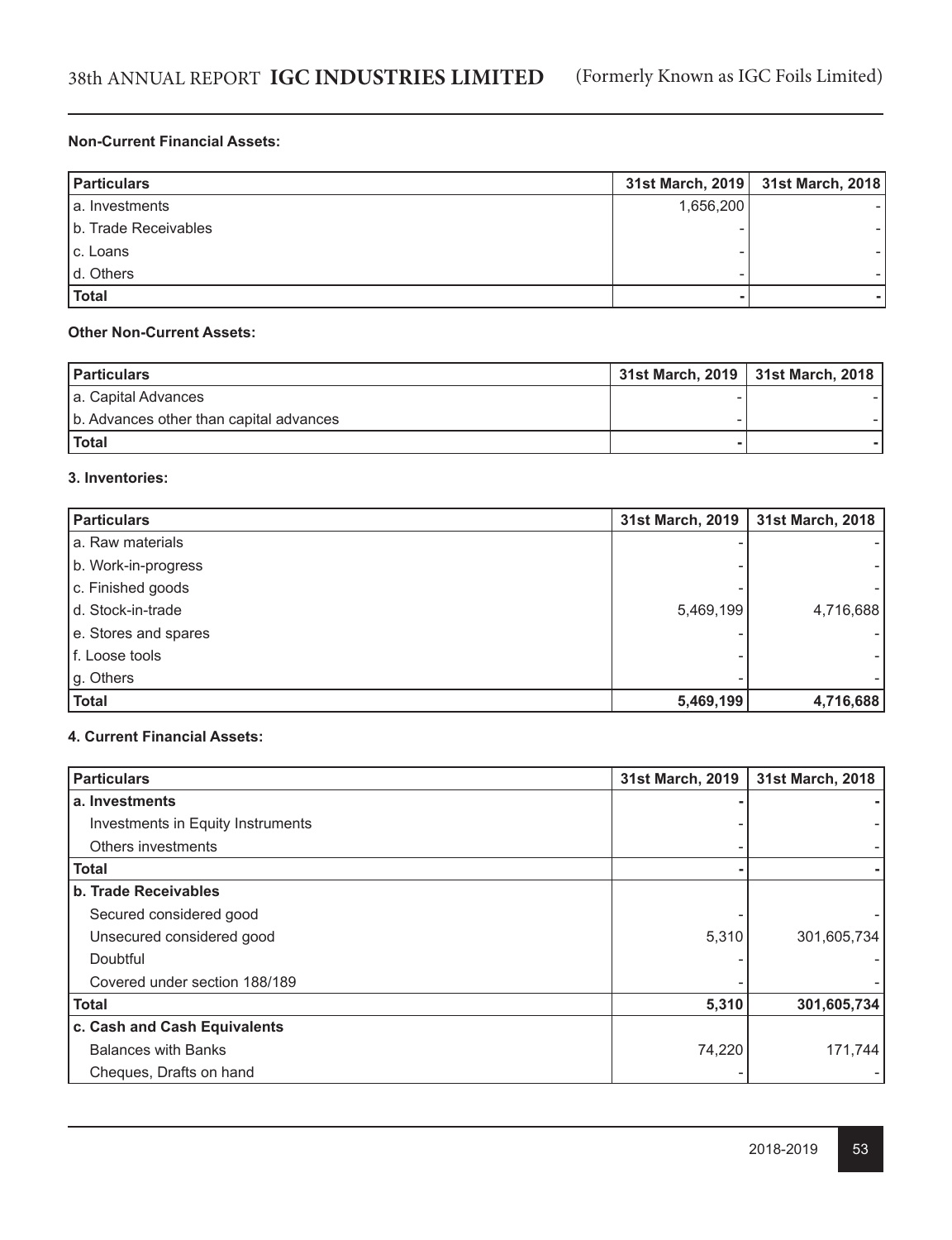**Non-Current Financial Assets:**

| Particulars | 31st March, 2019 | 31st March, 2018 |
|---|---|---|
| a. Investments | 1,656,200 | - |
| b. Trade Receivables | - | - |
| c. Loans | - | - |
| d. Others | - | - |
| **Total** | **-** | **-** |

**Other Non-Current Assets:**

| Particulars | 31st March, 2019 | 31st March, 2018 |
|---|---|---|
| a. Capital Advances | - | - |
| b. Advances other than capital advances | - | - |
| **Total** | **-** | **-** |

**3. Inventories:**

| Particulars | 31st March, 2019 | 31st March, 2018 |
|---|---|---|
| a. Raw materials | - | - |
| b. Work-in-progress | - | - |
| c. Finished goods | - | - |
| d. Stock-in-trade | 5,469,199 | 4,716,688 |
| e. Stores and spares | - | - |
| f. Loose tools | - | - |
| g. Others | - | - |
| **Total** | **5,469,199** | **4,716,688** |

**4. Current Financial Assets:**

| Particulars | 31st March, 2019 | 31st March, 2018 |
|---|---|---|
| **a. Investments** | **-** | **-** |
| Investments in Equity Instruments | - | - |
| Others investments | - | - |
| **Total** | **-** | **-** |
| **b. Trade Receivables** | | |
| Secured considered good | - | - |
| Unsecured considered good | 5,310 | 301,605,734 |
| Doubtful | - | - |
| Covered under section 188/189 | - | - |
| **Total** | **5,310** | **301,605,734** |
| **c. Cash and Cash Equivalents** | | |
| Balances with Banks | 74,220 | 171,744 |
| Cheques, Drafts on hand | - | - |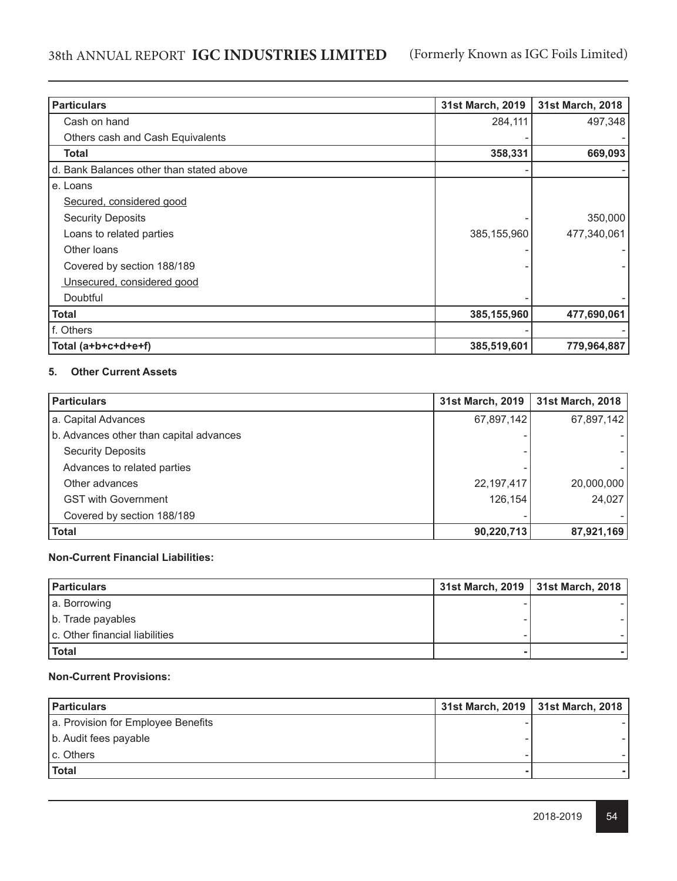| Particulars | 31st March, 2019 | 31st March, 2018 |
|---|---|---|
| Cash on hand | 284,111 | 497,348 |
| Others cash and Cash Equivalents | - | - |
| **Total** | **358,331** | **669,093** |
| d. Bank Balances other than stated above | - | - |
| e. Loans | | |
| Secured, considered good | | |
| Security Deposits | - | 350,000 |
| Loans to related parties | 385,155,960 | 477,340,061 |
| Other loans | - | - |
| Covered by section 188/189 | - | - |
| Unsecured, considered good | | |
| Doubtful | - | - |
| **Total** | **385,155,960** | **477,690,061** |
| f. Others | - | - |
| **Total (a+b+c+d+e+f)** | **385,519,601** | **779,964,887** |

**5. Other Current Assets**

| Particulars | 31st March, 2019 | 31st March, 2018 |
|---|---|---|
| a. Capital Advances | 67,897,142 | 67,897,142 |
| b. Advances other than capital advances | - | - |
| Security Deposits | - | - |
| Advances to related parties | - | - |
| Other advances | 22,197,417 | 20,000,000 |
| GST with Government | 126,154 | 24,027 |
| Covered by section 188/189 | - | - |
| **Total** | **90,220,713** | **87,921,169** |

**Non-Current Financial Liabilities:**

| Particulars | 31st March, 2019 | 31st March, 2018 |
|---|---|---|
| a. Borrowing | - | - |
| b. Trade payables | - | - |
| c. Other financial liabilities | - | - |
| **Total** | **-** | **-** |

**Non-Current Provisions:**

| Particulars | 31st March, 2019 | 31st March, 2018 |
|---|---|---|
| a. Provision for Employee Benefits | - | - |
| b. Audit fees payable | - | - |
| c. Others | - | - |
| **Total** | **-** | **-** |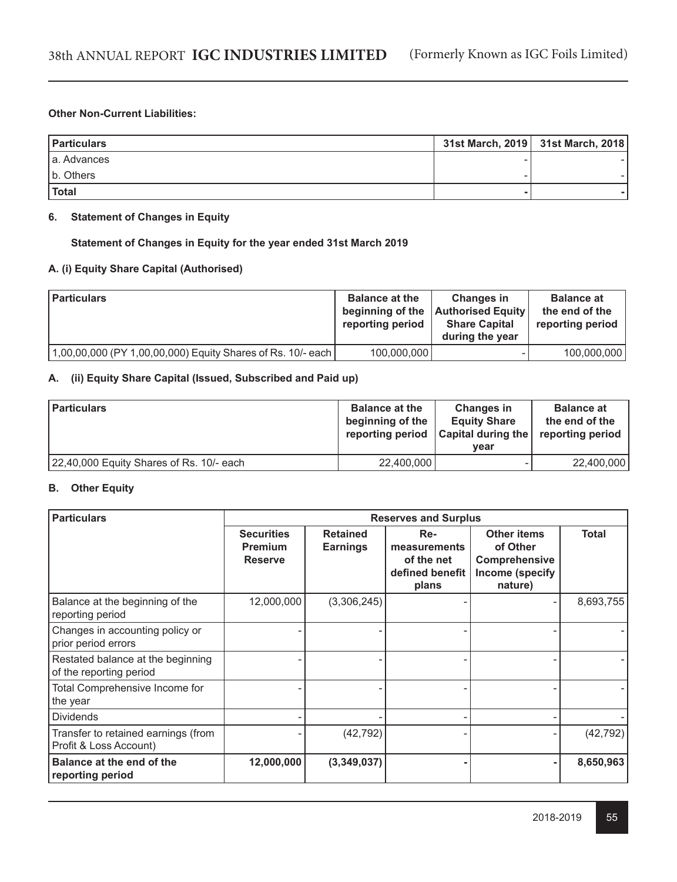**Other Non-Current Liabilities:**

| Particulars | 31st March, 2019 | 31st March, 2018 |
|---|---|---|
| a. Advances | - | - |
| b. Others | - | - |
| **Total** | **-** | **-** |

### 6. Statement of Changes in Equity

**Statement of Changes in Equity for the year ended 31st March 2019**

**A. (i) Equity Share Capital (Authorised)**

| Particulars | Balance at the beginning of the reporting period | Changes in Authorised Equity Share Capital during the year | Balance at the end of the reporting period |
|---|---|---|---|
| 1,00,00,000 (PY 1,00,00,000) Equity Shares of Rs. 10/- each | 100,000,000 | - | 100,000,000 |

**A. (ii) Equity Share Capital (Issued, Subscribed and Paid up)**

| Particulars | Balance at the beginning of the reporting period | Changes in Equity Share Capital during the year | Balance at the end of the reporting period |
|---|---|---|---|
| 22,40,000 Equity Shares of Rs. 10/- each | 22,400,000 | - | 22,400,000 |

**B. Other Equity**

| Particulars | Reserves and Surplus | | | | |
|---|---|---|---|---|---|
| | Securities Premium Reserve | Retained Earnings | Re-measurements of the net defined benefit plans | Other items of Other Comprehensive Income (specify nature) | Total |
| Balance at the beginning of the reporting period | 12,000,000 | (3,306,245) | - | - | 8,693,755 |
| Changes in accounting policy or prior period errors | - | - | - | - | - |
| Restated balance at the beginning of the reporting period | - | - | - | - | - |
| Total Comprehensive Income for the year | - | - | - | - | - |
| Dividends | - | - | - | - | - |
| Transfer to retained earnings (from Profit & Loss Account) | - | (42,792) | - | - | (42,792) |
| **Balance at the end of the reporting period** | **12,000,000** | **(3,349,037)** | **-** | **-** | **8,650,963** |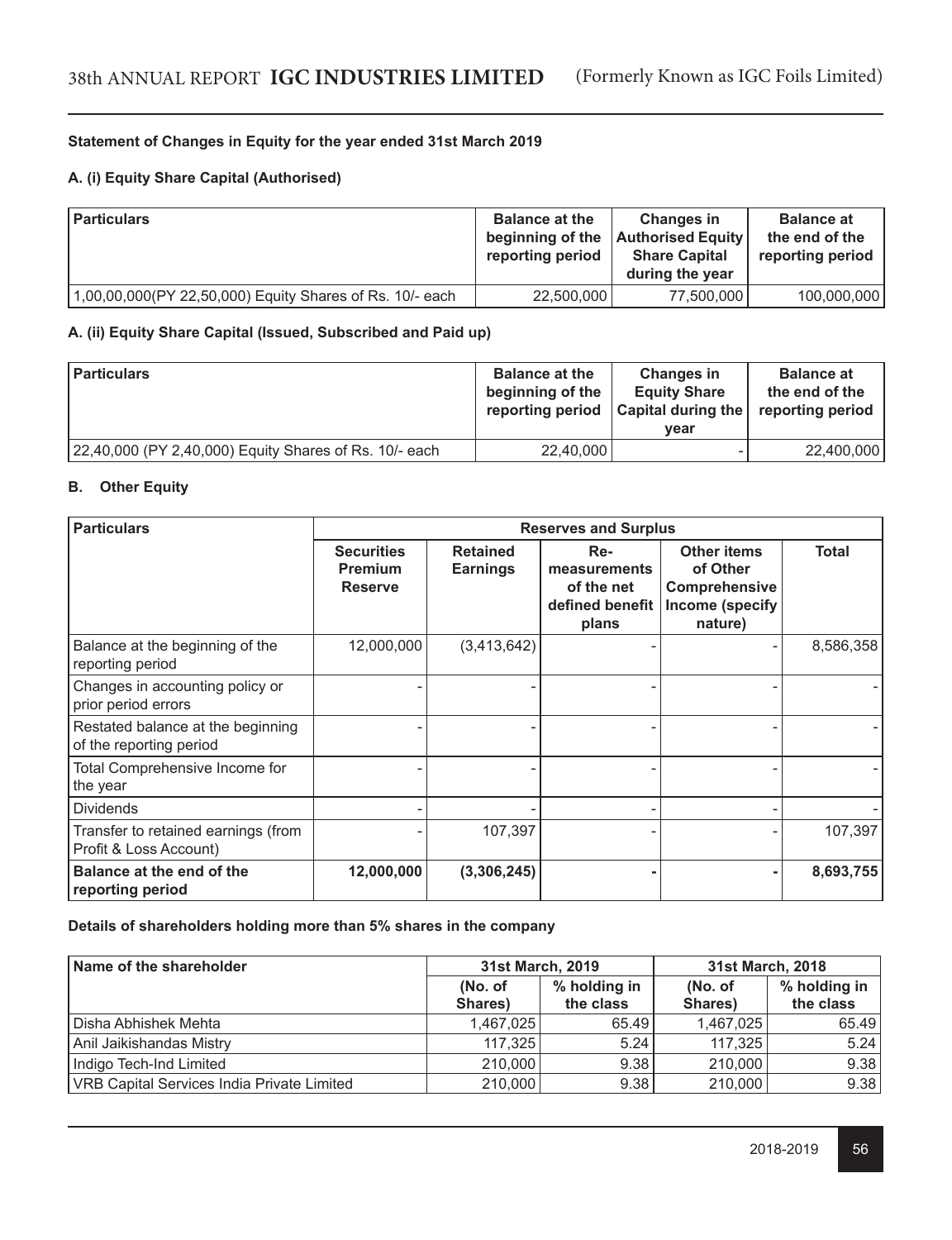**Statement of Changes in Equity for the year ended 31st March 2019**

**A. (i) Equity Share Capital (Authorised)**

| Particulars | Balance at the beginning of the reporting period | Changes in Authorised Equity Share Capital during the year | Balance at the end of the reporting period |
|---|---|---|---|
| 1,00,00,000(PY 22,50,000) Equity Shares of Rs. 10/- each | 22,500,000 | 77,500,000 | 100,000,000 |

**A. (ii) Equity Share Capital (Issued, Subscribed and Paid up)**

| Particulars | Balance at the beginning of the reporting period | Changes in Equity Share Capital during the year | Balance at the end of the reporting period |
|---|---|---|---|
| 22,40,000 (PY 2,40,000) Equity Shares of Rs. 10/- each | 22,40,000 | - | 22,400,000 |

**B. Other Equity**

| Particulars | Reserves and Surplus | | | | |
|---|---|---|---|---|---|
| | Securities Premium Reserve | Retained Earnings | Re-measurements of the net defined benefit plans | Other items of Other Comprehensive Income (specify nature) | Total |
| Balance at the beginning of the reporting period | 12,000,000 | (3,413,642) | - | - | 8,586,358 |
| Changes in accounting policy or prior period errors | - | - | - | - | - |
| Restated balance at the beginning of the reporting period | - | - | - | - | - |
| Total Comprehensive Income for the year | - | - | - | - | - |
| Dividends | - | - | - | - | - |
| Transfer to retained earnings (from Profit & Loss Account) | - | 107,397 | - | - | 107,397 |
| **Balance at the end of the reporting period** | **12,000,000** | **(3,306,245)** | **-** | **-** | **8,693,755** |

**Details of shareholders holding more than 5% shares in the company**

| Name of the shareholder | 31st March, 2019 | | 31st March, 2018 | |
|---|---|---|---|---|
| | (No. of Shares) | % holding in the class | (No. of Shares) | % holding in the class |
| Disha Abhishek Mehta | 1,467,025 | 65.49 | 1,467,025 | 65.49 |
| Anil Jaikishandas Mistry | 117,325 | 5.24 | 117,325 | 5.24 |
| Indigo Tech-Ind Limited | 210,000 | 9.38 | 210,000 | 9.38 |
| VRB Capital Services India Private Limited | 210,000 | 9.38 | 210,000 | 9.38 |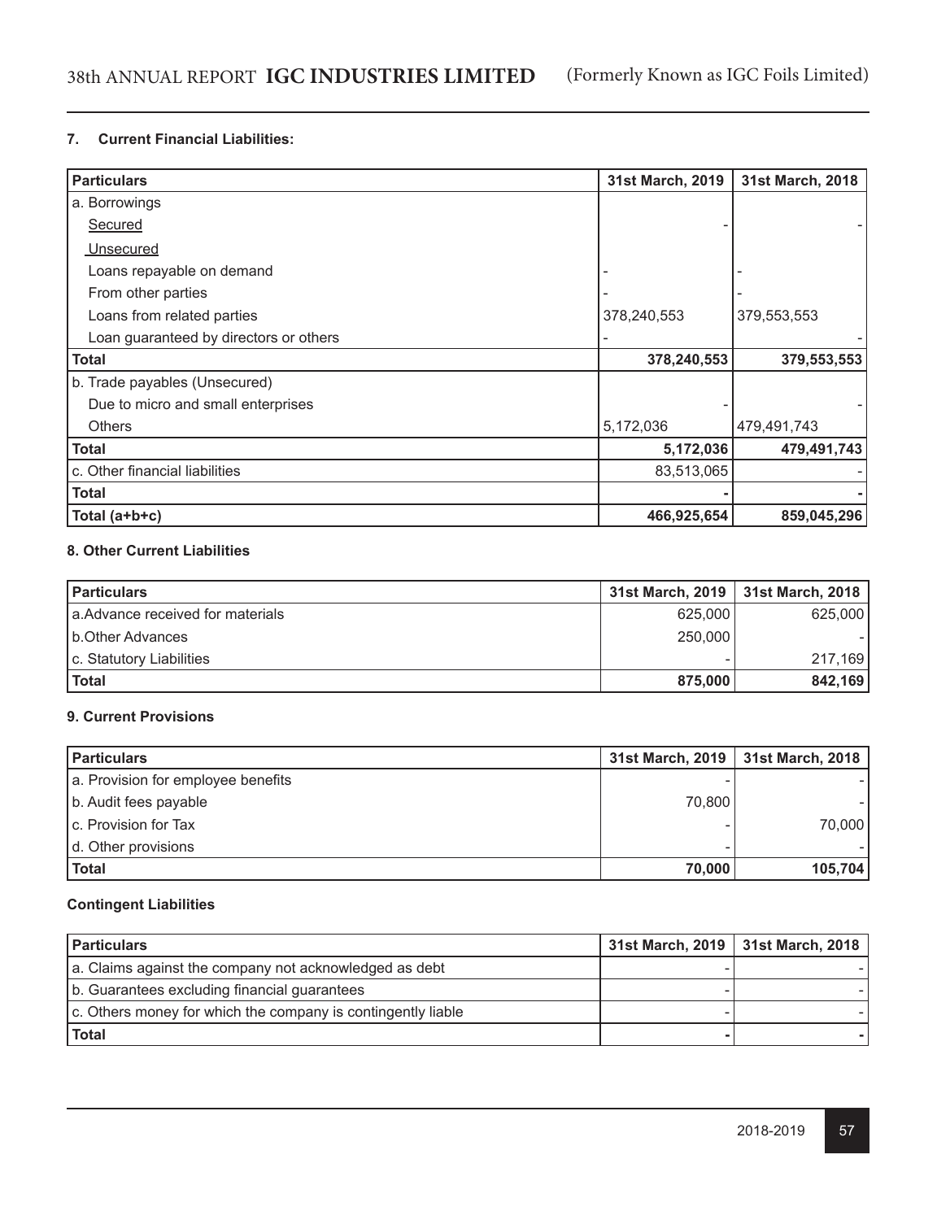## 7. Current Financial Liabilities:

| Particulars | 31st March, 2019 | 31st March, 2018 |
|---|---|---|
| a. Borrowings | | |
| Secured | - | - |
| Unsecured | | |
| Loans repayable on demand | - | - |
| From other parties | - | - |
| Loans from related parties | 378,240,553 | 379,553,553 |
| Loan guaranteed by directors or others | - | - |
| **Total** | **378,240,553** | **379,553,553** |
| b. Trade payables (Unsecured) | | |
| Due to micro and small enterprises | - | - |
| Others | 5,172,036 | 479,491,743 |
| **Total** | **5,172,036** | **479,491,743** |
| c. Other financial liabilities | 83,513,065 | - |
| **Total** | **-** | **-** |
| **Total (a+b+c)** | **466,925,654** | **859,045,296** |

## 8. Other Current Liabilities

| Particulars | 31st March, 2019 | 31st March, 2018 |
|---|---|---|
| a.Advance received for materials | 625,000 | 625,000 |
| b.Other Advances | 250,000 | - |
| c. Statutory Liabilities | - | 217,169 |
| **Total** | **875,000** | **842,169** |

## 9. Current Provisions

| Particulars | 31st March, 2019 | 31st March, 2018 |
|---|---|---|
| a. Provision for employee benefits | - | - |
| b. Audit fees payable | 70,800 | - |
| c. Provision for Tax | - | 70,000 |
| d. Other provisions | - | - |
| **Total** | **70,000** | **105,704** |

## Contingent Liabilities

| Particulars | 31st March, 2019 | 31st March, 2018 |
|---|---|---|
| a. Claims against the company not acknowledged as debt | - | - |
| b. Guarantees excluding financial guarantees | - | - |
| c. Others money for which the company is contingently liable | - | - |
| **Total** | **-** | **-** |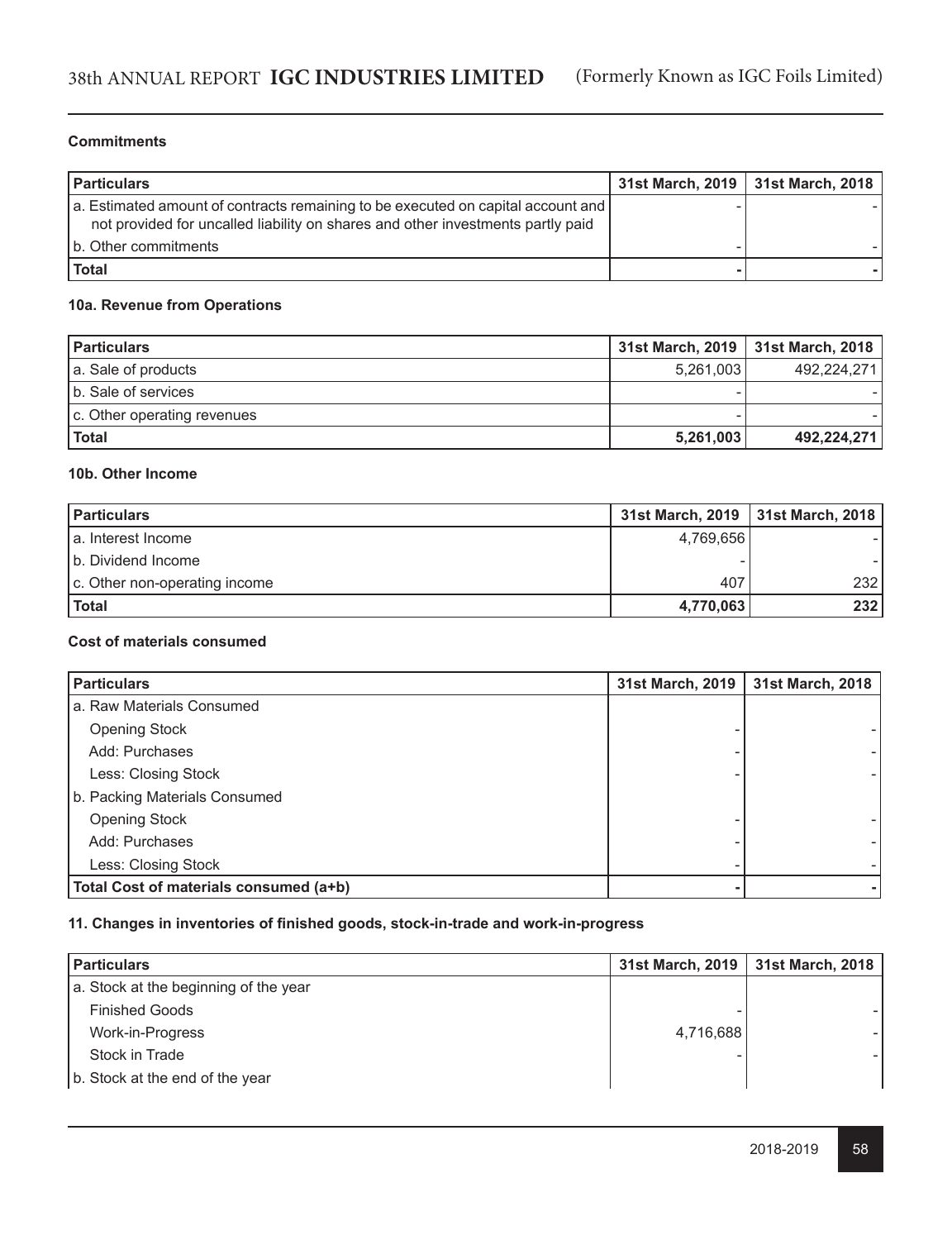**Commitments**

| Particulars | 31st March, 2019 | 31st March, 2018 |
|---|---|---|
| a. Estimated amount of contracts remaining to be executed on capital account and not provided for uncalled liability on shares and other investments partly paid | - | - |
| b. Other commitments | - | - |
| **Total** | **-** | **-** |

**10a. Revenue from Operations**

| Particulars | 31st March, 2019 | 31st March, 2018 |
|---|---|---|
| a. Sale of products | 5,261,003 | 492,224,271 |
| b. Sale of services | - | - |
| c. Other operating revenues | - | - |
| **Total** | **5,261,003** | **492,224,271** |

**10b. Other Income**

| Particulars | 31st March, 2019 | 31st March, 2018 |
|---|---|---|
| a. Interest Income | 4,769,656 | - |
| b. Dividend Income | - | - |
| c. Other non-operating income | 407 | 232 |
| **Total** | **4,770,063** | **232** |

**Cost of materials consumed**

| Particulars | 31st March, 2019 | 31st March, 2018 |
|---|---|---|
| a. Raw Materials Consumed | | |
| Opening Stock | - | - |
| Add: Purchases | - | - |
| Less: Closing Stock | - | - |
| b. Packing Materials Consumed | | |
| Opening Stock | - | - |
| Add: Purchases | - | - |
| Less: Closing Stock | - | - |
| **Total Cost of materials consumed (a+b)** | **-** | **-** |

**11. Changes in inventories of finished goods, stock-in-trade and work-in-progress**

| Particulars | 31st March, 2019 | 31st March, 2018 |
|---|---|---|
| a. Stock at the beginning of the year | | |
| Finished Goods | - | - |
| Work-in-Progress | 4,716,688 | - |
| Stock in Trade | - | - |
| b. Stock at the end of the year | | |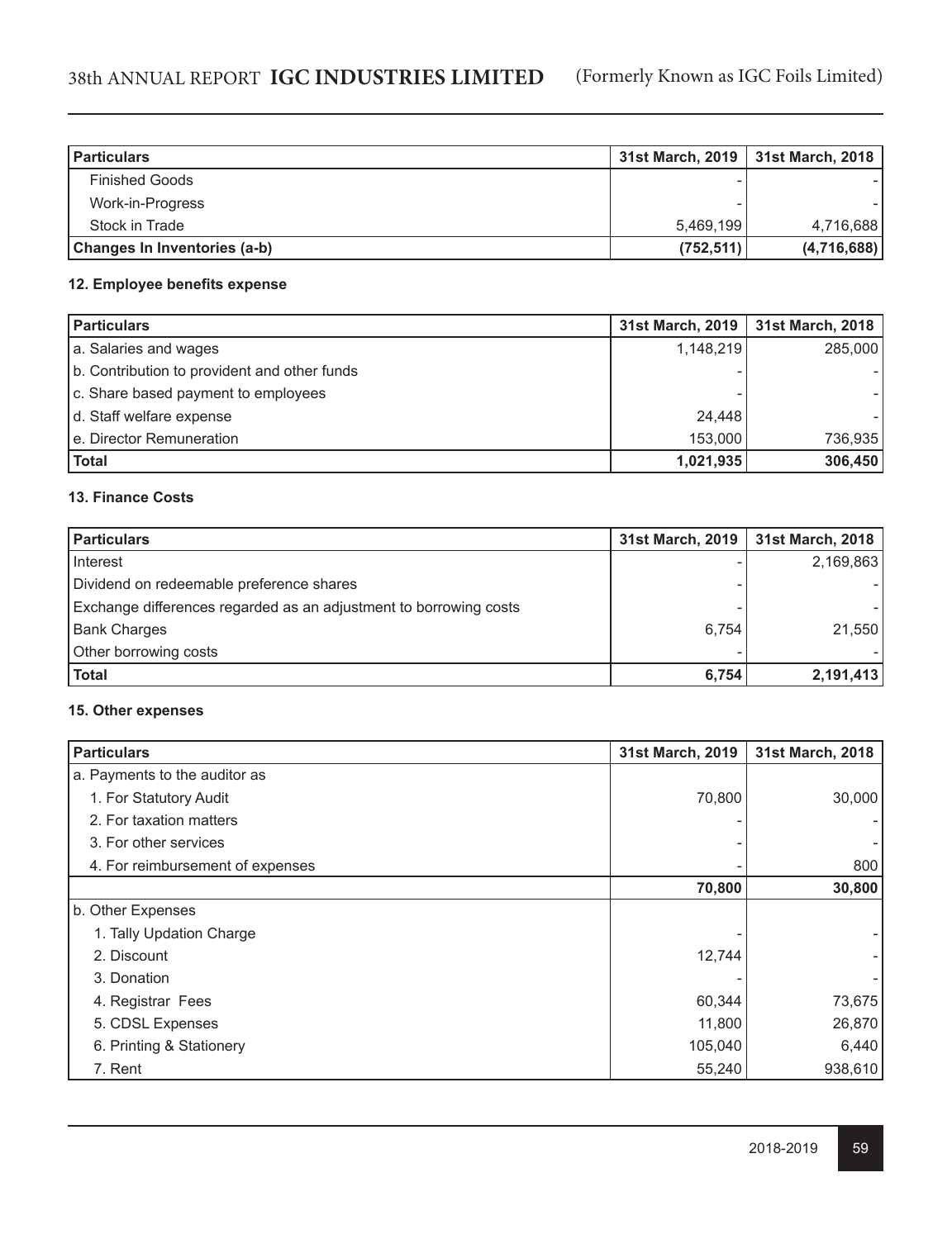| Particulars | 31st March, 2019 | 31st March, 2018 |
|---|---|---|
| Finished Goods | - | - |
| Work-in-Progress | - | - |
| Stock in Trade | 5,469,199 | 4,716,688 |
| **Changes In Inventories (a-b)** | **(752,511)** | **(4,716,688)** |

**12. Employee benefits expense**

| Particulars | 31st March, 2019 | 31st March, 2018 |
|---|---|---|
| a. Salaries and wages | 1,148,219 | 285,000 |
| b. Contribution to provident and other funds | - | - |
| c. Share based payment to employees | - | - |
| d. Staff welfare expense | 24,448 | - |
| e. Director Remuneration | 153,000 | 736,935 |
| **Total** | **1,021,935** | **306,450** |

**13. Finance Costs**

| Particulars | 31st March, 2019 | 31st March, 2018 |
|---|---|---|
| Interest | - | 2,169,863 |
| Dividend on redeemable preference shares | - | - |
| Exchange differences regarded as an adjustment to borrowing costs | - | - |
| Bank Charges | 6,754 | 21,550 |
| Other borrowing costs | - | - |
| **Total** | **6,754** | **2,191,413** |

**15. Other expenses**

| Particulars | 31st March, 2019 | 31st March, 2018 |
|---|---|---|
| a. Payments to the auditor as | | |
| 1. For Statutory Audit | 70,800 | 30,000 |
| 2. For taxation matters | - | - |
| 3. For other services | - | - |
| 4. For reimbursement of expenses | - | 800 |
| | **70,800** | **30,800** |
| b. Other Expenses | | |
| 1. Tally Updation Charge | - | - |
| 2. Discount | 12,744 | - |
| 3. Donation | - | - |
| 4. Registrar Fees | 60,344 | 73,675 |
| 5. CDSL Expenses | 11,800 | 26,870 |
| 6. Printing & Stationery | 105,040 | 6,440 |
| 7. Rent | 55,240 | 938,610 |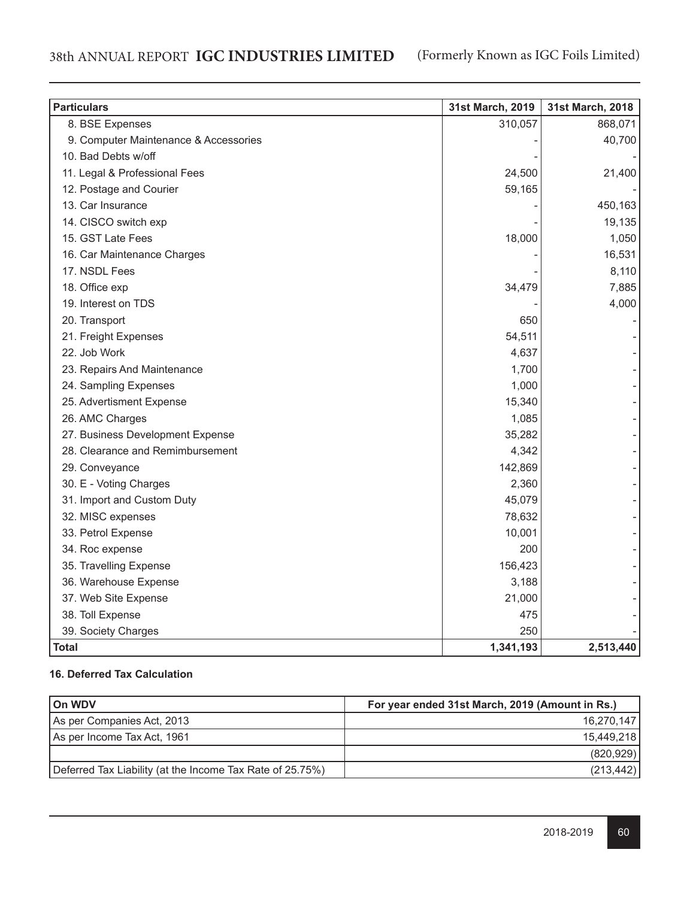| Particulars | 31st March, 2019 | 31st March, 2018 |
|---|---|---|
| 8. BSE Expenses | 310,057 | 868,071 |
| 9. Computer Maintenance & Accessories | - | 40,700 |
| 10. Bad Debts w/off | - | - |
| 11. Legal & Professional Fees | 24,500 | 21,400 |
| 12. Postage and Courier | 59,165 | - |
| 13. Car Insurance | - | 450,163 |
| 14. CISCO switch exp | - | 19,135 |
| 15. GST Late Fees | 18,000 | 1,050 |
| 16. Car Maintenance Charges | - | 16,531 |
| 17. NSDL Fees | - | 8,110 |
| 18. Office exp | 34,479 | 7,885 |
| 19. Interest on TDS | - | 4,000 |
| 20. Transport | 650 | - |
| 21. Freight Expenses | 54,511 | - |
| 22. Job Work | 4,637 | - |
| 23. Repairs And Maintenance | 1,700 | - |
| 24. Sampling Expenses | 1,000 | - |
| 25. Advertisment Expense | 15,340 | - |
| 26. AMC Charges | 1,085 | - |
| 27. Business Development Expense | 35,282 | - |
| 28. Clearance and Remimbursement | 4,342 | - |
| 29. Conveyance | 142,869 | - |
| 30. E - Voting Charges | 2,360 | - |
| 31. Import and Custom Duty | 45,079 | - |
| 32. MISC expenses | 78,632 | - |
| 33. Petrol Expense | 10,001 | - |
| 34. Roc expense | 200 | - |
| 35. Travelling Expense | 156,423 | - |
| 36. Warehouse Expense | 3,188 | - |
| 37. Web Site Expense | 21,000 | - |
| 38. Toll Expense | 475 | - |
| 39. Society Charges | 250 | - |
| **Total** | **1,341,193** | **2,513,440** |

**16. Deferred Tax Calculation**

| On WDV | For year ended 31st March, 2019 (Amount in Rs.) |
|---|---|
| As per Companies Act, 2013 | 16,270,147 |
| As per Income Tax Act, 1961 | 15,449,218 |
| | (820,929) |
| Deferred Tax Liability (at the Income Tax Rate of 25.75%) | (213,442) |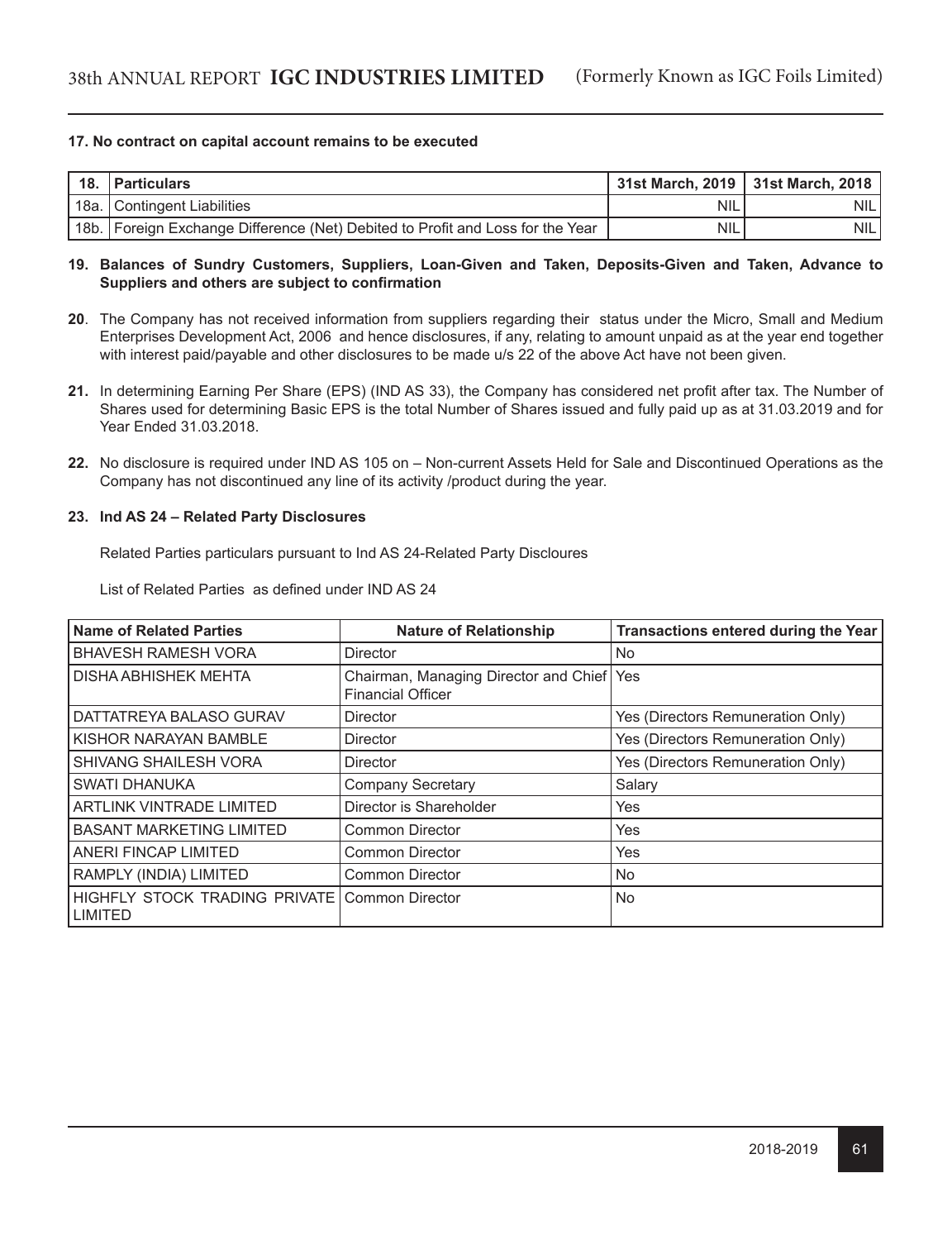**17. No contract on capital account remains to be executed**

| 18. | Particulars | 31st March, 2019 | 31st March, 2018 |
|---|---|---|---|
| 18a. | Contingent Liabilities | NIL | NIL |
| 18b. | Foreign Exchange Difference (Net) Debited to Profit and Loss for the Year | NIL | NIL |

**19. Balances of Sundry Customers, Suppliers, Loan-Given and Taken, Deposits-Given and Taken, Advance to Suppliers and others are subject to confirmation**

**20**. The Company has not received information from suppliers regarding their status under the Micro, Small and Medium Enterprises Development Act, 2006 and hence disclosures, if any, relating to amount unpaid as at the year end together with interest paid/payable and other disclosures to be made u/s 22 of the above Act have not been given.

**21.** In determining Earning Per Share (EPS) (IND AS 33), the Company has considered net profit after tax. The Number of Shares used for determining Basic EPS is the total Number of Shares issued and fully paid up as at 31.03.2019 and for Year Ended 31.03.2018.

**22.** No disclosure is required under IND AS 105 on – Non-current Assets Held for Sale and Discontinued Operations as the Company has not discontinued any line of its activity /product during the year.

**23. Ind AS 24 – Related Party Disclosures**

Related Parties particulars pursuant to Ind AS 24-Related Party Discloures

List of Related Parties as defined under IND AS 24

| Name of Related Parties | Nature of Relationship | Transactions entered during the Year |
|---|---|---|
| BHAVESH RAMESH VORA | Director | No |
| DISHA ABHISHEK MEHTA | Chairman, Managing Director and Chief Financial Officer | Yes |
| DATTATREYA BALASO GURAV | Director | Yes (Directors Remuneration Only) |
| KISHOR NARAYAN BAMBLE | Director | Yes (Directors Remuneration Only) |
| SHIVANG SHAILESH VORA | Director | Yes (Directors Remuneration Only) |
| SWATI DHANUKA | Company Secretary | Salary |
| ARTLINK VINTRADE LIMITED | Director is Shareholder | Yes |
| BASANT MARKETING LIMITED | Common Director | Yes |
| ANERI FINCAP LIMITED | Common Director | Yes |
| RAMPLY (INDIA) LIMITED | Common Director | No |
| HIGHFLY STOCK TRADING PRIVATE LIMITED | Common Director | No |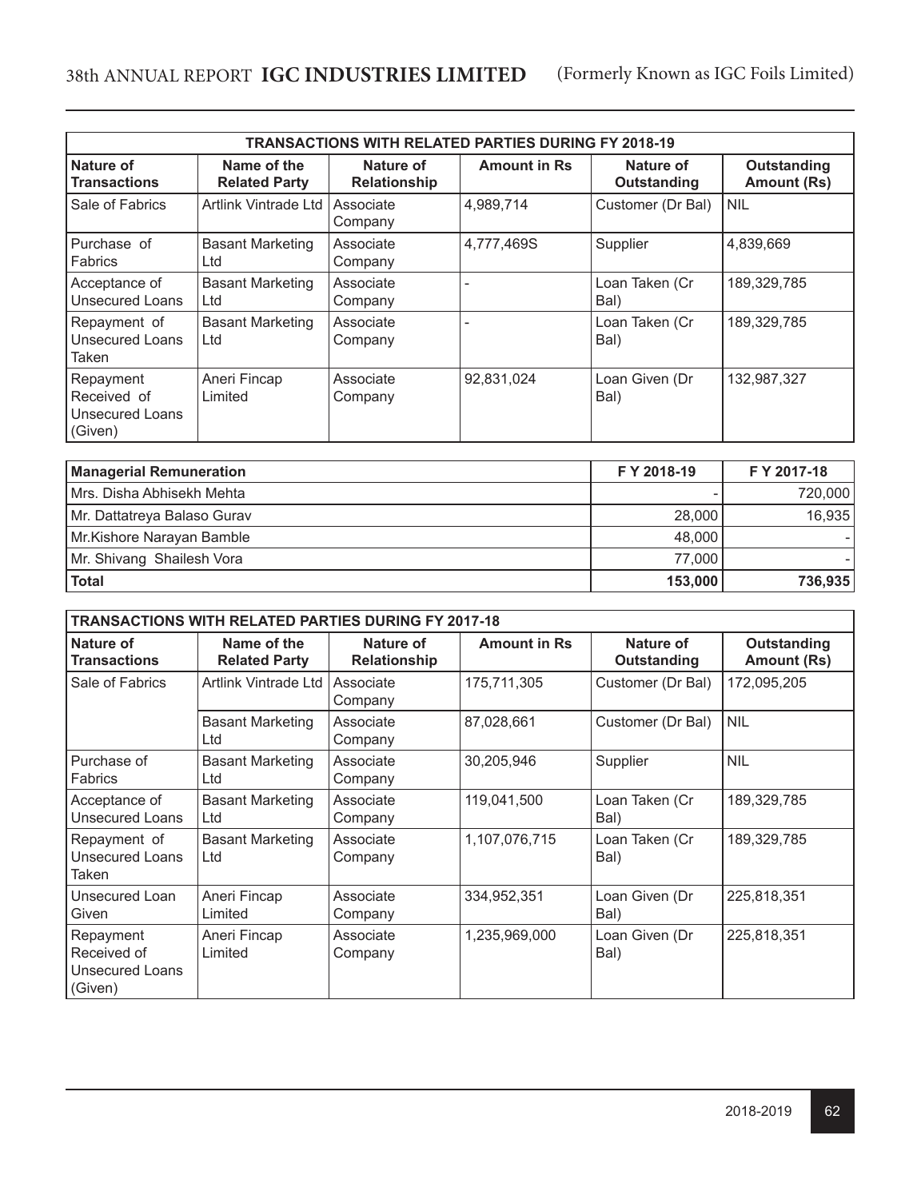| TRANSACTIONS WITH RELATED PARTIES DURING FY 2018-19 | | | | | |
|---|---|---|---|---|---|
| **Nature of Transactions** | **Name of the Related Party** | **Nature of Relationship** | **Amount in Rs** | **Nature of Outstanding** | **Outstanding Amount (Rs)** |
| Sale of Fabrics | Artlink Vintrade Ltd | Associate Company | 4,989,714 | Customer (Dr Bal) | NIL |
| Purchase of Fabrics | Basant Marketing Ltd | Associate Company | 4,777,469S | Supplier | 4,839,669 |
| Acceptance of Unsecured Loans | Basant Marketing Ltd | Associate Company | - | Loan Taken (Cr Bal) | 189,329,785 |
| Repayment of Unsecured Loans Taken | Basant Marketing Ltd | Associate Company | - | Loan Taken (Cr Bal) | 189,329,785 |
| Repayment Received of Unsecured Loans (Given) | Aneri Fincap Limited | Associate Company | 92,831,024 | Loan Given (Dr Bal) | 132,987,327 |

| Managerial Remuneration | F Y 2018-19 | F Y 2017-18 |
|---|---|---|
| Mrs. Disha Abhisekh Mehta | - | 720,000 |
| Mr. Dattatreya Balaso Gurav | 28,000 | 16,935 |
| Mr.Kishore Narayan Bamble | 48,000 | - |
| Mr. Shivang Shailesh Vora | 77,000 | - |
| **Total** | **153,000** | **736,935** |

| TRANSACTIONS WITH RELATED PARTIES DURING FY 2017-18 | | | | | |
|---|---|---|---|---|---|
| **Nature of Transactions** | **Name of the Related Party** | **Nature of Relationship** | **Amount in Rs** | **Nature of Outstanding** | **Outstanding Amount (Rs)** |
| Sale of Fabrics | Artlink Vintrade Ltd | Associate Company | 175,711,305 | Customer (Dr Bal) | 172,095,205 |
| | Basant Marketing Ltd | Associate Company | 87,028,661 | Customer (Dr Bal) | NIL |
| Purchase of Fabrics | Basant Marketing Ltd | Associate Company | 30,205,946 | Supplier | NIL |
| Acceptance of Unsecured Loans | Basant Marketing Ltd | Associate Company | 119,041,500 | Loan Taken (Cr Bal) | 189,329,785 |
| Repayment of Unsecured Loans Taken | Basant Marketing Ltd | Associate Company | 1,107,076,715 | Loan Taken (Cr Bal) | 189,329,785 |
| Unsecured Loan Given | Aneri Fincap Limited | Associate Company | 334,952,351 | Loan Given (Dr Bal) | 225,818,351 |
| Repayment Received of Unsecured Loans (Given) | Aneri Fincap Limited | Associate Company | 1,235,969,000 | Loan Given (Dr Bal) | 225,818,351 |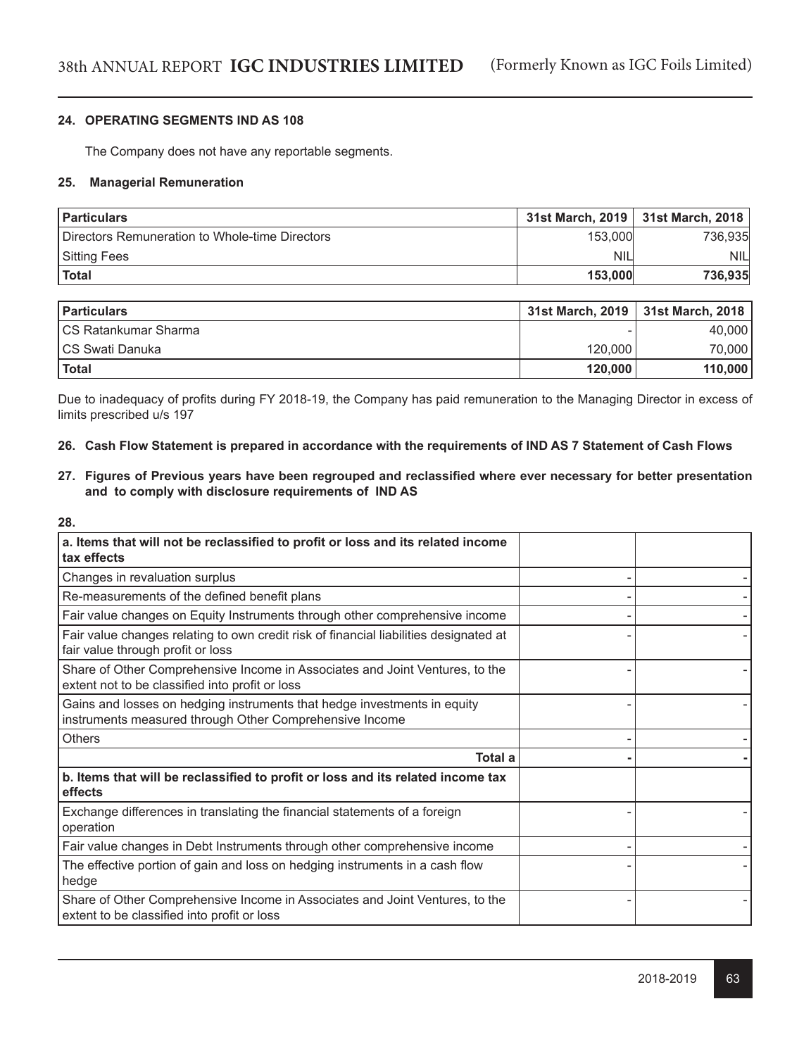### 24. OPERATING SEGMENTS IND AS 108

The Company does not have any reportable segments.

### 25. Managerial Remuneration

| Particulars | 31st March, 2019 | 31st March, 2018 |
|---|---|---|
| Directors Remuneration to Whole-time Directors | 153,000 | 736,935 |
| Sitting Fees | NIL | NIL |
| **Total** | **153,000** | **736,935** |

| Particulars | 31st March, 2019 | 31st March, 2018 |
|---|---|---|
| CS Ratankumar Sharma | - | 40,000 |
| CS Swati Danuka | 120,000 | 70,000 |
| **Total** | **120,000** | **110,000** |

Due to inadequacy of profits during FY 2018-19, the Company has paid remuneration to the Managing Director in excess of limits prescribed u/s 197

### 26. Cash Flow Statement is prepared in accordance with the requirements of IND AS 7 Statement of Cash Flows

### 27. Figures of Previous years have been regrouped and reclassified where ever necessary for better presentation and to comply with disclosure requirements of IND AS

### 28.

| | | |
|---|---|---|
| **a. Items that will not be reclassified to profit or loss and its related income tax effects** | | |
| Changes in revaluation surplus | - | - |
| Re-measurements of the defined benefit plans | - | - |
| Fair value changes on Equity Instruments through other comprehensive income | - | - |
| Fair value changes relating to own credit risk of financial liabilities designated at fair value through profit or loss | - | - |
| Share of Other Comprehensive Income in Associates and Joint Ventures, to the extent not to be classified into profit or loss | - | - |
| Gains and losses on hedging instruments that hedge investments in equity instruments measured through Other Comprehensive Income | - | - |
| Others | - | - |
| **Total a** | **-** | **-** |
| **b. Items that will be reclassified to profit or loss and its related income tax effects** | | |
| Exchange differences in translating the financial statements of a foreign operation | - | - |
| Fair value changes in Debt Instruments through other comprehensive income | - | - |
| The effective portion of gain and loss on hedging instruments in a cash flow hedge | - | - |
| Share of Other Comprehensive Income in Associates and Joint Ventures, to the extent to be classified into profit or loss | - | - |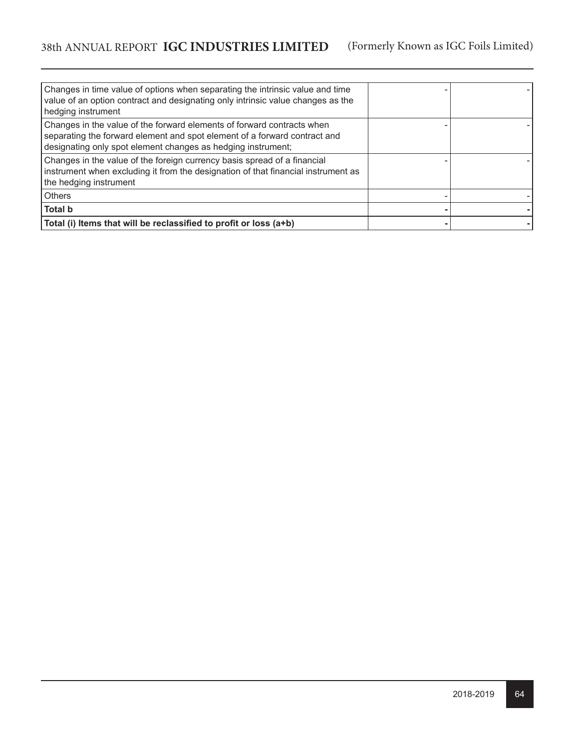| | | |
|---|---|---|
| Changes in time value of options when separating the intrinsic value and time value of an option contract and designating only intrinsic value changes as the hedging instrument | - | - |
| Changes in the value of the forward elements of forward contracts when separating the forward element and spot element of a forward contract and designating only spot element changes as hedging instrument; | - | - |
| Changes in the value of the foreign currency basis spread of a financial instrument when excluding it from the designation of that financial instrument as the hedging instrument | - | - |
| Others | - | - |
| **Total b** | **-** | **-** |
| **Total (i) Items that will be reclassified to profit or loss (a+b)** | **-** | **-** |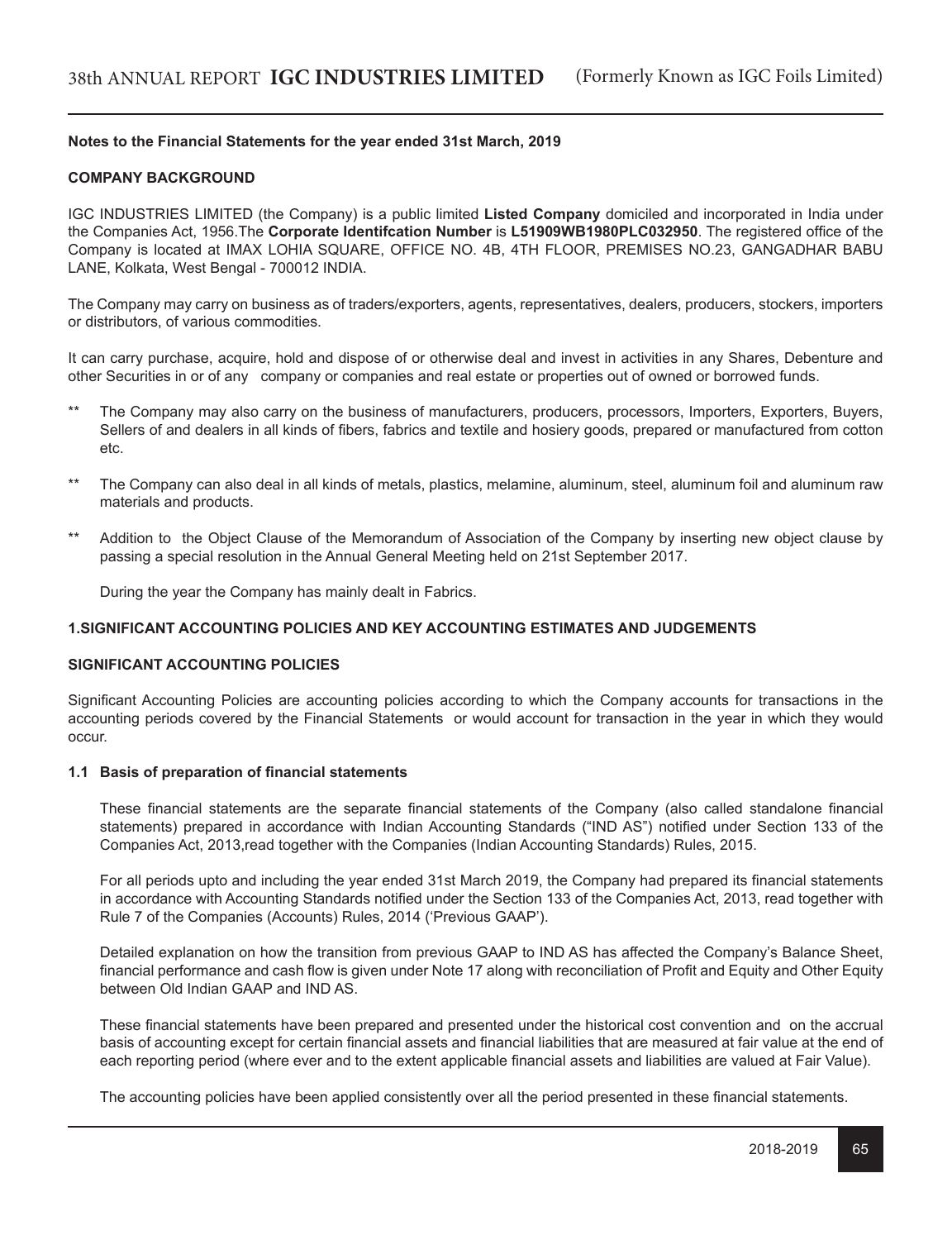**Notes to the Financial Statements for the year ended 31st March, 2019**

**COMPANY BACKGROUND**

IGC INDUSTRIES LIMITED (the Company) is a public limited **Listed Company** domiciled and incorporated in India under the Companies Act, 1956.The **Corporate Identifcation Number** is **L51909WB1980PLC032950**. The registered office of the Company is located at IMAX LOHIA SQUARE, OFFICE NO. 4B, 4TH FLOOR, PREMISES NO.23, GANGADHAR BABU LANE, Kolkata, West Bengal - 700012 INDIA.

The Company may carry on business as of traders/exporters, agents, representatives, dealers, producers, stockers, importers or distributors, of various commodities.

It can carry purchase, acquire, hold and dispose of or otherwise deal and invest in activities in any Shares, Debenture and other Securities in or of any company or companies and real estate or properties out of owned or borrowed funds.

** The Company may also carry on the business of manufacturers, producers, processors, Importers, Exporters, Buyers, Sellers of and dealers in all kinds of fibers, fabrics and textile and hosiery goods, prepared or manufactured from cotton etc.

** The Company can also deal in all kinds of metals, plastics, melamine, aluminum, steel, aluminum foil and aluminum raw materials and products.

** Addition to the Object Clause of the Memorandum of Association of the Company by inserting new object clause by passing a special resolution in the Annual General Meeting held on 21st September 2017.

During the year the Company has mainly dealt in Fabrics.

**1.SIGNIFICANT ACCOUNTING POLICIES AND KEY ACCOUNTING ESTIMATES AND JUDGEMENTS**

**SIGNIFICANT ACCOUNTING POLICIES**

Significant Accounting Policies are accounting policies according to which the Company accounts for transactions in the accounting periods covered by the Financial Statements or would account for transaction in the year in which they would occur.

**1.1 Basis of preparation of financial statements**

These financial statements are the separate financial statements of the Company (also called standalone financial statements) prepared in accordance with Indian Accounting Standards ("IND AS") notified under Section 133 of the Companies Act, 2013,read together with the Companies (Indian Accounting Standards) Rules, 2015.

For all periods upto and including the year ended 31st March 2019, the Company had prepared its financial statements in accordance with Accounting Standards notified under the Section 133 of the Companies Act, 2013, read together with Rule 7 of the Companies (Accounts) Rules, 2014 ('Previous GAAP').

Detailed explanation on how the transition from previous GAAP to IND AS has affected the Company's Balance Sheet, financial performance and cash flow is given under Note 17 along with reconciliation of Profit and Equity and Other Equity between Old Indian GAAP and IND AS.

These financial statements have been prepared and presented under the historical cost convention and on the accrual basis of accounting except for certain financial assets and financial liabilities that are measured at fair value at the end of each reporting period (where ever and to the extent applicable financial assets and liabilities are valued at Fair Value).

The accounting policies have been applied consistently over all the period presented in these financial statements.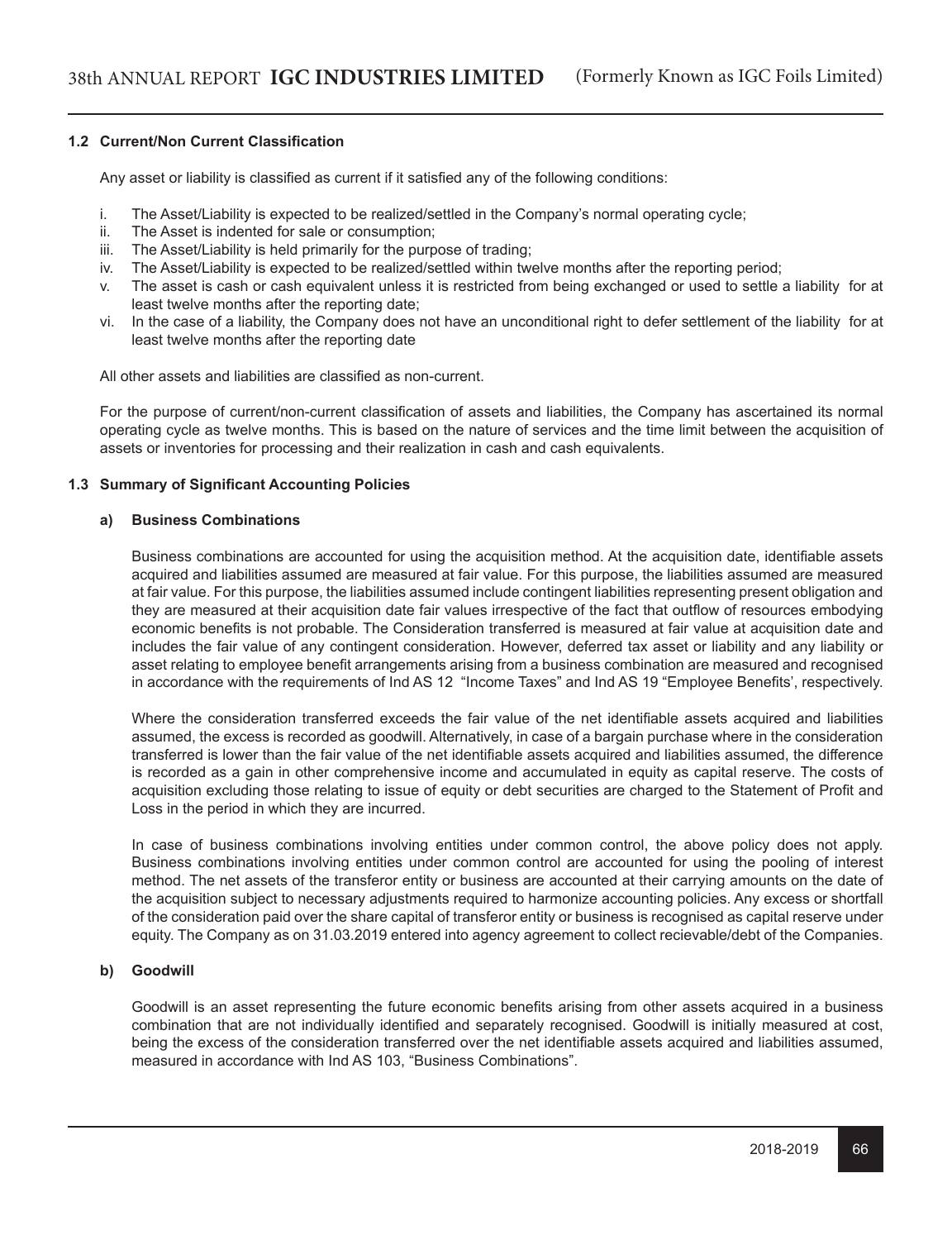### 1.2 Current/Non Current Classification

Any asset or liability is classified as current if it satisfied any of the following conditions:

i. The Asset/Liability is expected to be realized/settled in the Company's normal operating cycle;
ii. The Asset is indented for sale or consumption;
iii. The Asset/Liability is held primarily for the purpose of trading;
iv. The Asset/Liability is expected to be realized/settled within twelve months after the reporting period;
v. The asset is cash or cash equivalent unless it is restricted from being exchanged or used to settle a liability for at least twelve months after the reporting date;
vi. In the case of a liability, the Company does not have an unconditional right to defer settlement of the liability for at least twelve months after the reporting date

All other assets and liabilities are classified as non-current.

For the purpose of current/non-current classification of assets and liabilities, the Company has ascertained its normal operating cycle as twelve months. This is based on the nature of services and the time limit between the acquisition of assets or inventories for processing and their realization in cash and cash equivalents.

### 1.3 Summary of Significant Accounting Policies

#### a) Business Combinations

Business combinations are accounted for using the acquisition method. At the acquisition date, identifiable assets acquired and liabilities assumed are measured at fair value. For this purpose, the liabilities assumed are measured at fair value. For this purpose, the liabilities assumed include contingent liabilities representing present obligation and they are measured at their acquisition date fair values irrespective of the fact that outflow of resources embodying economic benefits is not probable. The Consideration transferred is measured at fair value at acquisition date and includes the fair value of any contingent consideration. However, deferred tax asset or liability and any liability or asset relating to employee benefit arrangements arising from a business combination are measured and recognised in accordance with the requirements of Ind AS 12 "Income Taxes" and Ind AS 19 "Employee Benefits', respectively.

Where the consideration transferred exceeds the fair value of the net identifiable assets acquired and liabilities assumed, the excess is recorded as goodwill. Alternatively, in case of a bargain purchase where in the consideration transferred is lower than the fair value of the net identifiable assets acquired and liabilities assumed, the difference is recorded as a gain in other comprehensive income and accumulated in equity as capital reserve. The costs of acquisition excluding those relating to issue of equity or debt securities are charged to the Statement of Profit and Loss in the period in which they are incurred.

In case of business combinations involving entities under common control, the above policy does not apply. Business combinations involving entities under common control are accounted for using the pooling of interest method. The net assets of the transferor entity or business are accounted at their carrying amounts on the date of the acquisition subject to necessary adjustments required to harmonize accounting policies. Any excess or shortfall of the consideration paid over the share capital of transferor entity or business is recognised as capital reserve under equity. The Company as on 31.03.2019 entered into agency agreement to collect recievable/debt of the Companies.

#### b) Goodwill

Goodwill is an asset representing the future economic benefits arising from other assets acquired in a business combination that are not individually identified and separately recognised. Goodwill is initially measured at cost, being the excess of the consideration transferred over the net identifiable assets acquired and liabilities assumed, measured in accordance with Ind AS 103, "Business Combinations".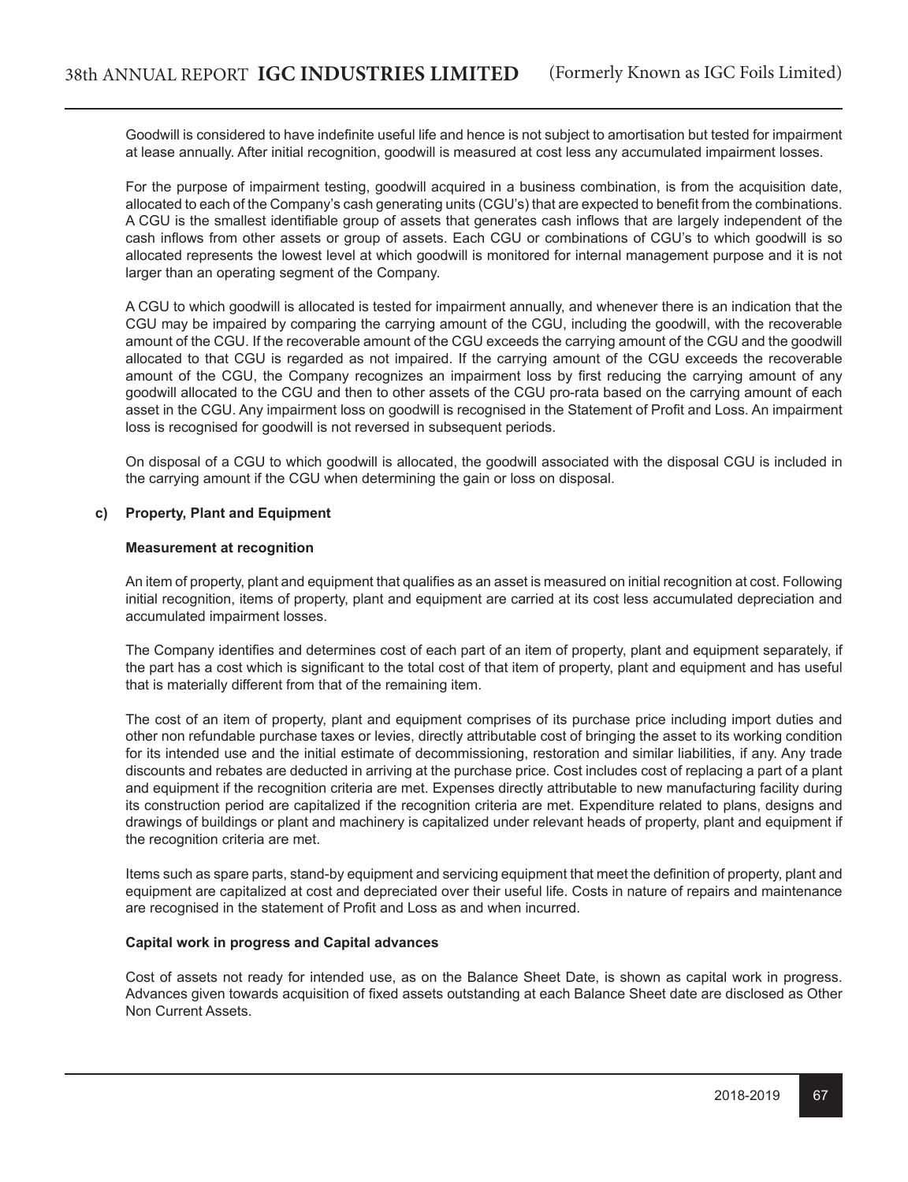Goodwill is considered to have indefinite useful life and hence is not subject to amortisation but tested for impairment at lease annually. After initial recognition, goodwill is measured at cost less any accumulated impairment losses.

For the purpose of impairment testing, goodwill acquired in a business combination, is from the acquisition date, allocated to each of the Company's cash generating units (CGU's) that are expected to benefit from the combinations. A CGU is the smallest identifiable group of assets that generates cash inflows that are largely independent of the cash inflows from other assets or group of assets. Each CGU or combinations of CGU's to which goodwill is so allocated represents the lowest level at which goodwill is monitored for internal management purpose and it is not larger than an operating segment of the Company.

A CGU to which goodwill is allocated is tested for impairment annually, and whenever there is an indication that the CGU may be impaired by comparing the carrying amount of the CGU, including the goodwill, with the recoverable amount of the CGU. If the recoverable amount of the CGU exceeds the carrying amount of the CGU and the goodwill allocated to that CGU is regarded as not impaired. If the carrying amount of the CGU exceeds the recoverable amount of the CGU, the Company recognizes an impairment loss by first reducing the carrying amount of any goodwill allocated to the CGU and then to other assets of the CGU pro-rata based on the carrying amount of each asset in the CGU. Any impairment loss on goodwill is recognised in the Statement of Profit and Loss. An impairment loss is recognised for goodwill is not reversed in subsequent periods.

On disposal of a CGU to which goodwill is allocated, the goodwill associated with the disposal CGU is included in the carrying amount if the CGU when determining the gain or loss on disposal.

### c) Property, Plant and Equipment

**Measurement at recognition**

An item of property, plant and equipment that qualifies as an asset is measured on initial recognition at cost. Following initial recognition, items of property, plant and equipment are carried at its cost less accumulated depreciation and accumulated impairment losses.

The Company identifies and determines cost of each part of an item of property, plant and equipment separately, if the part has a cost which is significant to the total cost of that item of property, plant and equipment and has useful that is materially different from that of the remaining item.

The cost of an item of property, plant and equipment comprises of its purchase price including import duties and other non refundable purchase taxes or levies, directly attributable cost of bringing the asset to its working condition for its intended use and the initial estimate of decommissioning, restoration and similar liabilities, if any. Any trade discounts and rebates are deducted in arriving at the purchase price. Cost includes cost of replacing a part of a plant and equipment if the recognition criteria are met. Expenses directly attributable to new manufacturing facility during its construction period are capitalized if the recognition criteria are met. Expenditure related to plans, designs and drawings of buildings or plant and machinery is capitalized under relevant heads of property, plant and equipment if the recognition criteria are met.

Items such as spare parts, stand-by equipment and servicing equipment that meet the definition of property, plant and equipment are capitalized at cost and depreciated over their useful life. Costs in nature of repairs and maintenance are recognised in the statement of Profit and Loss as and when incurred.

**Capital work in progress and Capital advances**

Cost of assets not ready for intended use, as on the Balance Sheet Date, is shown as capital work in progress. Advances given towards acquisition of fixed assets outstanding at each Balance Sheet date are disclosed as Other Non Current Assets.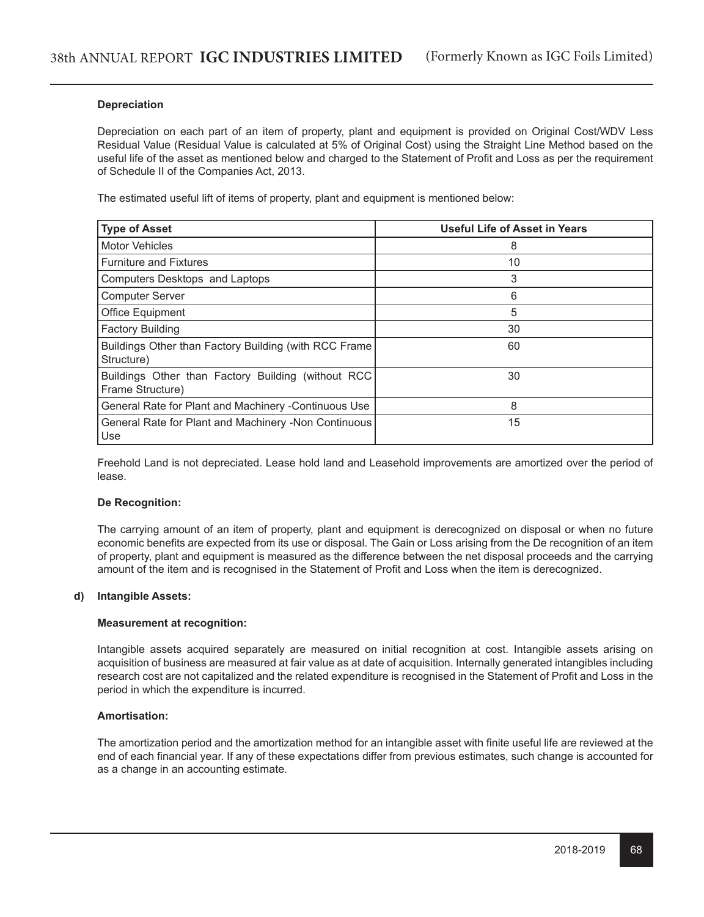**Depreciation**

Depreciation on each part of an item of property, plant and equipment is provided on Original Cost/WDV Less Residual Value (Residual Value is calculated at 5% of Original Cost) using the Straight Line Method based on the useful life of the asset as mentioned below and charged to the Statement of Profit and Loss as per the requirement of Schedule II of the Companies Act, 2013.

The estimated useful lift of items of property, plant and equipment is mentioned below:

| Type of Asset | Useful Life of Asset in Years |
|---|---|
| Motor Vehicles | 8 |
| Furniture and Fixtures | 10 |
| Computers Desktops and Laptops | 3 |
| Computer Server | 6 |
| Office Equipment | 5 |
| Factory Building | 30 |
| Buildings Other than Factory Building (with RCC Frame Structure) | 60 |
| Buildings Other than Factory Building (without RCC Frame Structure) | 30 |
| General Rate for Plant and Machinery -Continuous Use | 8 |
| General Rate for Plant and Machinery -Non Continuous Use | 15 |

Freehold Land is not depreciated. Lease hold land and Leasehold improvements are amortized over the period of lease.

**De Recognition:**

The carrying amount of an item of property, plant and equipment is derecognized on disposal or when no future economic benefits are expected from its use or disposal. The Gain or Loss arising from the De recognition of an item of property, plant and equipment is measured as the difference between the net disposal proceeds and the carrying amount of the item and is recognised in the Statement of Profit and Loss when the item is derecognized.

**d) Intangible Assets:**

**Measurement at recognition:**

Intangible assets acquired separately are measured on initial recognition at cost. Intangible assets arising on acquisition of business are measured at fair value as at date of acquisition. Internally generated intangibles including research cost are not capitalized and the related expenditure is recognised in the Statement of Profit and Loss in the period in which the expenditure is incurred.

**Amortisation:**

The amortization period and the amortization method for an intangible asset with finite useful life are reviewed at the end of each financial year. If any of these expectations differ from previous estimates, such change is accounted for as a change in an accounting estimate.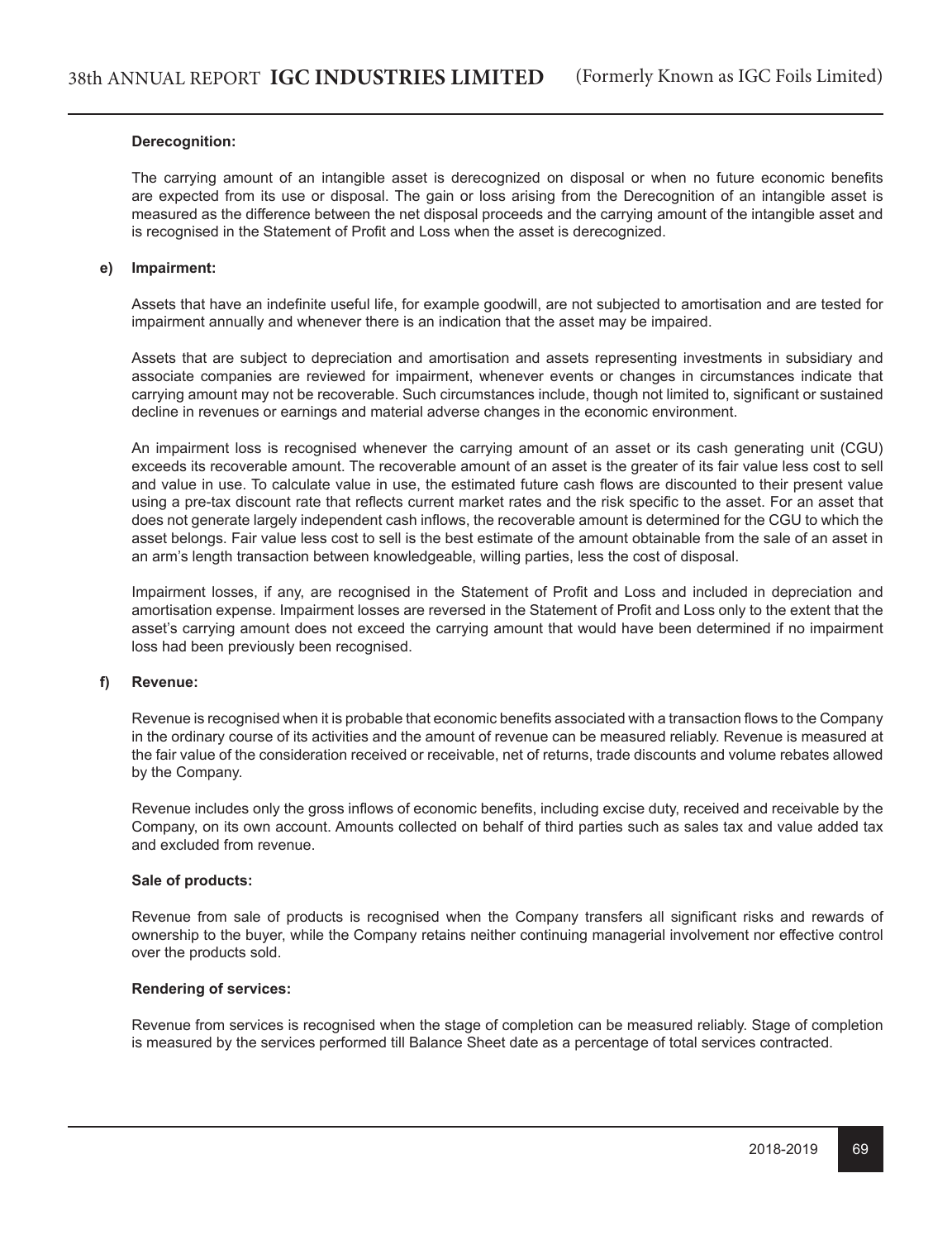**Derecognition:**

The carrying amount of an intangible asset is derecognized on disposal or when no future economic benefits are expected from its use or disposal. The gain or loss arising from the Derecognition of an intangible asset is measured as the difference between the net disposal proceeds and the carrying amount of the intangible asset and is recognised in the Statement of Profit and Loss when the asset is derecognized.

**e) Impairment:**

Assets that have an indefinite useful life, for example goodwill, are not subjected to amortisation and are tested for impairment annually and whenever there is an indication that the asset may be impaired.

Assets that are subject to depreciation and amortisation and assets representing investments in subsidiary and associate companies are reviewed for impairment, whenever events or changes in circumstances indicate that carrying amount may not be recoverable. Such circumstances include, though not limited to, significant or sustained decline in revenues or earnings and material adverse changes in the economic environment.

An impairment loss is recognised whenever the carrying amount of an asset or its cash generating unit (CGU) exceeds its recoverable amount. The recoverable amount of an asset is the greater of its fair value less cost to sell and value in use. To calculate value in use, the estimated future cash flows are discounted to their present value using a pre-tax discount rate that reflects current market rates and the risk specific to the asset. For an asset that does not generate largely independent cash inflows, the recoverable amount is determined for the CGU to which the asset belongs. Fair value less cost to sell is the best estimate of the amount obtainable from the sale of an asset in an arm's length transaction between knowledgeable, willing parties, less the cost of disposal.

Impairment losses, if any, are recognised in the Statement of Profit and Loss and included in depreciation and amortisation expense. Impairment losses are reversed in the Statement of Profit and Loss only to the extent that the asset's carrying amount does not exceed the carrying amount that would have been determined if no impairment loss had been previously been recognised.

**f) Revenue:**

Revenue is recognised when it is probable that economic benefits associated with a transaction flows to the Company in the ordinary course of its activities and the amount of revenue can be measured reliably. Revenue is measured at the fair value of the consideration received or receivable, net of returns, trade discounts and volume rebates allowed by the Company.

Revenue includes only the gross inflows of economic benefits, including excise duty, received and receivable by the Company, on its own account. Amounts collected on behalf of third parties such as sales tax and value added tax and excluded from revenue.

**Sale of products:**

Revenue from sale of products is recognised when the Company transfers all significant risks and rewards of ownership to the buyer, while the Company retains neither continuing managerial involvement nor effective control over the products sold.

**Rendering of services:**

Revenue from services is recognised when the stage of completion can be measured reliably. Stage of completion is measured by the services performed till Balance Sheet date as a percentage of total services contracted.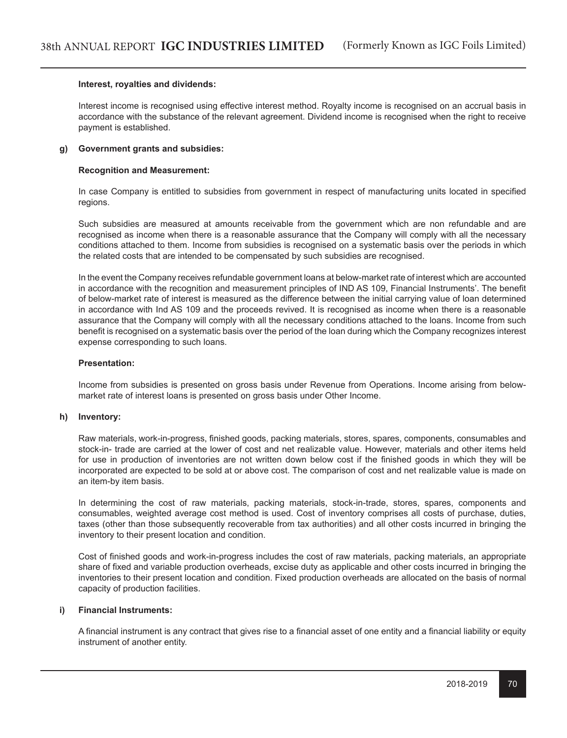**Interest, royalties and dividends:**

Interest income is recognised using effective interest method. Royalty income is recognised on an accrual basis in accordance with the substance of the relevant agreement. Dividend income is recognised when the right to receive payment is established.

**g) Government grants and subsidies:**

**Recognition and Measurement:**

In case Company is entitled to subsidies from government in respect of manufacturing units located in specified regions.

Such subsidies are measured at amounts receivable from the government which are non refundable and are recognised as income when there is a reasonable assurance that the Company will comply with all the necessary conditions attached to them. Income from subsidies is recognised on a systematic basis over the periods in which the related costs that are intended to be compensated by such subsidies are recognised.

In the event the Company receives refundable government loans at below-market rate of interest which are accounted in accordance with the recognition and measurement principles of IND AS 109, Financial Instruments'. The benefit of below-market rate of interest is measured as the difference between the initial carrying value of loan determined in accordance with Ind AS 109 and the proceeds revived. It is recognised as income when there is a reasonable assurance that the Company will comply with all the necessary conditions attached to the loans. Income from such benefit is recognised on a systematic basis over the period of the loan during which the Company recognizes interest expense corresponding to such loans.

**Presentation:**

Income from subsidies is presented on gross basis under Revenue from Operations. Income arising from below-market rate of interest loans is presented on gross basis under Other Income.

**h) Inventory:**

Raw materials, work-in-progress, finished goods, packing materials, stores, spares, components, consumables and stock-in- trade are carried at the lower of cost and net realizable value. However, materials and other items held for use in production of inventories are not written down below cost if the finished goods in which they will be incorporated are expected to be sold at or above cost. The comparison of cost and net realizable value is made on an item-by item basis.

In determining the cost of raw materials, packing materials, stock-in-trade, stores, spares, components and consumables, weighted average cost method is used. Cost of inventory comprises all costs of purchase, duties, taxes (other than those subsequently recoverable from tax authorities) and all other costs incurred in bringing the inventory to their present location and condition.

Cost of finished goods and work-in-progress includes the cost of raw materials, packing materials, an appropriate share of fixed and variable production overheads, excise duty as applicable and other costs incurred in bringing the inventories to their present location and condition. Fixed production overheads are allocated on the basis of normal capacity of production facilities.

**i) Financial Instruments:**

A financial instrument is any contract that gives rise to a financial asset of one entity and a financial liability or equity instrument of another entity.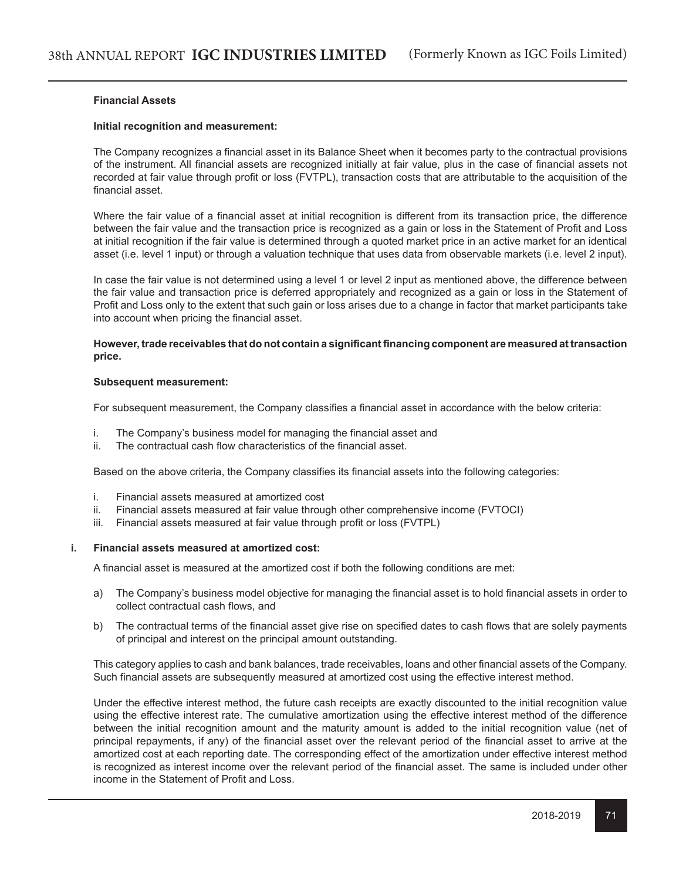#### Financial Assets

**Initial recognition and measurement:**

The Company recognizes a financial asset in its Balance Sheet when it becomes party to the contractual provisions of the instrument. All financial assets are recognized initially at fair value, plus in the case of financial assets not recorded at fair value through profit or loss (FVTPL), transaction costs that are attributable to the acquisition of the financial asset.

Where the fair value of a financial asset at initial recognition is different from its transaction price, the difference between the fair value and the transaction price is recognized as a gain or loss in the Statement of Profit and Loss at initial recognition if the fair value is determined through a quoted market price in an active market for an identical asset (i.e. level 1 input) or through a valuation technique that uses data from observable markets (i.e. level 2 input).

In case the fair value is not determined using a level 1 or level 2 input as mentioned above, the difference between the fair value and transaction price is deferred appropriately and recognized as a gain or loss in the Statement of Profit and Loss only to the extent that such gain or loss arises due to a change in factor that market participants take into account when pricing the financial asset.

**However, trade receivables that do not contain a significant financing component are measured at transaction price.**

**Subsequent measurement:**

For subsequent measurement, the Company classifies a financial asset in accordance with the below criteria:

i. The Company's business model for managing the financial asset and
ii. The contractual cash flow characteristics of the financial asset.

Based on the above criteria, the Company classifies its financial assets into the following categories:

i. Financial assets measured at amortized cost
ii. Financial assets measured at fair value through other comprehensive income (FVTOCI)
iii. Financial assets measured at fair value through profit or loss (FVTPL)

**i. Financial assets measured at amortized cost:**

A financial asset is measured at the amortized cost if both the following conditions are met:

a) The Company's business model objective for managing the financial asset is to hold financial assets in order to collect contractual cash flows, and

b) The contractual terms of the financial asset give rise on specified dates to cash flows that are solely payments of principal and interest on the principal amount outstanding.

This category applies to cash and bank balances, trade receivables, loans and other financial assets of the Company. Such financial assets are subsequently measured at amortized cost using the effective interest method.

Under the effective interest method, the future cash receipts are exactly discounted to the initial recognition value using the effective interest rate. The cumulative amortization using the effective interest method of the difference between the initial recognition amount and the maturity amount is added to the initial recognition value (net of principal repayments, if any) of the financial asset over the relevant period of the financial asset to arrive at the amortized cost at each reporting date. The corresponding effect of the amortization under effective interest method is recognized as interest income over the relevant period of the financial asset. The same is included under other income in the Statement of Profit and Loss.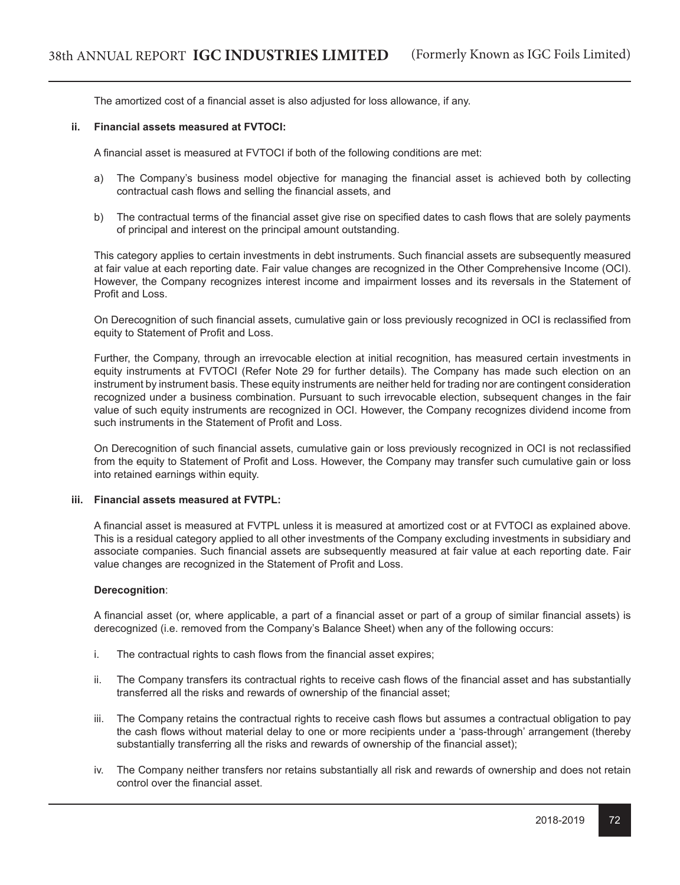The amortized cost of a financial asset is also adjusted for loss allowance, if any.

#### ii. Financial assets measured at FVTOCI:

A financial asset is measured at FVTOCI if both of the following conditions are met:

a) The Company's business model objective for managing the financial asset is achieved both by collecting contractual cash flows and selling the financial assets, and

b) The contractual terms of the financial asset give rise on specified dates to cash flows that are solely payments of principal and interest on the principal amount outstanding.

This category applies to certain investments in debt instruments. Such financial assets are subsequently measured at fair value at each reporting date. Fair value changes are recognized in the Other Comprehensive Income (OCI). However, the Company recognizes interest income and impairment losses and its reversals in the Statement of Profit and Loss.

On Derecognition of such financial assets, cumulative gain or loss previously recognized in OCI is reclassified from equity to Statement of Profit and Loss.

Further, the Company, through an irrevocable election at initial recognition, has measured certain investments in equity instruments at FVTOCI (Refer Note 29 for further details). The Company has made such election on an instrument by instrument basis. These equity instruments are neither held for trading nor are contingent consideration recognized under a business combination. Pursuant to such irrevocable election, subsequent changes in the fair value of such equity instruments are recognized in OCI. However, the Company recognizes dividend income from such instruments in the Statement of Profit and Loss.

On Derecognition of such financial assets, cumulative gain or loss previously recognized in OCI is not reclassified from the equity to Statement of Profit and Loss. However, the Company may transfer such cumulative gain or loss into retained earnings within equity.

#### iii. Financial assets measured at FVTPL:

A financial asset is measured at FVTPL unless it is measured at amortized cost or at FVTOCI as explained above. This is a residual category applied to all other investments of the Company excluding investments in subsidiary and associate companies. Such financial assets are subsequently measured at fair value at each reporting date. Fair value changes are recognized in the Statement of Profit and Loss.

**Derecognition**:

A financial asset (or, where applicable, a part of a financial asset or part of a group of similar financial assets) is derecognized (i.e. removed from the Company's Balance Sheet) when any of the following occurs:

i. The contractual rights to cash flows from the financial asset expires;

ii. The Company transfers its contractual rights to receive cash flows of the financial asset and has substantially transferred all the risks and rewards of ownership of the financial asset;

iii. The Company retains the contractual rights to receive cash flows but assumes a contractual obligation to pay the cash flows without material delay to one or more recipients under a 'pass-through' arrangement (thereby substantially transferring all the risks and rewards of ownership of the financial asset);

iv. The Company neither transfers nor retains substantially all risk and rewards of ownership and does not retain control over the financial asset.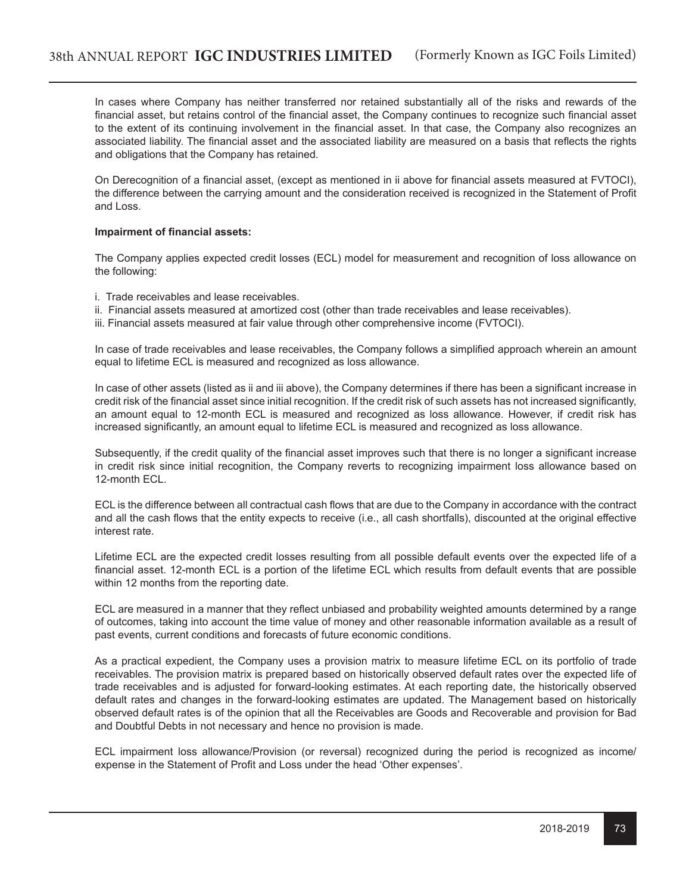In cases where Company has neither transferred nor retained substantially all of the risks and rewards of the financial asset, but retains control of the financial asset, the Company continues to recognize such financial asset to the extent of its continuing involvement in the financial asset. In that case, the Company also recognizes an associated liability. The financial asset and the associated liability are measured on a basis that reflects the rights and obligations that the Company has retained.

On Derecognition of a financial asset, (except as mentioned in ii above for financial assets measured at FVTOCI), the difference between the carrying amount and the consideration received is recognized in the Statement of Profit and Loss.

**Impairment of financial assets:**

The Company applies expected credit losses (ECL) model for measurement and recognition of loss allowance on the following:

i. Trade receivables and lease receivables.
ii. Financial assets measured at amortized cost (other than trade receivables and lease receivables).
iii. Financial assets measured at fair value through other comprehensive income (FVTOCI).

In case of trade receivables and lease receivables, the Company follows a simplified approach wherein an amount equal to lifetime ECL is measured and recognized as loss allowance.

In case of other assets (listed as ii and iii above), the Company determines if there has been a significant increase in credit risk of the financial asset since initial recognition. If the credit risk of such assets has not increased significantly, an amount equal to 12-month ECL is measured and recognized as loss allowance. However, if credit risk has increased significantly, an amount equal to lifetime ECL is measured and recognized as loss allowance.

Subsequently, if the credit quality of the financial asset improves such that there is no longer a significant increase in credit risk since initial recognition, the Company reverts to recognizing impairment loss allowance based on 12-month ECL.

ECL is the difference between all contractual cash flows that are due to the Company in accordance with the contract and all the cash flows that the entity expects to receive (i.e., all cash shortfalls), discounted at the original effective interest rate.

Lifetime ECL are the expected credit losses resulting from all possible default events over the expected life of a financial asset. 12-month ECL is a portion of the lifetime ECL which results from default events that are possible within 12 months from the reporting date.

ECL are measured in a manner that they reflect unbiased and probability weighted amounts determined by a range of outcomes, taking into account the time value of money and other reasonable information available as a result of past events, current conditions and forecasts of future economic conditions.

As a practical expedient, the Company uses a provision matrix to measure lifetime ECL on its portfolio of trade receivables. The provision matrix is prepared based on historically observed default rates over the expected life of trade receivables and is adjusted for forward-looking estimates. At each reporting date, the historically observed default rates and changes in the forward-looking estimates are updated. The Management based on historically observed default rates is of the opinion that all the Receivables are Goods and Recoverable and provision for Bad and Doubtful Debts in not necessary and hence no provision is made.

ECL impairment loss allowance/Provision (or reversal) recognized during the period is recognized as income/ expense in the Statement of Profit and Loss under the head 'Other expenses'.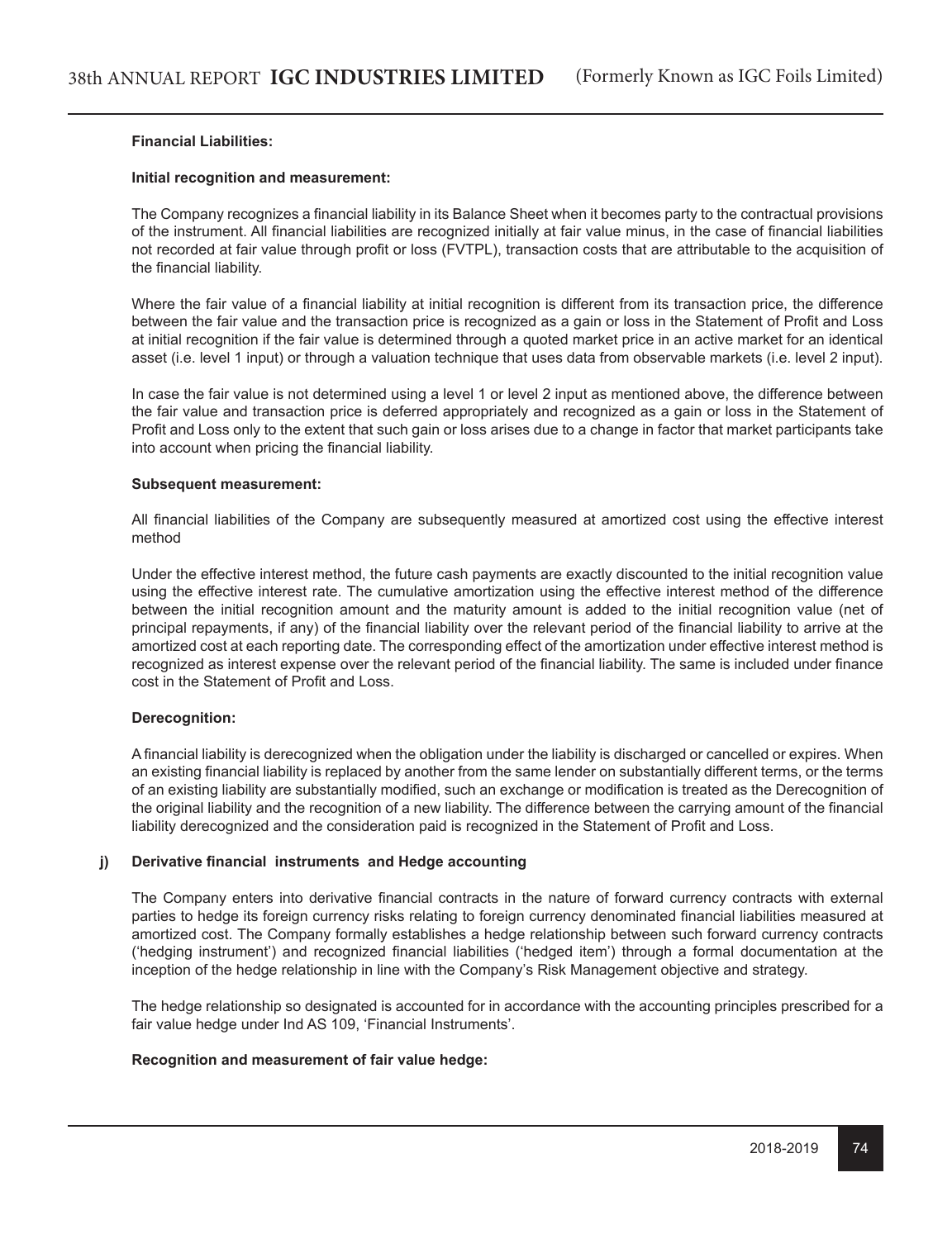**Financial Liabilities:**

**Initial recognition and measurement:**

The Company recognizes a financial liability in its Balance Sheet when it becomes party to the contractual provisions of the instrument. All financial liabilities are recognized initially at fair value minus, in the case of financial liabilities not recorded at fair value through profit or loss (FVTPL), transaction costs that are attributable to the acquisition of the financial liability.

Where the fair value of a financial liability at initial recognition is different from its transaction price, the difference between the fair value and the transaction price is recognized as a gain or loss in the Statement of Profit and Loss at initial recognition if the fair value is determined through a quoted market price in an active market for an identical asset (i.e. level 1 input) or through a valuation technique that uses data from observable markets (i.e. level 2 input).

In case the fair value is not determined using a level 1 or level 2 input as mentioned above, the difference between the fair value and transaction price is deferred appropriately and recognized as a gain or loss in the Statement of Profit and Loss only to the extent that such gain or loss arises due to a change in factor that market participants take into account when pricing the financial liability.

**Subsequent measurement:**

All financial liabilities of the Company are subsequently measured at amortized cost using the effective interest method

Under the effective interest method, the future cash payments are exactly discounted to the initial recognition value using the effective interest rate. The cumulative amortization using the effective interest method of the difference between the initial recognition amount and the maturity amount is added to the initial recognition value (net of principal repayments, if any) of the financial liability over the relevant period of the financial liability to arrive at the amortized cost at each reporting date. The corresponding effect of the amortization under effective interest method is recognized as interest expense over the relevant period of the financial liability. The same is included under finance cost in the Statement of Profit and Loss.

**Derecognition:**

A financial liability is derecognized when the obligation under the liability is discharged or cancelled or expires. When an existing financial liability is replaced by another from the same lender on substantially different terms, or the terms of an existing liability are substantially modified, such an exchange or modification is treated as the Derecognition of the original liability and the recognition of a new liability. The difference between the carrying amount of the financial liability derecognized and the consideration paid is recognized in the Statement of Profit and Loss.

**j) Derivative financial instruments and Hedge accounting**

The Company enters into derivative financial contracts in the nature of forward currency contracts with external parties to hedge its foreign currency risks relating to foreign currency denominated financial liabilities measured at amortized cost. The Company formally establishes a hedge relationship between such forward currency contracts ('hedging instrument') and recognized financial liabilities ('hedged item') through a formal documentation at the inception of the hedge relationship in line with the Company's Risk Management objective and strategy.

The hedge relationship so designated is accounted for in accordance with the accounting principles prescribed for a fair value hedge under Ind AS 109, 'Financial Instruments'.

**Recognition and measurement of fair value hedge:**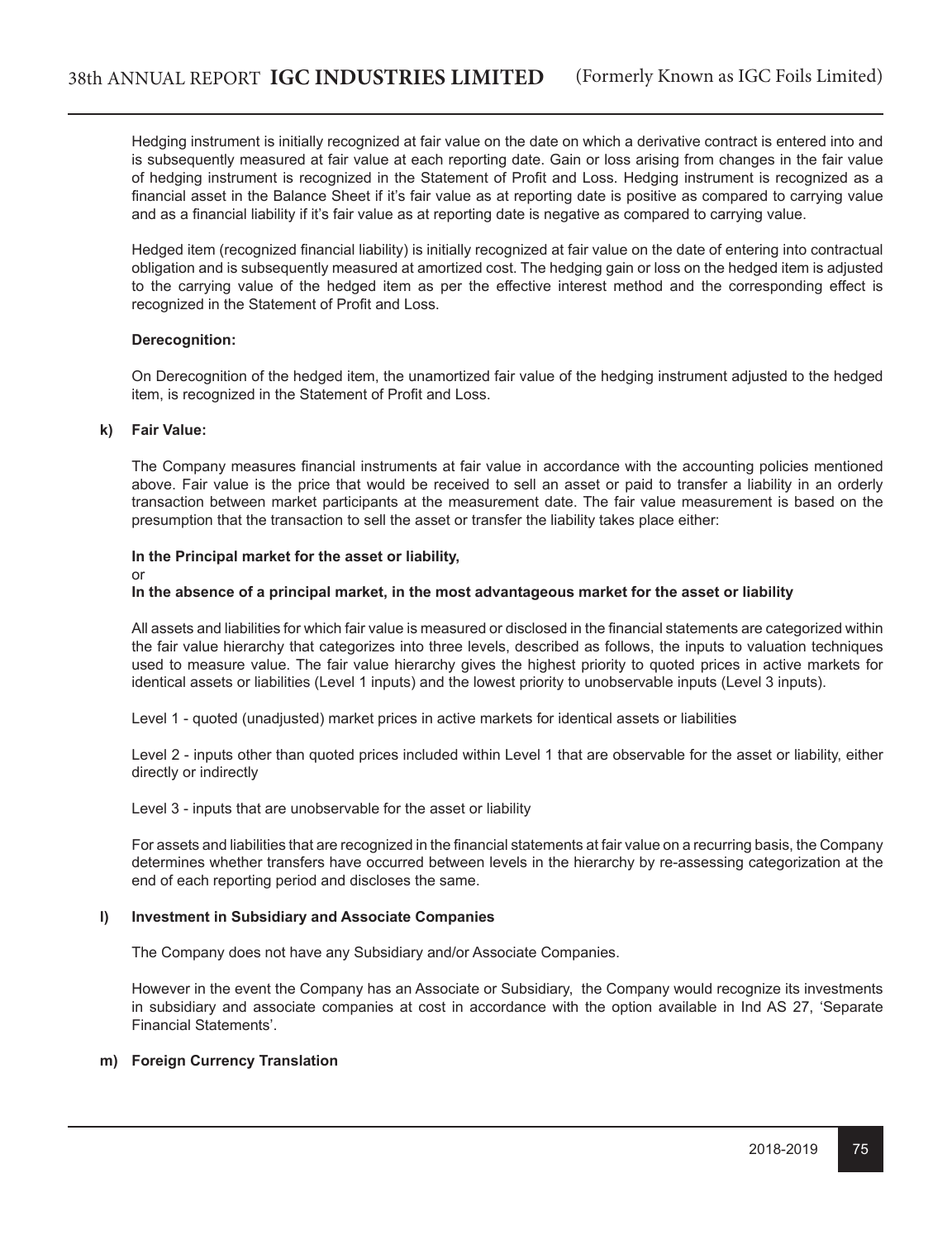Hedging instrument is initially recognized at fair value on the date on which a derivative contract is entered into and is subsequently measured at fair value at each reporting date. Gain or loss arising from changes in the fair value of hedging instrument is recognized in the Statement of Profit and Loss. Hedging instrument is recognized as a financial asset in the Balance Sheet if it's fair value as at reporting date is positive as compared to carrying value and as a financial liability if it's fair value as at reporting date is negative as compared to carrying value.

Hedged item (recognized financial liability) is initially recognized at fair value on the date of entering into contractual obligation and is subsequently measured at amortized cost. The hedging gain or loss on the hedged item is adjusted to the carrying value of the hedged item as per the effective interest method and the corresponding effect is recognized in the Statement of Profit and Loss.

**Derecognition:**

On Derecognition of the hedged item, the unamortized fair value of the hedging instrument adjusted to the hedged item, is recognized in the Statement of Profit and Loss.

**k) Fair Value:**

The Company measures financial instruments at fair value in accordance with the accounting policies mentioned above. Fair value is the price that would be received to sell an asset or paid to transfer a liability in an orderly transaction between market participants at the measurement date. The fair value measurement is based on the presumption that the transaction to sell the asset or transfer the liability takes place either:

**In the Principal market for the asset or liability,**

or

**In the absence of a principal market, in the most advantageous market for the asset or liability**

All assets and liabilities for which fair value is measured or disclosed in the financial statements are categorized within the fair value hierarchy that categorizes into three levels, described as follows, the inputs to valuation techniques used to measure value. The fair value hierarchy gives the highest priority to quoted prices in active markets for identical assets or liabilities (Level 1 inputs) and the lowest priority to unobservable inputs (Level 3 inputs).

Level 1 - quoted (unadjusted) market prices in active markets for identical assets or liabilities

Level 2 - inputs other than quoted prices included within Level 1 that are observable for the asset or liability, either directly or indirectly

Level 3 - inputs that are unobservable for the asset or liability

For assets and liabilities that are recognized in the financial statements at fair value on a recurring basis, the Company determines whether transfers have occurred between levels in the hierarchy by re-assessing categorization at the end of each reporting period and discloses the same.

**l) Investment in Subsidiary and Associate Companies**

The Company does not have any Subsidiary and/or Associate Companies.

However in the event the Company has an Associate or Subsidiary, the Company would recognize its investments in subsidiary and associate companies at cost in accordance with the option available in Ind AS 27, 'Separate Financial Statements'.

**m) Foreign Currency Translation**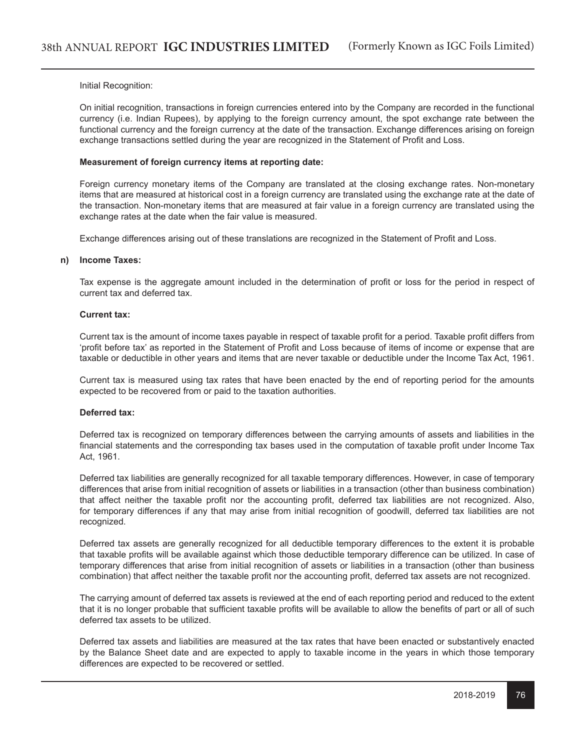Initial Recognition:

On initial recognition, transactions in foreign currencies entered into by the Company are recorded in the functional currency (i.e. Indian Rupees), by applying to the foreign currency amount, the spot exchange rate between the functional currency and the foreign currency at the date of the transaction. Exchange differences arising on foreign exchange transactions settled during the year are recognized in the Statement of Profit and Loss.

**Measurement of foreign currency items at reporting date:**

Foreign currency monetary items of the Company are translated at the closing exchange rates. Non-monetary items that are measured at historical cost in a foreign currency are translated using the exchange rate at the date of the transaction. Non-monetary items that are measured at fair value in a foreign currency are translated using the exchange rates at the date when the fair value is measured.

Exchange differences arising out of these translations are recognized in the Statement of Profit and Loss.

**n) Income Taxes:**

Tax expense is the aggregate amount included in the determination of profit or loss for the period in respect of current tax and deferred tax.

**Current tax:**

Current tax is the amount of income taxes payable in respect of taxable profit for a period. Taxable profit differs from 'profit before tax' as reported in the Statement of Profit and Loss because of items of income or expense that are taxable or deductible in other years and items that are never taxable or deductible under the Income Tax Act, 1961.

Current tax is measured using tax rates that have been enacted by the end of reporting period for the amounts expected to be recovered from or paid to the taxation authorities.

**Deferred tax:**

Deferred tax is recognized on temporary differences between the carrying amounts of assets and liabilities in the financial statements and the corresponding tax bases used in the computation of taxable profit under Income Tax Act, 1961.

Deferred tax liabilities are generally recognized for all taxable temporary differences. However, in case of temporary differences that arise from initial recognition of assets or liabilities in a transaction (other than business combination) that affect neither the taxable profit nor the accounting profit, deferred tax liabilities are not recognized. Also, for temporary differences if any that may arise from initial recognition of goodwill, deferred tax liabilities are not recognized.

Deferred tax assets are generally recognized for all deductible temporary differences to the extent it is probable that taxable profits will be available against which those deductible temporary difference can be utilized. In case of temporary differences that arise from initial recognition of assets or liabilities in a transaction (other than business combination) that affect neither the taxable profit nor the accounting profit, deferred tax assets are not recognized.

The carrying amount of deferred tax assets is reviewed at the end of each reporting period and reduced to the extent that it is no longer probable that sufficient taxable profits will be available to allow the benefits of part or all of such deferred tax assets to be utilized.

Deferred tax assets and liabilities are measured at the tax rates that have been enacted or substantively enacted by the Balance Sheet date and are expected to apply to taxable income in the years in which those temporary differences are expected to be recovered or settled.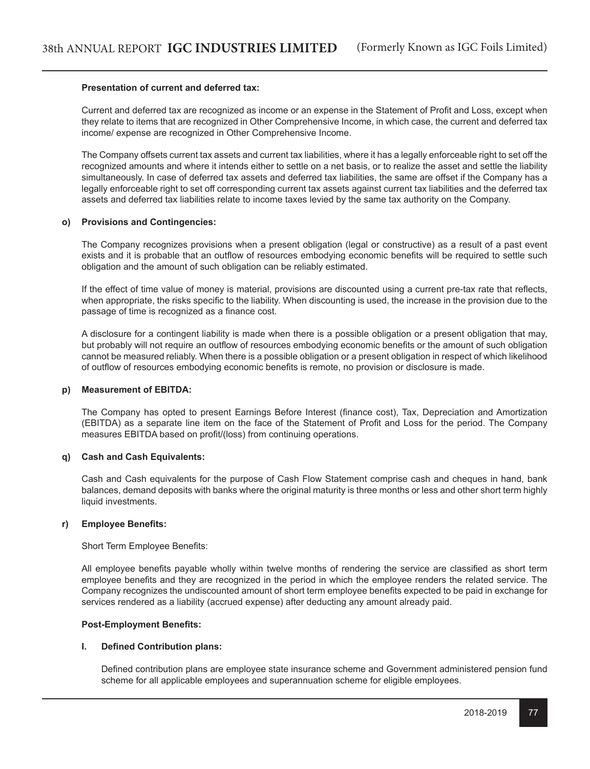**Presentation of current and deferred tax:**

Current and deferred tax are recognized as income or an expense in the Statement of Profit and Loss, except when they relate to items that are recognized in Other Comprehensive Income, in which case, the current and deferred tax income/ expense are recognized in Other Comprehensive Income.

The Company offsets current tax assets and current tax liabilities, where it has a legally enforceable right to set off the recognized amounts and where it intends either to settle on a net basis, or to realize the asset and settle the liability simultaneously. In case of deferred tax assets and deferred tax liabilities, the same are offset if the Company has a legally enforceable right to set off corresponding current tax assets against current tax liabilities and the deferred tax assets and deferred tax liabilities relate to income taxes levied by the same tax authority on the Company.

**o) Provisions and Contingencies:**

The Company recognizes provisions when a present obligation (legal or constructive) as a result of a past event exists and it is probable that an outflow of resources embodying economic benefits will be required to settle such obligation and the amount of such obligation can be reliably estimated.

If the effect of time value of money is material, provisions are discounted using a current pre-tax rate that reflects, when appropriate, the risks specific to the liability. When discounting is used, the increase in the provision due to the passage of time is recognized as a finance cost.

A disclosure for a contingent liability is made when there is a possible obligation or a present obligation that may, but probably will not require an outflow of resources embodying economic benefits or the amount of such obligation cannot be measured reliably. When there is a possible obligation or a present obligation in respect of which likelihood of outflow of resources embodying economic benefits is remote, no provision or disclosure is made.

**p) Measurement of EBITDA:**

The Company has opted to present Earnings Before Interest (finance cost), Tax, Depreciation and Amortization (EBITDA) as a separate line item on the face of the Statement of Profit and Loss for the period. The Company measures EBITDA based on profit/(loss) from continuing operations.

**q) Cash and Cash Equivalents:**

Cash and Cash equivalents for the purpose of Cash Flow Statement comprise cash and cheques in hand, bank balances, demand deposits with banks where the original maturity is three months or less and other short term highly liquid investments.

**r) Employee Benefits:**

Short Term Employee Benefits:

All employee benefits payable wholly within twelve months of rendering the service are classified as short term employee benefits and they are recognized in the period in which the employee renders the related service. The Company recognizes the undiscounted amount of short term employee benefits expected to be paid in exchange for services rendered as a liability (accrued expense) after deducting any amount already paid.

**Post-Employment Benefits:**

**I. Defined Contribution plans:**

Defined contribution plans are employee state insurance scheme and Government administered pension fund scheme for all applicable employees and superannuation scheme for eligible employees.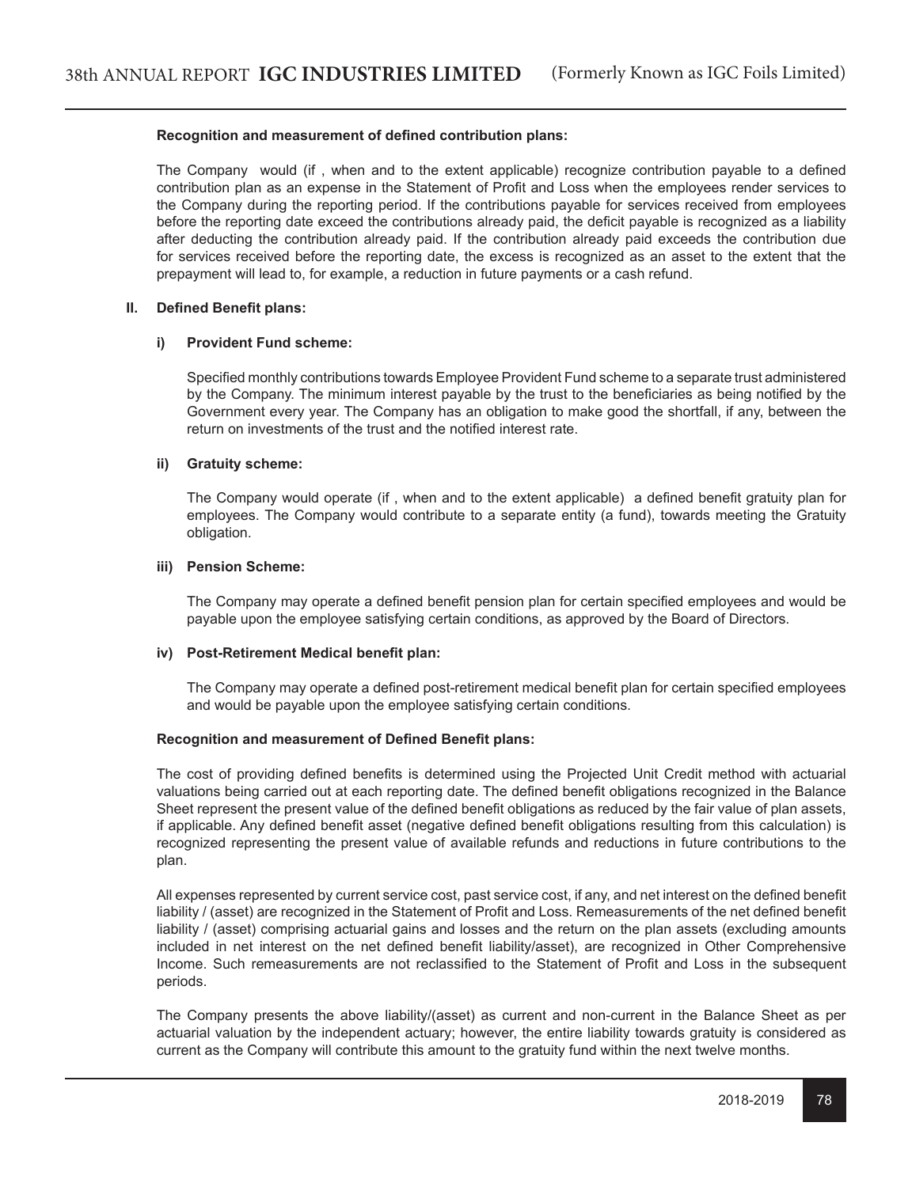**Recognition and measurement of defined contribution plans:**

The Company would (if , when and to the extent applicable) recognize contribution payable to a defined contribution plan as an expense in the Statement of Profit and Loss when the employees render services to the Company during the reporting period. If the contributions payable for services received from employees before the reporting date exceed the contributions already paid, the deficit payable is recognized as a liability after deducting the contribution already paid. If the contribution already paid exceeds the contribution due for services received before the reporting date, the excess is recognized as an asset to the extent that the prepayment will lead to, for example, a reduction in future payments or a cash refund.

**II. Defined Benefit plans:**

**i) Provident Fund scheme:**

Specified monthly contributions towards Employee Provident Fund scheme to a separate trust administered by the Company. The minimum interest payable by the trust to the beneficiaries as being notified by the Government every year. The Company has an obligation to make good the shortfall, if any, between the return on investments of the trust and the notified interest rate.

**ii) Gratuity scheme:**

The Company would operate (if , when and to the extent applicable) a defined benefit gratuity plan for employees. The Company would contribute to a separate entity (a fund), towards meeting the Gratuity obligation.

**iii) Pension Scheme:**

The Company may operate a defined benefit pension plan for certain specified employees and would be payable upon the employee satisfying certain conditions, as approved by the Board of Directors.

**iv) Post-Retirement Medical benefit plan:**

The Company may operate a defined post-retirement medical benefit plan for certain specified employees and would be payable upon the employee satisfying certain conditions.

**Recognition and measurement of Defined Benefit plans:**

The cost of providing defined benefits is determined using the Projected Unit Credit method with actuarial valuations being carried out at each reporting date. The defined benefit obligations recognized in the Balance Sheet represent the present value of the defined benefit obligations as reduced by the fair value of plan assets, if applicable. Any defined benefit asset (negative defined benefit obligations resulting from this calculation) is recognized representing the present value of available refunds and reductions in future contributions to the plan.

All expenses represented by current service cost, past service cost, if any, and net interest on the defined benefit liability / (asset) are recognized in the Statement of Profit and Loss. Remeasurements of the net defined benefit liability / (asset) comprising actuarial gains and losses and the return on the plan assets (excluding amounts included in net interest on the net defined benefit liability/asset), are recognized in Other Comprehensive Income. Such remeasurements are not reclassified to the Statement of Profit and Loss in the subsequent periods.

The Company presents the above liability/(asset) as current and non-current in the Balance Sheet as per actuarial valuation by the independent actuary; however, the entire liability towards gratuity is considered as current as the Company will contribute this amount to the gratuity fund within the next twelve months.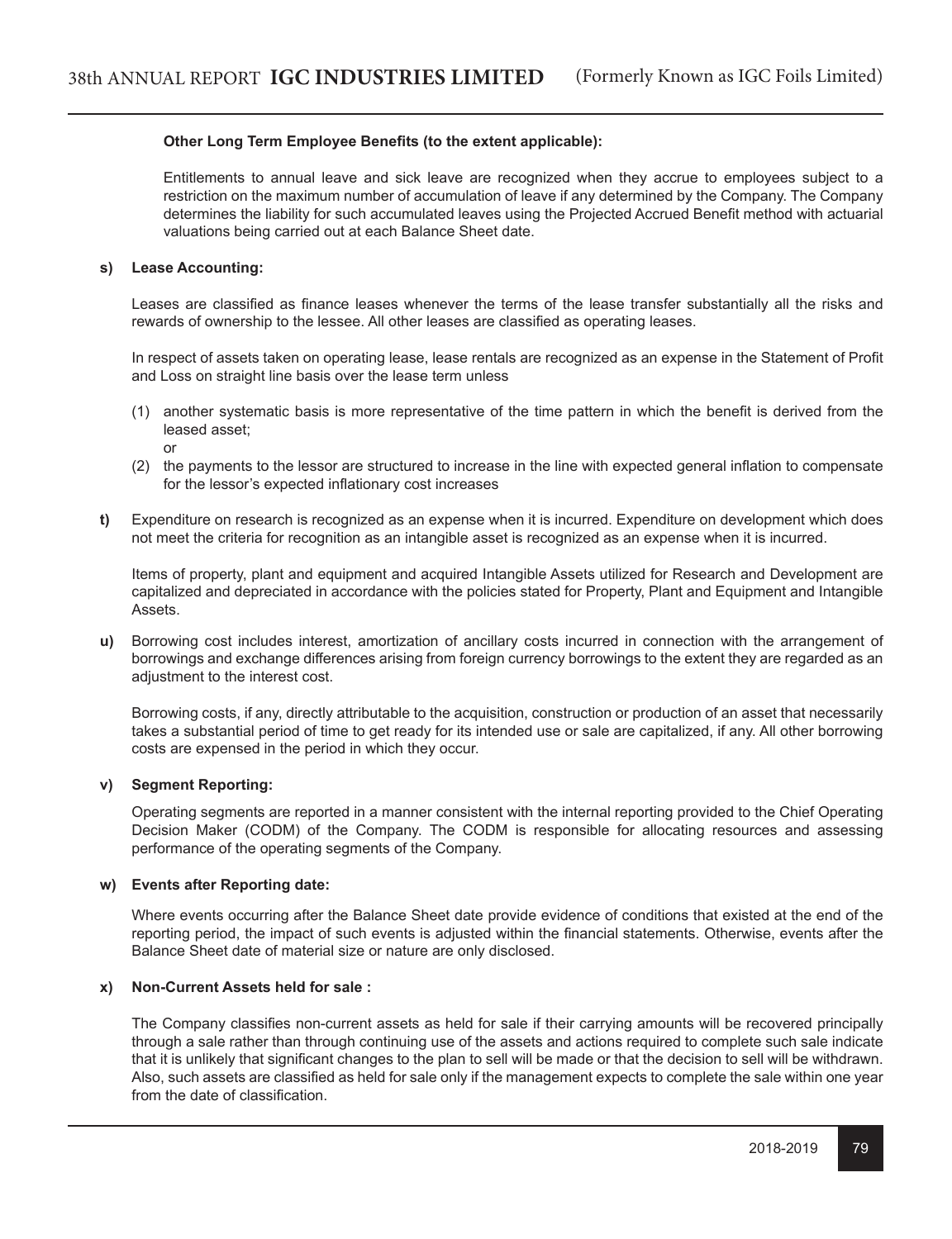**Other Long Term Employee Benefits (to the extent applicable):**

Entitlements to annual leave and sick leave are recognized when they accrue to employees subject to a restriction on the maximum number of accumulation of leave if any determined by the Company. The Company determines the liability for such accumulated leaves using the Projected Accrued Benefit method with actuarial valuations being carried out at each Balance Sheet date.

**s) Lease Accounting:**

Leases are classified as finance leases whenever the terms of the lease transfer substantially all the risks and rewards of ownership to the lessee. All other leases are classified as operating leases.

In respect of assets taken on operating lease, lease rentals are recognized as an expense in the Statement of Profit and Loss on straight line basis over the lease term unless

(1) another systematic basis is more representative of the time pattern in which the benefit is derived from the leased asset;
or
(2) the payments to the lessor are structured to increase in the line with expected general inflation to compensate for the lessor's expected inflationary cost increases

**t)** Expenditure on research is recognized as an expense when it is incurred. Expenditure on development which does not meet the criteria for recognition as an intangible asset is recognized as an expense when it is incurred.

Items of property, plant and equipment and acquired Intangible Assets utilized for Research and Development are capitalized and depreciated in accordance with the policies stated for Property, Plant and Equipment and Intangible Assets.

**u)** Borrowing cost includes interest, amortization of ancillary costs incurred in connection with the arrangement of borrowings and exchange differences arising from foreign currency borrowings to the extent they are regarded as an adjustment to the interest cost.

Borrowing costs, if any, directly attributable to the acquisition, construction or production of an asset that necessarily takes a substantial period of time to get ready for its intended use or sale are capitalized, if any. All other borrowing costs are expensed in the period in which they occur.

**v) Segment Reporting:**

Operating segments are reported in a manner consistent with the internal reporting provided to the Chief Operating Decision Maker (CODM) of the Company. The CODM is responsible for allocating resources and assessing performance of the operating segments of the Company.

**w) Events after Reporting date:**

Where events occurring after the Balance Sheet date provide evidence of conditions that existed at the end of the reporting period, the impact of such events is adjusted within the financial statements. Otherwise, events after the Balance Sheet date of material size or nature are only disclosed.

**x) Non-Current Assets held for sale :**

The Company classifies non-current assets as held for sale if their carrying amounts will be recovered principally through a sale rather than through continuing use of the assets and actions required to complete such sale indicate that it is unlikely that significant changes to the plan to sell will be made or that the decision to sell will be withdrawn. Also, such assets are classified as held for sale only if the management expects to complete the sale within one year from the date of classification.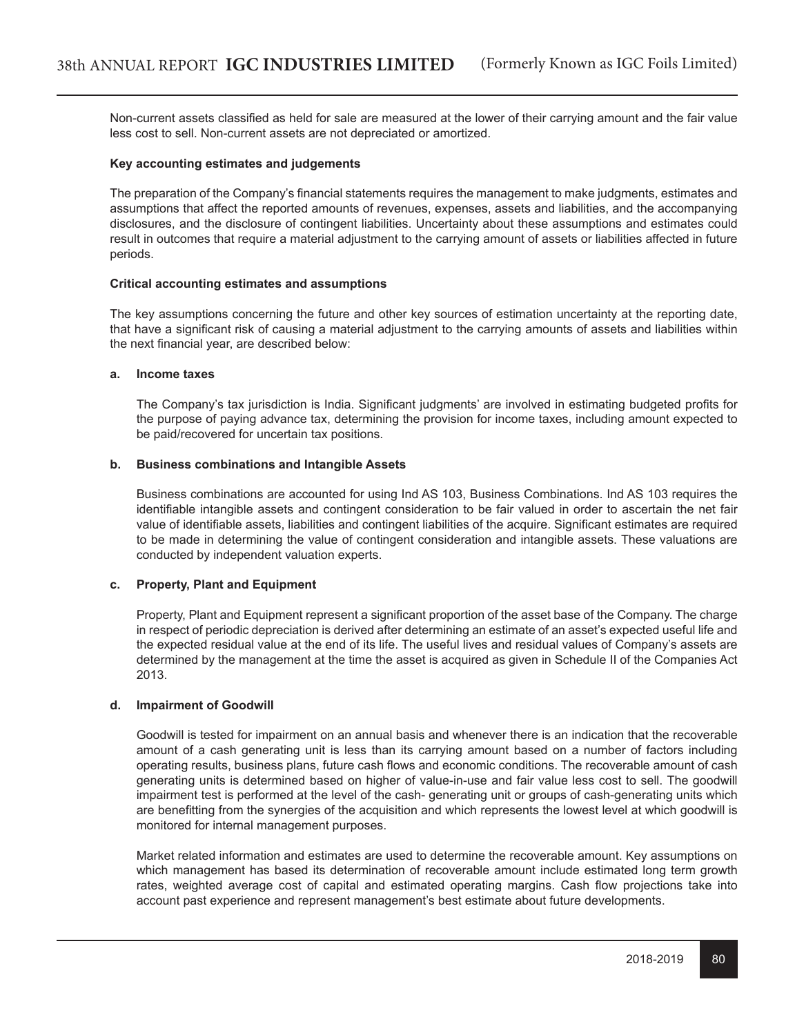Non-current assets classified as held for sale are measured at the lower of their carrying amount and the fair value less cost to sell. Non-current assets are not depreciated or amortized.

**Key accounting estimates and judgements**

The preparation of the Company's financial statements requires the management to make judgments, estimates and assumptions that affect the reported amounts of revenues, expenses, assets and liabilities, and the accompanying disclosures, and the disclosure of contingent liabilities. Uncertainty about these assumptions and estimates could result in outcomes that require a material adjustment to the carrying amount of assets or liabilities affected in future periods.

**Critical accounting estimates and assumptions**

The key assumptions concerning the future and other key sources of estimation uncertainty at the reporting date, that have a significant risk of causing a material adjustment to the carrying amounts of assets and liabilities within the next financial year, are described below:

**a. Income taxes**

The Company's tax jurisdiction is India. Significant judgments' are involved in estimating budgeted profits for the purpose of paying advance tax, determining the provision for income taxes, including amount expected to be paid/recovered for uncertain tax positions.

**b. Business combinations and Intangible Assets**

Business combinations are accounted for using Ind AS 103, Business Combinations. Ind AS 103 requires the identifiable intangible assets and contingent consideration to be fair valued in order to ascertain the net fair value of identifiable assets, liabilities and contingent liabilities of the acquire. Significant estimates are required to be made in determining the value of contingent consideration and intangible assets. These valuations are conducted by independent valuation experts.

**c. Property, Plant and Equipment**

Property, Plant and Equipment represent a significant proportion of the asset base of the Company. The charge in respect of periodic depreciation is derived after determining an estimate of an asset's expected useful life and the expected residual value at the end of its life. The useful lives and residual values of Company's assets are determined by the management at the time the asset is acquired as given in Schedule II of the Companies Act 2013.

**d. Impairment of Goodwill**

Goodwill is tested for impairment on an annual basis and whenever there is an indication that the recoverable amount of a cash generating unit is less than its carrying amount based on a number of factors including operating results, business plans, future cash flows and economic conditions. The recoverable amount of cash generating units is determined based on higher of value-in-use and fair value less cost to sell. The goodwill impairment test is performed at the level of the cash- generating unit or groups of cash-generating units which are benefitting from the synergies of the acquisition and which represents the lowest level at which goodwill is monitored for internal management purposes.

Market related information and estimates are used to determine the recoverable amount. Key assumptions on which management has based its determination of recoverable amount include estimated long term growth rates, weighted average cost of capital and estimated operating margins. Cash flow projections take into account past experience and represent management's best estimate about future developments.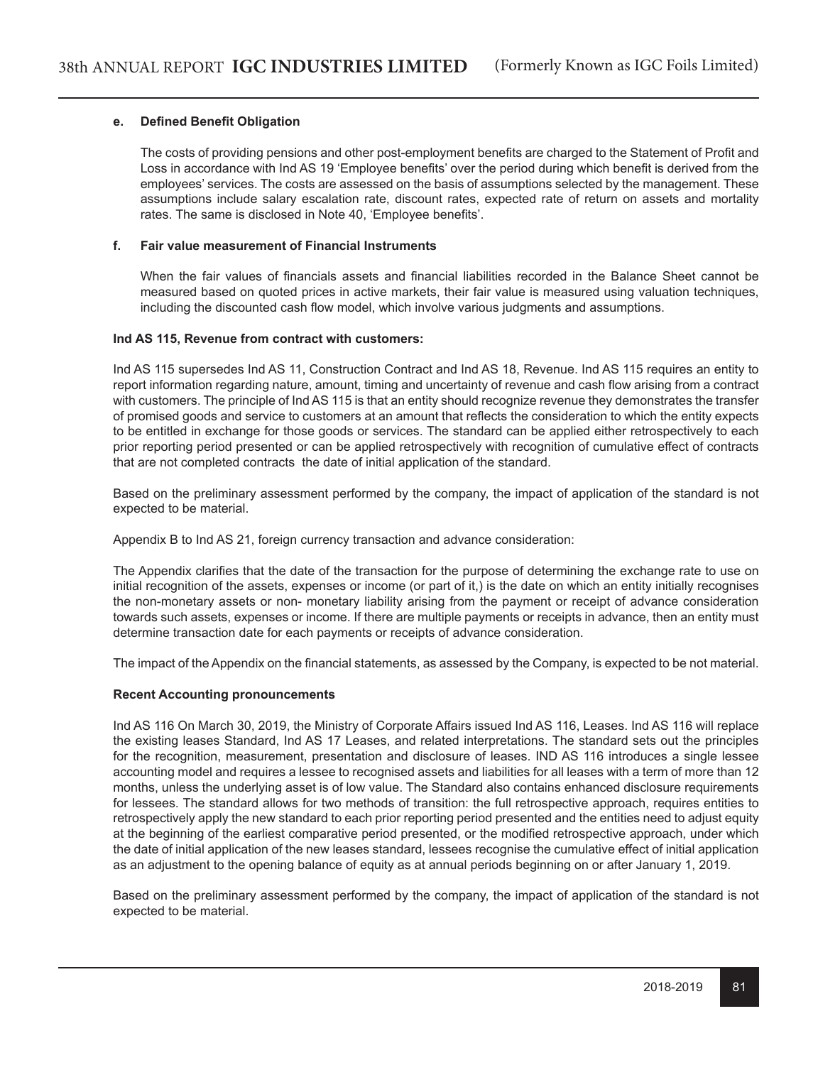**e. Defined Benefit Obligation**

The costs of providing pensions and other post-employment benefits are charged to the Statement of Profit and Loss in accordance with Ind AS 19 'Employee benefits' over the period during which benefit is derived from the employees' services. The costs are assessed on the basis of assumptions selected by the management. These assumptions include salary escalation rate, discount rates, expected rate of return on assets and mortality rates. The same is disclosed in Note 40, 'Employee benefits'.

**f. Fair value measurement of Financial Instruments**

When the fair values of financials assets and financial liabilities recorded in the Balance Sheet cannot be measured based on quoted prices in active markets, their fair value is measured using valuation techniques, including the discounted cash flow model, which involve various judgments and assumptions.

**Ind AS 115, Revenue from contract with customers:**

Ind AS 115 supersedes Ind AS 11, Construction Contract and Ind AS 18, Revenue. Ind AS 115 requires an entity to report information regarding nature, amount, timing and uncertainty of revenue and cash flow arising from a contract with customers. The principle of Ind AS 115 is that an entity should recognize revenue they demonstrates the transfer of promised goods and service to customers at an amount that reflects the consideration to which the entity expects to be entitled in exchange for those goods or services. The standard can be applied either retrospectively to each prior reporting period presented or can be applied retrospectively with recognition of cumulative effect of contracts that are not completed contracts the date of initial application of the standard.

Based on the preliminary assessment performed by the company, the impact of application of the standard is not expected to be material.

Appendix B to Ind AS 21, foreign currency transaction and advance consideration:

The Appendix clarifies that the date of the transaction for the purpose of determining the exchange rate to use on initial recognition of the assets, expenses or income (or part of it,) is the date on which an entity initially recognises the non-monetary assets or non- monetary liability arising from the payment or receipt of advance consideration towards such assets, expenses or income. If there are multiple payments or receipts in advance, then an entity must determine transaction date for each payments or receipts of advance consideration.

The impact of the Appendix on the financial statements, as assessed by the Company, is expected to be not material.

**Recent Accounting pronouncements**

Ind AS 116 On March 30, 2019, the Ministry of Corporate Affairs issued Ind AS 116, Leases. Ind AS 116 will replace the existing leases Standard, Ind AS 17 Leases, and related interpretations. The standard sets out the principles for the recognition, measurement, presentation and disclosure of leases. IND AS 116 introduces a single lessee accounting model and requires a lessee to recognised assets and liabilities for all leases with a term of more than 12 months, unless the underlying asset is of low value. The Standard also contains enhanced disclosure requirements for lessees. The standard allows for two methods of transition: the full retrospective approach, requires entities to retrospectively apply the new standard to each prior reporting period presented and the entities need to adjust equity at the beginning of the earliest comparative period presented, or the modified retrospective approach, under which the date of initial application of the new leases standard, lessees recognise the cumulative effect of initial application as an adjustment to the opening balance of equity as at annual periods beginning on or after January 1, 2019.

Based on the preliminary assessment performed by the company, the impact of application of the standard is not expected to be material.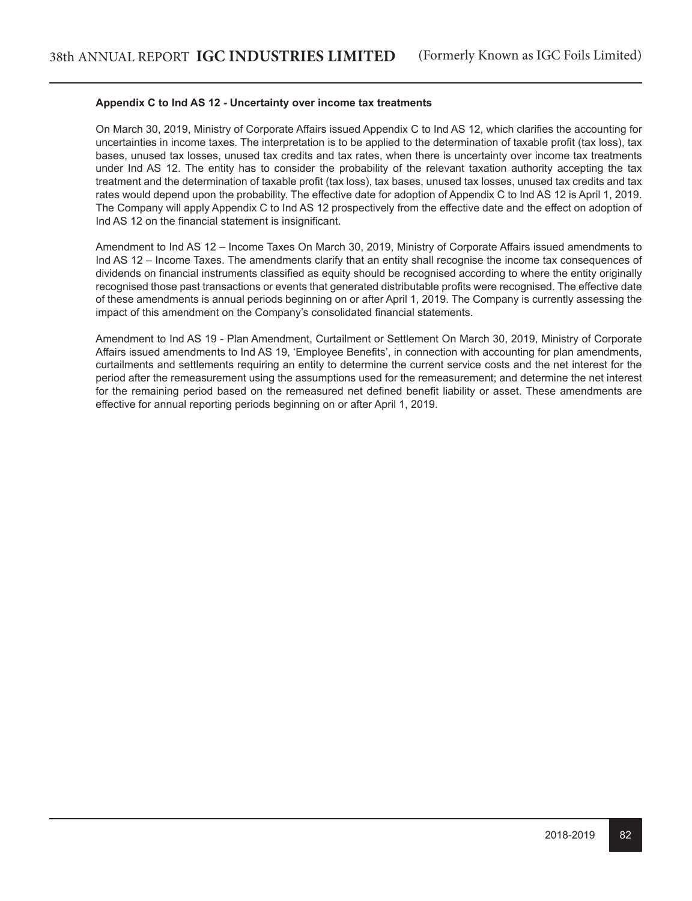**Appendix C to Ind AS 12 - Uncertainty over income tax treatments**

On March 30, 2019, Ministry of Corporate Affairs issued Appendix C to Ind AS 12, which clarifies the accounting for uncertainties in income taxes. The interpretation is to be applied to the determination of taxable profit (tax loss), tax bases, unused tax losses, unused tax credits and tax rates, when there is uncertainty over income tax treatments under Ind AS 12. The entity has to consider the probability of the relevant taxation authority accepting the tax treatment and the determination of taxable profit (tax loss), tax bases, unused tax losses, unused tax credits and tax rates would depend upon the probability. The effective date for adoption of Appendix C to Ind AS 12 is April 1, 2019. The Company will apply Appendix C to Ind AS 12 prospectively from the effective date and the effect on adoption of Ind AS 12 on the financial statement is insignificant.

Amendment to Ind AS 12 – Income Taxes On March 30, 2019, Ministry of Corporate Affairs issued amendments to Ind AS 12 – Income Taxes. The amendments clarify that an entity shall recognise the income tax consequences of dividends on financial instruments classified as equity should be recognised according to where the entity originally recognised those past transactions or events that generated distributable profits were recognised. The effective date of these amendments is annual periods beginning on or after April 1, 2019. The Company is currently assessing the impact of this amendment on the Company's consolidated financial statements.

Amendment to Ind AS 19 - Plan Amendment, Curtailment or Settlement On March 30, 2019, Ministry of Corporate Affairs issued amendments to Ind AS 19, 'Employee Benefits', in connection with accounting for plan amendments, curtailments and settlements requiring an entity to determine the current service costs and the net interest for the period after the remeasurement using the assumptions used for the remeasurement; and determine the net interest for the remaining period based on the remeasured net defined benefit liability or asset. These amendments are effective for annual reporting periods beginning on or after April 1, 2019.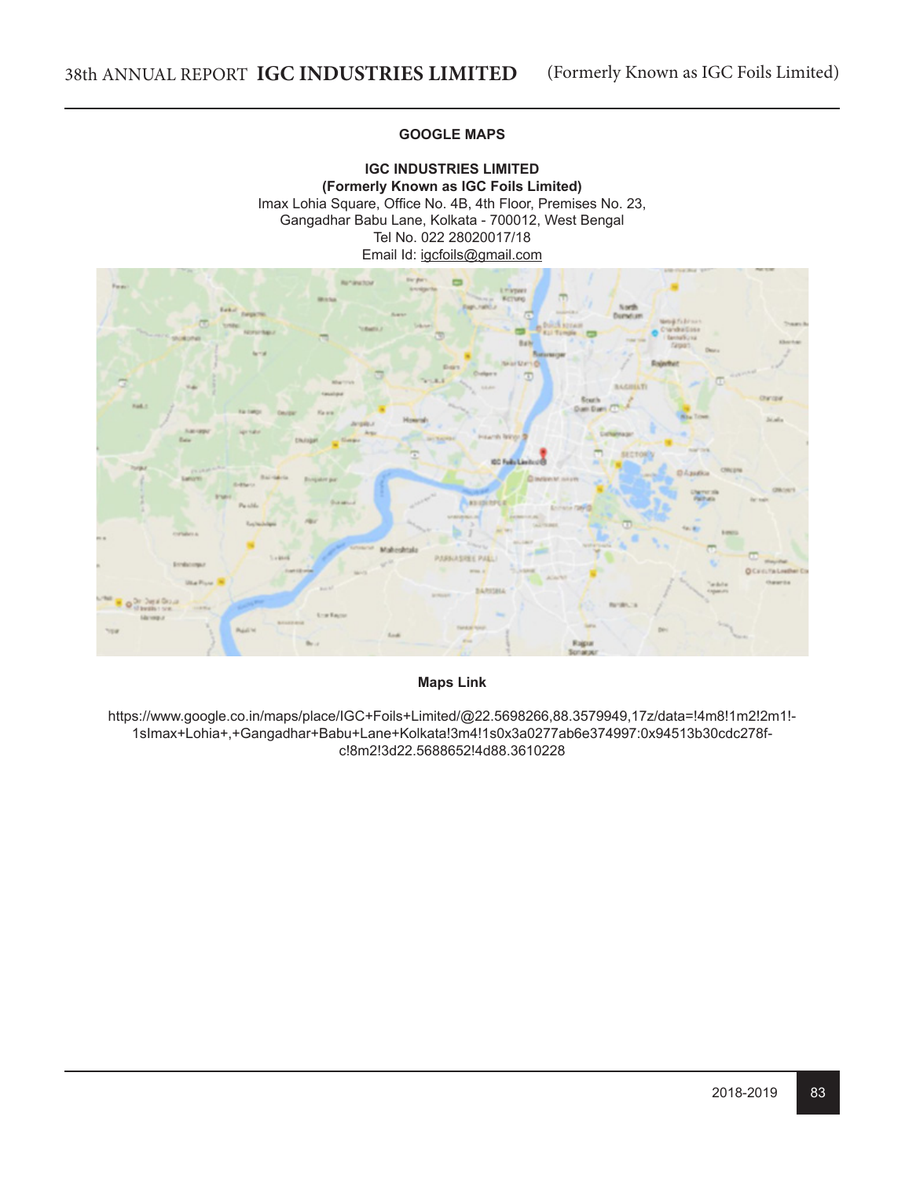## GOOGLE MAPS

**IGC INDUSTRIES LIMITED**
**(Formerly Known as IGC Foils Limited)**
Imax Lohia Square, Office No. 4B, 4th Floor, Premises No. 23,
Gangadhar Babu Lane, Kolkata - 700012, West Bengal
Tel No. 022 28020017/18
Email Id: igcfoils@gmail.com

**Maps Link**

https://www.google.co.in/maps/place/IGC+Foils+Limited/@22.5698266,88.3579949,17z/data=!4m8!1m2!2m1!1sImax+Lohia+,+Gangadhar+Babu+Lane+Kolkata!3m4!1s0x3a0277ab6e374997:0x94513b30cdc278fc!8m2!3d22.5688652!4d88.3610228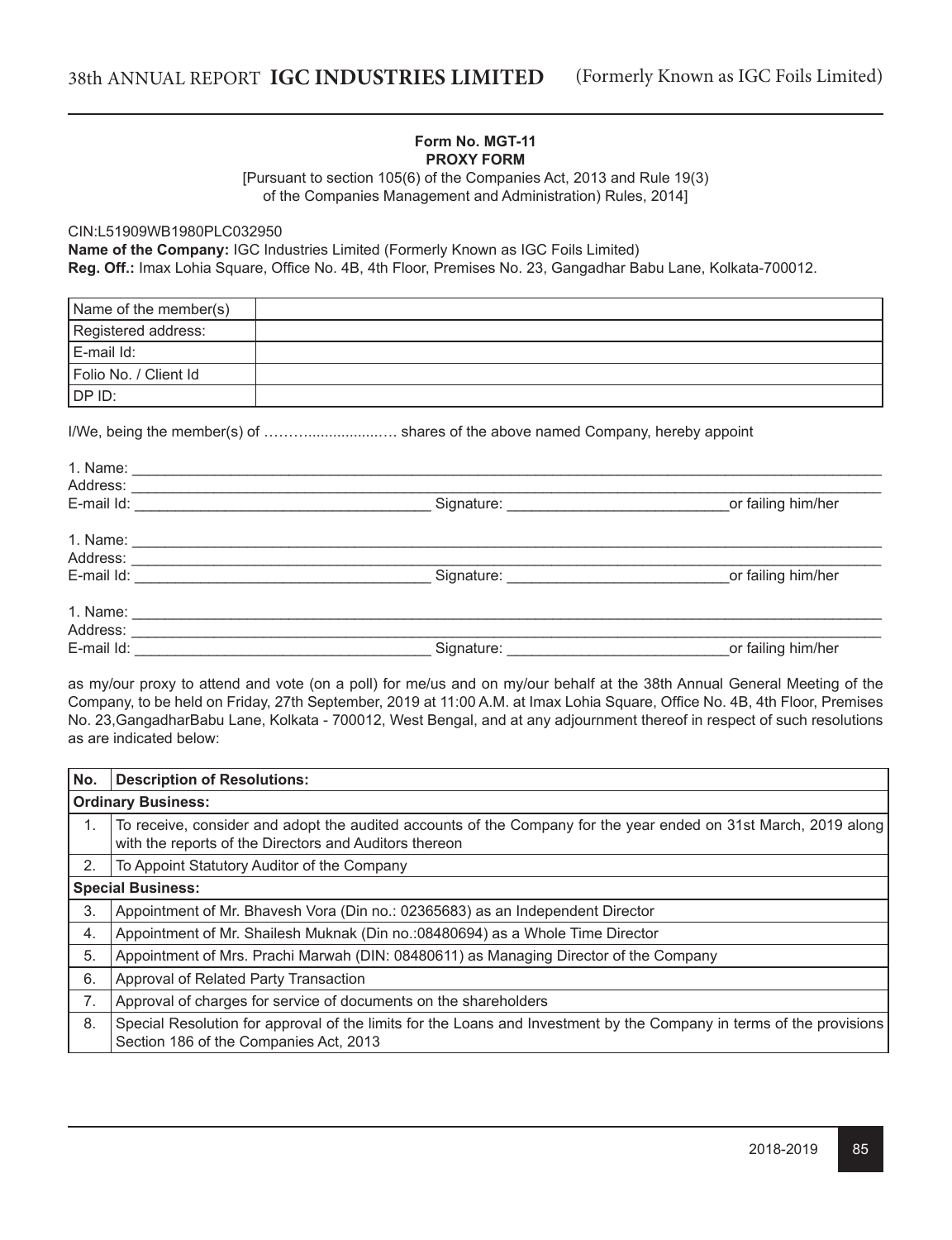**Form No. MGT-11**
**PROXY FORM**

[Pursuant to section 105(6) of the Companies Act, 2013 and Rule 19(3) of the Companies Management and Administration) Rules, 2014]

CIN:L51909WB1980PLC032950

**Name of the Company:** IGC Industries Limited (Formerly Known as IGC Foils Limited)

**Reg. Off.:** Imax Lohia Square, Office No. 4B, 4th Floor, Premises No. 23, Gangadhar Babu Lane, Kolkata-700012.

| Name of the member(s) | |
|---|---|
| Registered address: | |
| E-mail Id: | |
| Folio No. / Client Id | |
| DP ID: | |

I/We, being the member(s) of ………..................… shares of the above named Company, hereby appoint

1. Name: ___________________________________________
Address: ___________________________________________
E-mail Id: ______________________ Signature: ______________________or failing him/her

1. Name: ___________________________________________
Address: ___________________________________________
E-mail Id: ______________________ Signature: ______________________or failing him/her

1. Name: ___________________________________________
Address: ___________________________________________
E-mail Id: ______________________ Signature: ______________________or failing him/her

as my/our proxy to attend and vote (on a poll) for me/us and on my/our behalf at the 38th Annual General Meeting of the Company, to be held on Friday, 27th September, 2019 at 11:00 A.M. at Imax Lohia Square, Office No. 4B, 4th Floor, Premises No. 23,GangadharBabu Lane, Kolkata - 700012, West Bengal, and at any adjournment thereof in respect of such resolutions as are indicated below:

| No. | Description of Resolutions: |
|---|---|
| **Ordinary Business:** | |
| 1. | To receive, consider and adopt the audited accounts of the Company for the year ended on 31st March, 2019 along with the reports of the Directors and Auditors thereon |
| 2. | To Appoint Statutory Auditor of the Company |
| **Special Business:** | |
| 3. | Appointment of Mr. Bhavesh Vora (Din no.: 02365683) as an Independent Director |
| 4. | Appointment of Mr. Shailesh Muknak (Din no.:08480694) as a Whole Time Director |
| 5. | Appointment of Mrs. Prachi Marwah (DIN: 08480611) as Managing Director of the Company |
| 6. | Approval of Related Party Transaction |
| 7. | Approval of charges for service of documents on the shareholders |
| 8. | Special Resolution for approval of the limits for the Loans and Investment by the Company in terms of the provisions Section 186 of the Companies Act, 2013 |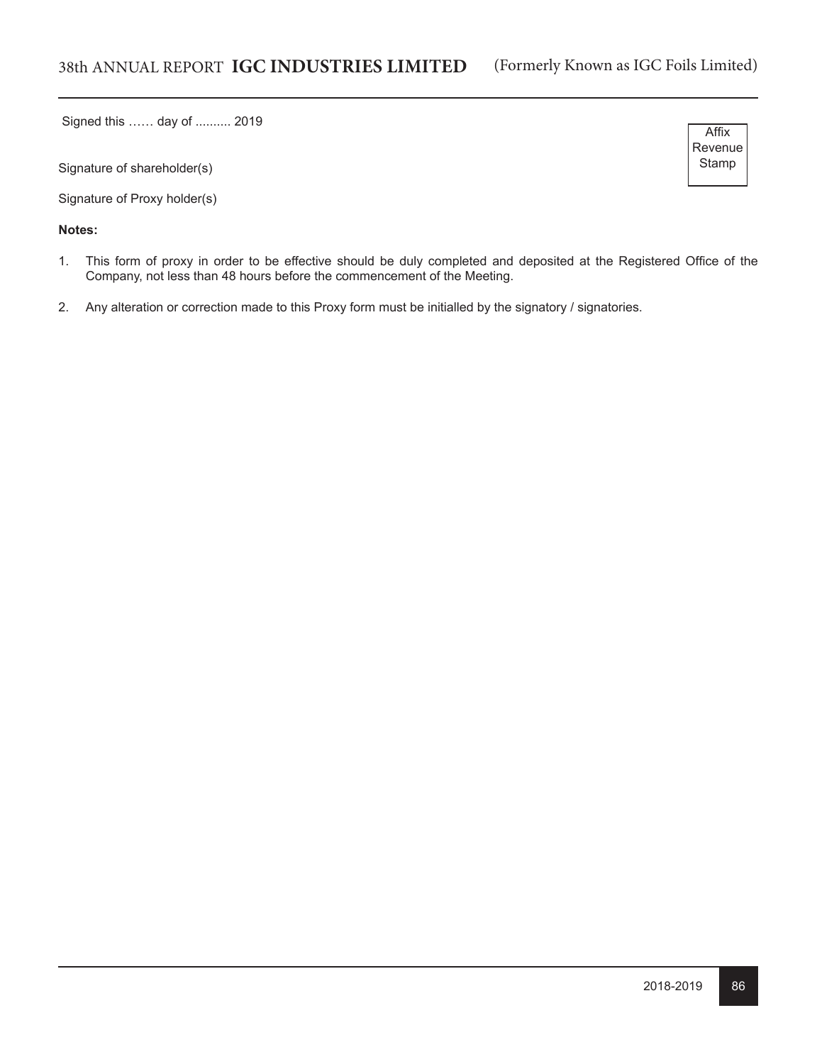Signed this …… day of .......... 2019

Affix Revenue Stamp

Signature of shareholder(s)

Signature of Proxy holder(s)

**Notes:**

1. This form of proxy in order to be effective should be duly completed and deposited at the Registered Office of the Company, not less than 48 hours before the commencement of the Meeting.

2. Any alteration or correction made to this Proxy form must be initialled by the signatory / signatories.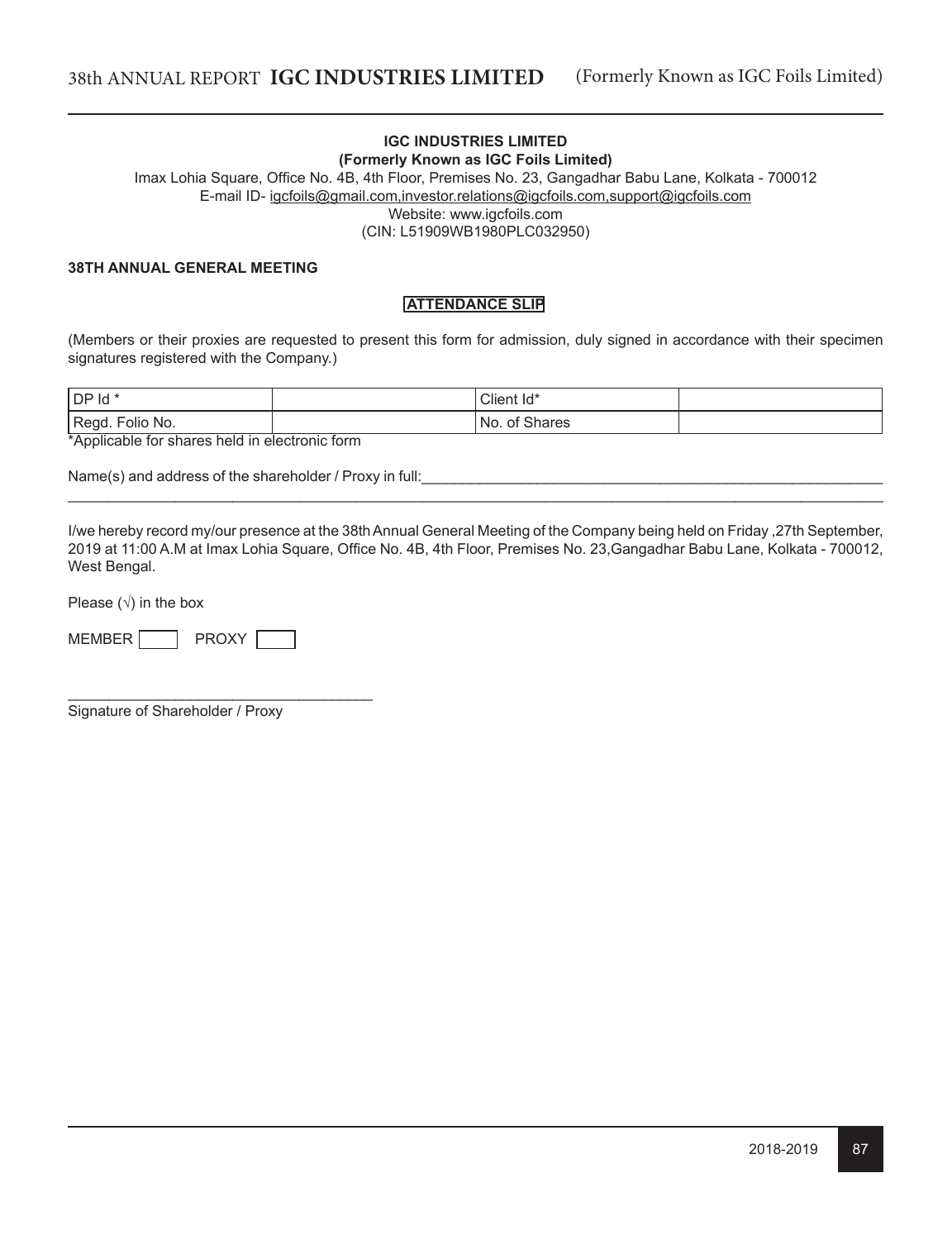**IGC INDUSTRIES LIMITED**
**(Formerly Known as IGC Foils Limited)**
Imax Lohia Square, Office No. 4B, 4th Floor, Premises No. 23, Gangadhar Babu Lane, Kolkata - 700012
E-mail ID- igcfoils@gmail.com,investor.relations@igcfoils.com,support@igcfoils.com
Website: www.igcfoils.com
(CIN: L51909WB1980PLC032950)

**38TH ANNUAL GENERAL MEETING**

**ATTENDANCE SLIP**

(Members or their proxies are requested to present this form for admission, duly signed in accordance with their specimen signatures registered with the Company.)

| DP Id * | | Client Id* | |
|---|---|---|---|
| Regd. Folio No. | | No. of Shares | |

*Applicable for shares held in electronic form

Name(s) and address of the shareholder / Proxy in full:_______________________________________________________________

_______________________________________________________________________________________________

I/we hereby record my/our presence at the 38th Annual General Meeting of the Company being held on Friday ,27th September, 2019 at 11:00 A.M at Imax Lohia Square, Office No. 4B, 4th Floor, Premises No. 23,Gangadhar Babu Lane, Kolkata - 700012, West Bengal.

Please (√) in the box

MEMBER ☐ PROXY ☐

_____________________________________
Signature of Shareholder / Proxy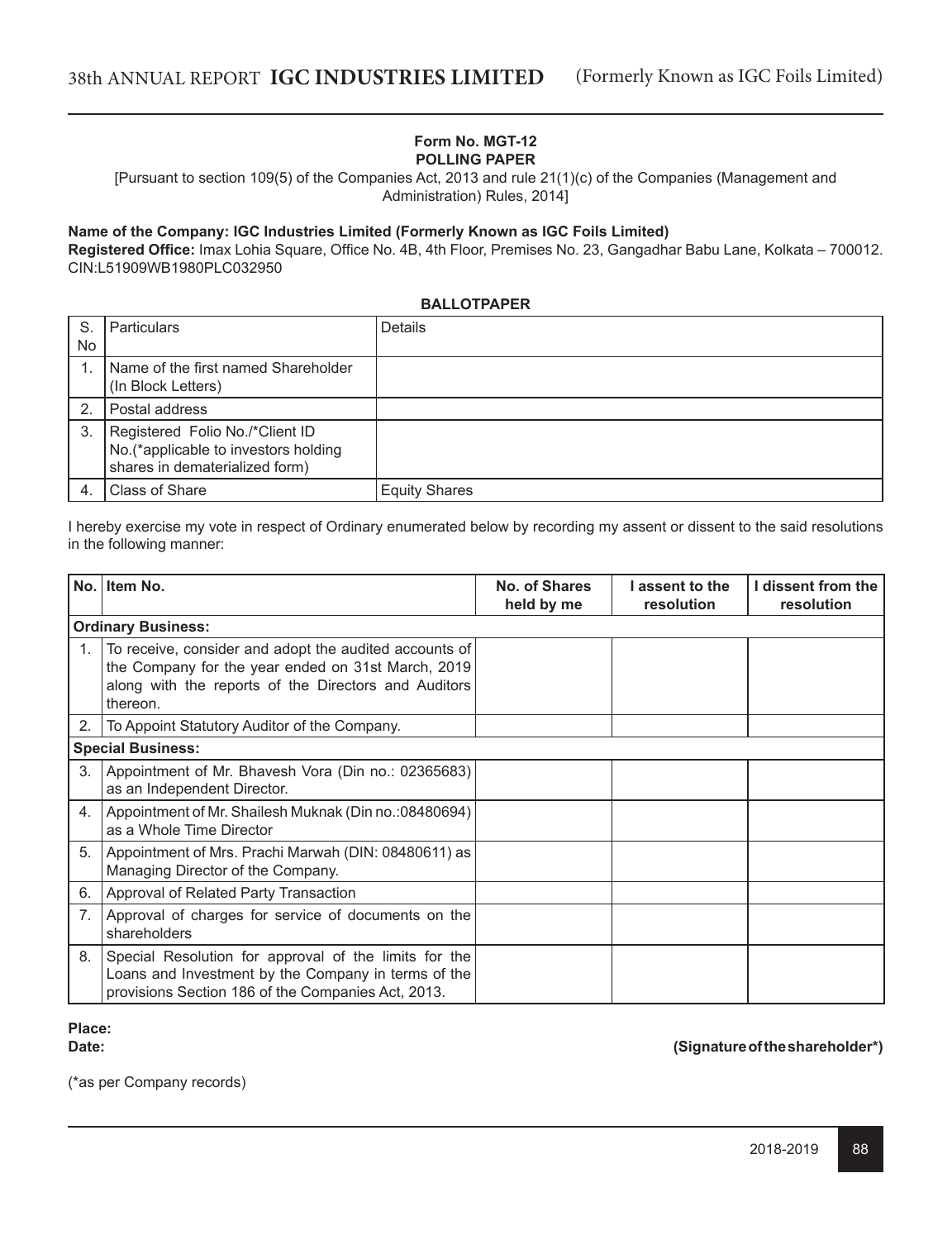**Form No. MGT-12**
**POLLING PAPER**

[Pursuant to section 109(5) of the Companies Act, 2013 and rule 21(1)(c) of the Companies (Management and Administration) Rules, 2014]

**Name of the Company: IGC Industries Limited (Formerly Known as IGC Foils Limited)**
**Registered Office:** Imax Lohia Square, Office No. 4B, 4th Floor, Premises No. 23, Gangadhar Babu Lane, Kolkata – 700012.
CIN:L51909WB1980PLC032950

**BALLOTPAPER**

| S. No | Particulars | Details |
|---|---|---|
| 1. | Name of the first named Shareholder (In Block Letters) | |
| 2. | Postal address | |
| 3. | Registered Folio No./*Client ID No.(*applicable to investors holding shares in dematerialized form) | |
| 4. | Class of Share | Equity Shares |

I hereby exercise my vote in respect of Ordinary enumerated below by recording my assent or dissent to the said resolutions in the following manner:

| No. | Item No. | No. of Shares held by me | I assent to the resolution | I dissent from the resolution |
|---|---|---|---|---|
| **Ordinary Business:** | | | | |
| 1. | To receive, consider and adopt the audited accounts of the Company for the year ended on 31st March, 2019 along with the reports of the Directors and Auditors thereon. | | | |
| 2. | To Appoint Statutory Auditor of the Company. | | | |
| **Special Business:** | | | | |
| 3. | Appointment of Mr. Bhavesh Vora (Din no.: 02365683) as an Independent Director. | | | |
| 4. | Appointment of Mr. Shailesh Muknak (Din no.:08480694) as a Whole Time Director | | | |
| 5. | Appointment of Mrs. Prachi Marwah (DIN: 08480611) as Managing Director of the Company. | | | |
| 6. | Approval of Related Party Transaction | | | |
| 7. | Approval of charges for service of documents on the shareholders | | | |
| 8. | Special Resolution for approval of the limits for the Loans and Investment by the Company in terms of the provisions Section 186 of the Companies Act, 2013. | | | |

**Place:**
**Date:** **(Signature of the shareholder*)**

(*as per Company records)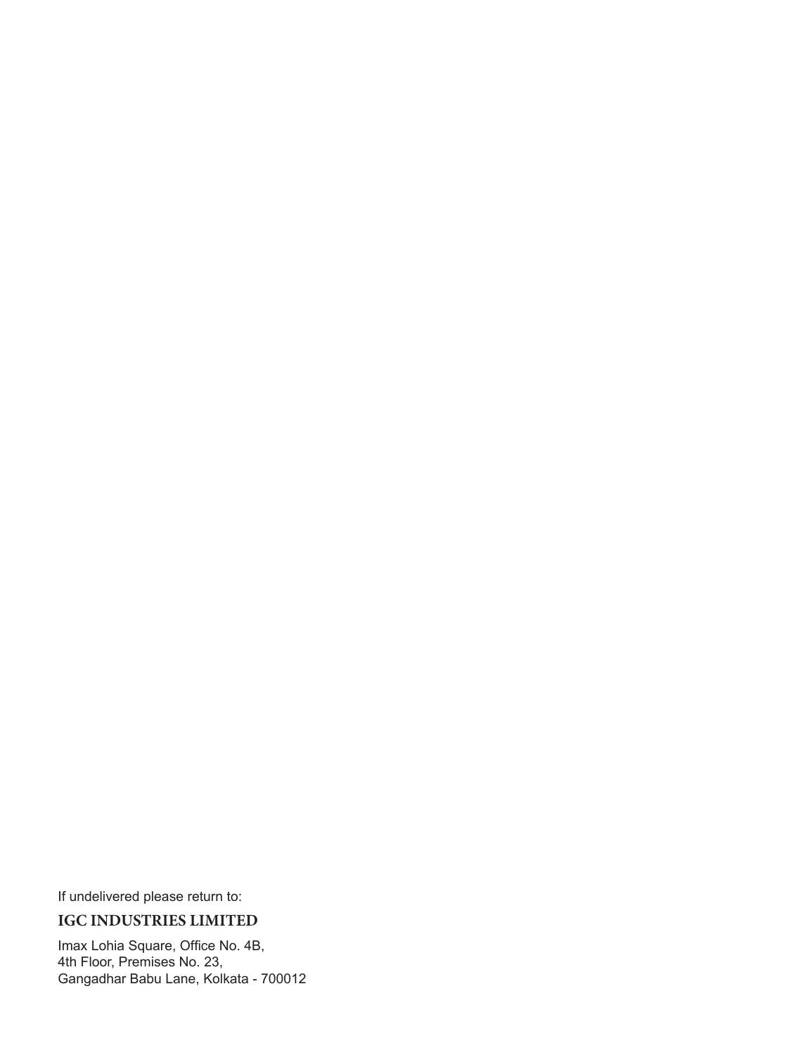If undelivered please return to:

**IGC INDUSTRIES LIMITED**

Imax Lohia Square, Office No. 4B,
4th Floor, Premises No. 23,
Gangadhar Babu Lane, Kolkata - 700012